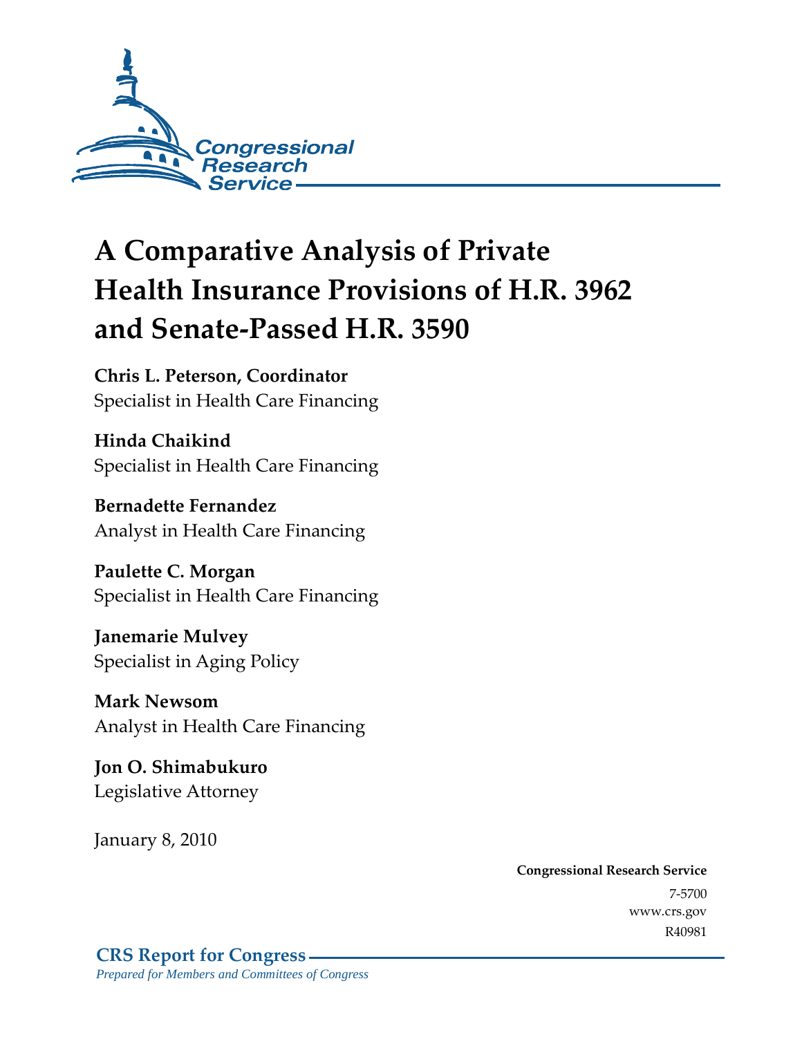Congressional Research Service

# A Comparative Analysis of Private Health Insurance Provisions of H.R. 3962 and Senate-Passed H.R. 3590

**Chris L. Peterson, Coordinator**
Specialist in Health Care Financing

**Hinda Chaikind**
Specialist in Health Care Financing

**Bernadette Fernandez**
Analyst in Health Care Financing

**Paulette C. Morgan**
Specialist in Health Care Financing

**Janemarie Mulvey**
Specialist in Aging Policy

**Mark Newsom**
Analyst in Health Care Financing

**Jon O. Shimabukuro**
Legislative Attorney

January 8, 2010

**Congressional Research Service**
7-5700
www.crs.gov
R40981

**CRS Report for Congress**
*Prepared for Members and Committees of Congress*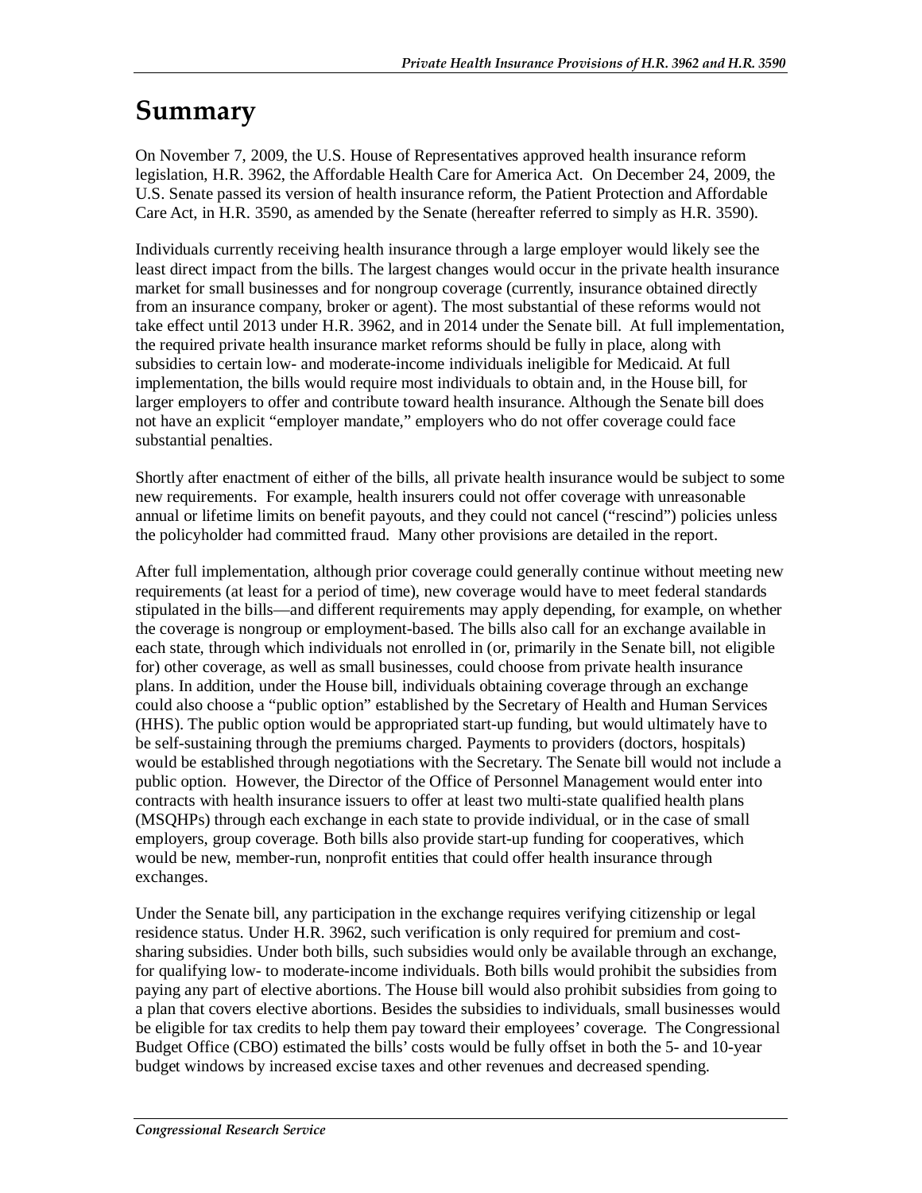# Summary

On November 7, 2009, the U.S. House of Representatives approved health insurance reform legislation, H.R. 3962, the Affordable Health Care for America Act. On December 24, 2009, the U.S. Senate passed its version of health insurance reform, the Patient Protection and Affordable Care Act, in H.R. 3590, as amended by the Senate (hereafter referred to simply as H.R. 3590).

Individuals currently receiving health insurance through a large employer would likely see the least direct impact from the bills. The largest changes would occur in the private health insurance market for small businesses and for nongroup coverage (currently, insurance obtained directly from an insurance company, broker or agent). The most substantial of these reforms would not take effect until 2013 under H.R. 3962, and in 2014 under the Senate bill. At full implementation, the required private health insurance market reforms should be fully in place, along with subsidies to certain low- and moderate-income individuals ineligible for Medicaid. At full implementation, the bills would require most individuals to obtain and, in the House bill, for larger employers to offer and contribute toward health insurance. Although the Senate bill does not have an explicit "employer mandate," employers who do not offer coverage could face substantial penalties.

Shortly after enactment of either of the bills, all private health insurance would be subject to some new requirements. For example, health insurers could not offer coverage with unreasonable annual or lifetime limits on benefit payouts, and they could not cancel ("rescind") policies unless the policyholder had committed fraud. Many other provisions are detailed in the report.

After full implementation, although prior coverage could generally continue without meeting new requirements (at least for a period of time), new coverage would have to meet federal standards stipulated in the bills—and different requirements may apply depending, for example, on whether the coverage is nongroup or employment-based. The bills also call for an exchange available in each state, through which individuals not enrolled in (or, primarily in the Senate bill, not eligible for) other coverage, as well as small businesses, could choose from private health insurance plans. In addition, under the House bill, individuals obtaining coverage through an exchange could also choose a "public option" established by the Secretary of Health and Human Services (HHS). The public option would be appropriated start-up funding, but would ultimately have to be self-sustaining through the premiums charged. Payments to providers (doctors, hospitals) would be established through negotiations with the Secretary. The Senate bill would not include a public option. However, the Director of the Office of Personnel Management would enter into contracts with health insurance issuers to offer at least two multi-state qualified health plans (MSQHPs) through each exchange in each state to provide individual, or in the case of small employers, group coverage. Both bills also provide start-up funding for cooperatives, which would be new, member-run, nonprofit entities that could offer health insurance through exchanges.

Under the Senate bill, any participation in the exchange requires verifying citizenship or legal residence status. Under H.R. 3962, such verification is only required for premium and cost-sharing subsidies. Under both bills, such subsidies would only be available through an exchange, for qualifying low- to moderate-income individuals. Both bills would prohibit the subsidies from paying any part of elective abortions. The House bill would also prohibit subsidies from going to a plan that covers elective abortions. Besides the subsidies to individuals, small businesses would be eligible for tax credits to help them pay toward their employees' coverage. The Congressional Budget Office (CBO) estimated the bills' costs would be fully offset in both the 5- and 10-year budget windows by increased excise taxes and other revenues and decreased spending.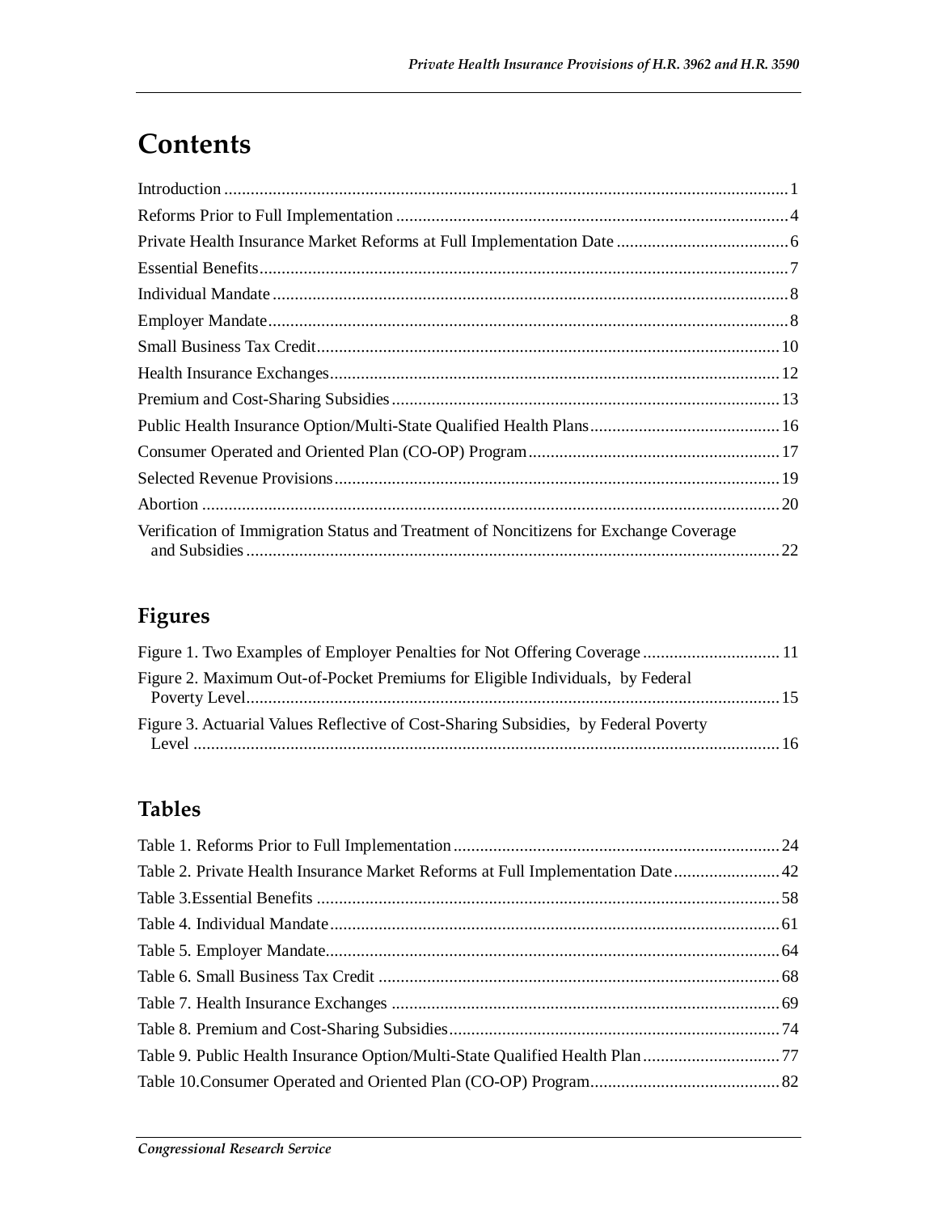# Contents

Introduction ............................................................................................................................. 1

Reforms Prior to Full Implementation ........................................................................................ 4

Private Health Insurance Market Reforms at Full Implementation Date ....................................... 6

Essential Benefits....................................................................................................................... 7

Individual Mandate .................................................................................................................... 8

Employer Mandate..................................................................................................................... 8

Small Business Tax Credit......................................................................................................... 10

Health Insurance Exchanges..................................................................................................... 12

Premium and Cost-Sharing Subsidies ....................................................................................... 13

Public Health Insurance Option/Multi-State Qualified Health Plans........................................... 16

Consumer Operated and Oriented Plan (CO-OP) Program......................................................... 17

Selected Revenue Provisions .................................................................................................... 19

Abortion .................................................................................................................................. 20

Verification of Immigration Status and Treatment of Noncitizens for Exchange Coverage and Subsidies ......................................................................................................................... 22

## Figures

Figure 1. Two Examples of Employer Penalties for Not Offering Coverage ............................... 11

Figure 2. Maximum Out-of-Pocket Premiums for Eligible Individuals, by Federal Poverty Level......................................................................................................................... 15

Figure 3. Actuarial Values Reflective of Cost-Sharing Subsidies, by Federal Poverty Level ..................................................................................................................................... 16

## Tables

Table 1. Reforms Prior to Full Implementation.......................................................................... 24

Table 2. Private Health Insurance Market Reforms at Full Implementation Date ........................ 42

Table 3.Essential Benefits ......................................................................................................... 58

Table 4. Individual Mandate...................................................................................................... 61

Table 5. Employer Mandate....................................................................................................... 64

Table 6. Small Business Tax Credit .......................................................................................... 68

Table 7. Health Insurance Exchanges ........................................................................................ 69

Table 8. Premium and Cost-Sharing Subsidies........................................................................... 74

Table 9. Public Health Insurance Option/Multi-State Qualified Health Plan ............................... 77

Table 10.Consumer Operated and Oriented Plan (CO-OP) Program........................................... 82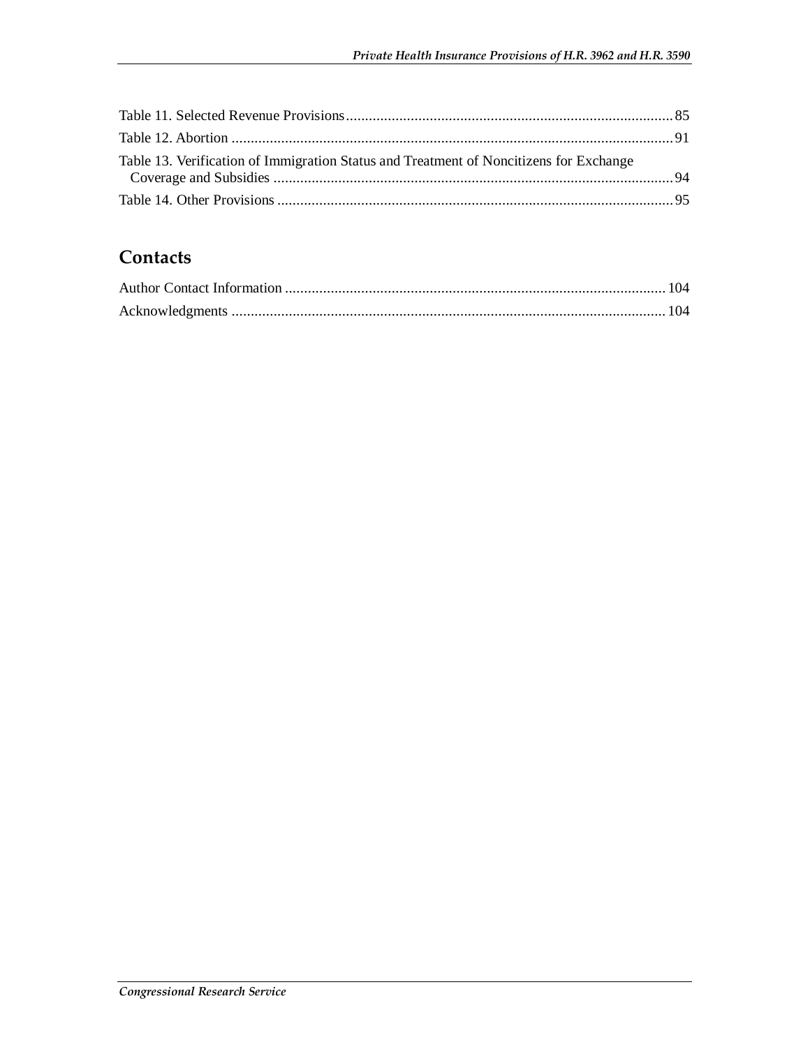Table 11. Selected Revenue Provisions.....................................................................................85
Table 12. Abortion ....................................................................................................................91
Table 13. Verification of Immigration Status and Treatment of Noncitizens for Exchange Coverage and Subsidies .........................................................................................................94
Table 14. Other Provisions .......................................................................................................95

## Contacts

Author Contact Information ...................................................................................................104
Acknowledgments .................................................................................................................104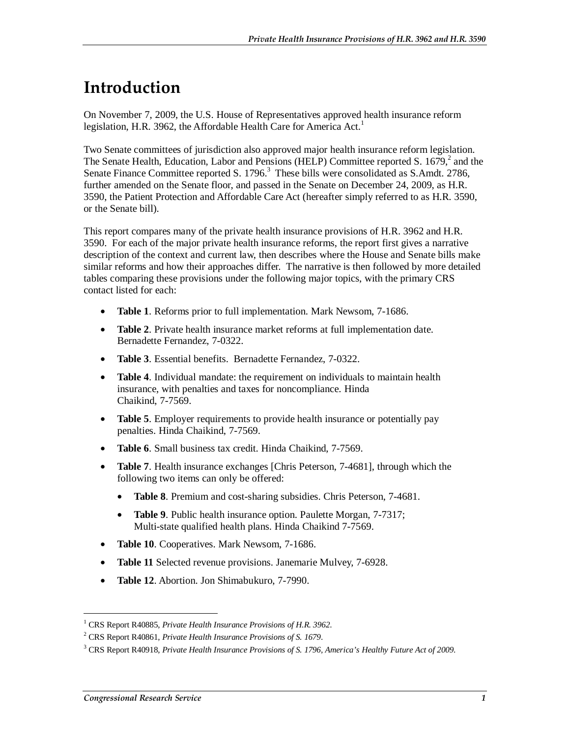# Introduction

On November 7, 2009, the U.S. House of Representatives approved health insurance reform legislation, H.R. 3962, the Affordable Health Care for America Act.[1]

Two Senate committees of jurisdiction also approved major health insurance reform legislation. The Senate Health, Education, Labor and Pensions (HELP) Committee reported S. 1679,[2] and the Senate Finance Committee reported S. 1796.[3] These bills were consolidated as S.Amdt. 2786, further amended on the Senate floor, and passed in the Senate on December 24, 2009, as H.R. 3590, the Patient Protection and Affordable Care Act (hereafter simply referred to as H.R. 3590, or the Senate bill).

This report compares many of the private health insurance provisions of H.R. 3962 and H.R. 3590. For each of the major private health insurance reforms, the report first gives a narrative description of the context and current law, then describes where the House and Senate bills make similar reforms and how their approaches differ. The narrative is then followed by more detailed tables comparing these provisions under the following major topics, with the primary CRS contact listed for each:

- **Table 1**. Reforms prior to full implementation. Mark Newsom, 7-1686.
- **Table 2**. Private health insurance market reforms at full implementation date. Bernadette Fernandez, 7-0322.
- **Table 3**. Essential benefits. Bernadette Fernandez, 7-0322.
- **Table 4**. Individual mandate: the requirement on individuals to maintain health insurance, with penalties and taxes for noncompliance. Hinda Chaikind, 7-7569.
- **Table 5**. Employer requirements to provide health insurance or potentially pay penalties. Hinda Chaikind, 7-7569.
- **Table 6**. Small business tax credit. Hinda Chaikind, 7-7569.
- **Table 7**. Health insurance exchanges [Chris Peterson, 7-4681], through which the following two items can only be offered:
  - **Table 8**. Premium and cost-sharing subsidies. Chris Peterson, 7-4681.
  - **Table 9**. Public health insurance option. Paulette Morgan, 7-7317; Multi-state qualified health plans. Hinda Chaikind 7-7569.
- **Table 10**. Cooperatives. Mark Newsom, 7-1686.
- **Table 11** Selected revenue provisions. Janemarie Mulvey, 7-6928.
- **Table 12**. Abortion. Jon Shimabukuro, 7-7990.

---

[1] CRS Report R40885, *Private Health Insurance Provisions of H.R. 3962*.

[2] CRS Report R40861, *Private Health Insurance Provisions of S. 1679*.

[3] CRS Report R40918, *Private Health Insurance Provisions of S. 1796, America's Healthy Future Act of 2009.*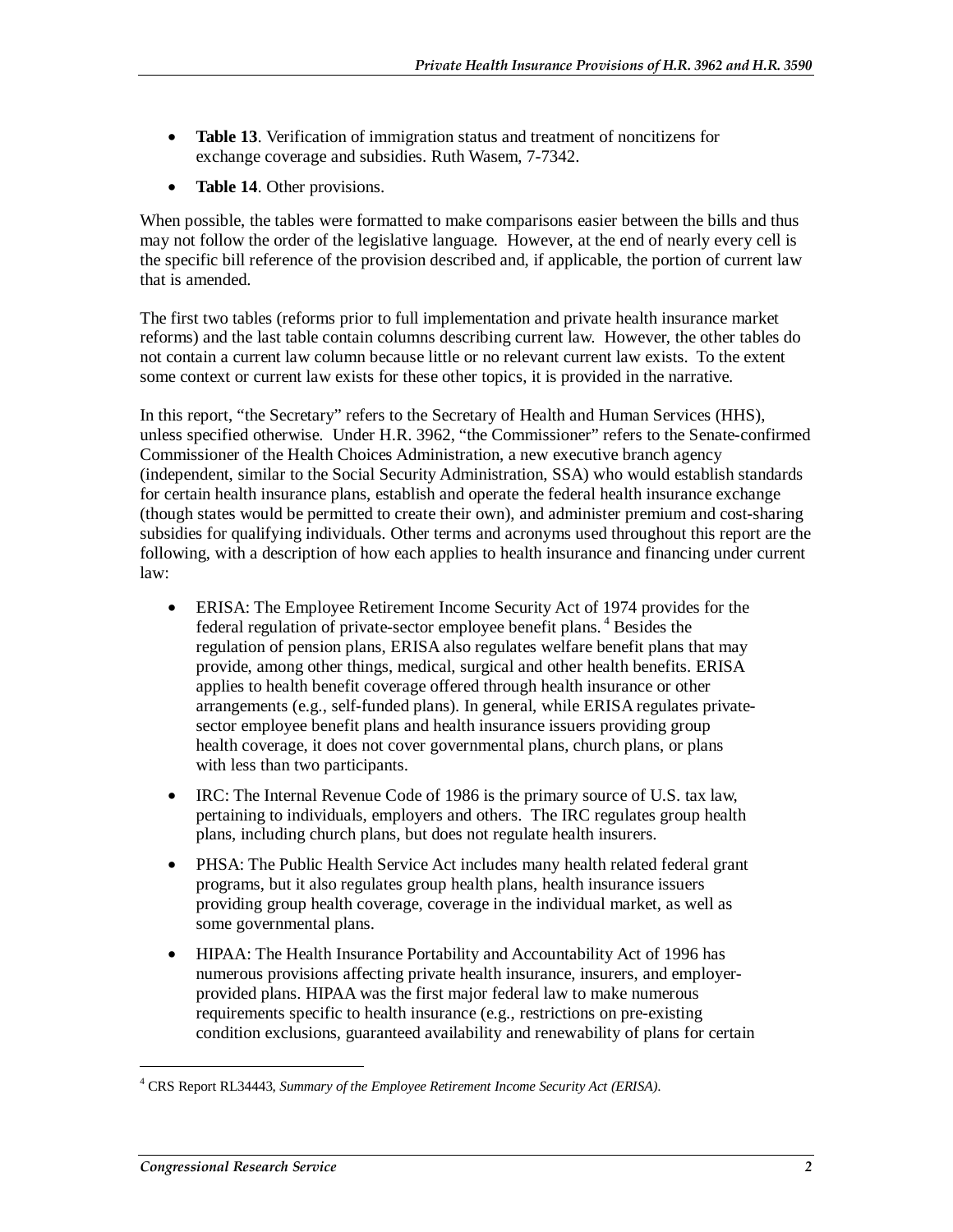- **Table 13**. Verification of immigration status and treatment of noncitizens for exchange coverage and subsidies. Ruth Wasem, 7-7342.
- **Table 14**. Other provisions.

When possible, the tables were formatted to make comparisons easier between the bills and thus may not follow the order of the legislative language. However, at the end of nearly every cell is the specific bill reference of the provision described and, if applicable, the portion of current law that is amended.

The first two tables (reforms prior to full implementation and private health insurance market reforms) and the last table contain columns describing current law. However, the other tables do not contain a current law column because little or no relevant current law exists. To the extent some context or current law exists for these other topics, it is provided in the narrative.

In this report, "the Secretary" refers to the Secretary of Health and Human Services (HHS), unless specified otherwise. Under H.R. 3962, "the Commissioner" refers to the Senate-confirmed Commissioner of the Health Choices Administration, a new executive branch agency (independent, similar to the Social Security Administration, SSA) who would establish standards for certain health insurance plans, establish and operate the federal health insurance exchange (though states would be permitted to create their own), and administer premium and cost-sharing subsidies for qualifying individuals. Other terms and acronyms used throughout this report are the following, with a description of how each applies to health insurance and financing under current law:

- ERISA: The Employee Retirement Income Security Act of 1974 provides for the federal regulation of private-sector employee benefit plans.[4] Besides the regulation of pension plans, ERISA also regulates welfare benefit plans that may provide, among other things, medical, surgical and other health benefits. ERISA applies to health benefit coverage offered through health insurance or other arrangements (e.g., self-funded plans). In general, while ERISA regulates private-sector employee benefit plans and health insurance issuers providing group health coverage, it does not cover governmental plans, church plans, or plans with less than two participants.
- IRC: The Internal Revenue Code of 1986 is the primary source of U.S. tax law, pertaining to individuals, employers and others. The IRC regulates group health plans, including church plans, but does not regulate health insurers.
- PHSA: The Public Health Service Act includes many health related federal grant programs, but it also regulates group health plans, health insurance issuers providing group health coverage, coverage in the individual market, as well as some governmental plans.
- HIPAA: The Health Insurance Portability and Accountability Act of 1996 has numerous provisions affecting private health insurance, insurers, and employer-provided plans. HIPAA was the first major federal law to make numerous requirements specific to health insurance (e.g., restrictions on pre-existing condition exclusions, guaranteed availability and renewability of plans for certain

[4] CRS Report RL34443, *Summary of the Employee Retirement Income Security Act (ERISA)*.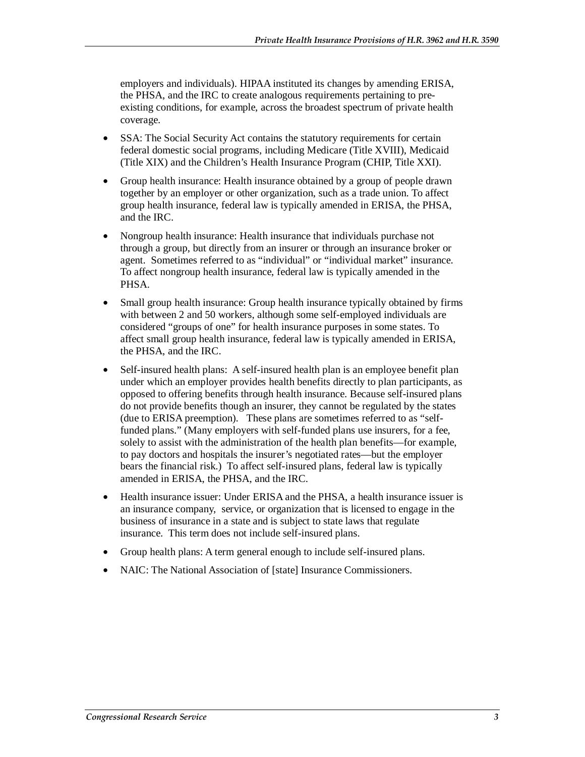employers and individuals). HIPAA instituted its changes by amending ERISA, the PHSA, and the IRC to create analogous requirements pertaining to pre-existing conditions, for example, across the broadest spectrum of private health coverage.

- SSA: The Social Security Act contains the statutory requirements for certain federal domestic social programs, including Medicare (Title XVIII), Medicaid (Title XIX) and the Children's Health Insurance Program (CHIP, Title XXI).
- Group health insurance: Health insurance obtained by a group of people drawn together by an employer or other organization, such as a trade union. To affect group health insurance, federal law is typically amended in ERISA, the PHSA, and the IRC.
- Nongroup health insurance: Health insurance that individuals purchase not through a group, but directly from an insurer or through an insurance broker or agent. Sometimes referred to as "individual" or "individual market" insurance. To affect nongroup health insurance, federal law is typically amended in the PHSA.
- Small group health insurance: Group health insurance typically obtained by firms with between 2 and 50 workers, although some self-employed individuals are considered "groups of one" for health insurance purposes in some states. To affect small group health insurance, federal law is typically amended in ERISA, the PHSA, and the IRC.
- Self-insured health plans: A self-insured health plan is an employee benefit plan under which an employer provides health benefits directly to plan participants, as opposed to offering benefits through health insurance. Because self-insured plans do not provide benefits though an insurer, they cannot be regulated by the states (due to ERISA preemption). These plans are sometimes referred to as "self-funded plans." (Many employers with self-funded plans use insurers, for a fee, solely to assist with the administration of the health plan benefits—for example, to pay doctors and hospitals the insurer's negotiated rates—but the employer bears the financial risk.) To affect self-insured plans, federal law is typically amended in ERISA, the PHSA, and the IRC.
- Health insurance issuer: Under ERISA and the PHSA, a health insurance issuer is an insurance company, service, or organization that is licensed to engage in the business of insurance in a state and is subject to state laws that regulate insurance. This term does not include self-insured plans.
- Group health plans: A term general enough to include self-insured plans.
- NAIC: The National Association of [state] Insurance Commissioners.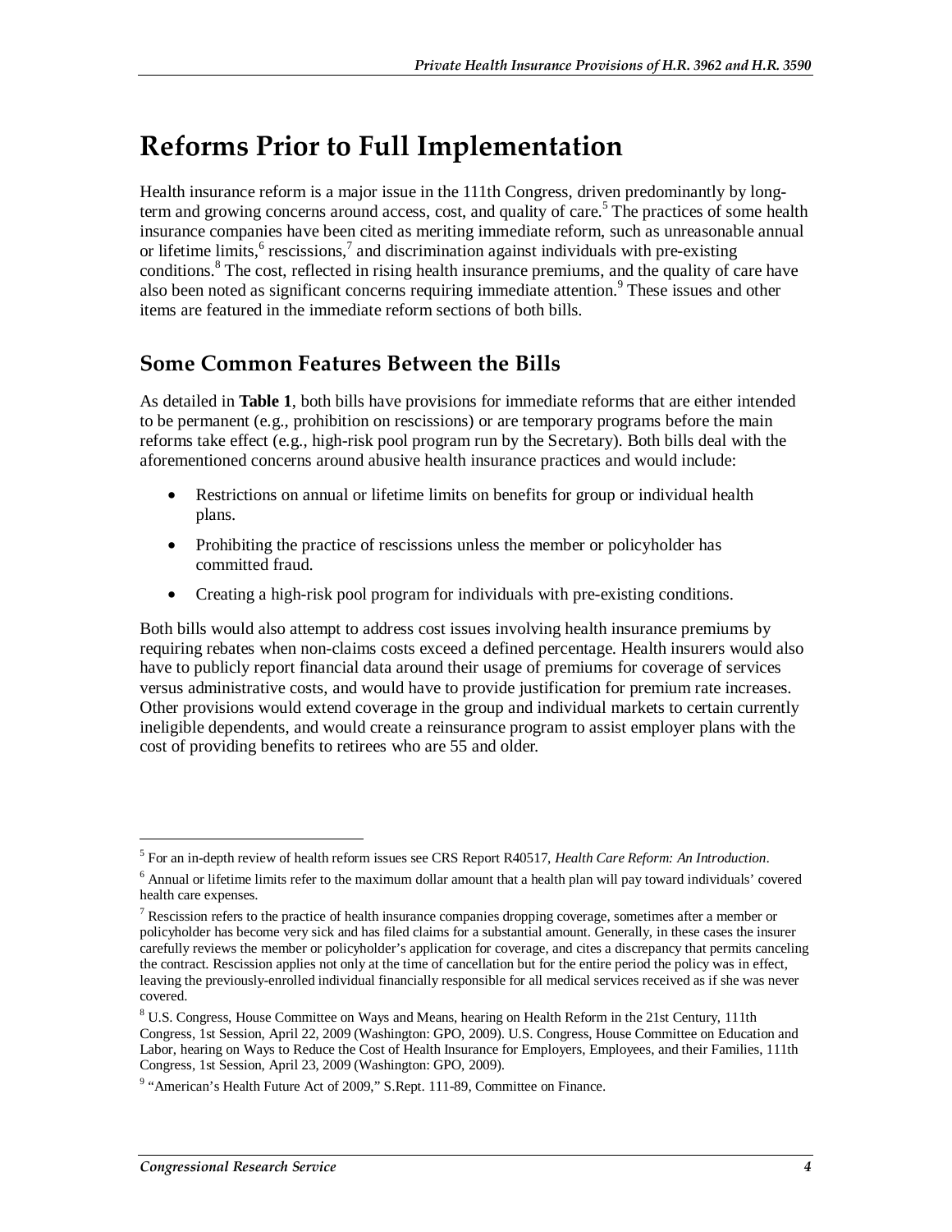# Reforms Prior to Full Implementation

Health insurance reform is a major issue in the 111th Congress, driven predominantly by long-term and growing concerns around access, cost, and quality of care.[5] The practices of some health insurance companies have been cited as meriting immediate reform, such as unreasonable annual or lifetime limits,[6] rescissions,[7] and discrimination against individuals with pre-existing conditions.[8] The cost, reflected in rising health insurance premiums, and the quality of care have also been noted as significant concerns requiring immediate attention.[9] These issues and other items are featured in the immediate reform sections of both bills.

## Some Common Features Between the Bills

As detailed in **Table 1**, both bills have provisions for immediate reforms that are either intended to be permanent (e.g., prohibition on rescissions) or are temporary programs before the main reforms take effect (e.g., high-risk pool program run by the Secretary). Both bills deal with the aforementioned concerns around abusive health insurance practices and would include:

- Restrictions on annual or lifetime limits on benefits for group or individual health plans.
- Prohibiting the practice of rescissions unless the member or policyholder has committed fraud.
- Creating a high-risk pool program for individuals with pre-existing conditions.

Both bills would also attempt to address cost issues involving health insurance premiums by requiring rebates when non-claims costs exceed a defined percentage. Health insurers would also have to publicly report financial data around their usage of premiums for coverage of services versus administrative costs, and would have to provide justification for premium rate increases. Other provisions would extend coverage in the group and individual markets to certain currently ineligible dependents, and would create a reinsurance program to assist employer plans with the cost of providing benefits to retirees who are 55 and older.

---

[5] For an in-depth review of health reform issues see CRS Report R40517, *Health Care Reform: An Introduction*.

[6] Annual or lifetime limits refer to the maximum dollar amount that a health plan will pay toward individuals' covered health care expenses.

[7] Rescission refers to the practice of health insurance companies dropping coverage, sometimes after a member or policyholder has become very sick and has filed claims for a substantial amount. Generally, in these cases the insurer carefully reviews the member or policyholder's application for coverage, and cites a discrepancy that permits canceling the contract. Rescission applies not only at the time of cancellation but for the entire period the policy was in effect, leaving the previously-enrolled individual financially responsible for all medical services received as if she was never covered.

[8] U.S. Congress, House Committee on Ways and Means, hearing on Health Reform in the 21st Century, 111th Congress, 1st Session, April 22, 2009 (Washington: GPO, 2009). U.S. Congress, House Committee on Education and Labor, hearing on Ways to Reduce the Cost of Health Insurance for Employers, Employees, and their Families, 111th Congress, 1st Session, April 23, 2009 (Washington: GPO, 2009).

[9] "American's Health Future Act of 2009," S.Rept. 111-89, Committee on Finance.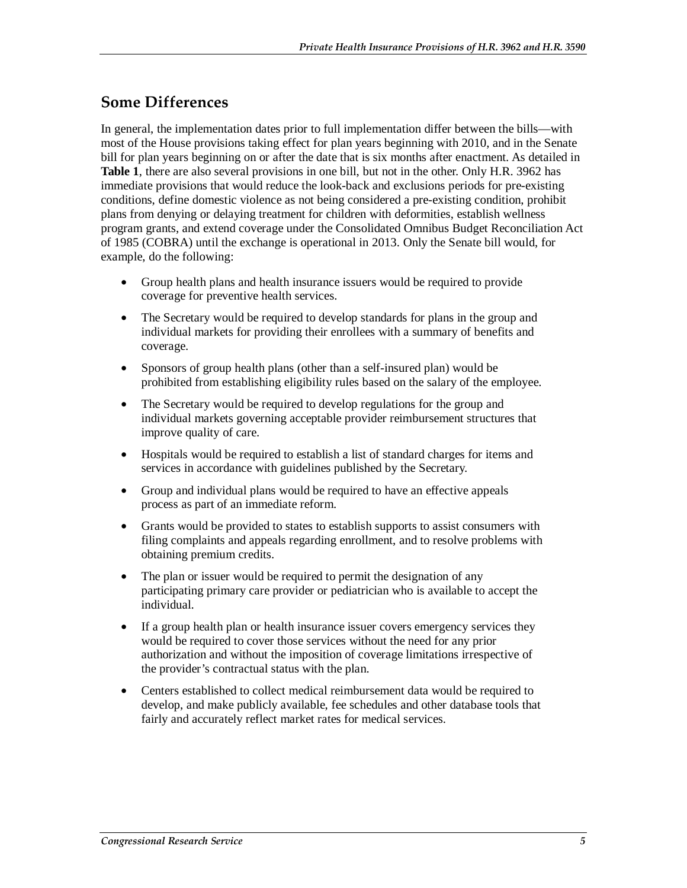## Some Differences

In general, the implementation dates prior to full implementation differ between the bills—with most of the House provisions taking effect for plan years beginning with 2010, and in the Senate bill for plan years beginning on or after the date that is six months after enactment. As detailed in **Table 1**, there are also several provisions in one bill, but not in the other. Only H.R. 3962 has immediate provisions that would reduce the look-back and exclusions periods for pre-existing conditions, define domestic violence as not being considered a pre-existing condition, prohibit plans from denying or delaying treatment for children with deformities, establish wellness program grants, and extend coverage under the Consolidated Omnibus Budget Reconciliation Act of 1985 (COBRA) until the exchange is operational in 2013. Only the Senate bill would, for example, do the following:

- Group health plans and health insurance issuers would be required to provide coverage for preventive health services.
- The Secretary would be required to develop standards for plans in the group and individual markets for providing their enrollees with a summary of benefits and coverage.
- Sponsors of group health plans (other than a self-insured plan) would be prohibited from establishing eligibility rules based on the salary of the employee.
- The Secretary would be required to develop regulations for the group and individual markets governing acceptable provider reimbursement structures that improve quality of care.
- Hospitals would be required to establish a list of standard charges for items and services in accordance with guidelines published by the Secretary.
- Group and individual plans would be required to have an effective appeals process as part of an immediate reform.
- Grants would be provided to states to establish supports to assist consumers with filing complaints and appeals regarding enrollment, and to resolve problems with obtaining premium credits.
- The plan or issuer would be required to permit the designation of any participating primary care provider or pediatrician who is available to accept the individual.
- If a group health plan or health insurance issuer covers emergency services they would be required to cover those services without the need for any prior authorization and without the imposition of coverage limitations irrespective of the provider's contractual status with the plan.
- Centers established to collect medical reimbursement data would be required to develop, and make publicly available, fee schedules and other database tools that fairly and accurately reflect market rates for medical services.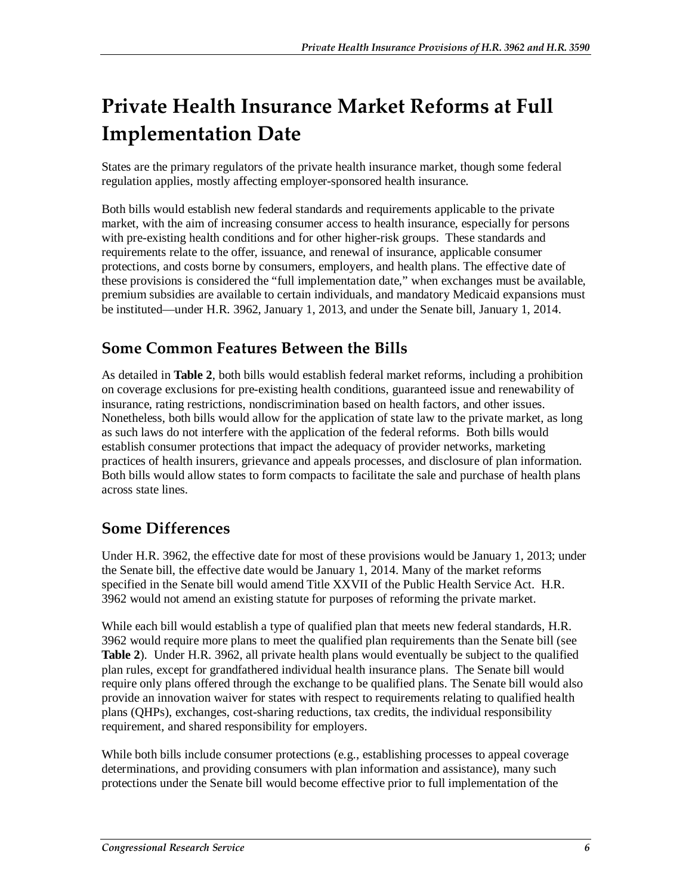# Private Health Insurance Market Reforms at Full Implementation Date

States are the primary regulators of the private health insurance market, though some federal regulation applies, mostly affecting employer-sponsored health insurance.

Both bills would establish new federal standards and requirements applicable to the private market, with the aim of increasing consumer access to health insurance, especially for persons with pre-existing health conditions and for other higher-risk groups. These standards and requirements relate to the offer, issuance, and renewal of insurance, applicable consumer protections, and costs borne by consumers, employers, and health plans. The effective date of these provisions is considered the "full implementation date," when exchanges must be available, premium subsidies are available to certain individuals, and mandatory Medicaid expansions must be instituted—under H.R. 3962, January 1, 2013, and under the Senate bill, January 1, 2014.

## Some Common Features Between the Bills

As detailed in **Table 2**, both bills would establish federal market reforms, including a prohibition on coverage exclusions for pre-existing health conditions, guaranteed issue and renewability of insurance, rating restrictions, nondiscrimination based on health factors, and other issues. Nonetheless, both bills would allow for the application of state law to the private market, as long as such laws do not interfere with the application of the federal reforms. Both bills would establish consumer protections that impact the adequacy of provider networks, marketing practices of health insurers, grievance and appeals processes, and disclosure of plan information. Both bills would allow states to form compacts to facilitate the sale and purchase of health plans across state lines.

## Some Differences

Under H.R. 3962, the effective date for most of these provisions would be January 1, 2013; under the Senate bill, the effective date would be January 1, 2014. Many of the market reforms specified in the Senate bill would amend Title XXVII of the Public Health Service Act. H.R. 3962 would not amend an existing statute for purposes of reforming the private market.

While each bill would establish a type of qualified plan that meets new federal standards, H.R. 3962 would require more plans to meet the qualified plan requirements than the Senate bill (see **Table 2**). Under H.R. 3962, all private health plans would eventually be subject to the qualified plan rules, except for grandfathered individual health insurance plans. The Senate bill would require only plans offered through the exchange to be qualified plans. The Senate bill would also provide an innovation waiver for states with respect to requirements relating to qualified health plans (QHPs), exchanges, cost-sharing reductions, tax credits, the individual responsibility requirement, and shared responsibility for employers.

While both bills include consumer protections (e.g., establishing processes to appeal coverage determinations, and providing consumers with plan information and assistance), many such protections under the Senate bill would become effective prior to full implementation of the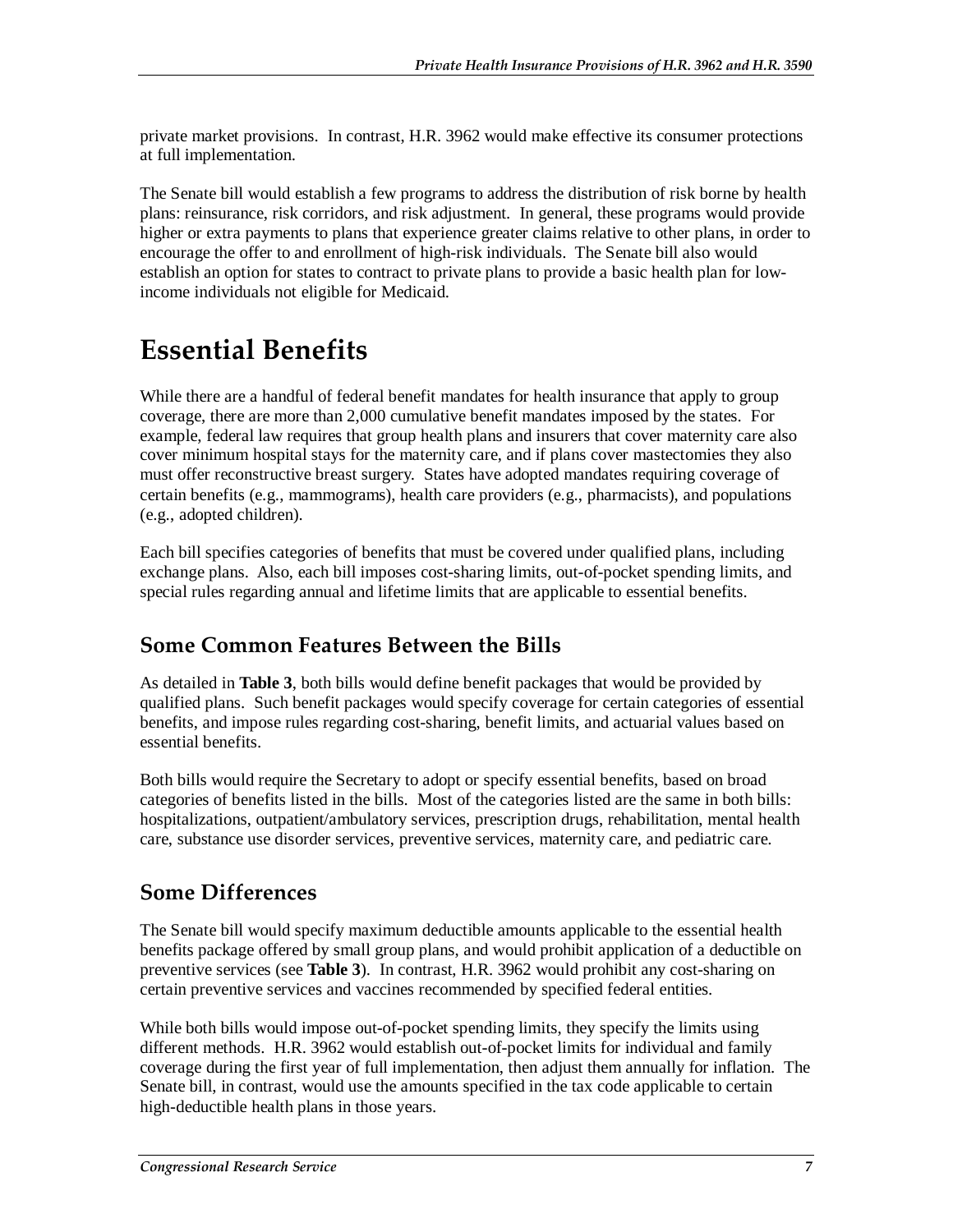private market provisions. In contrast, H.R. 3962 would make effective its consumer protections at full implementation.

The Senate bill would establish a few programs to address the distribution of risk borne by health plans: reinsurance, risk corridors, and risk adjustment. In general, these programs would provide higher or extra payments to plans that experience greater claims relative to other plans, in order to encourage the offer to and enrollment of high-risk individuals. The Senate bill also would establish an option for states to contract to private plans to provide a basic health plan for low-income individuals not eligible for Medicaid.

# Essential Benefits

While there are a handful of federal benefit mandates for health insurance that apply to group coverage, there are more than 2,000 cumulative benefit mandates imposed by the states. For example, federal law requires that group health plans and insurers that cover maternity care also cover minimum hospital stays for the maternity care, and if plans cover mastectomies they also must offer reconstructive breast surgery. States have adopted mandates requiring coverage of certain benefits (e.g., mammograms), health care providers (e.g., pharmacists), and populations (e.g., adopted children).

Each bill specifies categories of benefits that must be covered under qualified plans, including exchange plans. Also, each bill imposes cost-sharing limits, out-of-pocket spending limits, and special rules regarding annual and lifetime limits that are applicable to essential benefits.

## Some Common Features Between the Bills

As detailed in **Table 3**, both bills would define benefit packages that would be provided by qualified plans. Such benefit packages would specify coverage for certain categories of essential benefits, and impose rules regarding cost-sharing, benefit limits, and actuarial values based on essential benefits.

Both bills would require the Secretary to adopt or specify essential benefits, based on broad categories of benefits listed in the bills. Most of the categories listed are the same in both bills: hospitalizations, outpatient/ambulatory services, prescription drugs, rehabilitation, mental health care, substance use disorder services, preventive services, maternity care, and pediatric care.

## Some Differences

The Senate bill would specify maximum deductible amounts applicable to the essential health benefits package offered by small group plans, and would prohibit application of a deductible on preventive services (see **Table 3**). In contrast, H.R. 3962 would prohibit any cost-sharing on certain preventive services and vaccines recommended by specified federal entities.

While both bills would impose out-of-pocket spending limits, they specify the limits using different methods. H.R. 3962 would establish out-of-pocket limits for individual and family coverage during the first year of full implementation, then adjust them annually for inflation. The Senate bill, in contrast, would use the amounts specified in the tax code applicable to certain high-deductible health plans in those years.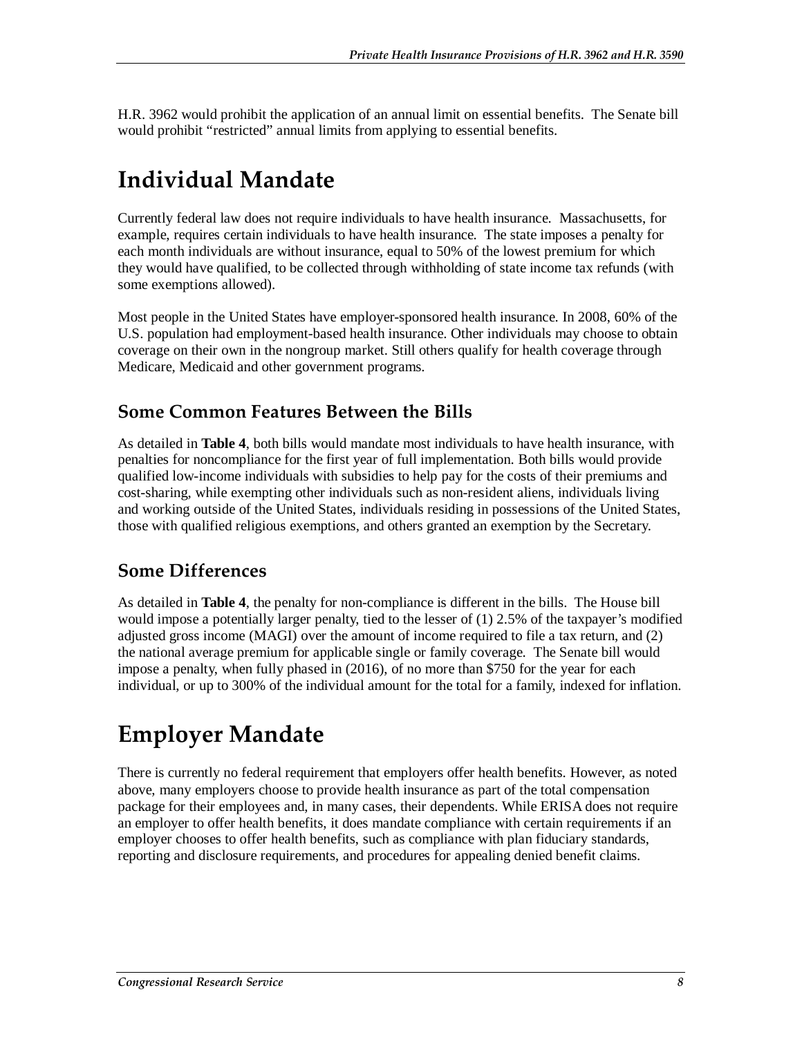H.R. 3962 would prohibit the application of an annual limit on essential benefits. The Senate bill would prohibit "restricted" annual limits from applying to essential benefits.

# Individual Mandate

Currently federal law does not require individuals to have health insurance. Massachusetts, for example, requires certain individuals to have health insurance. The state imposes a penalty for each month individuals are without insurance, equal to 50% of the lowest premium for which they would have qualified, to be collected through withholding of state income tax refunds (with some exemptions allowed).

Most people in the United States have employer-sponsored health insurance. In 2008, 60% of the U.S. population had employment-based health insurance. Other individuals may choose to obtain coverage on their own in the nongroup market. Still others qualify for health coverage through Medicare, Medicaid and other government programs.

## Some Common Features Between the Bills

As detailed in **Table 4**, both bills would mandate most individuals to have health insurance, with penalties for noncompliance for the first year of full implementation. Both bills would provide qualified low-income individuals with subsidies to help pay for the costs of their premiums and cost-sharing, while exempting other individuals such as non-resident aliens, individuals living and working outside of the United States, individuals residing in possessions of the United States, those with qualified religious exemptions, and others granted an exemption by the Secretary.

## Some Differences

As detailed in **Table 4**, the penalty for non-compliance is different in the bills. The House bill would impose a potentially larger penalty, tied to the lesser of (1) 2.5% of the taxpayer's modified adjusted gross income (MAGI) over the amount of income required to file a tax return, and (2) the national average premium for applicable single or family coverage. The Senate bill would impose a penalty, when fully phased in (2016), of no more than $750 for the year for each individual, or up to 300% of the individual amount for the total for a family, indexed for inflation.

# Employer Mandate

There is currently no federal requirement that employers offer health benefits. However, as noted above, many employers choose to provide health insurance as part of the total compensation package for their employees and, in many cases, their dependents. While ERISA does not require an employer to offer health benefits, it does mandate compliance with certain requirements if an employer chooses to offer health benefits, such as compliance with plan fiduciary standards, reporting and disclosure requirements, and procedures for appealing denied benefit claims.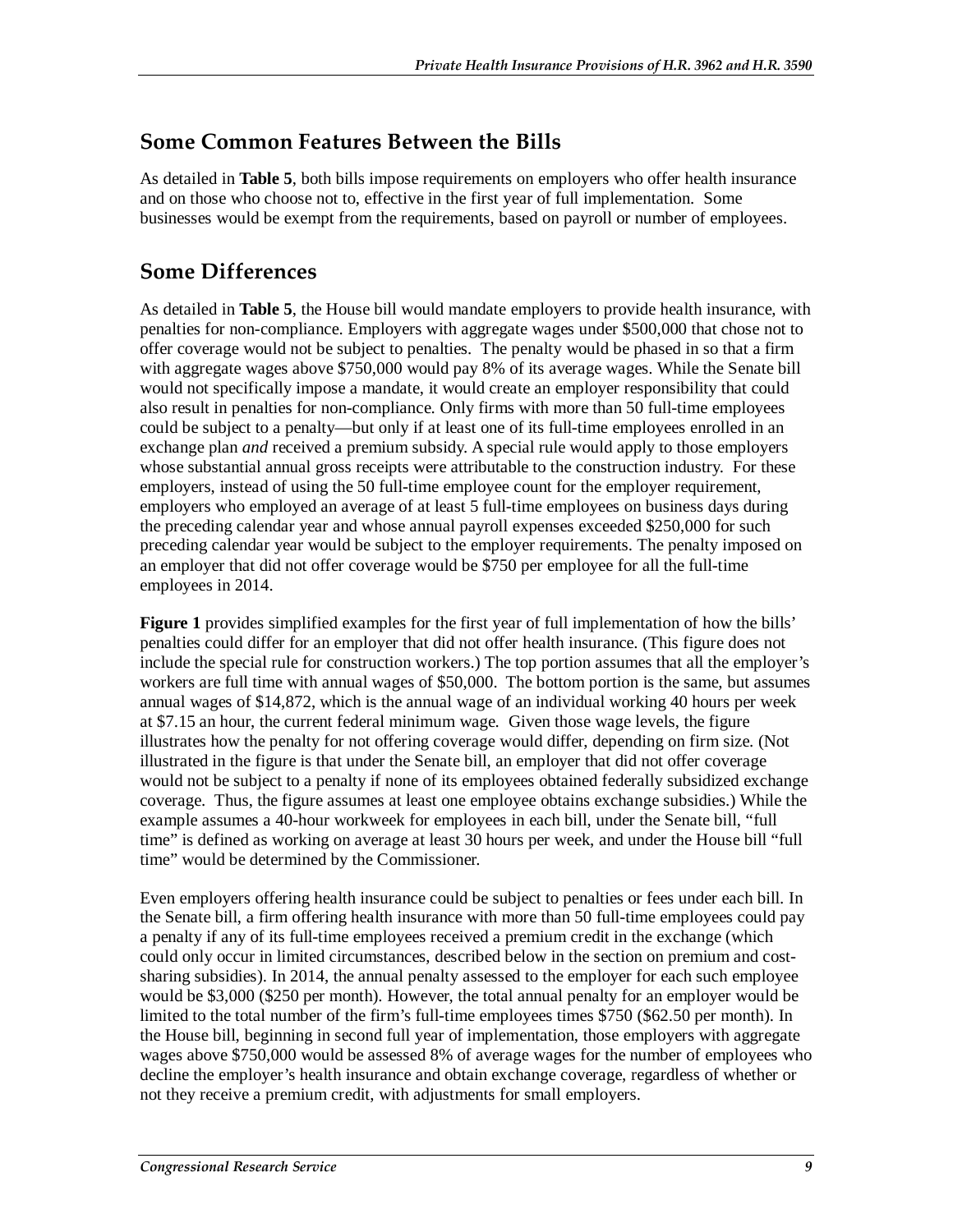## Some Common Features Between the Bills

As detailed in **Table 5**, both bills impose requirements on employers who offer health insurance and on those who choose not to, effective in the first year of full implementation. Some businesses would be exempt from the requirements, based on payroll or number of employees.

## Some Differences

As detailed in **Table 5**, the House bill would mandate employers to provide health insurance, with penalties for non-compliance. Employers with aggregate wages under $500,000 that chose not to offer coverage would not be subject to penalties. The penalty would be phased in so that a firm with aggregate wages above $750,000 would pay 8% of its average wages. While the Senate bill would not specifically impose a mandate, it would create an employer responsibility that could also result in penalties for non-compliance. Only firms with more than 50 full-time employees could be subject to a penalty—but only if at least one of its full-time employees enrolled in an exchange plan *and* received a premium subsidy. A special rule would apply to those employers whose substantial annual gross receipts were attributable to the construction industry. For these employers, instead of using the 50 full-time employee count for the employer requirement, employers who employed an average of at least 5 full-time employees on business days during the preceding calendar year and whose annual payroll expenses exceeded $250,000 for such preceding calendar year would be subject to the employer requirements. The penalty imposed on an employer that did not offer coverage would be $750 per employee for all the full-time employees in 2014.

**Figure 1** provides simplified examples for the first year of full implementation of how the bills' penalties could differ for an employer that did not offer health insurance. (This figure does not include the special rule for construction workers.) The top portion assumes that all the employer's workers are full time with annual wages of $50,000. The bottom portion is the same, but assumes annual wages of $14,872, which is the annual wage of an individual working 40 hours per week at $7.15 an hour, the current federal minimum wage. Given those wage levels, the figure illustrates how the penalty for not offering coverage would differ, depending on firm size. (Not illustrated in the figure is that under the Senate bill, an employer that did not offer coverage would not be subject to a penalty if none of its employees obtained federally subsidized exchange coverage. Thus, the figure assumes at least one employee obtains exchange subsidies.) While the example assumes a 40-hour workweek for employees in each bill, under the Senate bill, "full time" is defined as working on average at least 30 hours per week, and under the House bill "full time" would be determined by the Commissioner.

Even employers offering health insurance could be subject to penalties or fees under each bill. In the Senate bill, a firm offering health insurance with more than 50 full-time employees could pay a penalty if any of its full-time employees received a premium credit in the exchange (which could only occur in limited circumstances, described below in the section on premium and cost-sharing subsidies). In 2014, the annual penalty assessed to the employer for each such employee would be $3,000 ($250 per month). However, the total annual penalty for an employer would be limited to the total number of the firm's full-time employees times $750 ($62.50 per month). In the House bill, beginning in second full year of implementation, those employers with aggregate wages above $750,000 would be assessed 8% of average wages for the number of employees who decline the employer's health insurance and obtain exchange coverage, regardless of whether or not they receive a premium credit, with adjustments for small employers.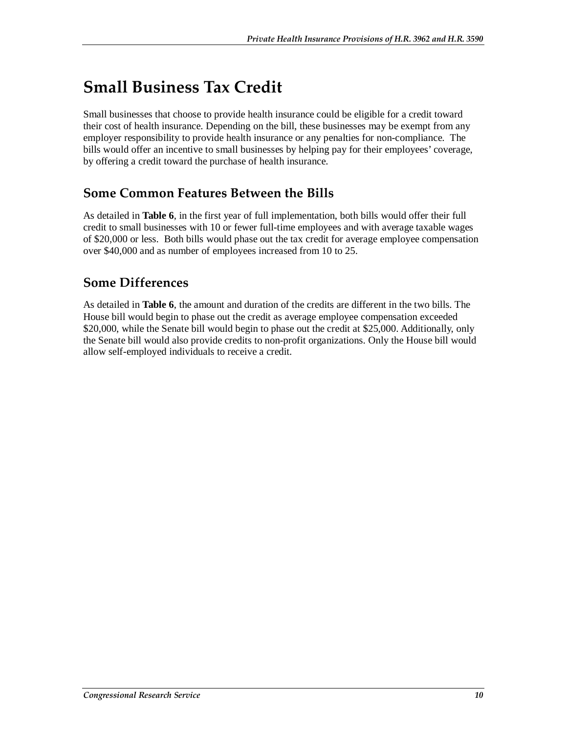# Small Business Tax Credit

Small businesses that choose to provide health insurance could be eligible for a credit toward their cost of health insurance. Depending on the bill, these businesses may be exempt from any employer responsibility to provide health insurance or any penalties for non-compliance. The bills would offer an incentive to small businesses by helping pay for their employees' coverage, by offering a credit toward the purchase of health insurance.

## Some Common Features Between the Bills

As detailed in **Table 6**, in the first year of full implementation, both bills would offer their full credit to small businesses with 10 or fewer full-time employees and with average taxable wages of $20,000 or less. Both bills would phase out the tax credit for average employee compensation over $40,000 and as number of employees increased from 10 to 25.

## Some Differences

As detailed in **Table 6**, the amount and duration of the credits are different in the two bills. The House bill would begin to phase out the credit as average employee compensation exceeded $20,000, while the Senate bill would begin to phase out the credit at $25,000. Additionally, only the Senate bill would also provide credits to non-profit organizations. Only the House bill would allow self-employed individuals to receive a credit.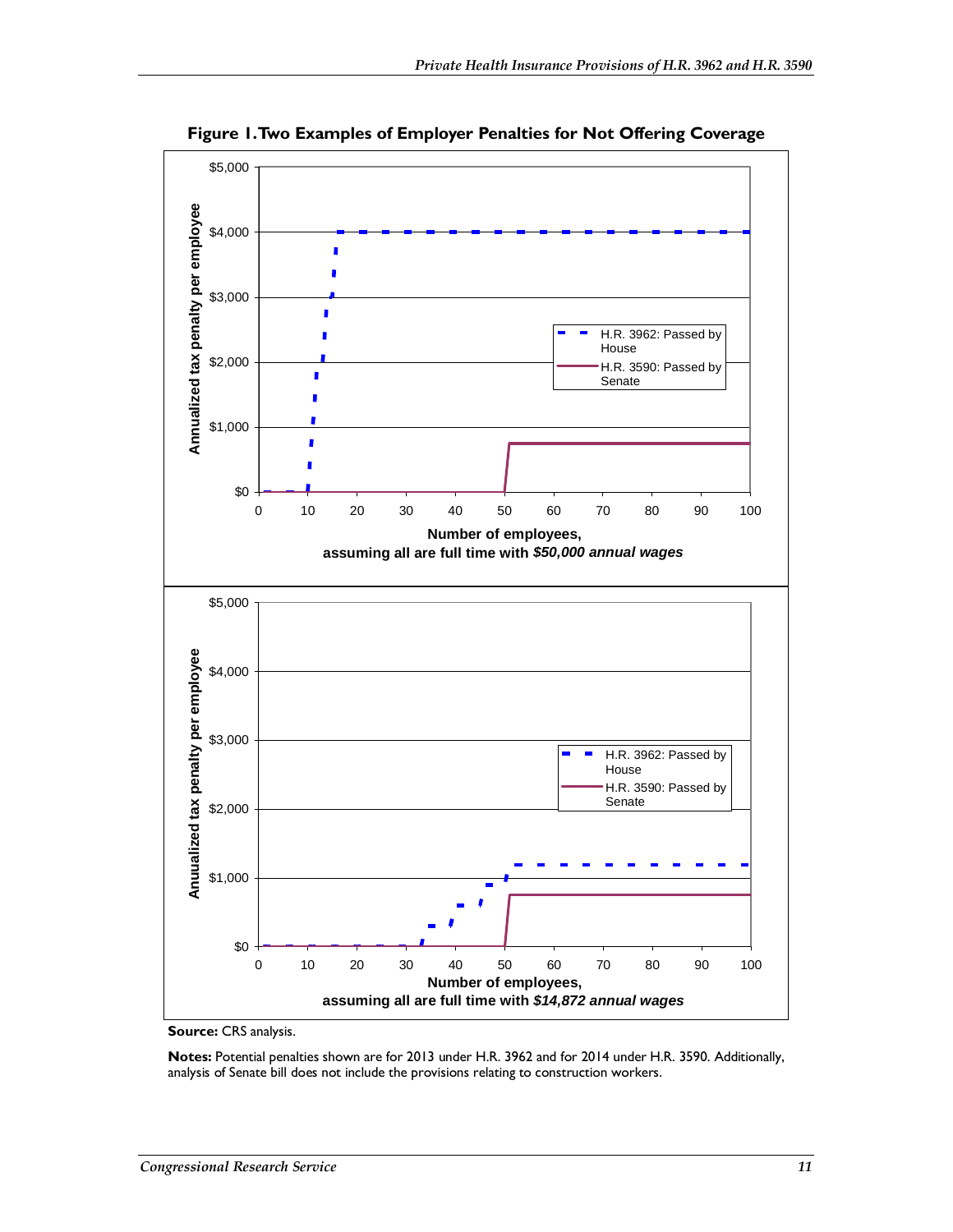**Figure 1. Two Examples of Employer Penalties for Not Offering Coverage**

**Source:** CRS analysis.

**Notes:** Potential penalties shown are for 2013 under H.R. 3962 and for 2014 under H.R. 3590. Additionally, analysis of Senate bill does not include the provisions relating to construction workers.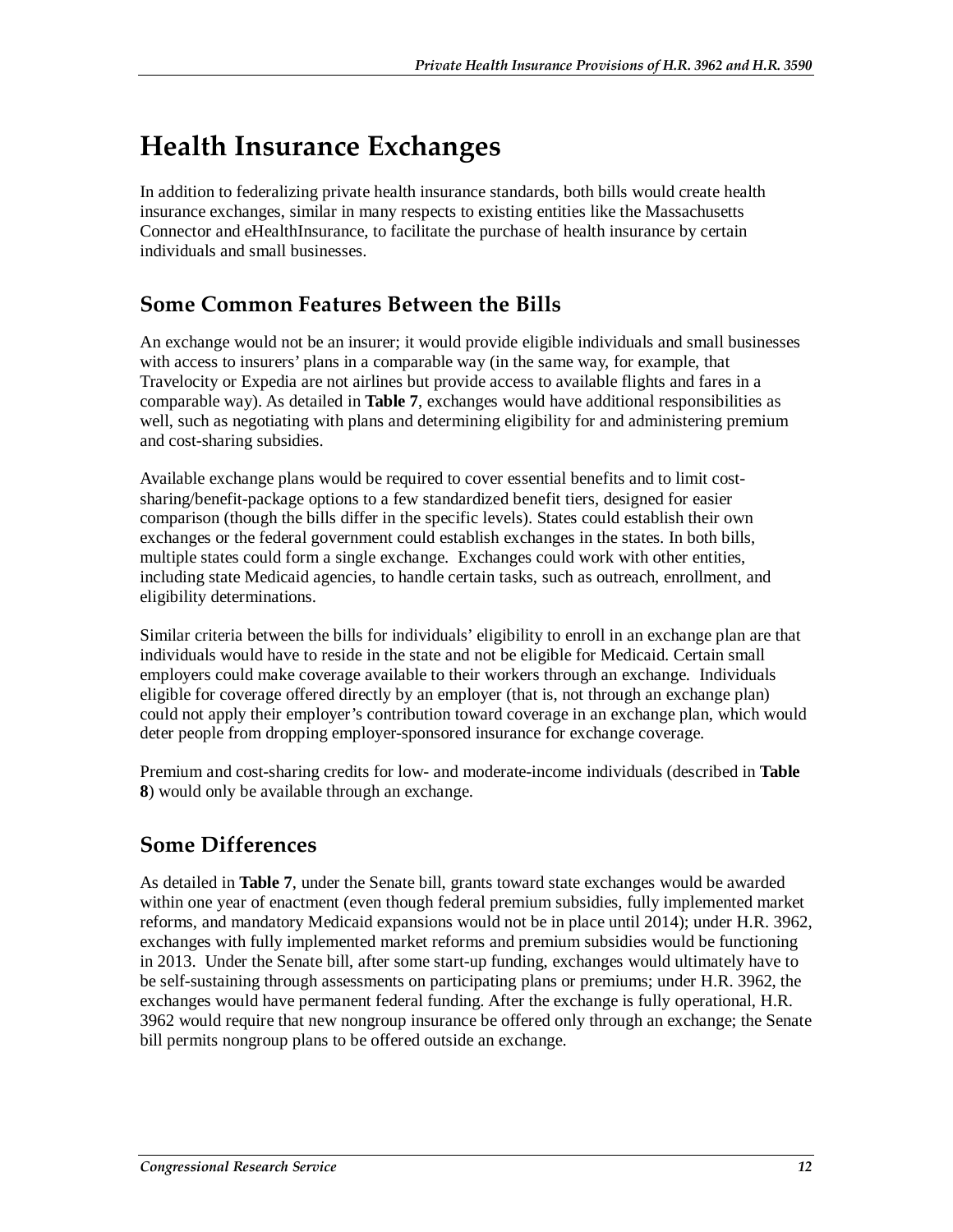# Health Insurance Exchanges

In addition to federalizing private health insurance standards, both bills would create health insurance exchanges, similar in many respects to existing entities like the Massachusetts Connector and eHealthInsurance, to facilitate the purchase of health insurance by certain individuals and small businesses.

## Some Common Features Between the Bills

An exchange would not be an insurer; it would provide eligible individuals and small businesses with access to insurers' plans in a comparable way (in the same way, for example, that Travelocity or Expedia are not airlines but provide access to available flights and fares in a comparable way). As detailed in **Table 7**, exchanges would have additional responsibilities as well, such as negotiating with plans and determining eligibility for and administering premium and cost-sharing subsidies.

Available exchange plans would be required to cover essential benefits and to limit cost-sharing/benefit-package options to a few standardized benefit tiers, designed for easier comparison (though the bills differ in the specific levels). States could establish their own exchanges or the federal government could establish exchanges in the states. In both bills, multiple states could form a single exchange. Exchanges could work with other entities, including state Medicaid agencies, to handle certain tasks, such as outreach, enrollment, and eligibility determinations.

Similar criteria between the bills for individuals' eligibility to enroll in an exchange plan are that individuals would have to reside in the state and not be eligible for Medicaid. Certain small employers could make coverage available to their workers through an exchange. Individuals eligible for coverage offered directly by an employer (that is, not through an exchange plan) could not apply their employer's contribution toward coverage in an exchange plan, which would deter people from dropping employer-sponsored insurance for exchange coverage.

Premium and cost-sharing credits for low- and moderate-income individuals (described in **Table 8**) would only be available through an exchange.

## Some Differences

As detailed in **Table 7**, under the Senate bill, grants toward state exchanges would be awarded within one year of enactment (even though federal premium subsidies, fully implemented market reforms, and mandatory Medicaid expansions would not be in place until 2014); under H.R. 3962, exchanges with fully implemented market reforms and premium subsidies would be functioning in 2013. Under the Senate bill, after some start-up funding, exchanges would ultimately have to be self-sustaining through assessments on participating plans or premiums; under H.R. 3962, the exchanges would have permanent federal funding. After the exchange is fully operational, H.R. 3962 would require that new nongroup insurance be offered only through an exchange; the Senate bill permits nongroup plans to be offered outside an exchange.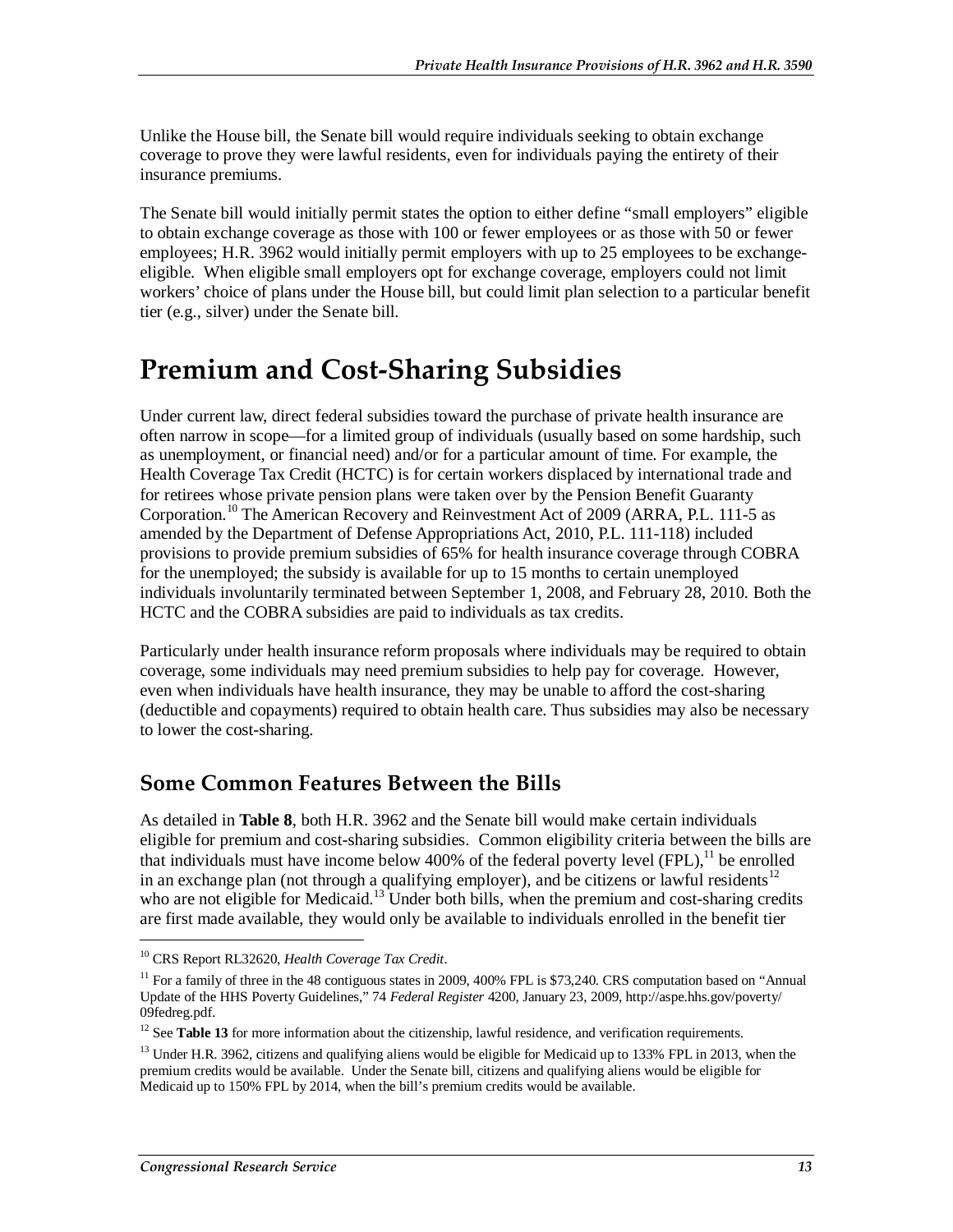Unlike the House bill, the Senate bill would require individuals seeking to obtain exchange coverage to prove they were lawful residents, even for individuals paying the entirety of their insurance premiums.

The Senate bill would initially permit states the option to either define "small employers" eligible to obtain exchange coverage as those with 100 or fewer employees or as those with 50 or fewer employees; H.R. 3962 would initially permit employers with up to 25 employees to be exchange-eligible. When eligible small employers opt for exchange coverage, employers could not limit workers' choice of plans under the House bill, but could limit plan selection to a particular benefit tier (e.g., silver) under the Senate bill.

# Premium and Cost-Sharing Subsidies

Under current law, direct federal subsidies toward the purchase of private health insurance are often narrow in scope—for a limited group of individuals (usually based on some hardship, such as unemployment, or financial need) and/or for a particular amount of time. For example, the Health Coverage Tax Credit (HCTC) is for certain workers displaced by international trade and for retirees whose private pension plans were taken over by the Pension Benefit Guaranty Corporation.[10] The American Recovery and Reinvestment Act of 2009 (ARRA, P.L. 111-5 as amended by the Department of Defense Appropriations Act, 2010, P.L. 111-118) included provisions to provide premium subsidies of 65% for health insurance coverage through COBRA for the unemployed; the subsidy is available for up to 15 months to certain unemployed individuals involuntarily terminated between September 1, 2008, and February 28, 2010. Both the HCTC and the COBRA subsidies are paid to individuals as tax credits.

Particularly under health insurance reform proposals where individuals may be required to obtain coverage, some individuals may need premium subsidies to help pay for coverage. However, even when individuals have health insurance, they may be unable to afford the cost-sharing (deductible and copayments) required to obtain health care. Thus subsidies may also be necessary to lower the cost-sharing.

## Some Common Features Between the Bills

As detailed in **Table 8**, both H.R. 3962 and the Senate bill would make certain individuals eligible for premium and cost-sharing subsidies. Common eligibility criteria between the bills are that individuals must have income below 400% of the federal poverty level (FPL),[11] be enrolled in an exchange plan (not through a qualifying employer), and be citizens or lawful residents[12] who are not eligible for Medicaid.[13] Under both bills, when the premium and cost-sharing credits are first made available, they would only be available to individuals enrolled in the benefit tier

---

[10] CRS Report RL32620, *Health Coverage Tax Credit*.

[11] For a family of three in the 48 contiguous states in 2009, 400% FPL is $73,240. CRS computation based on "Annual Update of the HHS Poverty Guidelines," 74 *Federal Register* 4200, January 23, 2009, http://aspe.hhs.gov/poverty/09fedreg.pdf.

[12] See **Table 13** for more information about the citizenship, lawful residence, and verification requirements.

[13] Under H.R. 3962, citizens and qualifying aliens would be eligible for Medicaid up to 133% FPL in 2013, when the premium credits would be available. Under the Senate bill, citizens and qualifying aliens would be eligible for Medicaid up to 150% FPL by 2014, when the bill's premium credits would be available.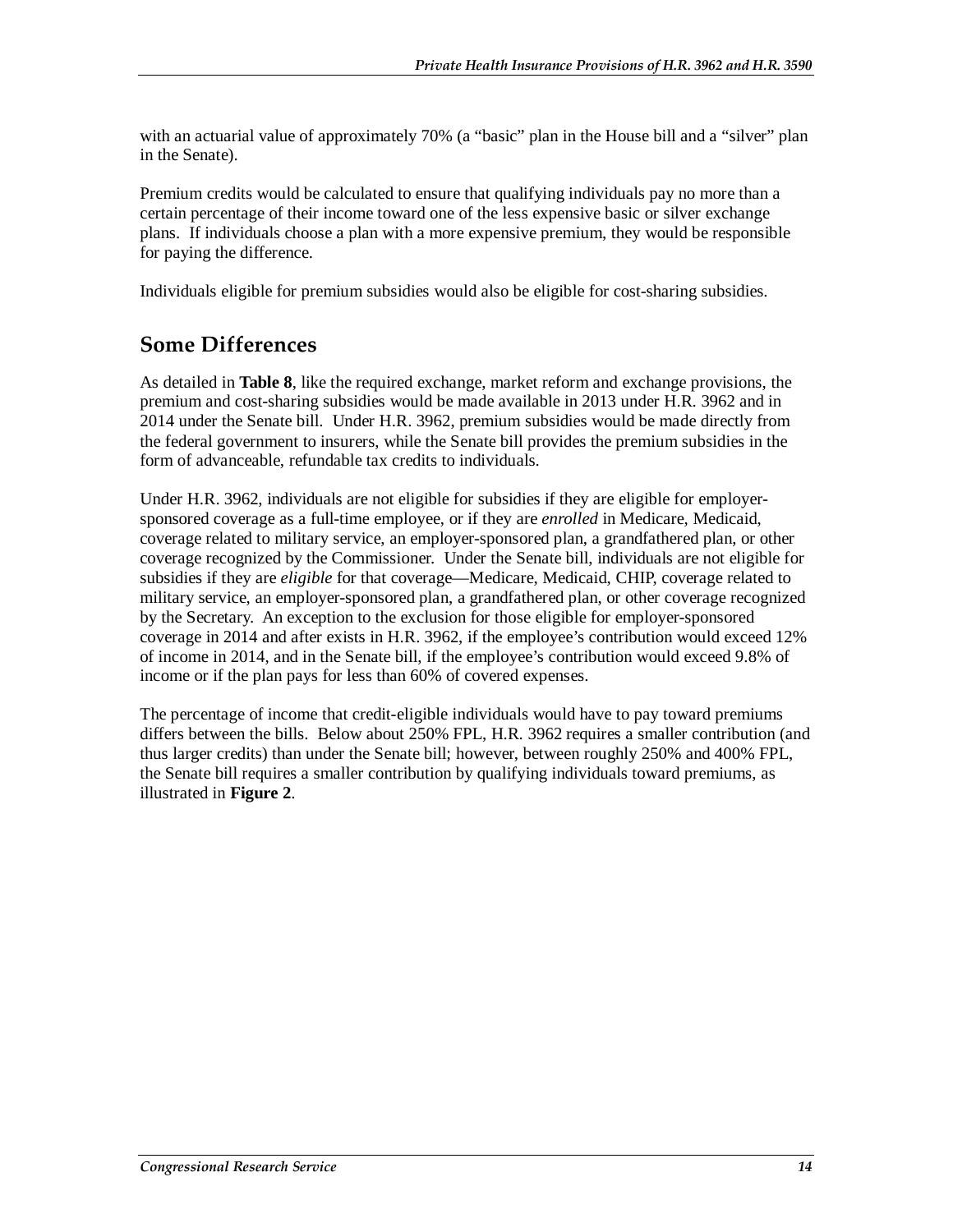with an actuarial value of approximately 70% (a "basic" plan in the House bill and a "silver" plan in the Senate).

Premium credits would be calculated to ensure that qualifying individuals pay no more than a certain percentage of their income toward one of the less expensive basic or silver exchange plans. If individuals choose a plan with a more expensive premium, they would be responsible for paying the difference.

Individuals eligible for premium subsidies would also be eligible for cost-sharing subsidies.

## Some Differences

As detailed in **Table 8**, like the required exchange, market reform and exchange provisions, the premium and cost-sharing subsidies would be made available in 2013 under H.R. 3962 and in 2014 under the Senate bill. Under H.R. 3962, premium subsidies would be made directly from the federal government to insurers, while the Senate bill provides the premium subsidies in the form of advanceable, refundable tax credits to individuals.

Under H.R. 3962, individuals are not eligible for subsidies if they are eligible for employer-sponsored coverage as a full-time employee, or if they are *enrolled* in Medicare, Medicaid, coverage related to military service, an employer-sponsored plan, a grandfathered plan, or other coverage recognized by the Commissioner. Under the Senate bill, individuals are not eligible for subsidies if they are *eligible* for that coverage—Medicare, Medicaid, CHIP, coverage related to military service, an employer-sponsored plan, a grandfathered plan, or other coverage recognized by the Secretary. An exception to the exclusion for those eligible for employer-sponsored coverage in 2014 and after exists in H.R. 3962, if the employee's contribution would exceed 12% of income in 2014, and in the Senate bill, if the employee's contribution would exceed 9.8% of income or if the plan pays for less than 60% of covered expenses.

The percentage of income that credit-eligible individuals would have to pay toward premiums differs between the bills. Below about 250% FPL, H.R. 3962 requires a smaller contribution (and thus larger credits) than under the Senate bill; however, between roughly 250% and 400% FPL, the Senate bill requires a smaller contribution by qualifying individuals toward premiums, as illustrated in **Figure 2**.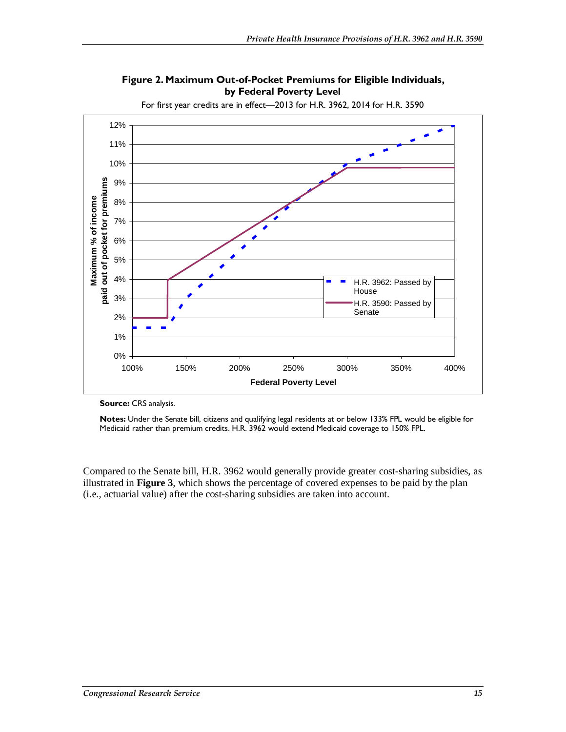**Figure 2. Maximum Out-of-Pocket Premiums for Eligible Individuals, by Federal Poverty Level**

For first year credits are in effect—2013 for H.R. 3962, 2014 for H.R. 3590

**Source:** CRS analysis.

**Notes:** Under the Senate bill, citizens and qualifying legal residents at or below 133% FPL would be eligible for Medicaid rather than premium credits. H.R. 3962 would extend Medicaid coverage to 150% FPL.

Compared to the Senate bill, H.R. 3962 would generally provide greater cost-sharing subsidies, as illustrated in **Figure 3**, which shows the percentage of covered expenses to be paid by the plan (i.e., actuarial value) after the cost-sharing subsidies are taken into account.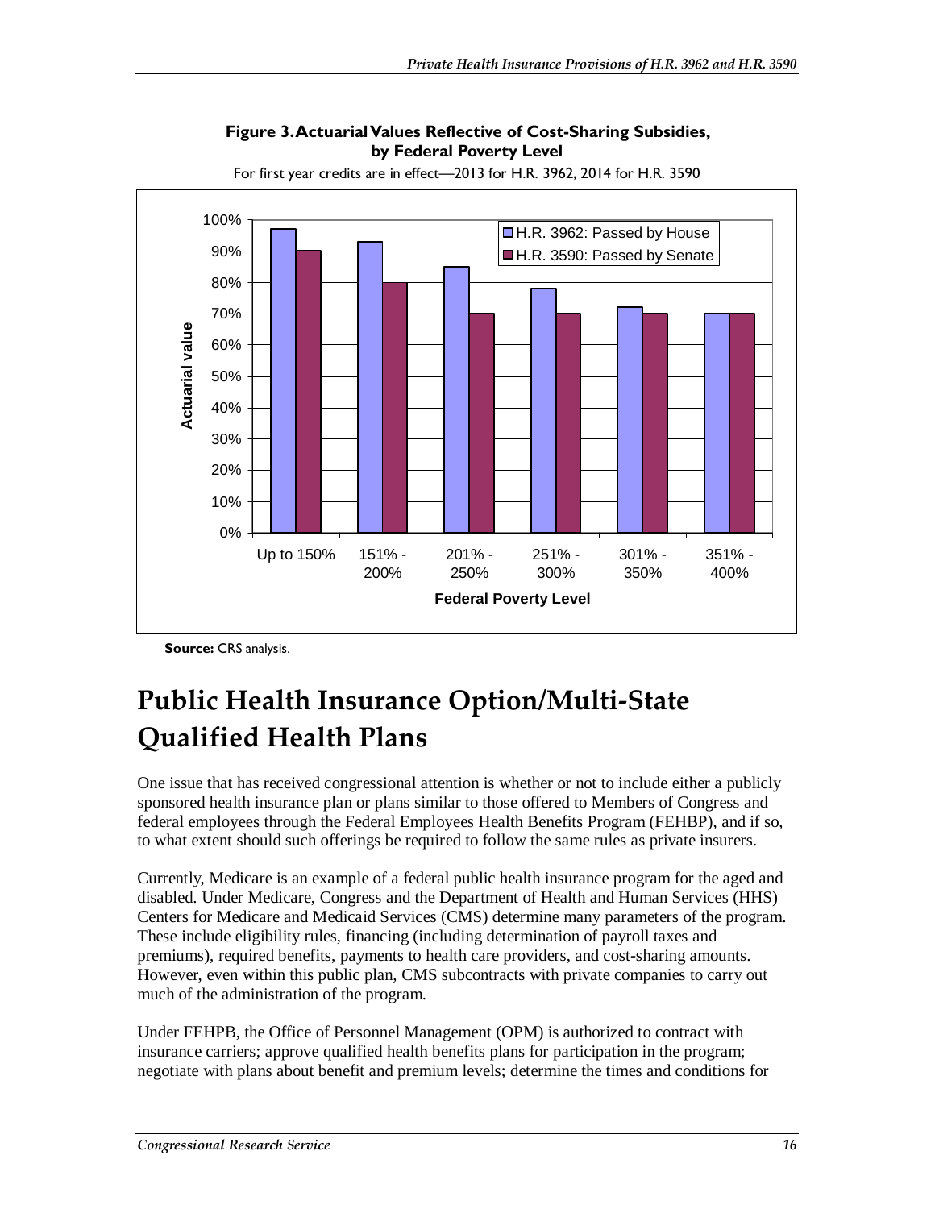**Figure 3. Actuarial Values Reflective of Cost-Sharing Subsidies, by Federal Poverty Level**

For first year credits are in effect—2013 for H.R. 3962, 2014 for H.R. 3590

**Source:** CRS analysis.

# Public Health Insurance Option/Multi-State Qualified Health Plans

One issue that has received congressional attention is whether or not to include either a publicly sponsored health insurance plan or plans similar to those offered to Members of Congress and federal employees through the Federal Employees Health Benefits Program (FEHBP), and if so, to what extent should such offerings be required to follow the same rules as private insurers.

Currently, Medicare is an example of a federal public health insurance program for the aged and disabled. Under Medicare, Congress and the Department of Health and Human Services (HHS) Centers for Medicare and Medicaid Services (CMS) determine many parameters of the program. These include eligibility rules, financing (including determination of payroll taxes and premiums), required benefits, payments to health care providers, and cost-sharing amounts. However, even within this public plan, CMS subcontracts with private companies to carry out much of the administration of the program.

Under FEHPB, the Office of Personnel Management (OPM) is authorized to contract with insurance carriers; approve qualified health benefits plans for participation in the program; negotiate with plans about benefit and premium levels; determine the times and conditions for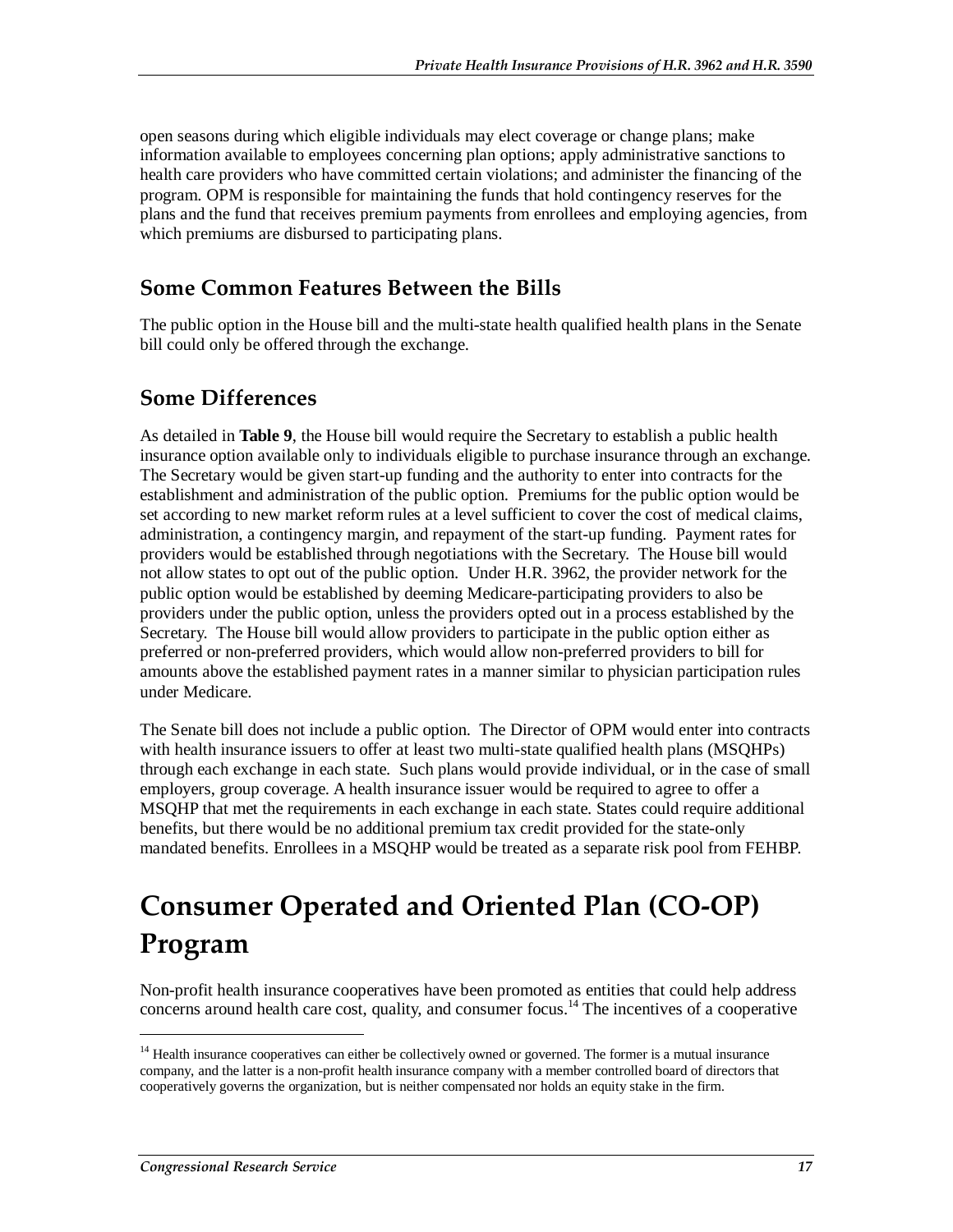open seasons during which eligible individuals may elect coverage or change plans; make information available to employees concerning plan options; apply administrative sanctions to health care providers who have committed certain violations; and administer the financing of the program. OPM is responsible for maintaining the funds that hold contingency reserves for the plans and the fund that receives premium payments from enrollees and employing agencies, from which premiums are disbursed to participating plans.

## Some Common Features Between the Bills

The public option in the House bill and the multi-state health qualified health plans in the Senate bill could only be offered through the exchange.

## Some Differences

As detailed in **Table 9**, the House bill would require the Secretary to establish a public health insurance option available only to individuals eligible to purchase insurance through an exchange. The Secretary would be given start-up funding and the authority to enter into contracts for the establishment and administration of the public option. Premiums for the public option would be set according to new market reform rules at a level sufficient to cover the cost of medical claims, administration, a contingency margin, and repayment of the start-up funding. Payment rates for providers would be established through negotiations with the Secretary. The House bill would not allow states to opt out of the public option. Under H.R. 3962, the provider network for the public option would be established by deeming Medicare-participating providers to also be providers under the public option, unless the providers opted out in a process established by the Secretary. The House bill would allow providers to participate in the public option either as preferred or non-preferred providers, which would allow non-preferred providers to bill for amounts above the established payment rates in a manner similar to physician participation rules under Medicare.

The Senate bill does not include a public option. The Director of OPM would enter into contracts with health insurance issuers to offer at least two multi-state qualified health plans (MSQHPs) through each exchange in each state. Such plans would provide individual, or in the case of small employers, group coverage. A health insurance issuer would be required to agree to offer a MSQHP that met the requirements in each exchange in each state. States could require additional benefits, but there would be no additional premium tax credit provided for the state-only mandated benefits. Enrollees in a MSQHP would be treated as a separate risk pool from FEHBP.

# Consumer Operated and Oriented Plan (CO-OP) Program

Non-profit health insurance cooperatives have been promoted as entities that could help address concerns around health care cost, quality, and consumer focus.[14] The incentives of a cooperative

[14] Health insurance cooperatives can either be collectively owned or governed. The former is a mutual insurance company, and the latter is a non-profit health insurance company with a member controlled board of directors that cooperatively governs the organization, but is neither compensated nor holds an equity stake in the firm.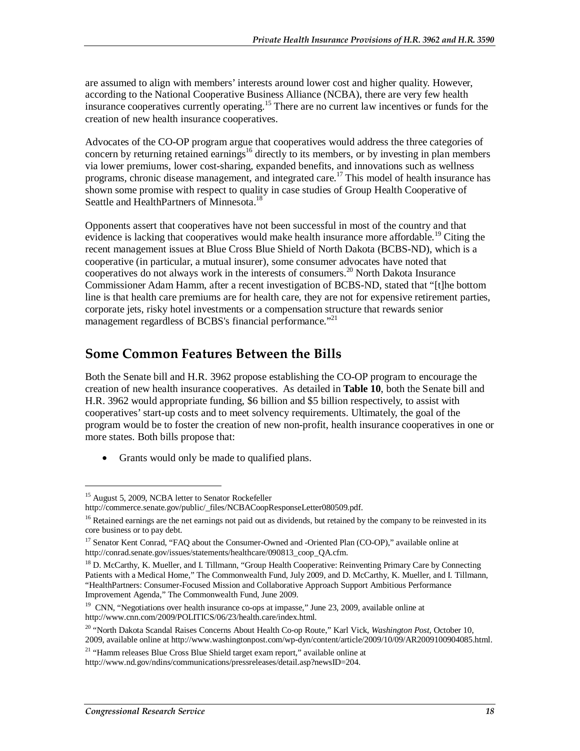are assumed to align with members' interests around lower cost and higher quality. However, according to the National Cooperative Business Alliance (NCBA), there are very few health insurance cooperatives currently operating.[15] There are no current law incentives or funds for the creation of new health insurance cooperatives.

Advocates of the CO-OP program argue that cooperatives would address the three categories of concern by returning retained earnings[16] directly to its members, or by investing in plan members via lower premiums, lower cost-sharing, expanded benefits, and innovations such as wellness programs, chronic disease management, and integrated care.[17] This model of health insurance has shown some promise with respect to quality in case studies of Group Health Cooperative of Seattle and HealthPartners of Minnesota.[18]

Opponents assert that cooperatives have not been successful in most of the country and that evidence is lacking that cooperatives would make health insurance more affordable.[19] Citing the recent management issues at Blue Cross Blue Shield of North Dakota (BCBS-ND), which is a cooperative (in particular, a mutual insurer), some consumer advocates have noted that cooperatives do not always work in the interests of consumers.[20] North Dakota Insurance Commissioner Adam Hamm, after a recent investigation of BCBS-ND, stated that "[t]he bottom line is that health care premiums are for health care, they are not for expensive retirement parties, corporate jets, risky hotel investments or a compensation structure that rewards senior management regardless of BCBS's financial performance."[21]

## Some Common Features Between the Bills

Both the Senate bill and H.R. 3962 propose establishing the CO-OP program to encourage the creation of new health insurance cooperatives. As detailed in **Table 10**, both the Senate bill and H.R. 3962 would appropriate funding, $6 billion and $5 billion respectively, to assist with cooperatives' start-up costs and to meet solvency requirements. Ultimately, the goal of the program would be to foster the creation of new non-profit, health insurance cooperatives in one or more states. Both bills propose that:

- Grants would only be made to qualified plans.

---

[15] August 5, 2009, NCBA letter to Senator Rockefeller http://commerce.senate.gov/public/_files/NCBACoopResponseLetter080509.pdf.

[16] Retained earnings are the net earnings not paid out as dividends, but retained by the company to be reinvested in its core business or to pay debt.

[17] Senator Kent Conrad, "FAQ about the Consumer-Owned and -Oriented Plan (CO-OP)," available online at http://conrad.senate.gov/issues/statements/healthcare/090813_coop_QA.cfm.

[18] D. McCarthy, K. Mueller, and I. Tillmann, "Group Health Cooperative: Reinventing Primary Care by Connecting Patients with a Medical Home," The Commonwealth Fund, July 2009, and D. McCarthy, K. Mueller, and I. Tillmann, "HealthPartners: Consumer-Focused Mission and Collaborative Approach Support Ambitious Performance Improvement Agenda," The Commonwealth Fund, June 2009.

[19] CNN, "Negotiations over health insurance co-ops at impasse," June 23, 2009, available online at http://www.cnn.com/2009/POLITICS/06/23/health.care/index.html.

[20] "North Dakota Scandal Raises Concerns About Health Co-op Route," Karl Vick, *Washington Post*, October 10, 2009, available online at http://www.washingtonpost.com/wp-dyn/content/article/2009/10/09/AR2009100904085.html.

[21] "Hamm releases Blue Cross Blue Shield target exam report," available online at http://www.nd.gov/ndins/communications/pressreleases/detail.asp?newsID=204.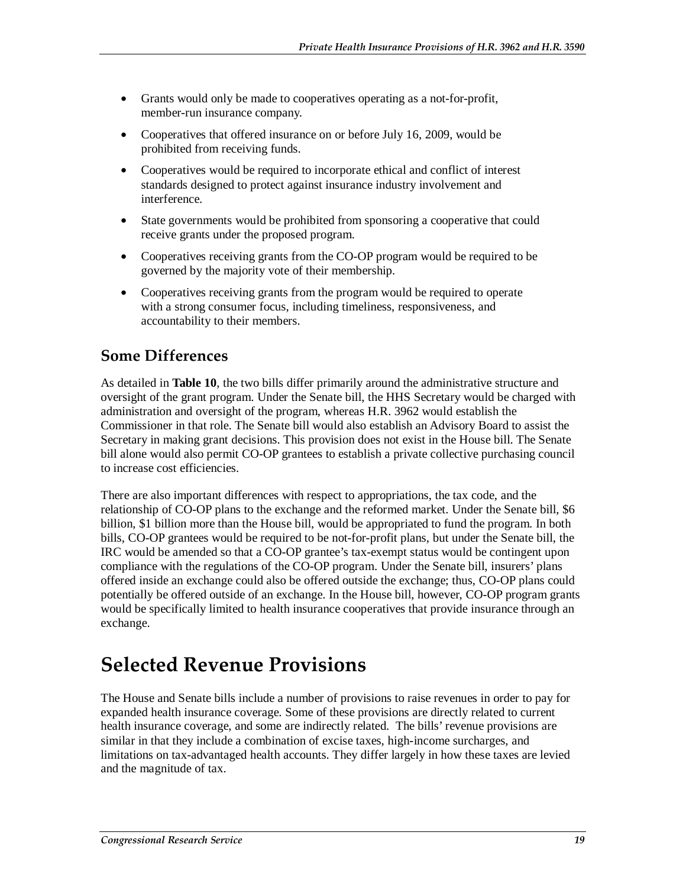- Grants would only be made to cooperatives operating as a not-for-profit, member-run insurance company.
- Cooperatives that offered insurance on or before July 16, 2009, would be prohibited from receiving funds.
- Cooperatives would be required to incorporate ethical and conflict of interest standards designed to protect against insurance industry involvement and interference.
- State governments would be prohibited from sponsoring a cooperative that could receive grants under the proposed program.
- Cooperatives receiving grants from the CO-OP program would be required to be governed by the majority vote of their membership.
- Cooperatives receiving grants from the program would be required to operate with a strong consumer focus, including timeliness, responsiveness, and accountability to their members.

## Some Differences

As detailed in **Table 10**, the two bills differ primarily around the administrative structure and oversight of the grant program. Under the Senate bill, the HHS Secretary would be charged with administration and oversight of the program, whereas H.R. 3962 would establish the Commissioner in that role. The Senate bill would also establish an Advisory Board to assist the Secretary in making grant decisions. This provision does not exist in the House bill. The Senate bill alone would also permit CO-OP grantees to establish a private collective purchasing council to increase cost efficiencies.

There are also important differences with respect to appropriations, the tax code, and the relationship of CO-OP plans to the exchange and the reformed market. Under the Senate bill, $6 billion, $1 billion more than the House bill, would be appropriated to fund the program. In both bills, CO-OP grantees would be required to be not-for-profit plans, but under the Senate bill, the IRC would be amended so that a CO-OP grantee's tax-exempt status would be contingent upon compliance with the regulations of the CO-OP program. Under the Senate bill, insurers' plans offered inside an exchange could also be offered outside the exchange; thus, CO-OP plans could potentially be offered outside of an exchange. In the House bill, however, CO-OP program grants would be specifically limited to health insurance cooperatives that provide insurance through an exchange.

# Selected Revenue Provisions

The House and Senate bills include a number of provisions to raise revenues in order to pay for expanded health insurance coverage. Some of these provisions are directly related to current health insurance coverage, and some are indirectly related. The bills' revenue provisions are similar in that they include a combination of excise taxes, high-income surcharges, and limitations on tax-advantaged health accounts. They differ largely in how these taxes are levied and the magnitude of tax.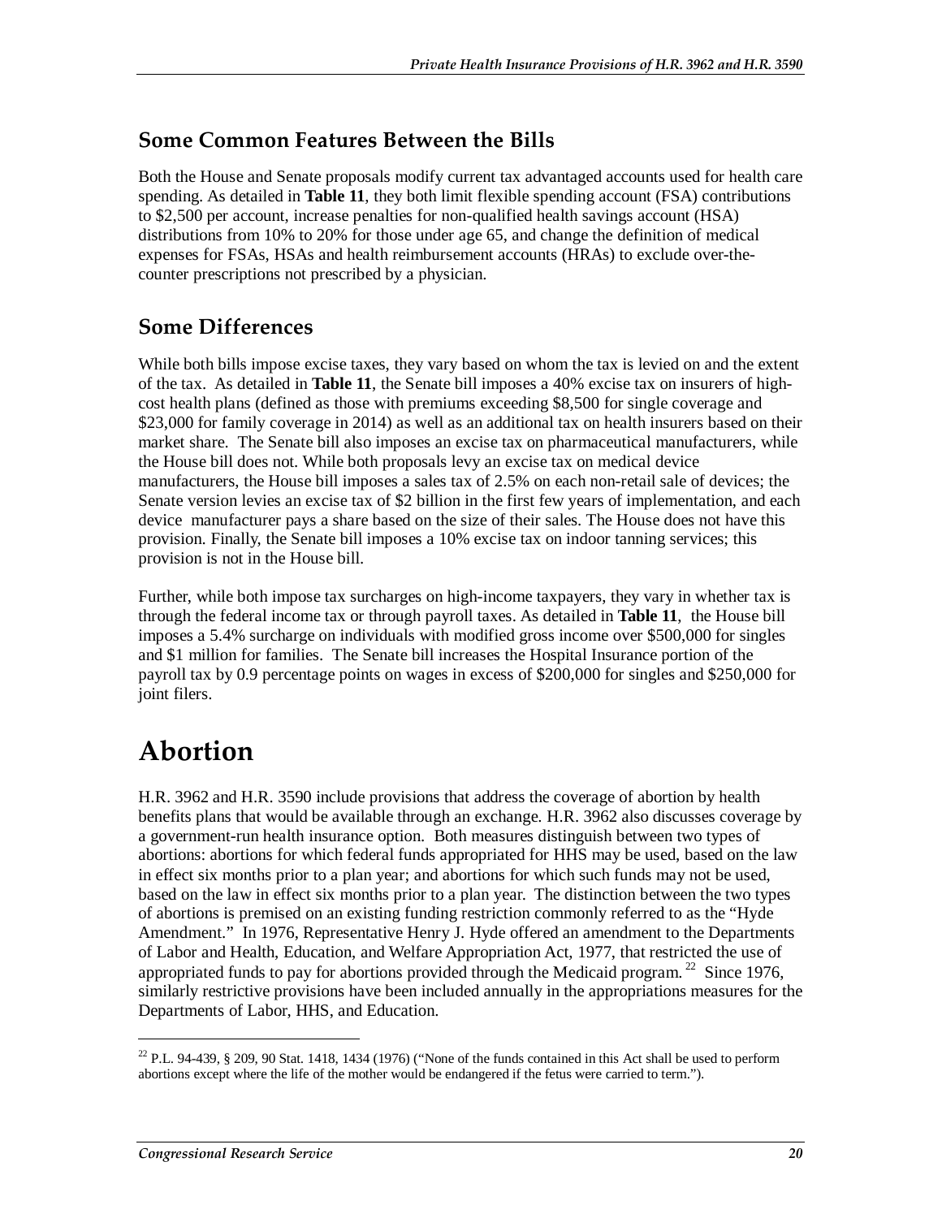## Some Common Features Between the Bills

Both the House and Senate proposals modify current tax advantaged accounts used for health care spending. As detailed in **Table 11**, they both limit flexible spending account (FSA) contributions to $2,500 per account, increase penalties for non-qualified health savings account (HSA) distributions from 10% to 20% for those under age 65, and change the definition of medical expenses for FSAs, HSAs and health reimbursement accounts (HRAs) to exclude over-the-counter prescriptions not prescribed by a physician.

## Some Differences

While both bills impose excise taxes, they vary based on whom the tax is levied on and the extent of the tax. As detailed in **Table 11**, the Senate bill imposes a 40% excise tax on insurers of high-cost health plans (defined as those with premiums exceeding $8,500 for single coverage and $23,000 for family coverage in 2014) as well as an additional tax on health insurers based on their market share. The Senate bill also imposes an excise tax on pharmaceutical manufacturers, while the House bill does not. While both proposals levy an excise tax on medical device manufacturers, the House bill imposes a sales tax of 2.5% on each non-retail sale of devices; the Senate version levies an excise tax of $2 billion in the first few years of implementation, and each device manufacturer pays a share based on the size of their sales. The House does not have this provision. Finally, the Senate bill imposes a 10% excise tax on indoor tanning services; this provision is not in the House bill.

Further, while both impose tax surcharges on high-income taxpayers, they vary in whether tax is through the federal income tax or through payroll taxes. As detailed in **Table 11**, the House bill imposes a 5.4% surcharge on individuals with modified gross income over $500,000 for singles and $1 million for families. The Senate bill increases the Hospital Insurance portion of the payroll tax by 0.9 percentage points on wages in excess of $200,000 for singles and $250,000 for joint filers.

# Abortion

H.R. 3962 and H.R. 3590 include provisions that address the coverage of abortion by health benefits plans that would be available through an exchange. H.R. 3962 also discusses coverage by a government-run health insurance option. Both measures distinguish between two types of abortions: abortions for which federal funds appropriated for HHS may be used, based on the law in effect six months prior to a plan year; and abortions for which such funds may not be used, based on the law in effect six months prior to a plan year. The distinction between the two types of abortions is premised on an existing funding restriction commonly referred to as the "Hyde Amendment." In 1976, Representative Henry J. Hyde offered an amendment to the Departments of Labor and Health, Education, and Welfare Appropriation Act, 1977, that restricted the use of appropriated funds to pay for abortions provided through the Medicaid program.[22] Since 1976, similarly restrictive provisions have been included annually in the appropriations measures for the Departments of Labor, HHS, and Education.

[22] P.L. 94-439, § 209, 90 Stat. 1418, 1434 (1976) ("None of the funds contained in this Act shall be used to perform abortions except where the life of the mother would be endangered if the fetus were carried to term.").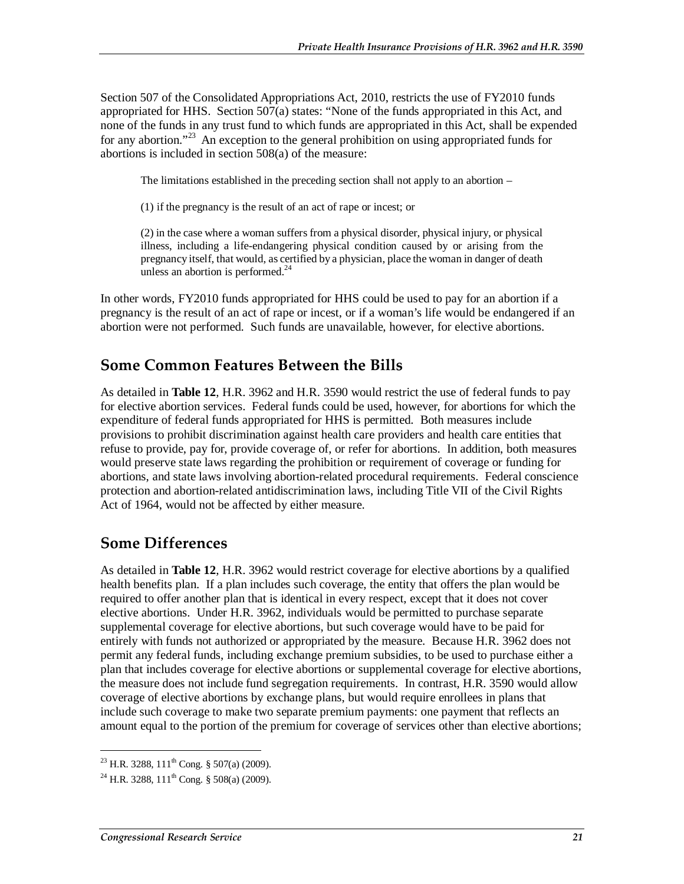Section 507 of the Consolidated Appropriations Act, 2010, restricts the use of FY2010 funds appropriated for HHS. Section 507(a) states: "None of the funds appropriated in this Act, and none of the funds in any trust fund to which funds are appropriated in this Act, shall be expended for any abortion."[23] An exception to the general prohibition on using appropriated funds for abortions is included in section 508(a) of the measure:

> The limitations established in the preceding section shall not apply to an abortion –
>
> (1) if the pregnancy is the result of an act of rape or incest; or
>
> (2) in the case where a woman suffers from a physical disorder, physical injury, or physical illness, including a life-endangering physical condition caused by or arising from the pregnancy itself, that would, as certified by a physician, place the woman in danger of death unless an abortion is performed.[24]

In other words, FY2010 funds appropriated for HHS could be used to pay for an abortion if a pregnancy is the result of an act of rape or incest, or if a woman's life would be endangered if an abortion were not performed. Such funds are unavailable, however, for elective abortions.

## Some Common Features Between the Bills

As detailed in **Table 12**, H.R. 3962 and H.R. 3590 would restrict the use of federal funds to pay for elective abortion services. Federal funds could be used, however, for abortions for which the expenditure of federal funds appropriated for HHS is permitted. Both measures include provisions to prohibit discrimination against health care providers and health care entities that refuse to provide, pay for, provide coverage of, or refer for abortions. In addition, both measures would preserve state laws regarding the prohibition or requirement of coverage or funding for abortions, and state laws involving abortion-related procedural requirements. Federal conscience protection and abortion-related antidiscrimination laws, including Title VII of the Civil Rights Act of 1964, would not be affected by either measure.

## Some Differences

As detailed in **Table 12**, H.R. 3962 would restrict coverage for elective abortions by a qualified health benefits plan. If a plan includes such coverage, the entity that offers the plan would be required to offer another plan that is identical in every respect, except that it does not cover elective abortions. Under H.R. 3962, individuals would be permitted to purchase separate supplemental coverage for elective abortions, but such coverage would have to be paid for entirely with funds not authorized or appropriated by the measure. Because H.R. 3962 does not permit any federal funds, including exchange premium subsidies, to be used to purchase either a plan that includes coverage for elective abortions or supplemental coverage for elective abortions, the measure does not include fund segregation requirements. In contrast, H.R. 3590 would allow coverage of elective abortions by exchange plans, but would require enrollees in plans that include such coverage to make two separate premium payments: one payment that reflects an amount equal to the portion of the premium for coverage of services other than elective abortions;

---

[23] H.R. 3288, 111th Cong. § 507(a) (2009).

[24] H.R. 3288, 111th Cong. § 508(a) (2009).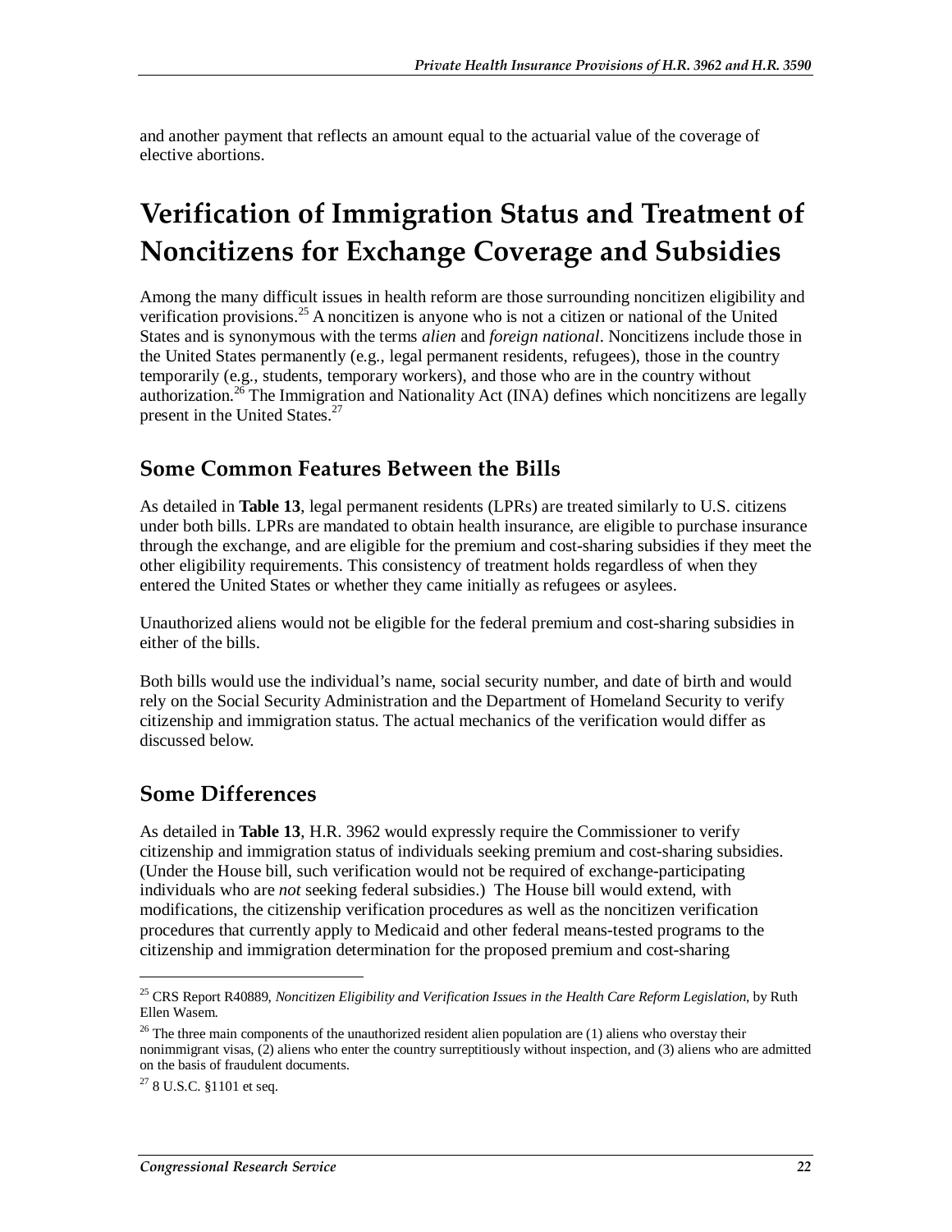and another payment that reflects an amount equal to the actuarial value of the coverage of elective abortions.

# Verification of Immigration Status and Treatment of Noncitizens for Exchange Coverage and Subsidies

Among the many difficult issues in health reform are those surrounding noncitizen eligibility and verification provisions.[25] A noncitizen is anyone who is not a citizen or national of the United States and is synonymous with the terms *alien* and *foreign national*. Noncitizens include those in the United States permanently (e.g., legal permanent residents, refugees), those in the country temporarily (e.g., students, temporary workers), and those who are in the country without authorization.[26] The Immigration and Nationality Act (INA) defines which noncitizens are legally present in the United States.[27]

## Some Common Features Between the Bills

As detailed in **Table 13**, legal permanent residents (LPRs) are treated similarly to U.S. citizens under both bills. LPRs are mandated to obtain health insurance, are eligible to purchase insurance through the exchange, and are eligible for the premium and cost-sharing subsidies if they meet the other eligibility requirements. This consistency of treatment holds regardless of when they entered the United States or whether they came initially as refugees or asylees.

Unauthorized aliens would not be eligible for the federal premium and cost-sharing subsidies in either of the bills.

Both bills would use the individual's name, social security number, and date of birth and would rely on the Social Security Administration and the Department of Homeland Security to verify citizenship and immigration status. The actual mechanics of the verification would differ as discussed below.

## Some Differences

As detailed in **Table 13**, H.R. 3962 would expressly require the Commissioner to verify citizenship and immigration status of individuals seeking premium and cost-sharing subsidies. (Under the House bill, such verification would not be required of exchange-participating individuals who are *not* seeking federal subsidies.) The House bill would extend, with modifications, the citizenship verification procedures as well as the noncitizen verification procedures that currently apply to Medicaid and other federal means-tested programs to the citizenship and immigration determination for the proposed premium and cost-sharing

---

[25] CRS Report R40889, *Noncitizen Eligibility and Verification Issues in the Health Care Reform Legislation*, by Ruth Ellen Wasem.

[26] The three main components of the unauthorized resident alien population are (1) aliens who overstay their nonimmigrant visas, (2) aliens who enter the country surreptitiously without inspection, and (3) aliens who are admitted on the basis of fraudulent documents.

[27] 8 U.S.C. §1101 et seq.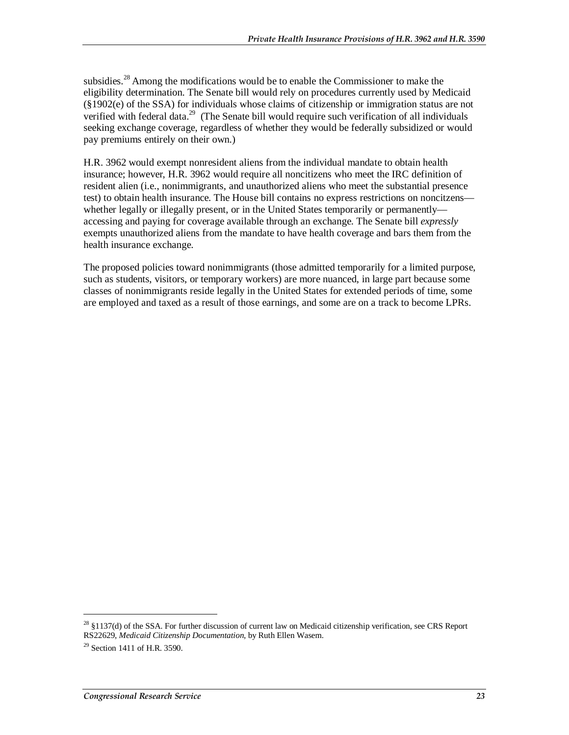subsidies.[28] Among the modifications would be to enable the Commissioner to make the eligibility determination. The Senate bill would rely on procedures currently used by Medicaid (§1902(e) of the SSA) for individuals whose claims of citizenship or immigration status are not verified with federal data.[29] (The Senate bill would require such verification of all individuals seeking exchange coverage, regardless of whether they would be federally subsidized or would pay premiums entirely on their own.)

H.R. 3962 would exempt nonresident aliens from the individual mandate to obtain health insurance; however, H.R. 3962 would require all noncitizens who meet the IRC definition of resident alien (i.e., nonimmigrants, and unauthorized aliens who meet the substantial presence test) to obtain health insurance. The House bill contains no express restrictions on noncitzens—whether legally or illegally present, or in the United States temporarily or permanently—accessing and paying for coverage available through an exchange. The Senate bill *expressly* exempts unauthorized aliens from the mandate to have health coverage and bars them from the health insurance exchange.

The proposed policies toward nonimmigrants (those admitted temporarily for a limited purpose, such as students, visitors, or temporary workers) are more nuanced, in large part because some classes of nonimmigrants reside legally in the United States for extended periods of time, some are employed and taxed as a result of those earnings, and some are on a track to become LPRs.

---

[28] §1137(d) of the SSA. For further discussion of current law on Medicaid citizenship verification, see CRS Report RS22629, *Medicaid Citizenship Documentation*, by Ruth Ellen Wasem.

[29] Section 1411 of H.R. 3590.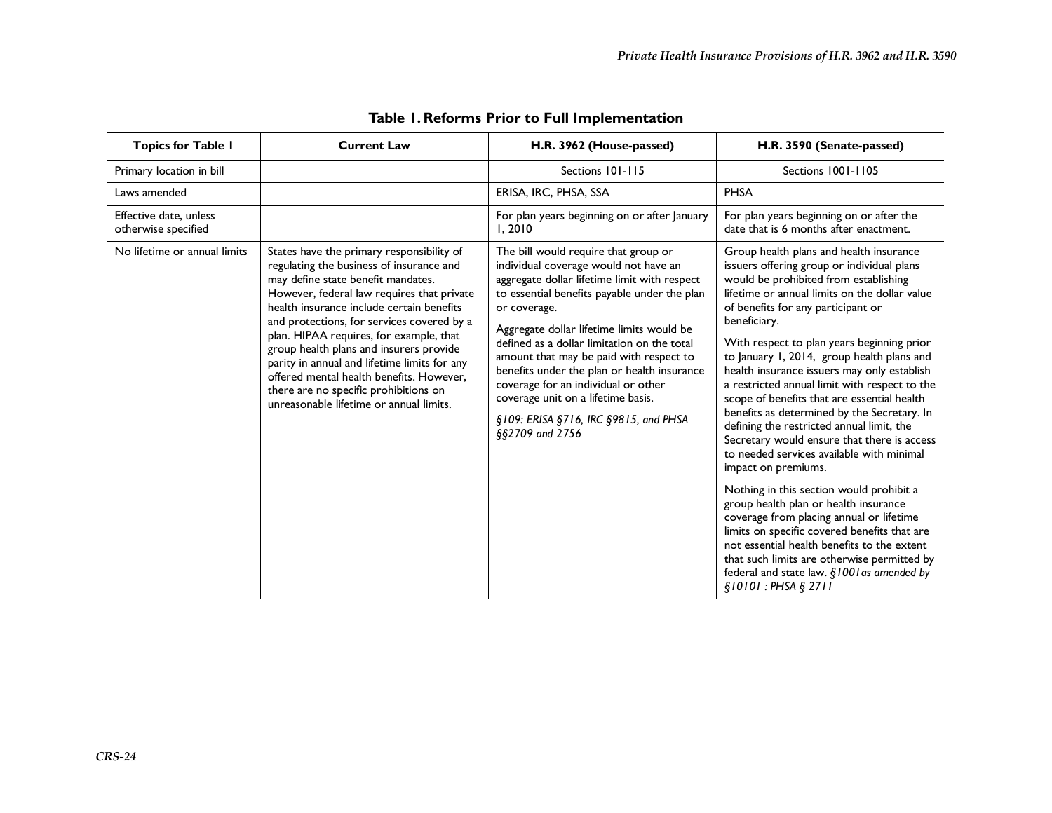## Table 1. Reforms Prior to Full Implementation

| Topics for Table 1 | Current Law | H.R. 3962 (House-passed) | H.R. 3590 (Senate-passed) |
|---|---|---|---|
| Primary location in bill | | Sections 101-115 | Sections 1001-1105 |
| Laws amended | | ERISA, IRC, PHSA, SSA | PHSA |
| Effective date, unless otherwise specified | | For plan years beginning on or after January 1, 2010 | For plan years beginning on or after the date that is 6 months after enactment. |
| No lifetime or annual limits | States have the primary responsibility of regulating the business of insurance and may define state benefit mandates. However, federal law requires that private health insurance include certain benefits and protections, for services covered by a plan. HIPAA requires, for example, that group health plans and insurers provide parity in annual and lifetime limits for any offered mental health benefits. However, there are no specific prohibitions on unreasonable lifetime or annual limits. | The bill would require that group or individual coverage would not have an aggregate dollar lifetime limit with respect to essential benefits payable under the plan or coverage.<br><br>Aggregate dollar lifetime limits would be defined as a dollar limitation on the total amount that may be paid with respect to benefits under the plan or health insurance coverage for an individual or other coverage unit on a lifetime basis.<br><br>*§109: ERISA §716, IRC §9815, and PHSA §§2709 and 2756* | Group health plans and health insurance issuers offering group or individual plans would be prohibited from establishing lifetime or annual limits on the dollar value of benefits for any participant or beneficiary.<br><br>With respect to plan years beginning prior to January 1, 2014, group health plans and health insurance issuers may only establish a restricted annual limit with respect to the scope of benefits that are essential health benefits as determined by the Secretary. In defining the restricted annual limit, the Secretary would ensure that there is access to needed services available with minimal impact on premiums.<br><br>Nothing in this section would prohibit a group health plan or health insurance coverage from placing annual or lifetime limits on specific covered benefits that are not essential health benefits to the extent that such limits are otherwise permitted by federal and state law. *§1001 as amended by §10101 : PHSA § 2711* |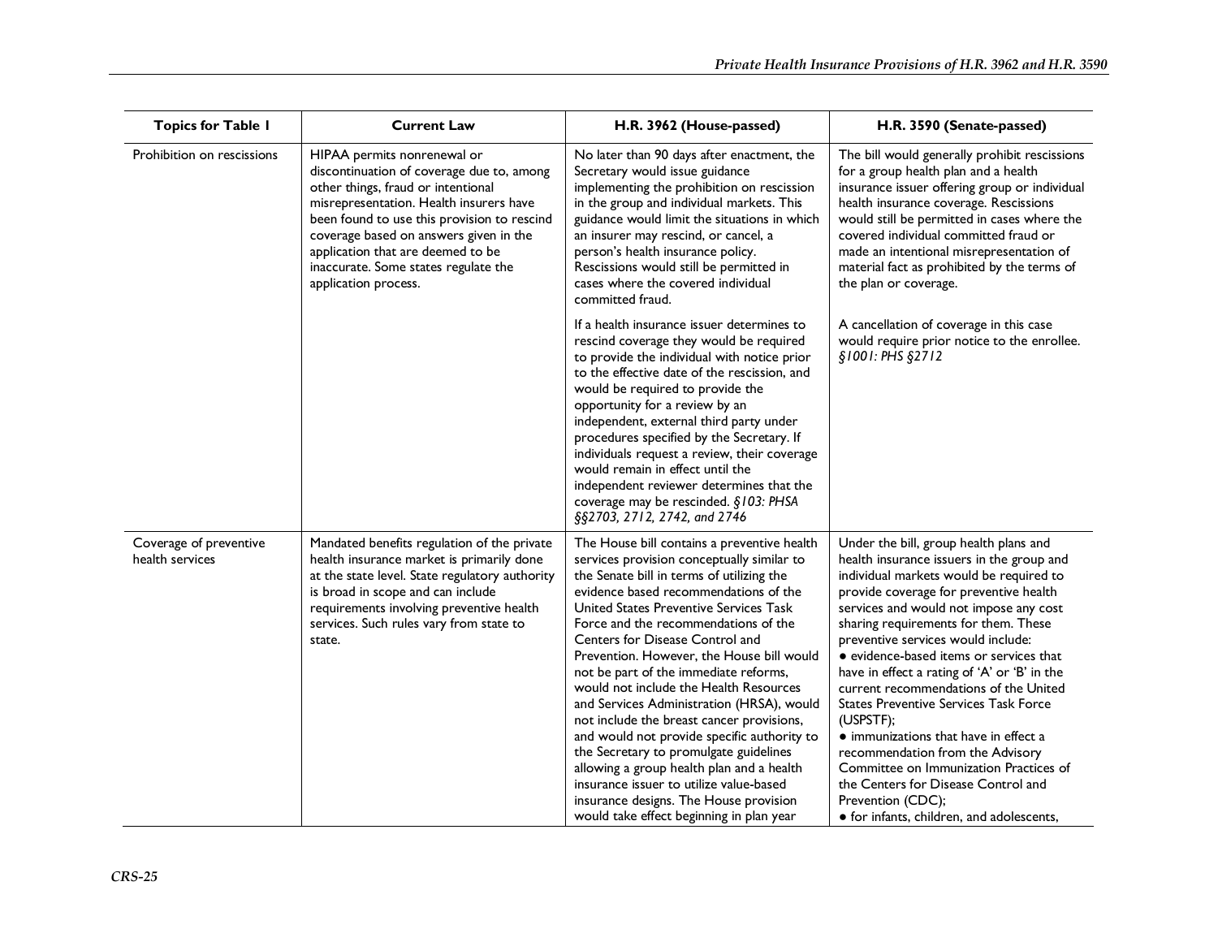| Topics for Table 1 | Current Law | H.R. 3962 (House-passed) | H.R. 3590 (Senate-passed) |
|---|---|---|---|
| Prohibition on rescissions | HIPAA permits nonrenewal or discontinuation of coverage due to, among other things, fraud or intentional misrepresentation. Health insurers have been found to use this provision to rescind coverage based on answers given in the application that are deemed to be inaccurate. Some states regulate the application process. | No later than 90 days after enactment, the Secretary would issue guidance implementing the prohibition on rescission in the group and individual markets. This guidance would limit the situations in which an insurer may rescind, or cancel, a person's health insurance policy. Rescissions would still be permitted in cases where the covered individual committed fraud.<br><br>If a health insurance issuer determines to rescind coverage they would be required to provide the individual with notice prior to the effective date of the rescission, and would be required to provide the opportunity for a review by an independent, external third party under procedures specified by the Secretary. If individuals request a review, their coverage would remain in effect until the independent reviewer determines that the coverage may be rescinded. *§103: PHSA §§2703, 2712, 2742, and 2746* | The bill would generally prohibit rescissions for a group health plan and a health insurance issuer offering group or individual health insurance coverage. Rescissions would still be permitted in cases where the covered individual committed fraud or made an intentional misrepresentation of material fact as prohibited by the terms of the plan or coverage.<br><br>A cancellation of coverage in this case would require prior notice to the enrollee. *§1001: PHS §2712* |
| Coverage of preventive health services | Mandated benefits regulation of the private health insurance market is primarily done at the state level. State regulatory authority is broad in scope and can include requirements involving preventive health services. Such rules vary from state to state. | The House bill contains a preventive health services provision conceptually similar to the Senate bill in terms of utilizing the evidence based recommendations of the United States Preventive Services Task Force and the recommendations of the Centers for Disease Control and Prevention. However, the House bill would not be part of the immediate reforms, would not include the Health Resources and Services Administration (HRSA), would not include the breast cancer provisions, and would not provide specific authority to the Secretary to promulgate guidelines allowing a group health plan and a health insurance issuer to utilize value-based insurance designs. The House provision would take effect beginning in plan year | Under the bill, group health plans and health insurance issuers in the group and individual markets would be required to provide coverage for preventive health services and would not impose any cost sharing requirements for them. These preventive services would include:<br>● evidence-based items or services that have in effect a rating of 'A' or 'B' in the current recommendations of the United States Preventive Services Task Force (USPSTF);<br>● immunizations that have in effect a recommendation from the Advisory Committee on Immunization Practices of the Centers for Disease Control and Prevention (CDC);<br>● for infants, children, and adolescents, |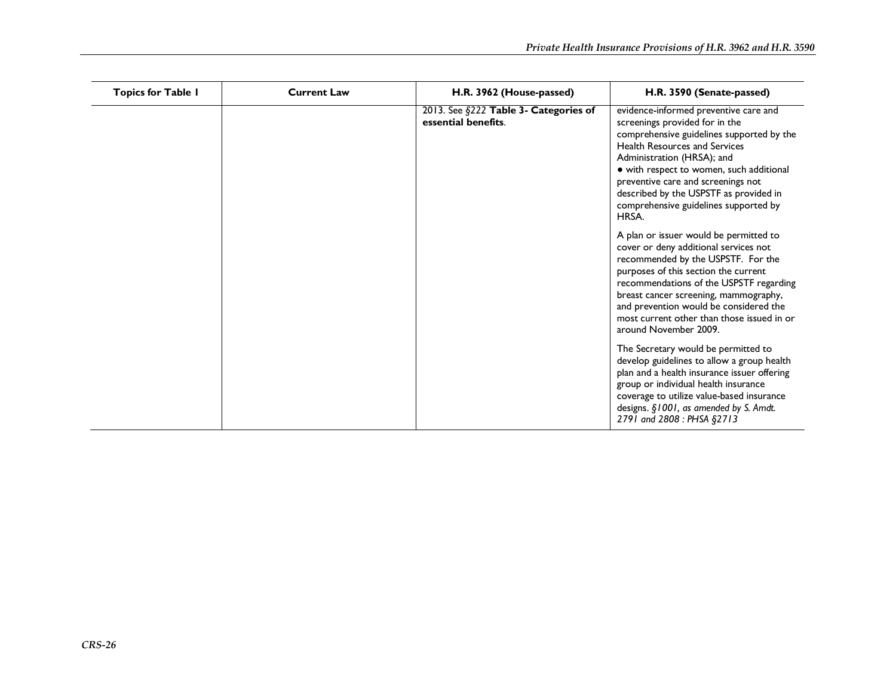| Topics for Table 1 | Current Law | H.R. 3962 (House-passed) | H.R. 3590 (Senate-passed) |
| --- | --- | --- | --- |
| | | 2013. See *§222* **Table 3- Categories of essential benefits**. | evidence-informed preventive care and screenings provided for in the comprehensive guidelines supported by the Health Resources and Services Administration (HRSA); and<br>● with respect to women, such additional preventive care and screenings not described by the USPSTF as provided in comprehensive guidelines supported by HRSA.<br><br>A plan or issuer would be permitted to cover or deny additional services not recommended by the USPSTF. For the purposes of this section the current recommendations of the USPSTF regarding breast cancer screening, mammography, and prevention would be considered the most current other than those issued in or around November 2009.<br><br>The Secretary would be permitted to develop guidelines to allow a group health plan and a health insurance issuer offering group or individual health insurance coverage to utilize value-based insurance designs. *§1001, as amended by S. Amdt. 2791 and 2808 : PHSA §2713* |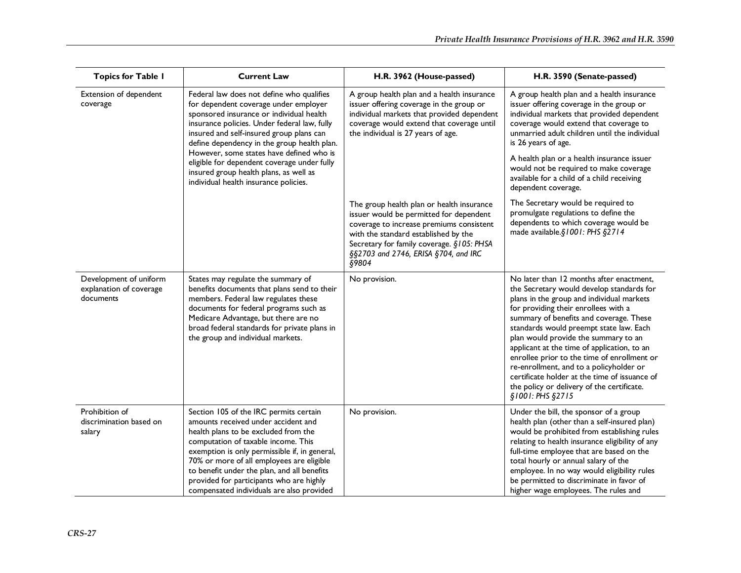| Topics for Table 1 | Current Law | H.R. 3962 (House-passed) | H.R. 3590 (Senate-passed) |
|---|---|---|---|
| Extension of dependent coverage | Federal law does not define who qualifies for dependent coverage under employer sponsored insurance or individual health insurance policies. Under federal law, fully insured and self-insured group plans can define dependency in the group health plan. However, some states have defined who is eligible for dependent coverage under fully insured group health plans, as well as individual health insurance policies. | A group health plan and a health insurance issuer offering coverage in the group or individual markets that provided dependent coverage would extend that coverage until the individual is 27 years of age. | A group health plan and a health insurance issuer offering coverage in the group or individual markets that provided dependent coverage would extend that coverage to unmarried adult children until the individual is 26 years of age. A health plan or a health insurance issuer would not be required to make coverage available for a child of a child receiving dependent coverage. |
| | | The group health plan or health insurance issuer would be permitted for dependent coverage to increase premiums consistent with the standard established by the Secretary for family coverage. *§105: PHSA §§2703 and 2746, ERISA §704, and IRC §9804* | The Secretary would be required to promulgate regulations to define the dependents to which coverage would be made available.*§1001: PHS §2714* |
| Development of uniform explanation of coverage documents | States may regulate the summary of benefits documents that plans send to their members. Federal law regulates these documents for federal programs such as Medicare Advantage, but there are no broad federal standards for private plans in the group and individual markets. | No provision. | No later than 12 months after enactment, the Secretary would develop standards for plans in the group and individual markets for providing their enrollees with a summary of benefits and coverage. These standards would preempt state law. Each plan would provide the summary to an applicant at the time of application, to an enrollee prior to the time of enrollment or re-enrollment, and to a policyholder or certificate holder at the time of issuance of the policy or delivery of the certificate. *§1001: PHS §2715* |
| Prohibition of discrimination based on salary | Section 105 of the IRC permits certain amounts received under accident and health plans to be excluded from the computation of taxable income. This exemption is only permissible if, in general, 70% or more of all employees are eligible to benefit under the plan, and all benefits provided for participants who are highly compensated individuals are also provided | No provision. | Under the bill, the sponsor of a group health plan (other than a self-insured plan) would be prohibited from establishing rules relating to health insurance eligibility of any full-time employee that are based on the total hourly or annual salary of the employee. In no way would eligibility rules be permitted to discriminate in favor of higher wage employees. The rules and |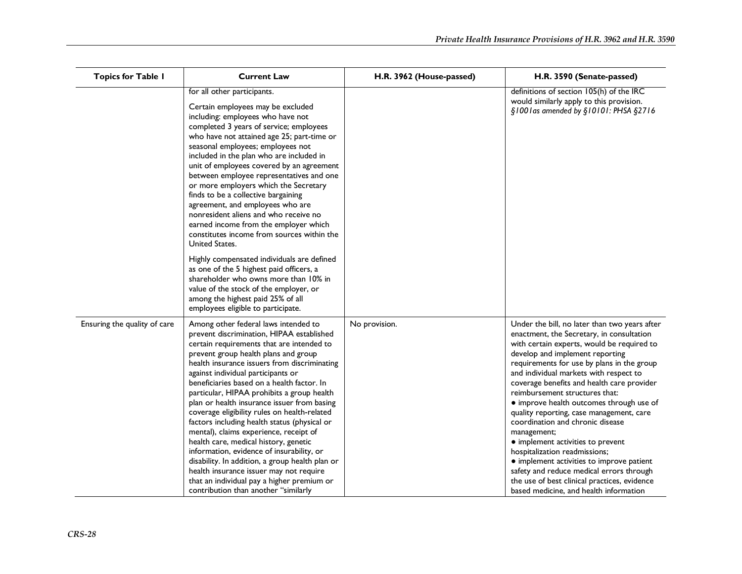| Topics for Table 1 | Current Law | H.R. 3962 (House-passed) | H.R. 3590 (Senate-passed) |
|---|---|---|---|
| | for all other participants.<br><br>Certain employees may be excluded including: employees who have not completed 3 years of service; employees who have not attained age 25; part-time or seasonal employees; employees not included in the plan who are included in unit of employees covered by an agreement between employee representatives and one or more employers which the Secretary finds to be a collective bargaining agreement, and employees who are nonresident aliens and who receive no earned income from the employer which constitutes income from sources within the United States.<br><br>Highly compensated individuals are defined as one of the 5 highest paid officers, a shareholder who owns more than 10% in value of the stock of the employer, or among the highest paid 25% of all employees eligible to participate. | | definitions of section 105(h) of the IRC would similarly apply to this provision. *§1001as amended by §10101: PHSA §2716* |
| Ensuring the quality of care | Among other federal laws intended to prevent discrimination, HIPAA established certain requirements that are intended to prevent group health plans and group health insurance issuers from discriminating against individual participants or beneficiaries based on a health factor. In particular, HIPAA prohibits a group health plan or health insurance issuer from basing coverage eligibility rules on health-related factors including health status (physical or mental), claims experience, receipt of health care, medical history, genetic information, evidence of insurability, or disability. In addition, a group health plan or health insurance issuer may not require that an individual pay a higher premium or contribution than another "similarly | No provision. | Under the bill, no later than two years after enactment, the Secretary, in consultation with certain experts, would be required to develop and implement reporting requirements for use by plans in the group and individual markets with respect to coverage benefits and health care provider reimbursement structures that:<br>• improve health outcomes through use of quality reporting, case management, care coordination and chronic disease management;<br>• implement activities to prevent hospitalization readmissions;<br>• implement activities to improve patient safety and reduce medical errors through the use of best clinical practices, evidence based medicine, and health information |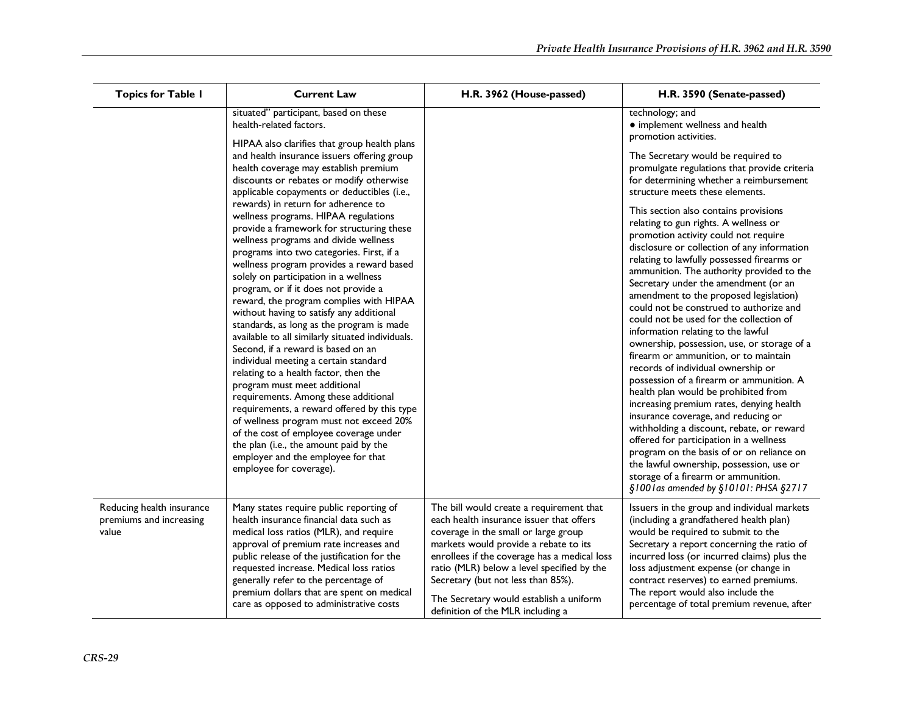| Topics for Table 1 | Current Law | H.R. 3962 (House-passed) | H.R. 3590 (Senate-passed) |
|---|---|---|---|
| | situated" participant, based on these health-related factors.<br><br>HIPAA also clarifies that group health plans and health insurance issuers offering group health coverage may establish premium discounts or rebates or modify otherwise applicable copayments or deductibles (i.e., rewards) in return for adherence to wellness programs. HIPAA regulations provide a framework for structuring these wellness programs and divide wellness programs into two categories. First, if a wellness program provides a reward based solely on participation in a wellness program, or if it does not provide a reward, the program complies with HIPAA without having to satisfy any additional standards, as long as the program is made available to all similarly situated individuals. Second, if a reward is based on an individual meeting a certain standard relating to a health factor, then the program must meet additional requirements. Among these additional requirements, a reward offered by this type of wellness program must not exceed 20% of the cost of employee coverage under the plan (i.e., the amount paid by the employer and the employee for that employee for coverage). | | technology; and<br>• implement wellness and health promotion activities.<br><br>The Secretary would be required to promulgate regulations that provide criteria for determining whether a reimbursement structure meets these elements.<br><br>This section also contains provisions relating to gun rights. A wellness or promotion activity could not require disclosure or collection of any information relating to lawfully possessed firearms or ammunition. The authority provided to the Secretary under the amendment (or an amendment to the proposed legislation) could not be construed to authorize and could not be used for the collection of information relating to the lawful ownership, possession, use, or storage of a firearm or ammunition, or to maintain records of individual ownership or possession of a firearm or ammunition. A health plan would be prohibited from increasing premium rates, denying health insurance coverage, and reducing or withholding a discount, rebate, or reward offered for participation in a wellness program on the basis of or on reliance on the lawful ownership, possession, use or storage of a firearm or ammunition.<br>*§1001as amended by §10101: PHSA §2717* |
| Reducing health insurance premiums and increasing value | Many states require public reporting of health insurance financial data such as medical loss ratios (MLR), and require approval of premium rate increases and public release of the justification for the requested increase. Medical loss ratios generally refer to the percentage of premium dollars that are spent on medical care as opposed to administrative costs | The bill would create a requirement that each health insurance issuer that offers coverage in the small or large group markets would provide a rebate to its enrollees if the coverage has a medical loss ratio (MLR) below a level specified by the Secretary (but not less than 85%).<br><br>The Secretary would establish a uniform definition of the MLR including a | Issuers in the group and individual markets (including a grandfathered health plan) would be required to submit to the Secretary a report concerning the ratio of incurred loss (or incurred claims) plus the loss adjustment expense (or change in contract reserves) to earned premiums. The report would also include the percentage of total premium revenue, after |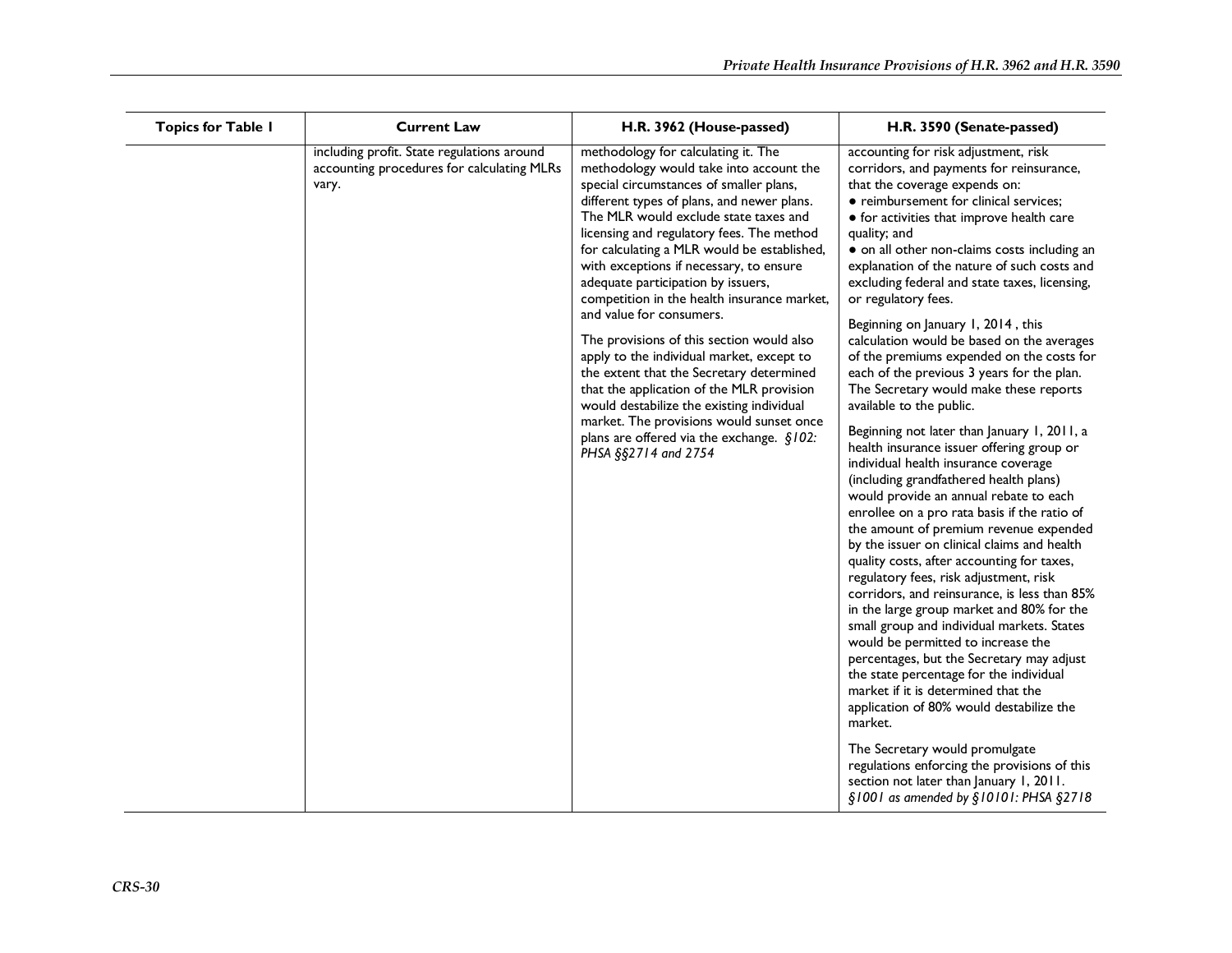| Topics for Table 1 | Current Law | H.R. 3962 (House-passed) | H.R. 3590 (Senate-passed) |
|---|---|---|---|
| | including profit. State regulations around accounting procedures for calculating MLRs vary. | methodology for calculating it. The methodology would take into account the special circumstances of smaller plans, different types of plans, and newer plans. The MLR would exclude state taxes and licensing and regulatory fees. The method for calculating a MLR would be established, with exceptions if necessary, to ensure adequate participation by issuers, competition in the health insurance market, and value for consumers.<br><br>The provisions of this section would also apply to the individual market, except to the extent that the Secretary determined that the application of the MLR provision would destabilize the existing individual market. The provisions would sunset once plans are offered via the exchange. *§102: PHSA §§2714 and 2754* | accounting for risk adjustment, risk corridors, and payments for reinsurance, that the coverage expends on:<br>● reimbursement for clinical services;<br>● for activities that improve health care quality; and<br>● on all other non-claims costs including an explanation of the nature of such costs and excluding federal and state taxes, licensing, or regulatory fees.<br><br>Beginning on January 1, 2014 , this calculation would be based on the averages of the premiums expended on the costs for each of the previous 3 years for the plan. The Secretary would make these reports available to the public.<br><br>Beginning not later than January 1, 2011, a health insurance issuer offering group or individual health insurance coverage (including grandfathered health plans) would provide an annual rebate to each enrollee on a pro rata basis if the ratio of the amount of premium revenue expended by the issuer on clinical claims and health quality costs, after accounting for taxes, regulatory fees, risk adjustment, risk corridors, and reinsurance, is less than 85% in the large group market and 80% for the small group and individual markets. States would be permitted to increase the percentages, but the Secretary may adjust the state percentage for the individual market if it is determined that the application of 80% would destabilize the market.<br><br>The Secretary would promulgate regulations enforcing the provisions of this section not later than January 1, 2011. *§1001 as amended by §10101: PHSA §2718* |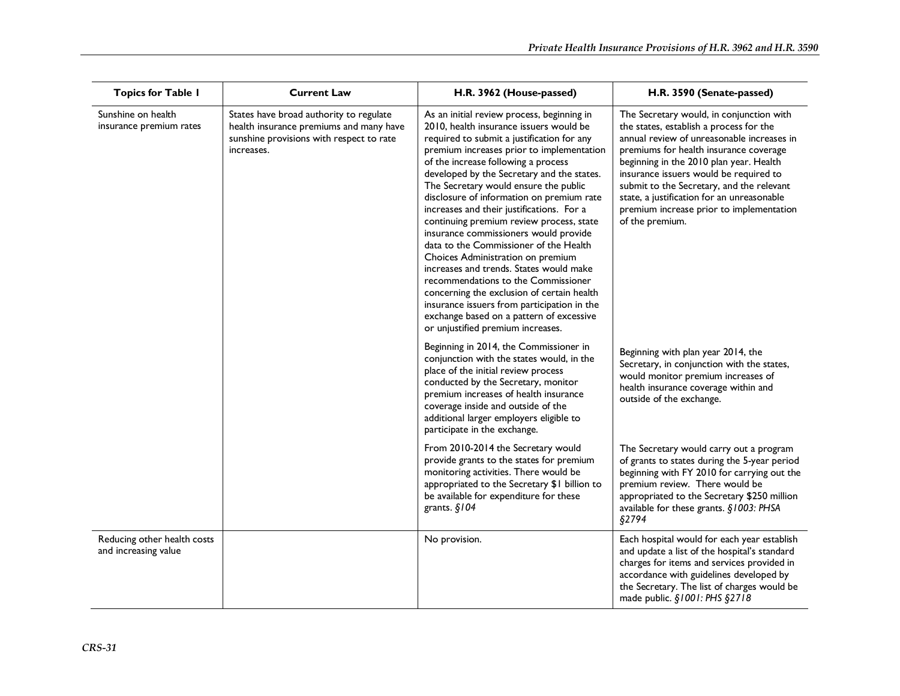| Topics for Table 1 | Current Law | H.R. 3962 (House-passed) | H.R. 3590 (Senate-passed) |
|---|---|---|---|
| Sunshine on health insurance premium rates | States have broad authority to regulate health insurance premiums and many have sunshine provisions with respect to rate increases. | As an initial review process, beginning in 2010, health insurance issuers would be required to submit a justification for any premium increases prior to implementation of the increase following a process developed by the Secretary and the states. The Secretary would ensure the public disclosure of information on premium rate increases and their justifications. For a continuing premium review process, state insurance commissioners would provide data to the Commissioner of the Health Choices Administration on premium increases and trends. States would make recommendations to the Commissioner concerning the exclusion of certain health insurance issuers from participation in the exchange based on a pattern of excessive or unjustified premium increases. | The Secretary would, in conjunction with the states, establish a process for the annual review of unreasonable increases in premiums for health insurance coverage beginning in the 2010 plan year. Health insurance issuers would be required to submit to the Secretary, and the relevant state, a justification for an unreasonable premium increase prior to implementation of the premium. |
| | | Beginning in 2014, the Commissioner in conjunction with the states would, in the place of the initial review process conducted by the Secretary, monitor premium increases of health insurance coverage inside and outside of the additional larger employers eligible to participate in the exchange. | Beginning with plan year 2014, the Secretary, in conjunction with the states, would monitor premium increases of health insurance coverage within and outside of the exchange. |
| | | From 2010-2014 the Secretary would provide grants to the states for premium monitoring activities. There would be appropriated to the Secretary $1 billion to be available for expenditure for these grants. *§104* | The Secretary would carry out a program of grants to states during the 5-year period beginning with FY 2010 for carrying out the premium review. There would be appropriated to the Secretary $250 million available for these grants. *§1003: PHSA §2794* |
| Reducing other health costs and increasing value | | No provision. | Each hospital would for each year establish and update a list of the hospital's standard charges for items and services provided in accordance with guidelines developed by the Secretary. The list of charges would be made public. *§1001: PHS §2718* |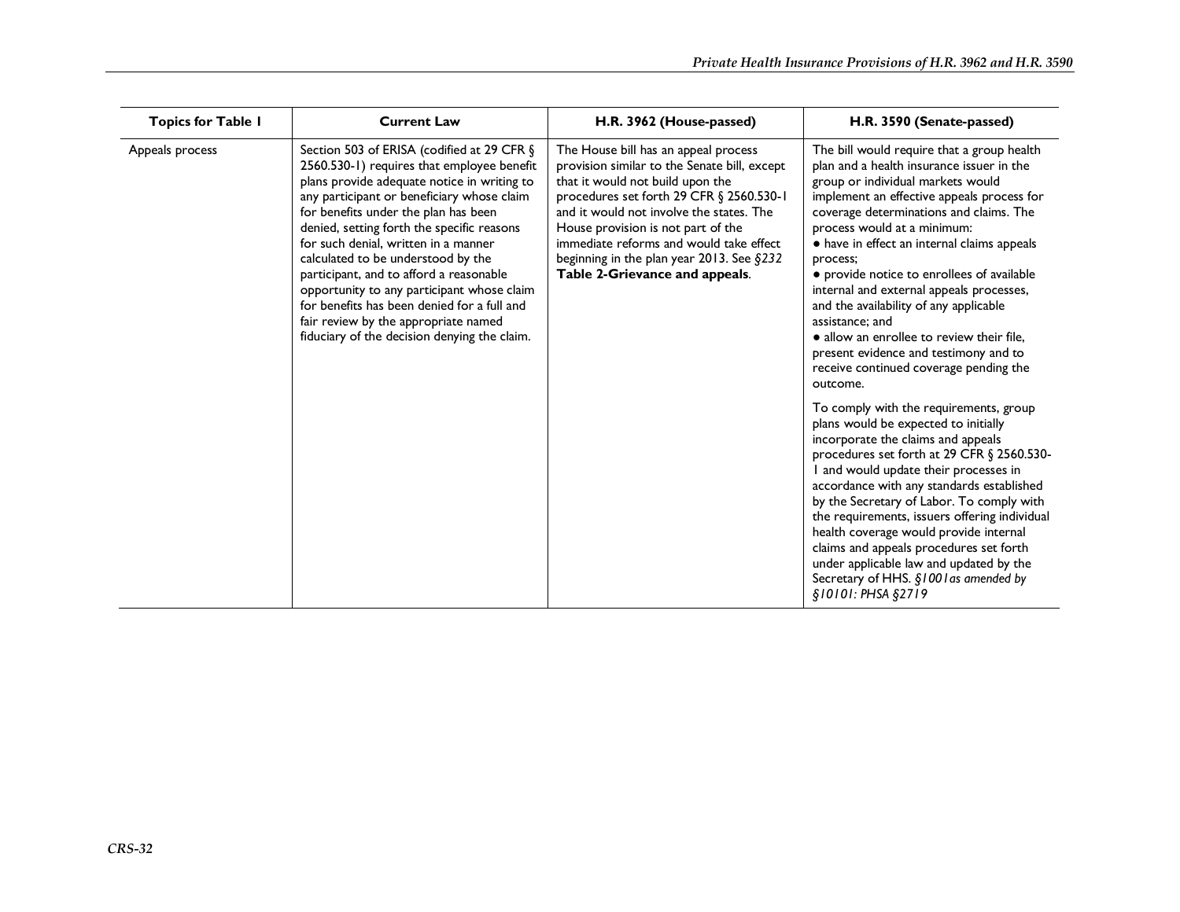| Topics for Table 1 | Current Law | H.R. 3962 (House-passed) | H.R. 3590 (Senate-passed) |
|---|---|---|---|
| Appeals process | Section 503 of ERISA (codified at 29 CFR § 2560.530-1) requires that employee benefit plans provide adequate notice in writing to any participant or beneficiary whose claim for benefits under the plan has been denied, setting forth the specific reasons for such denial, written in a manner calculated to be understood by the participant, and to afford a reasonable opportunity to any participant whose claim for benefits has been denied for a full and fair review by the appropriate named fiduciary of the decision denying the claim. | The House bill has an appeal process provision similar to the Senate bill, except that it would not build upon the procedures set forth 29 CFR § 2560.530-1 and it would not involve the states. The House provision is not part of the immediate reforms and would take effect beginning in the plan year 2013. See *§232* **Table 2-Grievance and appeals**. | The bill would require that a group health plan and a health insurance issuer in the group or individual markets would implement an effective appeals process for coverage determinations and claims. The process would at a minimum: <br>• have in effect an internal claims appeals process; <br>• provide notice to enrollees of available internal and external appeals processes, and the availability of any applicable assistance; and <br>• allow an enrollee to review their file, present evidence and testimony and to receive continued coverage pending the outcome. <br><br>To comply with the requirements, group plans would be expected to initially incorporate the claims and appeals procedures set forth at 29 CFR § 2560.530-1 and would update their processes in accordance with any standards established by the Secretary of Labor. To comply with the requirements, issuers offering individual health coverage would provide internal claims and appeals procedures set forth under applicable law and updated by the Secretary of HHS. *§1001as amended by §10101: PHSA §2719* |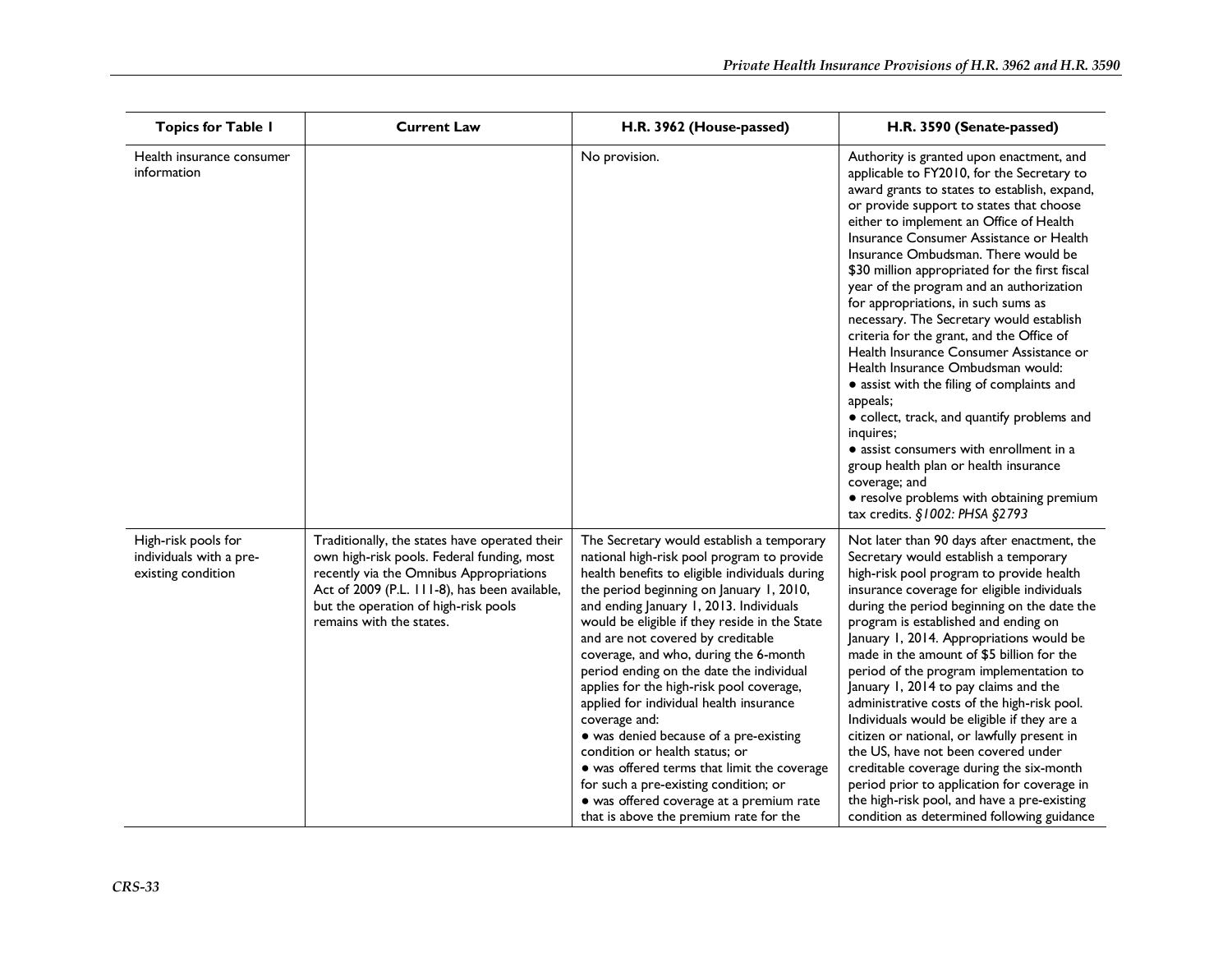| Topics for Table 1 | Current Law | H.R. 3962 (House-passed) | H.R. 3590 (Senate-passed) |
|---|---|---|---|
| Health insurance consumer information | | No provision. | Authority is granted upon enactment, and applicable to FY2010, for the Secretary to award grants to states to establish, expand, or provide support to states that choose either to implement an Office of Health Insurance Consumer Assistance or Health Insurance Ombudsman. There would be $30 million appropriated for the first fiscal year of the program and an authorization for appropriations, in such sums as necessary. The Secretary would establish criteria for the grant, and the Office of Health Insurance Consumer Assistance or Health Insurance Ombudsman would: <br>• assist with the filing of complaints and appeals; <br>• collect, track, and quantify problems and inquires; <br>• assist consumers with enrollment in a group health plan or health insurance coverage; and <br>• resolve problems with obtaining premium tax credits. *§1002: PHSA §2793* |
| High-risk pools for individuals with a pre-existing condition | Traditionally, the states have operated their own high-risk pools. Federal funding, most recently via the Omnibus Appropriations Act of 2009 (P.L. 111-8), has been available, but the operation of high-risk pools remains with the states. | The Secretary would establish a temporary national high-risk pool program to provide health benefits to eligible individuals during the period beginning on January 1, 2010, and ending January 1, 2013. Individuals would be eligible if they reside in the State and are not covered by creditable coverage, and who, during the 6-month period ending on the date the individual applies for the high-risk pool coverage, applied for individual health insurance coverage and: <br>• was denied because of a pre-existing condition or health status; or <br>• was offered terms that limit the coverage for such a pre-existing condition; or <br>• was offered coverage at a premium rate that is above the premium rate for the | Not later than 90 days after enactment, the Secretary would establish a temporary high-risk pool program to provide health insurance coverage for eligible individuals during the period beginning on the date the program is established and ending on January 1, 2014. Appropriations would be made in the amount of $5 billion for the period of the program implementation to January 1, 2014 to pay claims and the administrative costs of the high-risk pool. Individuals would be eligible if they are a citizen or national, or lawfully present in the US, have not been covered under creditable coverage during the six-month period prior to application for coverage in the high-risk pool, and have a pre-existing condition as determined following guidance |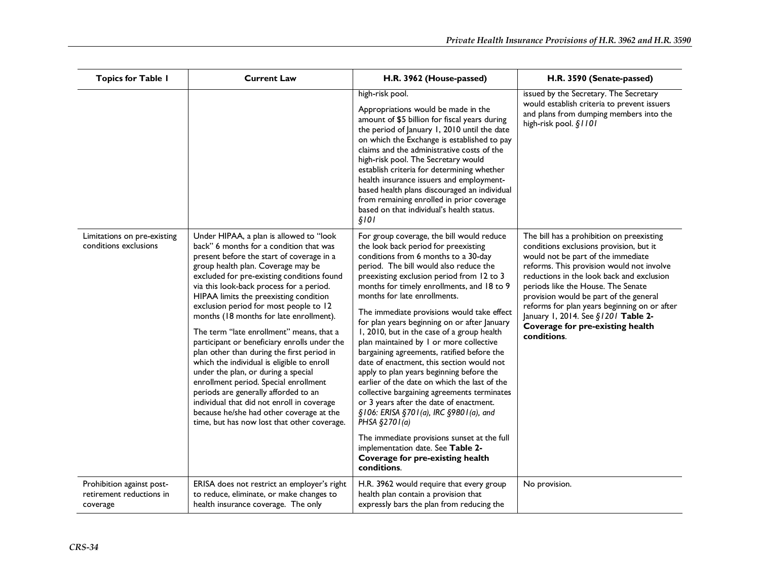| Topics for Table 1 | Current Law | H.R. 3962 (House-passed) | H.R. 3590 (Senate-passed) |
|---|---|---|---|
| | | high-risk pool.<br><br>Appropriations would be made in the amount of $5 billion for fiscal years during the period of January 1, 2010 until the date on which the Exchange is established to pay claims and the administrative costs of the high-risk pool. The Secretary would establish criteria for determining whether health insurance issuers and employment-based health plans discouraged an individual from remaining enrolled in prior coverage based on that individual's health status. *§101* | issued by the Secretary. The Secretary would establish criteria to prevent issuers and plans from dumping members into the high-risk pool. *§1101* |
| Limitations on pre-existing conditions exclusions | Under HIPAA, a plan is allowed to "look back" 6 months for a condition that was present before the start of coverage in a group health plan. Coverage may be excluded for pre-existing conditions found via this look-back process for a period. HIPAA limits the preexisting condition exclusion period for most people to 12 months (18 months for late enrollment).<br><br>The term "late enrollment" means, that a participant or beneficiary enrolls under the plan other than during the first period in which the individual is eligible to enroll under the plan, or during a special enrollment period. Special enrollment periods are generally afforded to an individual that did not enroll in coverage because he/she had other coverage at the time, but has now lost that other coverage. | For group coverage, the bill would reduce the look back period for preexisting conditions from 6 months to a 30-day period. The bill would also reduce the preexisting exclusion period from 12 to 3 months for timely enrollments, and 18 to 9 months for late enrollments.<br><br>The immediate provisions would take effect for plan years beginning on or after January 1, 2010, but in the case of a group health plan maintained by 1 or more collective bargaining agreements, ratified before the date of enactment, this section would not apply to plan years beginning before the earlier of the date on which the last of the collective bargaining agreements terminates or 3 years after the date of enactment. *§106: ERISA §701(a), IRC §9801(a), and PHSA §2701(a)*<br><br>The immediate provisions sunset at the full implementation date. See **Table 2-Coverage for pre-existing health conditions**. | The bill has a prohibition on preexisting conditions exclusions provision, but it would not be part of the immediate reforms. This provision would not involve reductions in the look back and exclusion periods like the House. The Senate provision would be part of the general reforms for plan years beginning on or after January 1, 2014. See *§1201* **Table 2-Coverage for pre-existing health conditions**. |
| Prohibition against post-retirement reductions in coverage | ERISA does not restrict an employer's right to reduce, eliminate, or make changes to health insurance coverage. The only | H.R. 3962 would require that every group health plan contain a provision that expressly bars the plan from reducing the | No provision. |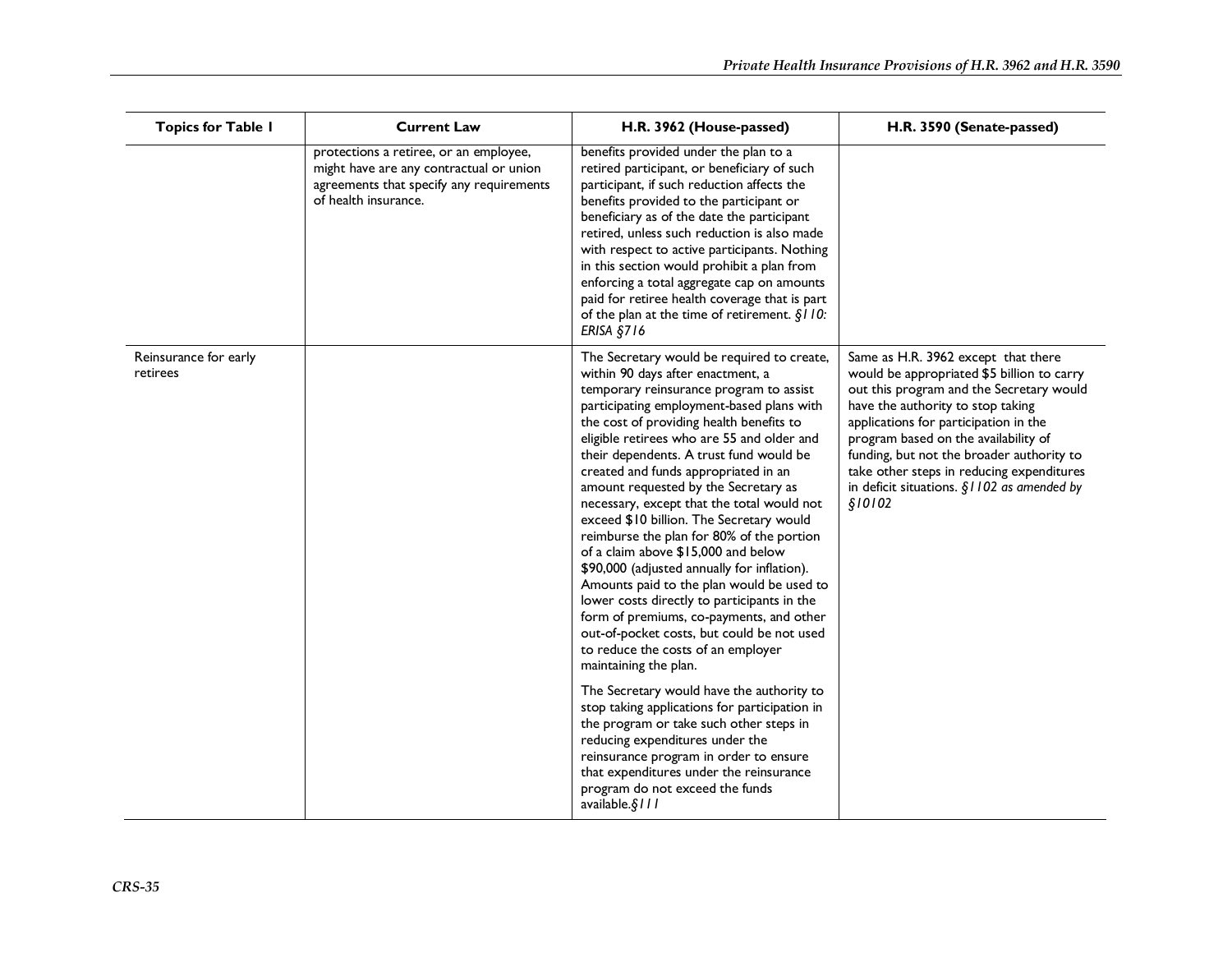| Topics for Table 1 | Current Law | H.R. 3962 (House-passed) | H.R. 3590 (Senate-passed) |
| --- | --- | --- | --- |
| | protections a retiree, or an employee, might have are any contractual or union agreements that specify any requirements of health insurance. | benefits provided under the plan to a retired participant, or beneficiary of such participant, if such reduction affects the benefits provided to the participant or beneficiary as of the date the participant retired, unless such reduction is also made with respect to active participants. Nothing in this section would prohibit a plan from enforcing a total aggregate cap on amounts paid for retiree health coverage that is part of the plan at the time of retirement. *§110: ERISA §716* | |
| Reinsurance for early retirees | | The Secretary would be required to create, within 90 days after enactment, a temporary reinsurance program to assist participating employment-based plans with the cost of providing health benefits to eligible retirees who are 55 and older and their dependents. A trust fund would be created and funds appropriated in an amount requested by the Secretary as necessary, except that the total would not exceed $10 billion. The Secretary would reimburse the plan for 80% of the portion of a claim above $15,000 and below $90,000 (adjusted annually for inflation). Amounts paid to the plan would be used to lower costs directly to participants in the form of premiums, co-payments, and other out-of-pocket costs, but could be not used to reduce the costs of an employer maintaining the plan.<br><br>The Secretary would have the authority to stop taking applications for participation in the program or take such other steps in reducing expenditures under the reinsurance program in order to ensure that expenditures under the reinsurance program do not exceed the funds available.*§111* | Same as H.R. 3962 except that there would be appropriated $5 billion to carry out this program and the Secretary would have the authority to stop taking applications for participation in the program based on the availability of funding, but not the broader authority to take other steps in reducing expenditures in deficit situations. *§1102 as amended by §10102* |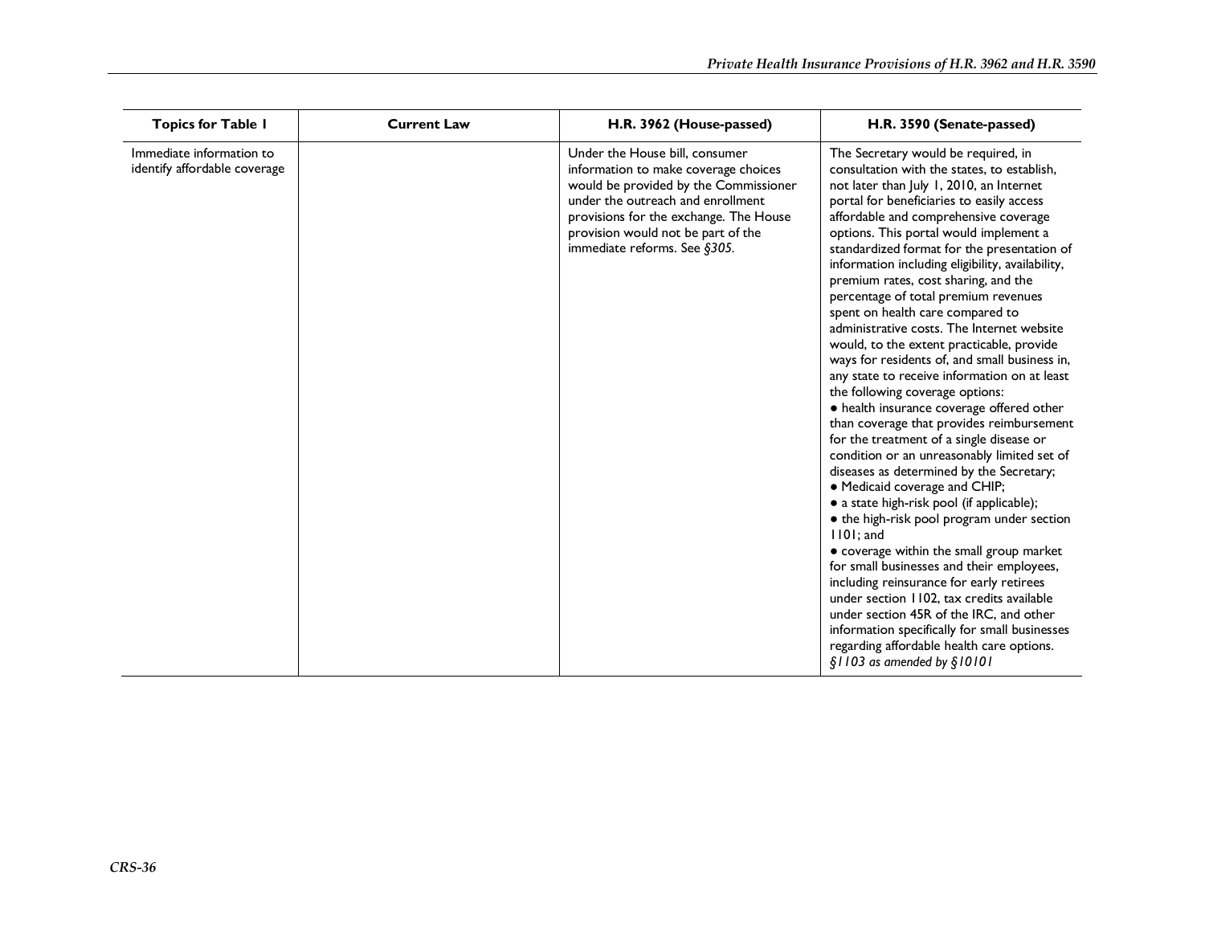| Topics for Table 1 | Current Law | H.R. 3962 (House-passed) | H.R. 3590 (Senate-passed) |
|---|---|---|---|
| Immediate information to identify affordable coverage | | Under the House bill, consumer information to make coverage choices would be provided by the Commissioner under the outreach and enrollment provisions for the exchange. The House provision would not be part of the immediate reforms. See *§305.* | The Secretary would be required, in consultation with the states, to establish, not later than July 1, 2010, an Internet portal for beneficiaries to easily access affordable and comprehensive coverage options. This portal would implement a standardized format for the presentation of information including eligibility, availability, premium rates, cost sharing, and the percentage of total premium revenues spent on health care compared to administrative costs. The Internet website would, to the extent practicable, provide ways for residents of, and small business in, any state to receive information on at least the following coverage options: <br>● health insurance coverage offered other than coverage that provides reimbursement for the treatment of a single disease or condition or an unreasonably limited set of diseases as determined by the Secretary; <br>● Medicaid coverage and CHIP; <br>● a state high-risk pool (if applicable); <br>● the high-risk pool program under section 1101; and <br>● coverage within the small group market for small businesses and their employees, including reinsurance for early retirees under section 1102, tax credits available under section 45R of the IRC, and other information specifically for small businesses regarding affordable health care options. <br>*§1103 as amended by §10101* |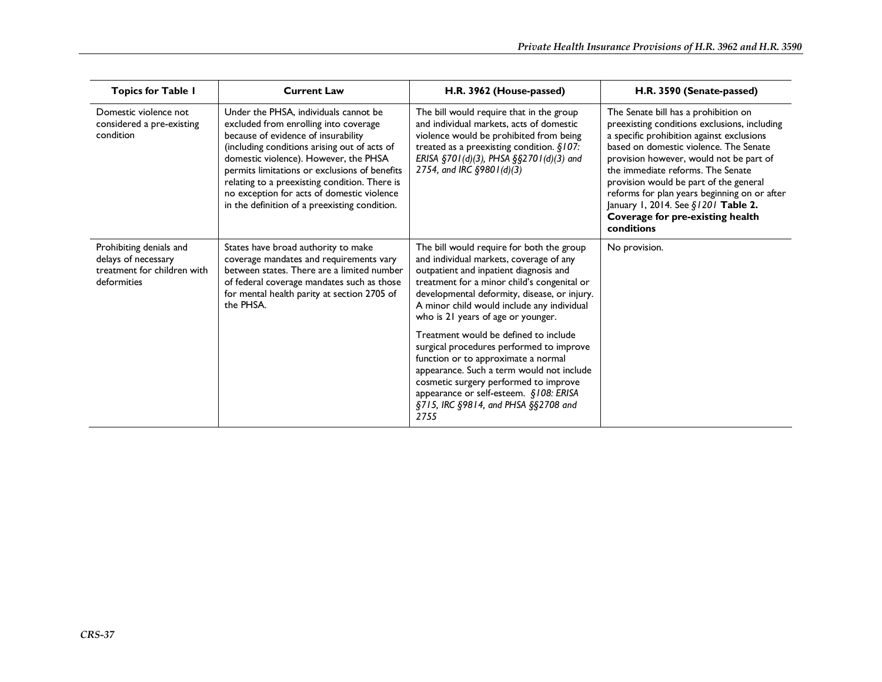| Topics for Table 1 | Current Law | H.R. 3962 (House-passed) | H.R. 3590 (Senate-passed) |
|---|---|---|---|
| Domestic violence not considered a pre-existing condition | Under the PHSA, individuals cannot be excluded from enrolling into coverage because of evidence of insurability (including conditions arising out of acts of domestic violence). However, the PHSA permits limitations or exclusions of benefits relating to a preexisting condition. There is no exception for acts of domestic violence in the definition of a preexisting condition. | The bill would require that in the group and individual markets, acts of domestic violence would be prohibited from being treated as a preexisting condition. *§107: ERISA §701(d)(3), PHSA §§2701(d)(3) and 2754, and IRC §9801(d)(3)* | The Senate bill has a prohibition on preexisting conditions exclusions, including a specific prohibition against exclusions based on domestic violence. The Senate provision however, would not be part of the immediate reforms. The Senate provision would be part of the general reforms for plan years beginning on or after January 1, 2014. See *§1201* **Table 2. Coverage for pre-existing health conditions** |
| Prohibiting denials and delays of necessary treatment for children with deformities | States have broad authority to make coverage mandates and requirements vary between states. There are a limited number of federal coverage mandates such as those for mental health parity at section 2705 of the PHSA. | The bill would require for both the group and individual markets, coverage of any outpatient and inpatient diagnosis and treatment for a minor child's congenital or developmental deformity, disease, or injury. A minor child would include any individual who is 21 years of age or younger.<br><br>Treatment would be defined to include surgical procedures performed to improve function or to approximate a normal appearance. Such a term would not include cosmetic surgery performed to improve appearance or self-esteem. *§108: ERISA §715, IRC §9814, and PHSA §§2708 and 2755* | No provision. |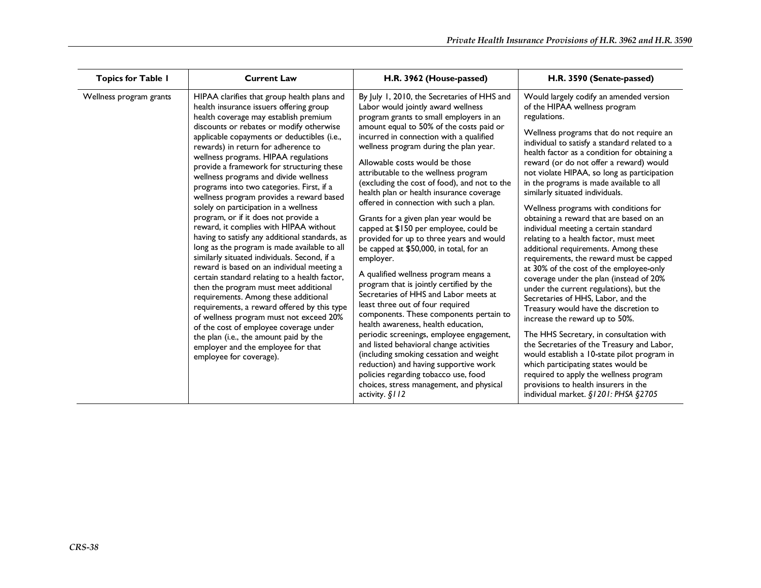| Topics for Table 1 | Current Law | H.R. 3962 (House-passed) | H.R. 3590 (Senate-passed) |
|---|---|---|---|
| Wellness program grants | HIPAA clarifies that group health plans and health insurance issuers offering group health coverage may establish premium discounts or rebates or modify otherwise applicable copayments or deductibles (i.e., rewards) in return for adherence to wellness programs. HIPAA regulations provide a framework for structuring these wellness programs and divide wellness programs into two categories. First, if a wellness program provides a reward based solely on participation in a wellness program, or if it does not provide a reward, it complies with HIPAA without having to satisfy any additional standards, as long as the program is made available to all similarly situated individuals. Second, if a reward is based on an individual meeting a certain standard relating to a health factor, then the program must meet additional requirements. Among these additional requirements, a reward offered by this type of wellness program must not exceed 20% of the cost of employee coverage under the plan (i.e., the amount paid by the employer and the employee for that employee for coverage). | By July 1, 2010, the Secretaries of HHS and Labor would jointly award wellness program grants to small employers in an amount equal to 50% of the costs paid or incurred in connection with a qualified wellness program during the plan year.<br><br>Allowable costs would be those attributable to the wellness program (excluding the cost of food), and not to the health plan or health insurance coverage offered in connection with such a plan.<br><br>Grants for a given plan year would be capped at $150 per employee, could be provided for up to three years and would be capped at $50,000, in total, for an employer.<br><br>A qualified wellness program means a program that is jointly certified by the Secretaries of HHS and Labor meets at least three out of four required components. These components pertain to health awareness, health education, periodic screenings, employee engagement, and listed behavioral change activities (including smoking cessation and weight reduction) and having supportive work policies regarding tobacco use, food choices, stress management, and physical activity. *§112* | Would largely codify an amended version of the HIPAA wellness program regulations.<br><br>Wellness programs that do not require an individual to satisfy a standard related to a health factor as a condition for obtaining a reward (or do not offer a reward) would not violate HIPAA, so long as participation in the programs is made available to all similarly situated individuals.<br><br>Wellness programs with conditions for obtaining a reward that are based on an individual meeting a certain standard relating to a health factor, must meet additional requirements. Among these requirements, the reward must be capped at 30% of the cost of the employee-only coverage under the plan (instead of 20% under the current regulations), but the Secretaries of HHS, Labor, and the Treasury would have the discretion to increase the reward up to 50%.<br><br>The HHS Secretary, in consultation with the Secretaries of the Treasury and Labor, would establish a 10-state pilot program in which participating states would be required to apply the wellness program provisions to health insurers in the individual market. *§1201: PHSA §2705* |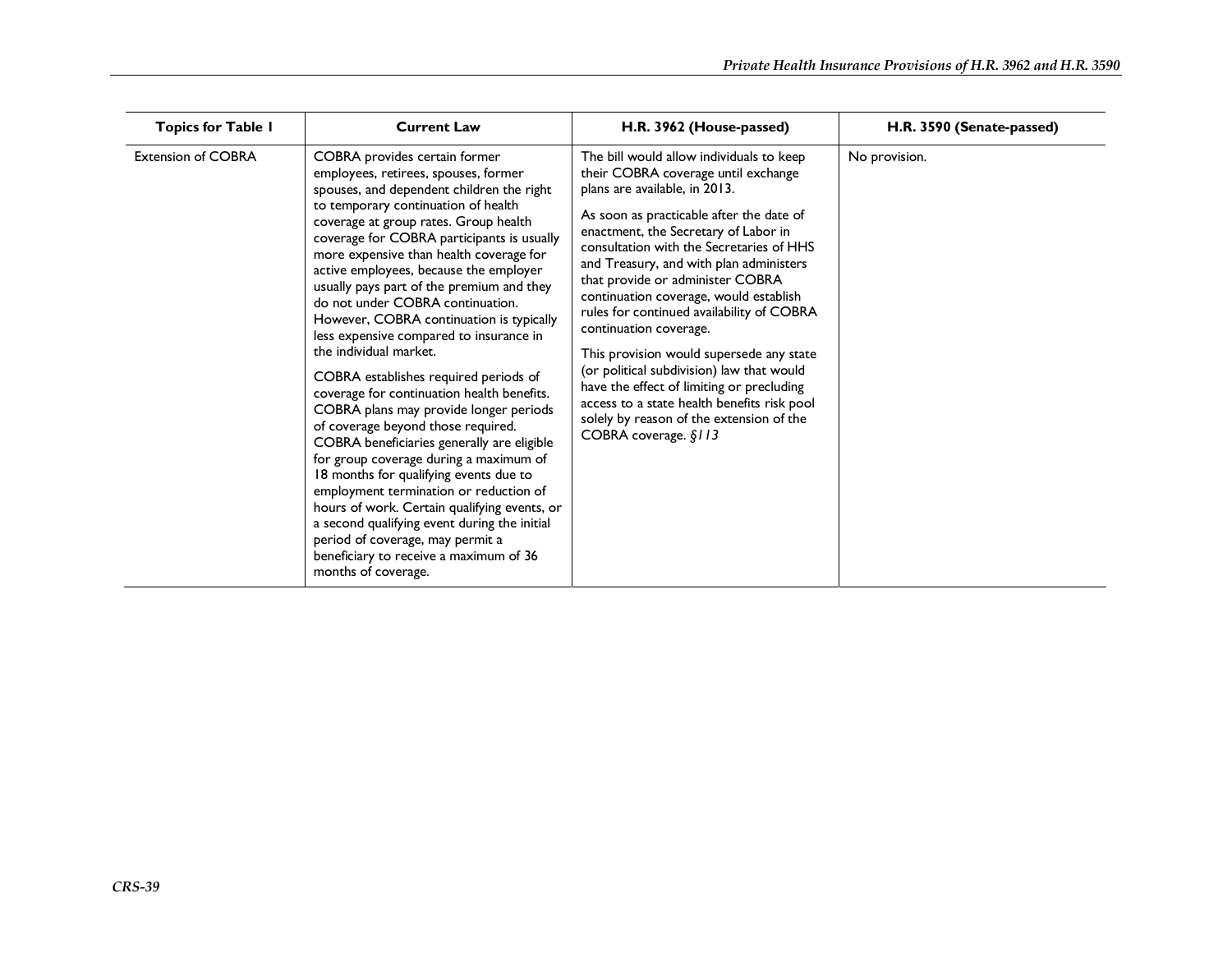| Topics for Table 1 | Current Law | H.R. 3962 (House-passed) | H.R. 3590 (Senate-passed) |
|---|---|---|---|
| Extension of COBRA | COBRA provides certain former employees, retirees, spouses, former spouses, and dependent children the right to temporary continuation of health coverage at group rates. Group health coverage for COBRA participants is usually more expensive than health coverage for active employees, because the employer usually pays part of the premium and they do not under COBRA continuation. However, COBRA continuation is typically less expensive compared to insurance in the individual market.<br><br>COBRA establishes required periods of coverage for continuation health benefits. COBRA plans may provide longer periods of coverage beyond those required. COBRA beneficiaries generally are eligible for group coverage during a maximum of 18 months for qualifying events due to employment termination or reduction of hours of work. Certain qualifying events, or a second qualifying event during the initial period of coverage, may permit a beneficiary to receive a maximum of 36 months of coverage. | The bill would allow individuals to keep their COBRA coverage until exchange plans are available, in 2013.<br><br>As soon as practicable after the date of enactment, the Secretary of Labor in consultation with the Secretaries of HHS and Treasury, and with plan administers that provide or administer COBRA continuation coverage, would establish rules for continued availability of COBRA continuation coverage.<br><br>This provision would supersede any state (or political subdivision) law that would have the effect of limiting or precluding access to a state health benefits risk pool solely by reason of the extension of the COBRA coverage. *§113* | No provision. |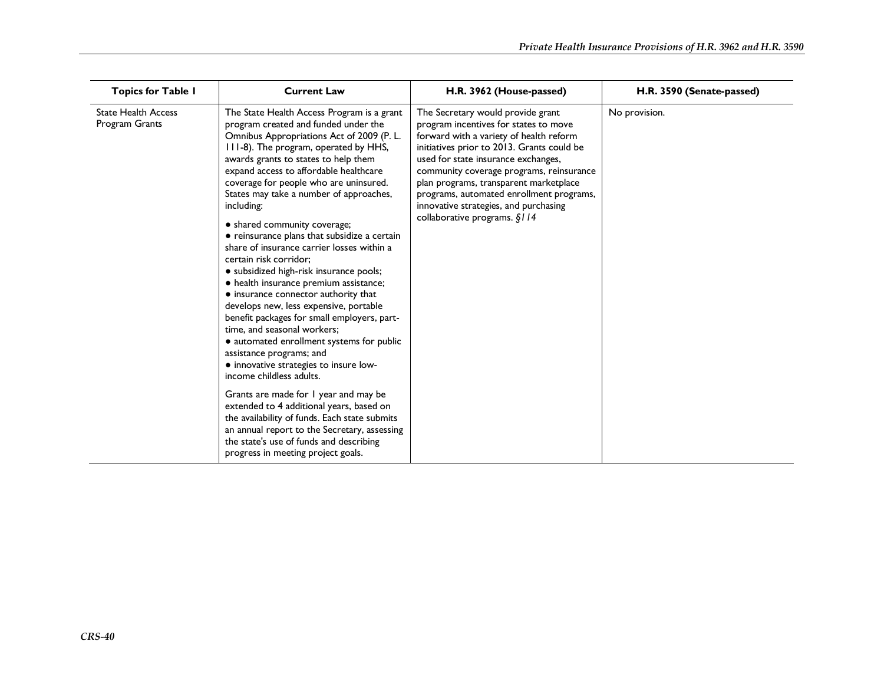| Topics for Table 1 | Current Law | H.R. 3962 (House-passed) | H.R. 3590 (Senate-passed) |
| --- | --- | --- | --- |
| State Health Access Program Grants | The State Health Access Program is a grant program created and funded under the Omnibus Appropriations Act of 2009 (P. L. 111-8). The program, operated by HHS, awards grants to states to help them expand access to affordable healthcare coverage for people who are uninsured. States may take a number of approaches, including:<br><br>● shared community coverage;<br>● reinsurance plans that subsidize a certain share of insurance carrier losses within a certain risk corridor;<br>● subsidized high-risk insurance pools;<br>● health insurance premium assistance;<br>● insurance connector authority that develops new, less expensive, portable benefit packages for small employers, part-time, and seasonal workers;<br>● automated enrollment systems for public assistance programs; and<br>● innovative strategies to insure low-income childless adults.<br><br>Grants are made for 1 year and may be extended to 4 additional years, based on the availability of funds. Each state submits an annual report to the Secretary, assessing the state's use of funds and describing progress in meeting project goals. | The Secretary would provide grant program incentives for states to move forward with a variety of health reform initiatives prior to 2013. Grants could be used for state insurance exchanges, community coverage programs, reinsurance plan programs, transparent marketplace programs, automated enrollment programs, innovative strategies, and purchasing collaborative programs. *§114* | No provision. |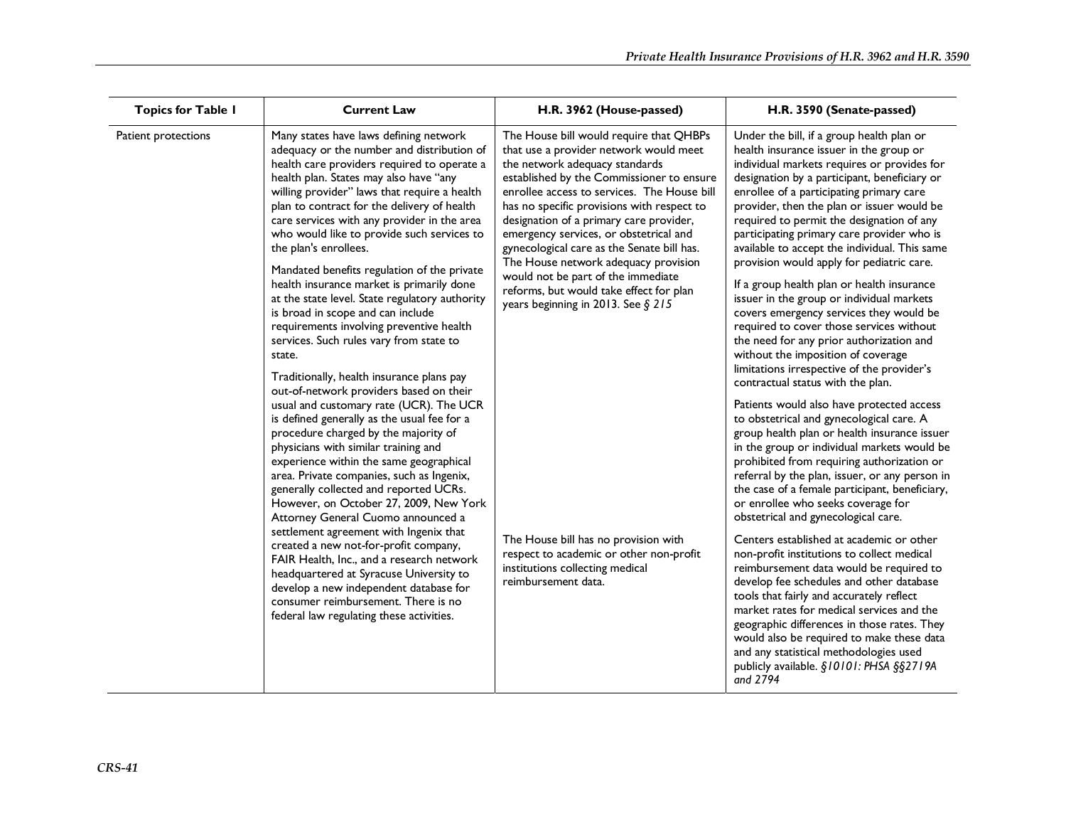| Topics for Table 1 | Current Law | H.R. 3962 (House-passed) | H.R. 3590 (Senate-passed) |
|---|---|---|---|
| Patient protections | Many states have laws defining network adequacy or the number and distribution of health care providers required to operate a health plan. States may also have "any willing provider" laws that require a health plan to contract for the delivery of health care services with any provider in the area who would like to provide such services to the plan's enrollees.<br><br>Mandated benefits regulation of the private health insurance market is primarily done at the state level. State regulatory authority is broad in scope and can include requirements involving preventive health services. Such rules vary from state to state.<br><br>Traditionally, health insurance plans pay out-of-network providers based on their usual and customary rate (UCR). The UCR is defined generally as the usual fee for a procedure charged by the majority of physicians with similar training and experience within the same geographical area. Private companies, such as Ingenix, generally collected and reported UCRs. However, on October 27, 2009, New York Attorney General Cuomo announced a settlement agreement with Ingenix that created a new not-for-profit company, FAIR Health, Inc., and a research network headquartered at Syracuse University to develop a new independent database for consumer reimbursement. There is no federal law regulating these activities. | The House bill would require that QHBPs that use a provider network would meet the network adequacy standards established by the Commissioner to ensure enrollee access to services. The House bill has no specific provisions with respect to designation of a primary care provider, emergency services, or obstetrical and gynecological care as the Senate bill has. The House network adequacy provision would not be part of the immediate reforms, but would take effect for plan years beginning in 2013. See *§ 215*<br><br>The House bill has no provision with respect to academic or other non-profit institutions collecting medical reimbursement data. | Under the bill, if a group health plan or health insurance issuer in the group or individual markets requires or provides for designation by a participant, beneficiary or enrollee of a participating primary care provider, then the plan or issuer would be required to permit the designation of any participating primary care provider who is available to accept the individual. This same provision would apply for pediatric care.<br><br>If a group health plan or health insurance issuer in the group or individual markets covers emergency services they would be required to cover those services without the need for any prior authorization and without the imposition of coverage limitations irrespective of the provider's contractual status with the plan.<br><br>Patients would also have protected access to obstetrical and gynecological care. A group health plan or health insurance issuer in the group or individual markets would be prohibited from requiring authorization or referral by the plan, issuer, or any person in the case of a female participant, beneficiary, or enrollee who seeks coverage for obstetrical and gynecological care.<br><br>Centers established at academic or other non-profit institutions to collect medical reimbursement data would be required to develop fee schedules and other database tools that fairly and accurately reflect market rates for medical services and the geographic differences in those rates. They would also be required to make these data and any statistical methodologies used publicly available. *§10101: PHSA §§2719A and 2794* |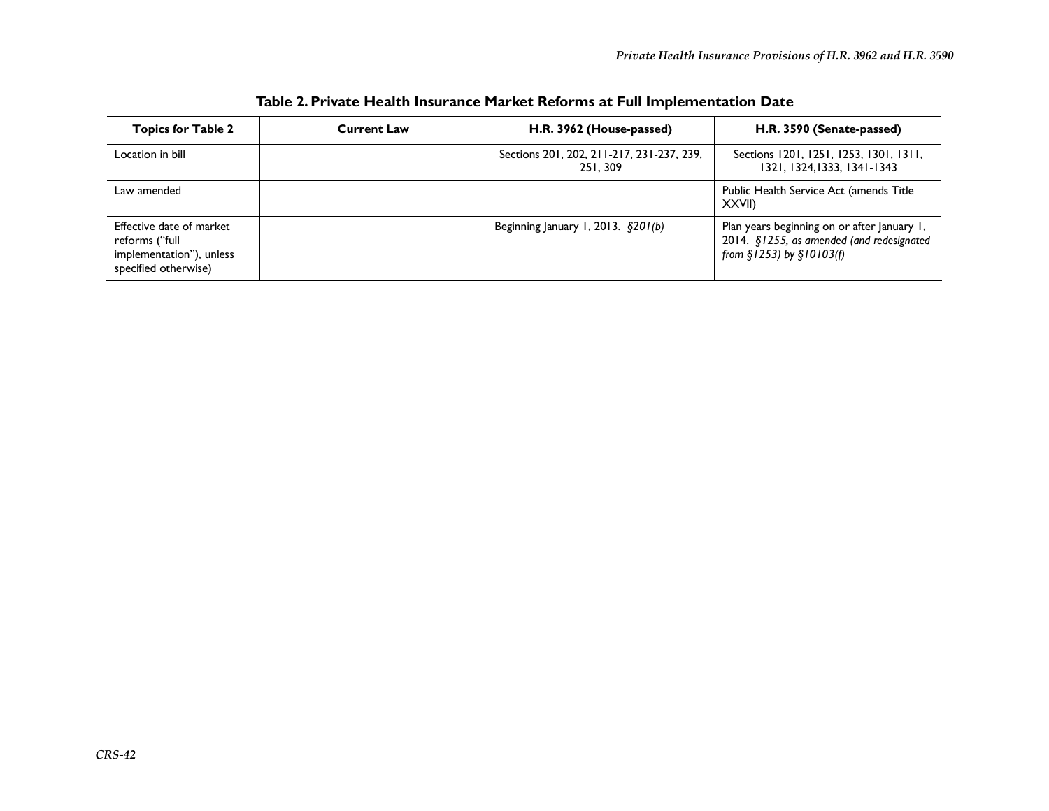**Table 2. Private Health Insurance Market Reforms at Full Implementation Date**

| Topics for Table 2 | Current Law | H.R. 3962 (House-passed) | H.R. 3590 (Senate-passed) |
| --- | --- | --- | --- |
| Location in bill | | Sections 201, 202, 211-217, 231-237, 239, 251, 309 | Sections 1201, 1251, 1253, 1301, 1311, 1321, 1324,1333, 1341-1343 |
| Law amended | | | Public Health Service Act (amends Title XXVII) |
| Effective date of market reforms ("full implementation"), unless specified otherwise) | | Beginning January 1, 2013. *§201(b)* | Plan years beginning on or after January 1, 2014. *§1255, as amended (and redesignated from §1253) by §10103(f)* |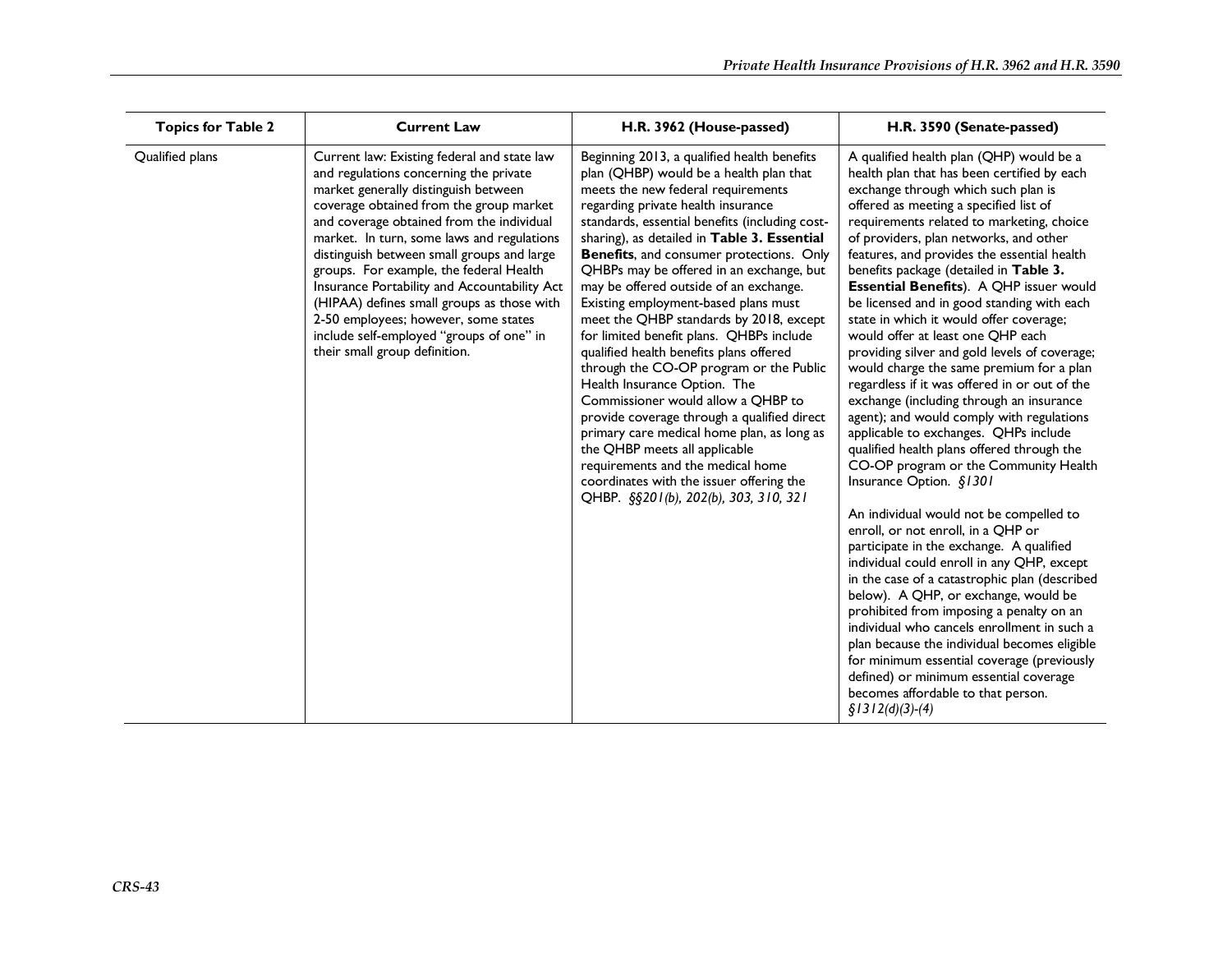| Topics for Table 2 | Current Law | H.R. 3962 (House-passed) | H.R. 3590 (Senate-passed) |
|---|---|---|---|
| Qualified plans | Current law: Existing federal and state law and regulations concerning the private market generally distinguish between coverage obtained from the group market and coverage obtained from the individual market. In turn, some laws and regulations distinguish between small groups and large groups. For example, the federal Health Insurance Portability and Accountability Act (HIPAA) defines small groups as those with 2-50 employees; however, some states include self-employed "groups of one" in their small group definition. | Beginning 2013, a qualified health benefits plan (QHBP) would be a health plan that meets the new federal requirements regarding private health insurance standards, essential benefits (including cost-sharing), as detailed in **Table 3. Essential Benefits**, and consumer protections. Only QHBPs may be offered in an exchange, but may be offered outside of an exchange. Existing employment-based plans must meet the QHBP standards by 2018, except for limited benefit plans. QHBPs include qualified health benefits plans offered through the CO-OP program or the Public Health Insurance Option. The Commissioner would allow a QHBP to provide coverage through a qualified direct primary care medical home plan, as long as the QHBP meets all applicable requirements and the medical home coordinates with the issuer offering the QHBP. *§§201(b), 202(b), 303, 310, 321* | A qualified health plan (QHP) would be a health plan that has been certified by each exchange through which such plan is offered as meeting a specified list of requirements related to marketing, choice of providers, plan networks, and other features, and provides the essential health benefits package (detailed in **Table 3. Essential Benefits**). A QHP issuer would be licensed and in good standing with each state in which it would offer coverage; would offer at least one QHP each providing silver and gold levels of coverage; would charge the same premium for a plan regardless if it was offered in or out of the exchange (including through an insurance agent); and would comply with regulations applicable to exchanges. QHPs include qualified health plans offered through the CO-OP program or the Community Health Insurance Option. *§1301*<br><br>An individual would not be compelled to enroll, or not enroll, in a QHP or participate in the exchange. A qualified individual could enroll in any QHP, except in the case of a catastrophic plan (described below). A QHP, or exchange, would be prohibited from imposing a penalty on an individual who cancels enrollment in such a plan because the individual becomes eligible for minimum essential coverage (previously defined) or minimum essential coverage becomes affordable to that person. *§1312(d)(3)-(4)* |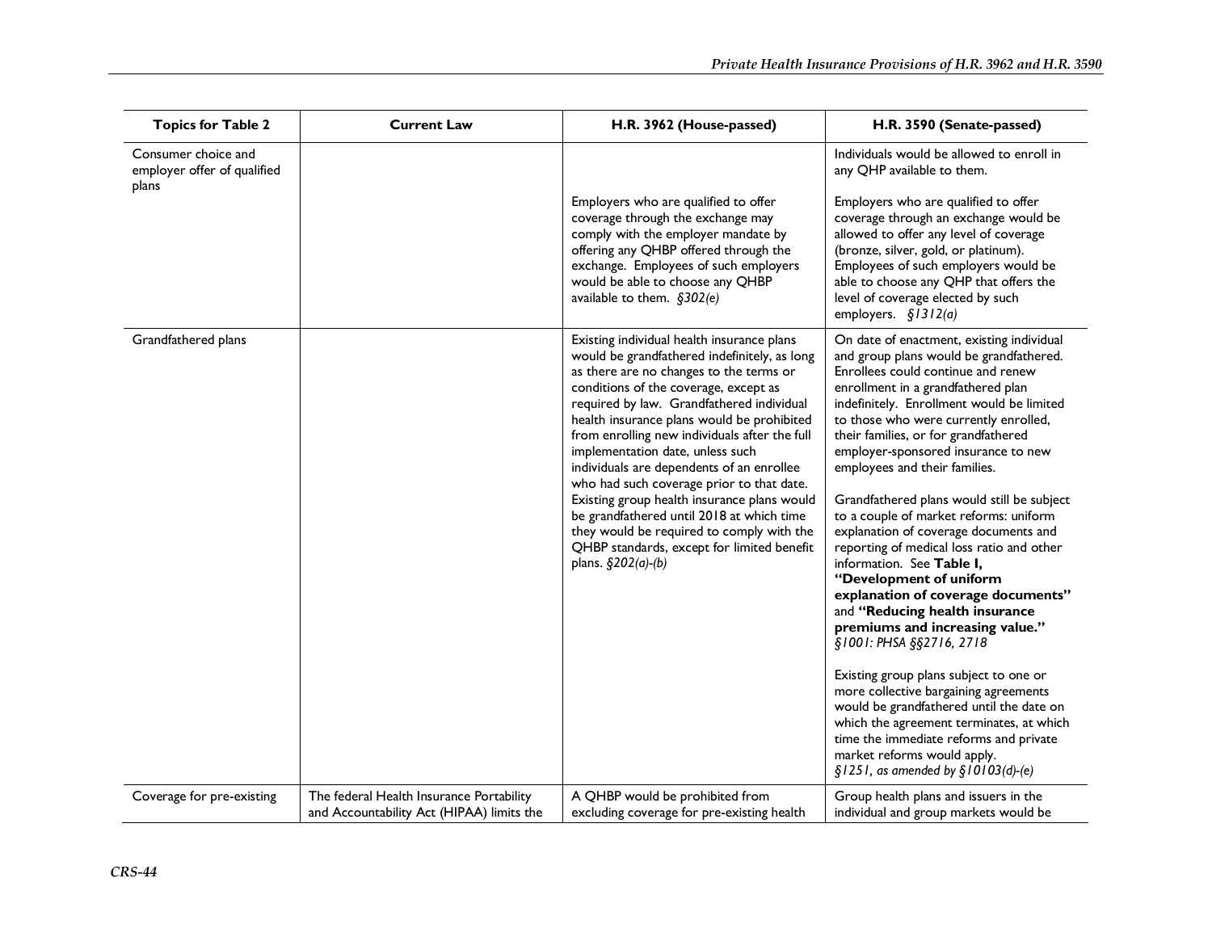| Topics for Table 2 | Current Law | H.R. 3962 (House-passed) | H.R. 3590 (Senate-passed) |
| --- | --- | --- | --- |
| Consumer choice and employer offer of qualified plans | | Employers who are qualified to offer coverage through the exchange may comply with the employer mandate by offering any QHBP offered through the exchange. Employees of such employers would be able to choose any QHBP available to them. *§302(e)* | Individuals would be allowed to enroll in any QHP available to them.<br><br>Employers who are qualified to offer coverage through an exchange would be allowed to offer any level of coverage (bronze, silver, gold, or platinum). Employees of such employers would be able to choose any QHP that offers the level of coverage elected by such employers. *§1312(a)* |
| Grandfathered plans | | Existing individual health insurance plans would be grandfathered indefinitely, as long as there are no changes to the terms or conditions of the coverage, except as required by law. Grandfathered individual health insurance plans would be prohibited from enrolling new individuals after the full implementation date, unless such individuals are dependents of an enrollee who had such coverage prior to that date. Existing group health insurance plans would be grandfathered until 2018 at which time they would be required to comply with the QHBP standards, except for limited benefit plans. *§202(a)-(b)* | On date of enactment, existing individual and group plans would be grandfathered. Enrollees could continue and renew enrollment in a grandfathered plan indefinitely. Enrollment would be limited to those who were currently enrolled, their families, or for grandfathered employer-sponsored insurance to new employees and their families.<br><br>Grandfathered plans would still be subject to a couple of market reforms: uniform explanation of coverage documents and reporting of medical loss ratio and other information. See **Table 1, "Development of uniform explanation of coverage documents"** and **"Reducing health insurance premiums and increasing value."** *§1001: PHSA §§2716, 2718*<br><br>Existing group plans subject to one or more collective bargaining agreements would be grandfathered until the date on which the agreement terminates, at which time the immediate reforms and private market reforms would apply. *§1251, as amended by §10103(d)-(e)* |
| Coverage for pre-existing | The federal Health Insurance Portability and Accountability Act (HIPAA) limits the | A QHBP would be prohibited from excluding coverage for pre-existing health | Group health plans and issuers in the individual and group markets would be |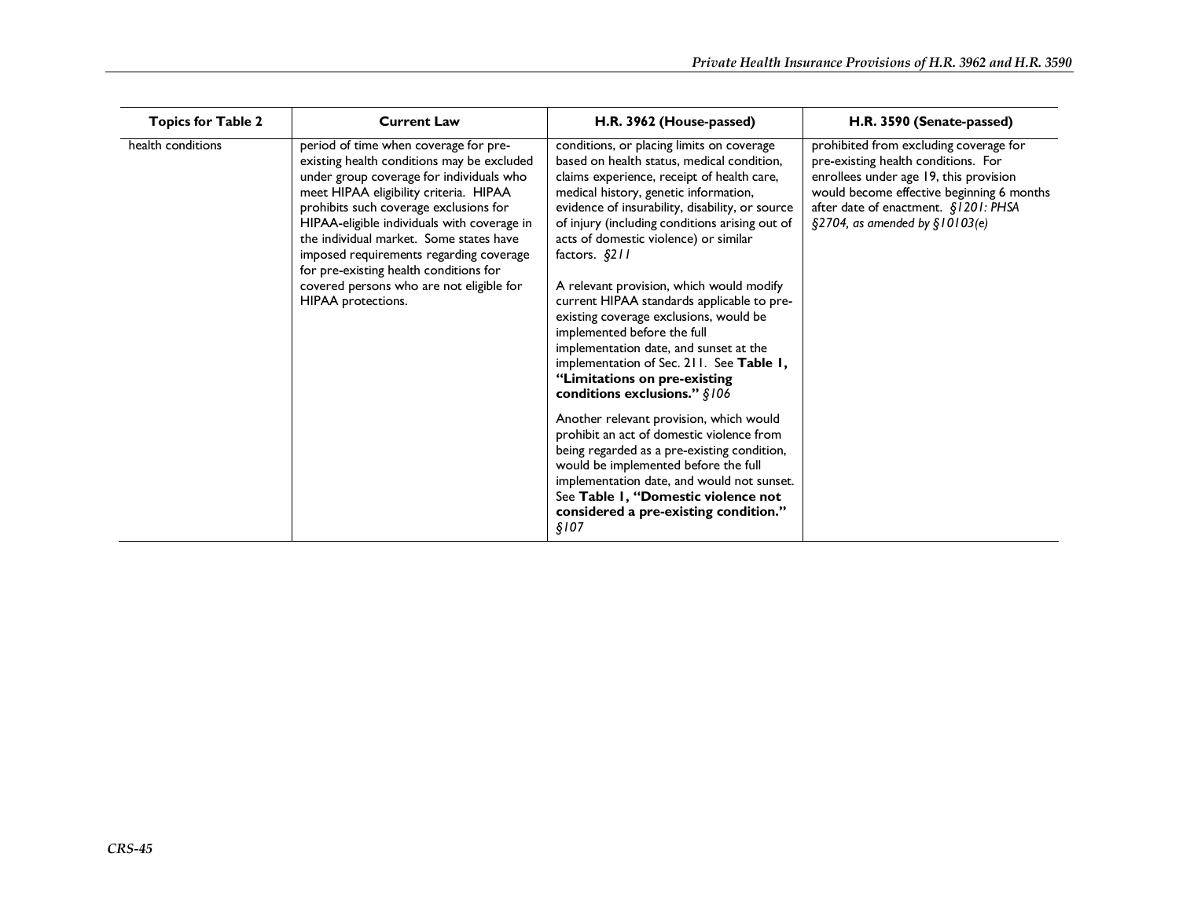| Topics for Table 2 | Current Law | H.R. 3962 (House-passed) | H.R. 3590 (Senate-passed) |
| --- | --- | --- | --- |
| health conditions | period of time when coverage for pre-existing health conditions may be excluded under group coverage for individuals who meet HIPAA eligibility criteria. HIPAA prohibits such coverage exclusions for HIPAA-eligible individuals with coverage in the individual market. Some states have imposed requirements regarding coverage for pre-existing health conditions for covered persons who are not eligible for HIPAA protections. | conditions, or placing limits on coverage based on health status, medical condition, claims experience, receipt of health care, medical history, genetic information, evidence of insurability, disability, or source of injury (including conditions arising out of acts of domestic violence) or similar factors. *§211*<br><br>A relevant provision, which would modify current HIPAA standards applicable to pre-existing coverage exclusions, would be implemented before the full implementation date, and sunset at the implementation of Sec. 211. See **Table 1, "Limitations on pre-existing conditions exclusions."** *§106*<br><br>Another relevant provision, which would prohibit an act of domestic violence from being regarded as a pre-existing condition, would be implemented before the full implementation date, and would not sunset. See **Table 1, "Domestic violence not considered a pre-existing condition."** *§107* | prohibited from excluding coverage for pre-existing health conditions. For enrollees under age 19, this provision would become effective beginning 6 months after date of enactment. *§1201: PHSA §2704, as amended by §10103(e)* |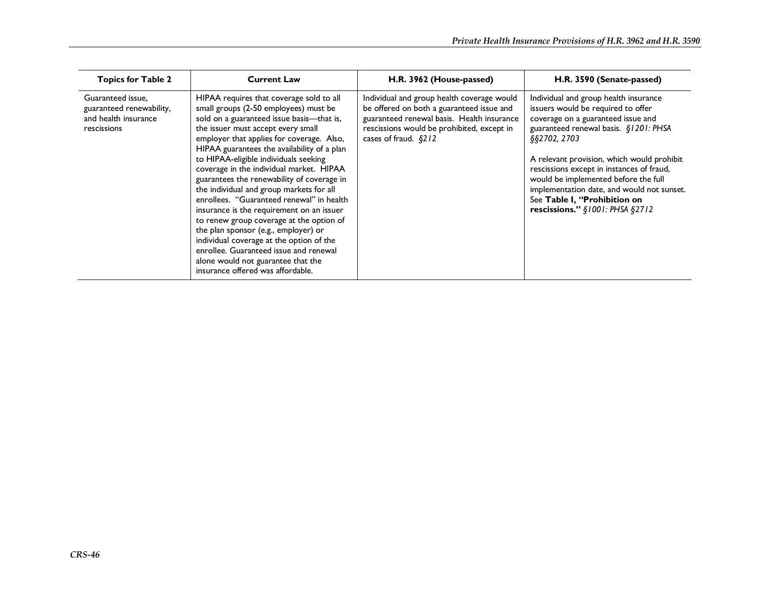| Topics for Table 2 | Current Law | H.R. 3962 (House-passed) | H.R. 3590 (Senate-passed) |
|---|---|---|---|
| Guaranteed issue, guaranteed renewability, and health insurance rescissions | HIPAA requires that coverage sold to all small groups (2-50 employees) must be sold on a guaranteed issue basis—that is, the issuer must accept every small employer that applies for coverage. Also, HIPAA guarantees the availability of a plan to HIPAA-eligible individuals seeking coverage in the individual market. HIPAA guarantees the renewability of coverage in the individual and group markets for all enrollees. "Guaranteed renewal" in health insurance is the requirement on an issuer to renew group coverage at the option of the plan sponsor (e.g., employer) or individual coverage at the option of the enrollee. Guaranteed issue and renewal alone would not guarantee that the insurance offered was affordable. | Individual and group health coverage would be offered on both a guaranteed issue and guaranteed renewal basis. Health insurance rescissions would be prohibited, except in cases of fraud. *§212* | Individual and group health insurance issuers would be required to offer coverage on a guaranteed issue and guaranteed renewal basis. *§1201: PHSA §§2702, 2703*<br><br>A relevant provision, which would prohibit rescissions except in instances of fraud, would be implemented before the full implementation date, and would not sunset. See **Table 1, "Prohibition on rescissions."** *§1001: PHSA §2712* |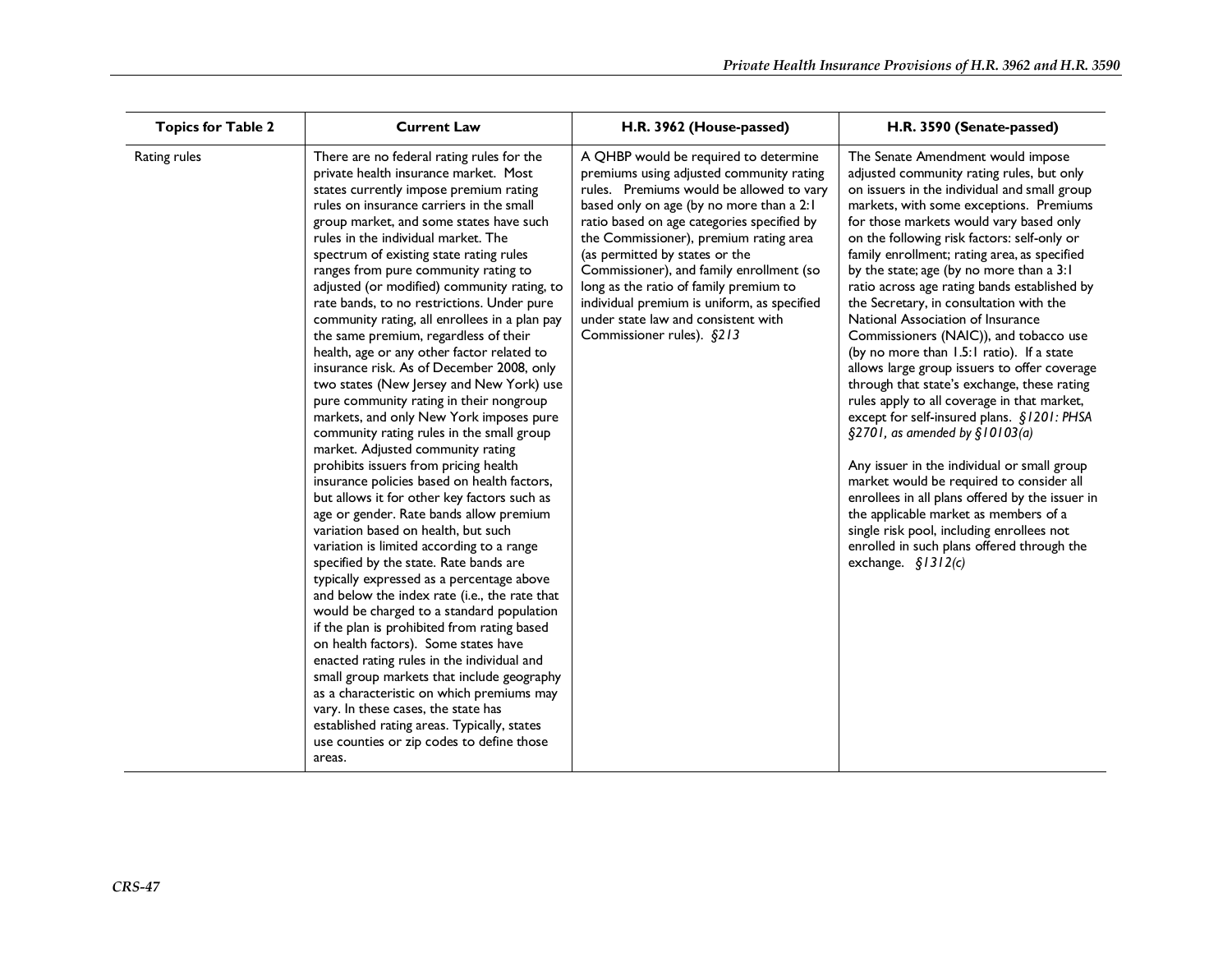| Topics for Table 2 | Current Law | H.R. 3962 (House-passed) | H.R. 3590 (Senate-passed) |
| --- | --- | --- | --- |
| Rating rules | There are no federal rating rules for the private health insurance market. Most states currently impose premium rating rules on insurance carriers in the small group market, and some states have such rules in the individual market. The spectrum of existing state rating rules ranges from pure community rating to adjusted (or modified) community rating, to rate bands, to no restrictions. Under pure community rating, all enrollees in a plan pay the same premium, regardless of their health, age or any other factor related to insurance risk. As of December 2008, only two states (New Jersey and New York) use pure community rating in their nongroup markets, and only New York imposes pure community rating rules in the small group market. Adjusted community rating prohibits issuers from pricing health insurance policies based on health factors, but allows it for other key factors such as age or gender. Rate bands allow premium variation based on health, but such variation is limited according to a range specified by the state. Rate bands are typically expressed as a percentage above and below the index rate (i.e., the rate that would be charged to a standard population if the plan is prohibited from rating based on health factors). Some states have enacted rating rules in the individual and small group markets that include geography as a characteristic on which premiums may vary. In these cases, the state has established rating areas. Typically, states use counties or zip codes to define those areas. | A QHBP would be required to determine premiums using adjusted community rating rules. Premiums would be allowed to vary based only on age (by no more than a 2:1 ratio based on age categories specified by the Commissioner), premium rating area (as permitted by states or the Commissioner), and family enrollment (so long as the ratio of family premium to individual premium is uniform, as specified under state law and consistent with Commissioner rules). *§213* | The Senate Amendment would impose adjusted community rating rules, but only on issuers in the individual and small group markets, with some exceptions. Premiums for those markets would vary based only on the following risk factors: self-only or family enrollment; rating area, as specified by the state; age (by no more than a 3:1 ratio across age rating bands established by the Secretary, in consultation with the National Association of Insurance Commissioners (NAIC)), and tobacco use (by no more than 1.5:1 ratio). If a state allows large group issuers to offer coverage through that state's exchange, these rating rules apply to all coverage in that market, except for self-insured plans. *§1201: PHSA §2701, as amended by §10103(a)*<br><br>Any issuer in the individual or small group market would be required to consider all enrollees in all plans offered by the issuer in the applicable market as members of a single risk pool, including enrollees not enrolled in such plans offered through the exchange. *§1312(c)* |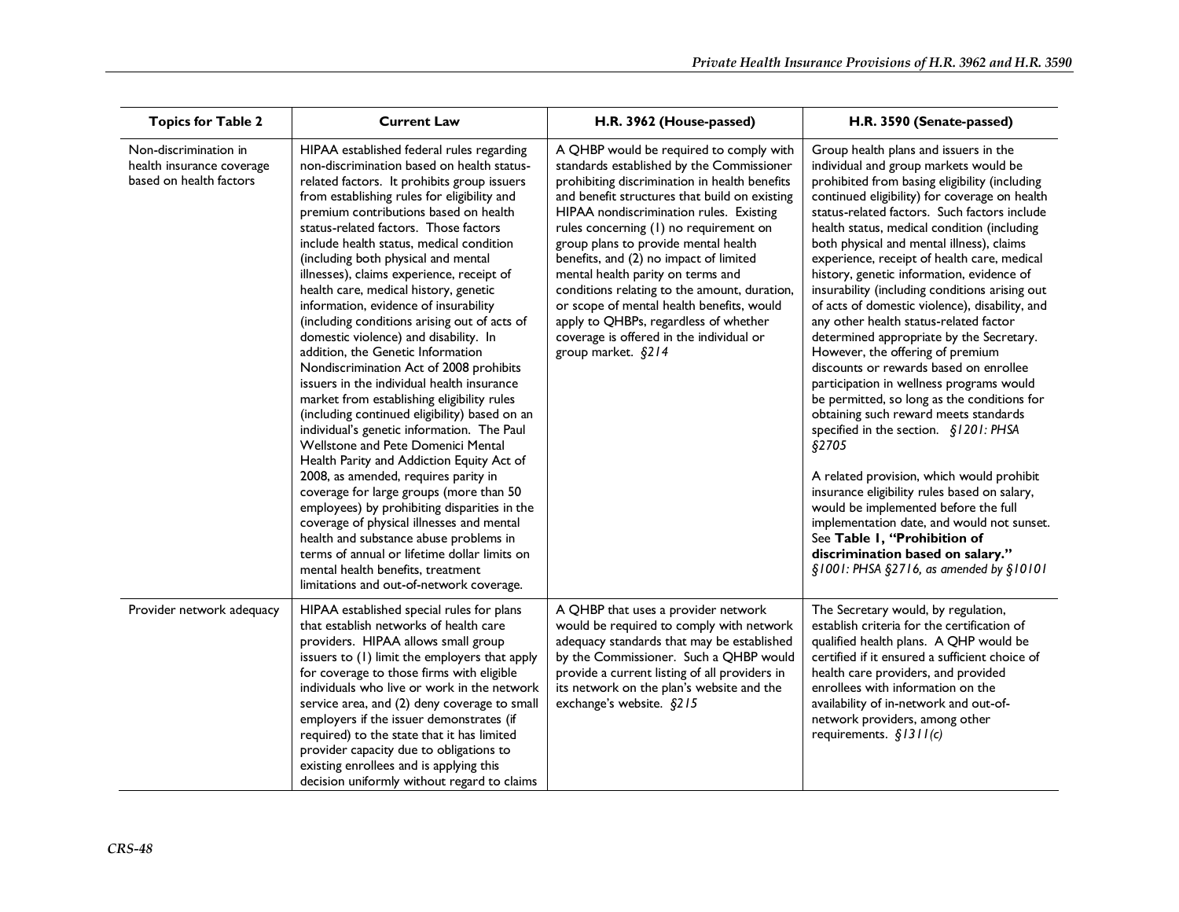| Topics for Table 2 | Current Law | H.R. 3962 (House-passed) | H.R. 3590 (Senate-passed) |
|---|---|---|---|
| Non-discrimination in health insurance coverage based on health factors | HIPAA established federal rules regarding non-discrimination based on health status-related factors. It prohibits group issuers from establishing rules for eligibility and premium contributions based on health status-related factors. Those factors include health status, medical condition (including both physical and mental illnesses), claims experience, receipt of health care, medical history, genetic information, evidence of insurability (including conditions arising out of acts of domestic violence) and disability. In addition, the Genetic Information Nondiscrimination Act of 2008 prohibits issuers in the individual health insurance market from establishing eligibility rules (including continued eligibility) based on an individual's genetic information. The Paul Wellstone and Pete Domenici Mental Health Parity and Addiction Equity Act of 2008, as amended, requires parity in coverage for large groups (more than 50 employees) by prohibiting disparities in the coverage of physical illnesses and mental health and substance abuse problems in terms of annual or lifetime dollar limits on mental health benefits, treatment limitations and out-of-network coverage. | A QHBP would be required to comply with standards established by the Commissioner prohibiting discrimination in health benefits and benefit structures that build on existing HIPAA nondiscrimination rules. Existing rules concerning (1) no requirement on group plans to provide mental health benefits, and (2) no impact of limited mental health parity on terms and conditions relating to the amount, duration, or scope of mental health benefits, would apply to QHBPs, regardless of whether coverage is offered in the individual or group market. *§214* | Group health plans and issuers in the individual and group markets would be prohibited from basing eligibility (including continued eligibility) for coverage on health status-related factors. Such factors include health status, medical condition (including both physical and mental illness), claims experience, receipt of health care, medical history, genetic information, evidence of insurability (including conditions arising out of acts of domestic violence), disability, and any other health status-related factor determined appropriate by the Secretary. However, the offering of premium discounts or rewards based on enrollee participation in wellness programs would be permitted, so long as the conditions for obtaining such reward meets standards specified in the section. *§1201: PHSA §2705*<br><br>A related provision, which would prohibit insurance eligibility rules based on salary, would be implemented before the full implementation date, and would not sunset. See **Table 1, "Prohibition of discrimination based on salary."** *§1001: PHSA §2716, as amended by §10101* |
| Provider network adequacy | HIPAA established special rules for plans that establish networks of health care providers. HIPAA allows small group issuers to (1) limit the employers that apply for coverage to those firms with eligible individuals who live or work in the network service area, and (2) deny coverage to small employers if the issuer demonstrates (if required) to the state that it has limited provider capacity due to obligations to existing enrollees and is applying this decision uniformly without regard to claims | A QHBP that uses a provider network would be required to comply with network adequacy standards that may be established by the Commissioner. Such a QHBP would provide a current listing of all providers in its network on the plan's website and the exchange's website. *§215* | The Secretary would, by regulation, establish criteria for the certification of qualified health plans. A QHP would be certified if it ensured a sufficient choice of health care providers, and provided enrollees with information on the availability of in-network and out-of-network providers, among other requirements. *§1311(c)* |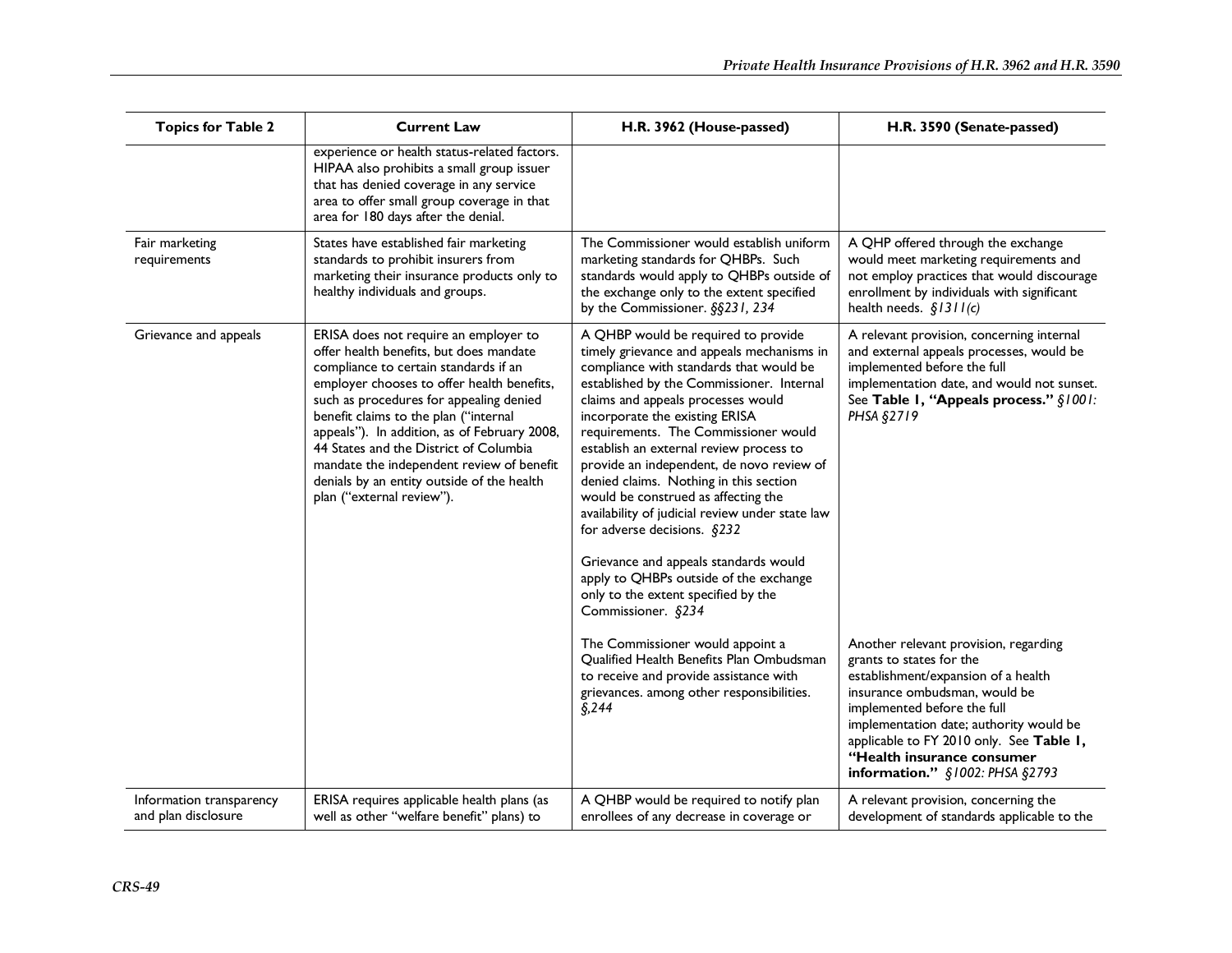| Topics for Table 2 | Current Law | H.R. 3962 (House-passed) | H.R. 3590 (Senate-passed) |
|---|---|---|---|
| | experience or health status-related factors. HIPAA also prohibits a small group issuer that has denied coverage in any service area to offer small group coverage in that area for 180 days after the denial. | | |
| Fair marketing requirements | States have established fair marketing standards to prohibit insurers from marketing their insurance products only to healthy individuals and groups. | The Commissioner would establish uniform marketing standards for QHBPs. Such standards would apply to QHBPs outside of the exchange only to the extent specified by the Commissioner. *§§231, 234* | A QHP offered through the exchange would meet marketing requirements and not employ practices that would discourage enrollment by individuals with significant health needs. *§1311(c)* |
| Grievance and appeals | ERISA does not require an employer to offer health benefits, but does mandate compliance to certain standards if an employer chooses to offer health benefits, such as procedures for appealing denied benefit claims to the plan ("internal appeals"). In addition, as of February 2008, 44 States and the District of Columbia mandate the independent review of benefit denials by an entity outside of the health plan ("external review"). | A QHBP would be required to provide timely grievance and appeals mechanisms in compliance with standards that would be established by the Commissioner. Internal claims and appeals processes would incorporate the existing ERISA requirements. The Commissioner would establish an external review process to provide an independent, de novo review of denied claims. Nothing in this section would be construed as affecting the availability of judicial review under state law for adverse decisions. *§232*<br><br>Grievance and appeals standards would apply to QHBPs outside of the exchange only to the extent specified by the Commissioner. *§234*<br><br>The Commissioner would appoint a Qualified Health Benefits Plan Ombudsman to receive and provide assistance with grievances. among other responsibilities. *§,244* | A relevant provision, concerning internal and external appeals processes, would be implemented before the full implementation date, and would not sunset. See **Table 1, "Appeals process."** *§1001: PHSA §2719*<br><br>Another relevant provision, regarding grants to states for the establishment/expansion of a health insurance ombudsman, would be implemented before the full implementation date; authority would be applicable to FY 2010 only. See **Table 1, "Health insurance consumer information."** *§1002: PHSA §2793* |
| Information transparency and plan disclosure | ERISA requires applicable health plans (as well as other "welfare benefit" plans) to | A QHBP would be required to notify plan enrollees of any decrease in coverage or | A relevant provision, concerning the development of standards applicable to the |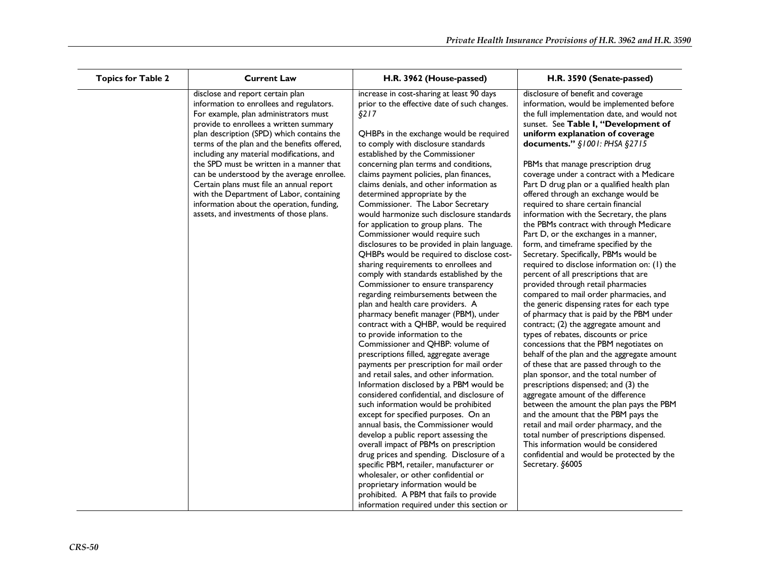| Topics for Table 2 | Current Law | H.R. 3962 (House-passed) | H.R. 3590 (Senate-passed) |
|---|---|---|---|
| | disclose and report certain plan information to enrollees and regulators. For example, plan administrators must provide to enrollees a written summary plan description (SPD) which contains the terms of the plan and the benefits offered, including any material modifications, and the SPD must be written in a manner that can be understood by the average enrollee. Certain plans must file an annual report with the Department of Labor, containing information about the operation, funding, assets, and investments of those plans. | increase in cost-sharing at least 90 days prior to the effective date of such changes. *§217*<br><br>QHBPs in the exchange would be required to comply with disclosure standards established by the Commissioner concerning plan terms and conditions, claims payment policies, plan finances, claims denials, and other information as determined appropriate by the Commissioner. The Labor Secretary would harmonize such disclosure standards for application to group plans. The Commissioner would require such disclosures to be provided in plain language. QHBPs would be required to disclose cost-sharing requirements to enrollees and comply with standards established by the Commissioner to ensure transparency regarding reimbursements between the plan and health care providers. A pharmacy benefit manager (PBM), under contract with a QHBP, would be required to provide information to the Commissioner and QHBP: volume of prescriptions filled, aggregate average payments per prescription for mail order and retail sales, and other information. Information disclosed by a PBM would be considered confidential, and disclosure of such information would be prohibited except for specified purposes. On an annual basis, the Commissioner would develop a public report assessing the overall impact of PBMs on prescription drug prices and spending. Disclosure of a specific PBM, retailer, manufacturer or wholesaler, or other confidential or proprietary information would be prohibited. A PBM that fails to provide information required under this section or | disclosure of benefit and coverage information, would be implemented before the full implementation date, and would not sunset. See **Table I, "Development of uniform explanation of coverage documents."** *§1001: PHSA §2715*<br><br>PBMs that manage prescription drug coverage under a contract with a Medicare Part D drug plan or a qualified health plan offered through an exchange would be required to share certain financial information with the Secretary, the plans the PBMs contract with through Medicare Part D, or the exchanges in a manner, form, and timeframe specified by the Secretary. Specifically, PBMs would be required to disclose information on: (1) the percent of all prescriptions that are provided through retail pharmacies compared to mail order pharmacies, and the generic dispensing rates for each type of pharmacy that is paid by the PBM under contract; (2) the aggregate amount and types of rebates, discounts or price concessions that the PBM negotiates on behalf of the plan and the aggregate amount of these that are passed through to the plan sponsor, and the total number of prescriptions dispensed; and (3) the aggregate amount of the difference between the amount the plan pays the PBM and the amount that the PBM pays the retail and mail order pharmacy, and the total number of prescriptions dispensed. This information would be considered confidential and would be protected by the Secretary. §6005 |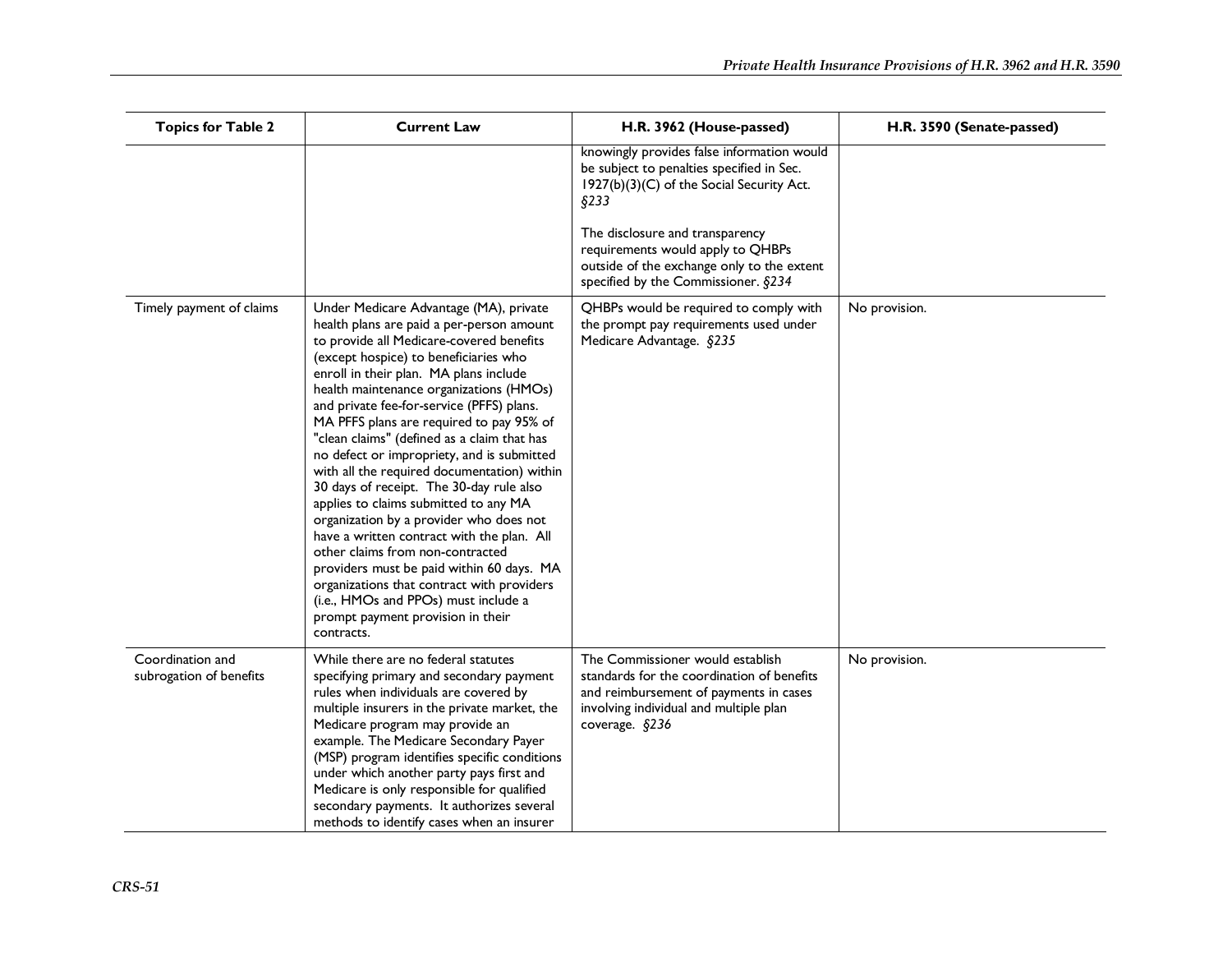| Topics for Table 2 | Current Law | H.R. 3962 (House-passed) | H.R. 3590 (Senate-passed) |
|---|---|---|---|
| | | knowingly provides false information would be subject to penalties specified in Sec. 1927(b)(3)(C) of the Social Security Act. *§233*<br><br>The disclosure and transparency requirements would apply to QHBPs outside of the exchange only to the extent specified by the Commissioner. *§234* | |
| Timely payment of claims | Under Medicare Advantage (MA), private health plans are paid a per-person amount to provide all Medicare-covered benefits (except hospice) to beneficiaries who enroll in their plan. MA plans include health maintenance organizations (HMOs) and private fee-for-service (PFFS) plans. MA PFFS plans are required to pay 95% of "clean claims" (defined as a claim that has no defect or impropriety, and is submitted with all the required documentation) within 30 days of receipt. The 30-day rule also applies to claims submitted to any MA organization by a provider who does not have a written contract with the plan. All other claims from non-contracted providers must be paid within 60 days. MA organizations that contract with providers (i.e., HMOs and PPOs) must include a prompt payment provision in their contracts. | QHBPs would be required to comply with the prompt pay requirements used under Medicare Advantage. *§235* | No provision. |
| Coordination and subrogation of benefits | While there are no federal statutes specifying primary and secondary payment rules when individuals are covered by multiple insurers in the private market, the Medicare program may provide an example. The Medicare Secondary Payer (MSP) program identifies specific conditions under which another party pays first and Medicare is only responsible for qualified secondary payments. It authorizes several methods to identify cases when an insurer | The Commissioner would establish standards for the coordination of benefits and reimbursement of payments in cases involving individual and multiple plan coverage. *§236* | No provision. |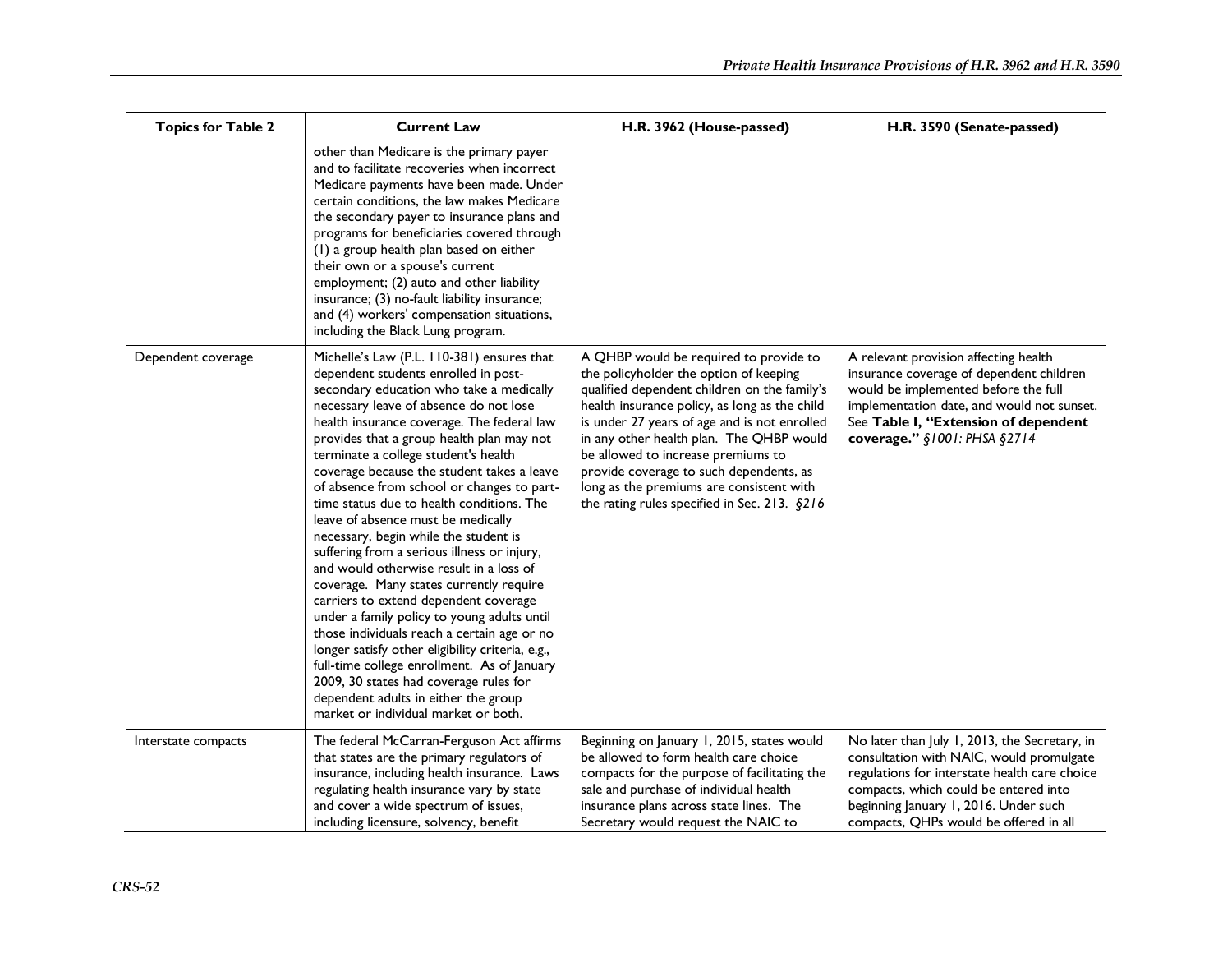| Topics for Table 2 | Current Law | H.R. 3962 (House-passed) | H.R. 3590 (Senate-passed) |
| --- | --- | --- | --- |
| | other than Medicare is the primary payer and to facilitate recoveries when incorrect Medicare payments have been made. Under certain conditions, the law makes Medicare the secondary payer to insurance plans and programs for beneficiaries covered through (1) a group health plan based on either their own or a spouse's current employment; (2) auto and other liability insurance; (3) no-fault liability insurance; and (4) workers' compensation situations, including the Black Lung program. | | |
| Dependent coverage | Michelle's Law (P.L. 110-381) ensures that dependent students enrolled in post-secondary education who take a medically necessary leave of absence do not lose health insurance coverage. The federal law provides that a group health plan may not terminate a college student's health coverage because the student takes a leave of absence from school or changes to part-time status due to health conditions. The leave of absence must be medically necessary, begin while the student is suffering from a serious illness or injury, and would otherwise result in a loss of coverage. Many states currently require carriers to extend dependent coverage under a family policy to young adults until those individuals reach a certain age or no longer satisfy other eligibility criteria, e.g., full-time college enrollment. As of January 2009, 30 states had coverage rules for dependent adults in either the group market or individual market or both. | A QHBP would be required to provide to the policyholder the option of keeping qualified dependent children on the family's health insurance policy, as long as the child is under 27 years of age and is not enrolled in any other health plan. The QHBP would be allowed to increase premiums to provide coverage to such dependents, as long as the premiums are consistent with the rating rules specified in Sec. 213. *§216* | A relevant provision affecting health insurance coverage of dependent children would be implemented before the full implementation date, and would not sunset. See **Table I, "Extension of dependent coverage."** *§1001: PHSA §2714* |
| Interstate compacts | The federal McCarran-Ferguson Act affirms that states are the primary regulators of insurance, including health insurance. Laws regulating health insurance vary by state and cover a wide spectrum of issues, including licensure, solvency, benefit | Beginning on January 1, 2015, states would be allowed to form health care choice compacts for the purpose of facilitating the sale and purchase of individual health insurance plans across state lines. The Secretary would request the NAIC to | No later than July 1, 2013, the Secretary, in consultation with NAIC, would promulgate regulations for interstate health care choice compacts, which could be entered into beginning January 1, 2016. Under such compacts, QHPs would be offered in all |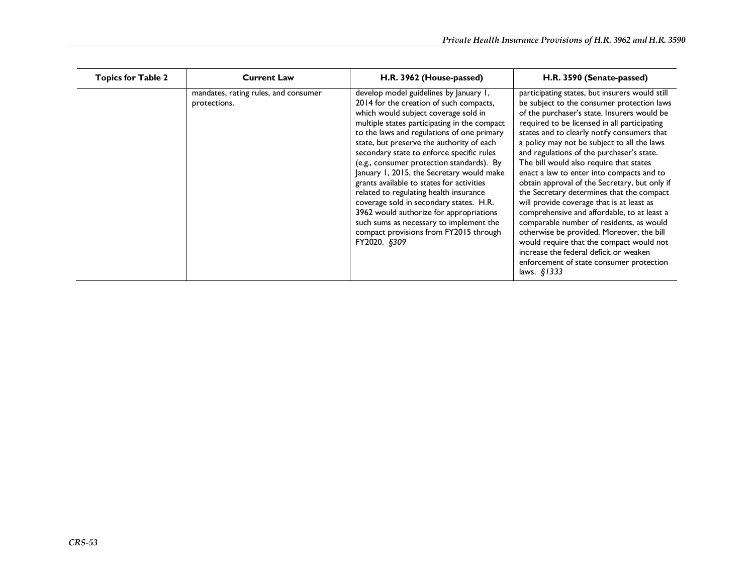| Topics for Table 2 | Current Law | H.R. 3962 (House-passed) | H.R. 3590 (Senate-passed) |
|---|---|---|---|
| | mandates, rating rules, and consumer protections. | develop model guidelines by January 1, 2014 for the creation of such compacts, which would subject coverage sold in multiple states participating in the compact to the laws and regulations of one primary state, but preserve the authority of each secondary state to enforce specific rules (e.g., consumer protection standards). By January 1, 2015, the Secretary would make grants available to states for activities related to regulating health insurance coverage sold in secondary states. H.R. 3962 would authorize for appropriations such sums as necessary to implement the compact provisions from FY2015 through FY2020. *§309* | participating states, but insurers would still be subject to the consumer protection laws of the purchaser's state. Insurers would be required to be licensed in all participating states and to clearly notify consumers that a policy may not be subject to all the laws and regulations of the purchaser's state. The bill would also require that states enact a law to enter into compacts and to obtain approval of the Secretary, but only if the Secretary determines that the compact will provide coverage that is at least as comprehensive and affordable, to at least a comparable number of residents, as would otherwise be provided. Moreover, the bill would require that the compact would not increase the federal deficit or weaken enforcement of state consumer protection laws. *§1333* |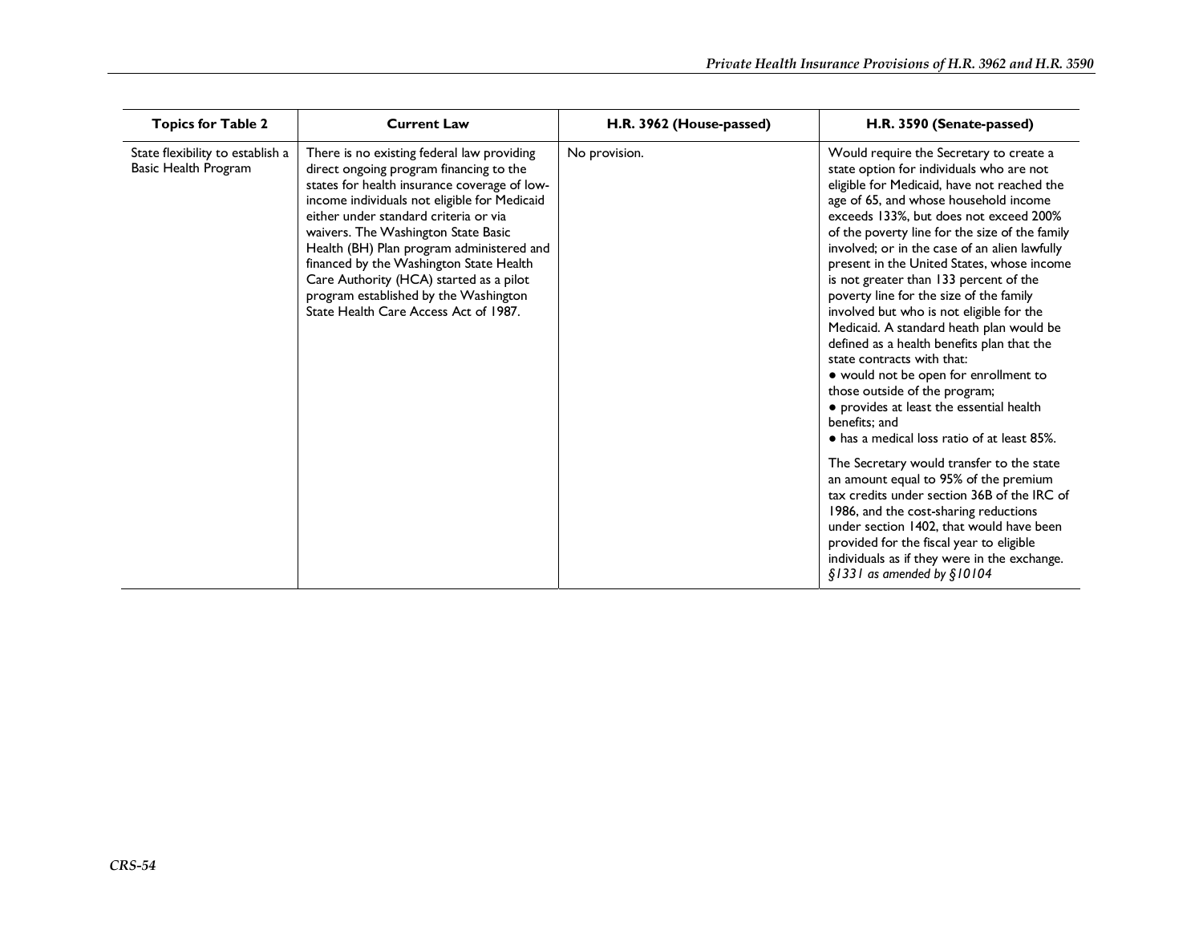| Topics for Table 2 | Current Law | H.R. 3962 (House-passed) | H.R. 3590 (Senate-passed) |
|---|---|---|---|
| State flexibility to establish a Basic Health Program | There is no existing federal law providing direct ongoing program financing to the states for health insurance coverage of low-income individuals not eligible for Medicaid either under standard criteria or via waivers. The Washington State Basic Health (BH) Plan program administered and financed by the Washington State Health Care Authority (HCA) started as a pilot program established by the Washington State Health Care Access Act of 1987. | No provision. | Would require the Secretary to create a state option for individuals who are not eligible for Medicaid, have not reached the age of 65, and whose household income exceeds 133%, but does not exceed 200% of the poverty line for the size of the family involved; or in the case of an alien lawfully present in the United States, whose income is not greater than 133 percent of the poverty line for the size of the family involved but who is not eligible for the Medicaid. A standard heath plan would be defined as a health benefits plan that the state contracts with that:<br>● would not be open for enrollment to those outside of the program;<br>● provides at least the essential health benefits; and<br>● has a medical loss ratio of at least 85%.<br><br>The Secretary would transfer to the state an amount equal to 95% of the premium tax credits under section 36B of the IRC of 1986, and the cost-sharing reductions under section 1402, that would have been provided for the fiscal year to eligible individuals as if they were in the exchange. *§1331 as amended by §10104* |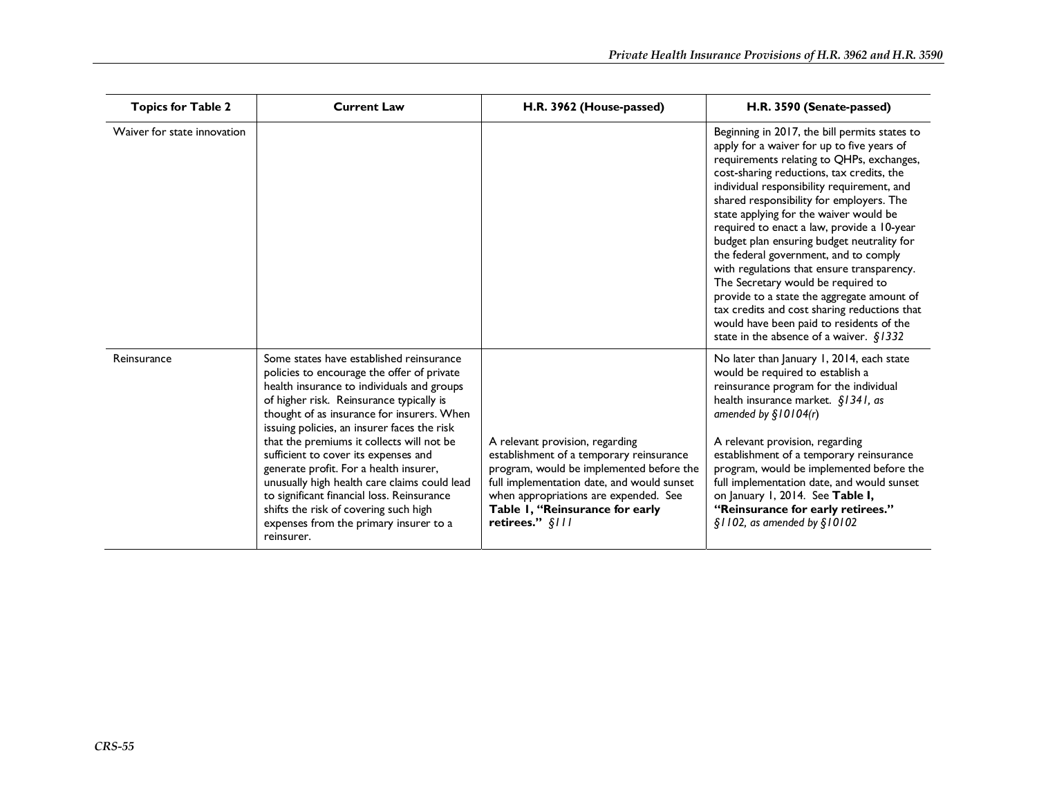| Topics for Table 2 | Current Law | H.R. 3962 (House-passed) | H.R. 3590 (Senate-passed) |
|---|---|---|---|
| Waiver for state innovation | | | Beginning in 2017, the bill permits states to apply for a waiver for up to five years of requirements relating to QHPs, exchanges, cost-sharing reductions, tax credits, the individual responsibility requirement, and shared responsibility for employers. The state applying for the waiver would be required to enact a law, provide a 10-year budget plan ensuring budget neutrality for the federal government, and to comply with regulations that ensure transparency. The Secretary would be required to provide to a state the aggregate amount of tax credits and cost sharing reductions that would have been paid to residents of the state in the absence of a waiver. *§1332* |
| Reinsurance | Some states have established reinsurance policies to encourage the offer of private health insurance to individuals and groups of higher risk. Reinsurance typically is thought of as insurance for insurers. When issuing policies, an insurer faces the risk that the premiums it collects will not be sufficient to cover its expenses and generate profit. For a health insurer, unusually high health care claims could lead to significant financial loss. Reinsurance shifts the risk of covering such high expenses from the primary insurer to a reinsurer. | A relevant provision, regarding establishment of a temporary reinsurance program, would be implemented before the full implementation date, and would sunset when appropriations are expended. See **Table 1, "Reinsurance for early retirees."** *§111* | No later than January 1, 2014, each state would be required to establish a reinsurance program for the individual health insurance market. *§1341, as amended by §10104(r)*<br><br>A relevant provision, regarding establishment of a temporary reinsurance program, would be implemented before the full implementation date, and would sunset on January 1, 2014. See **Table I, "Reinsurance for early retirees."** *§1102, as amended by §10102* |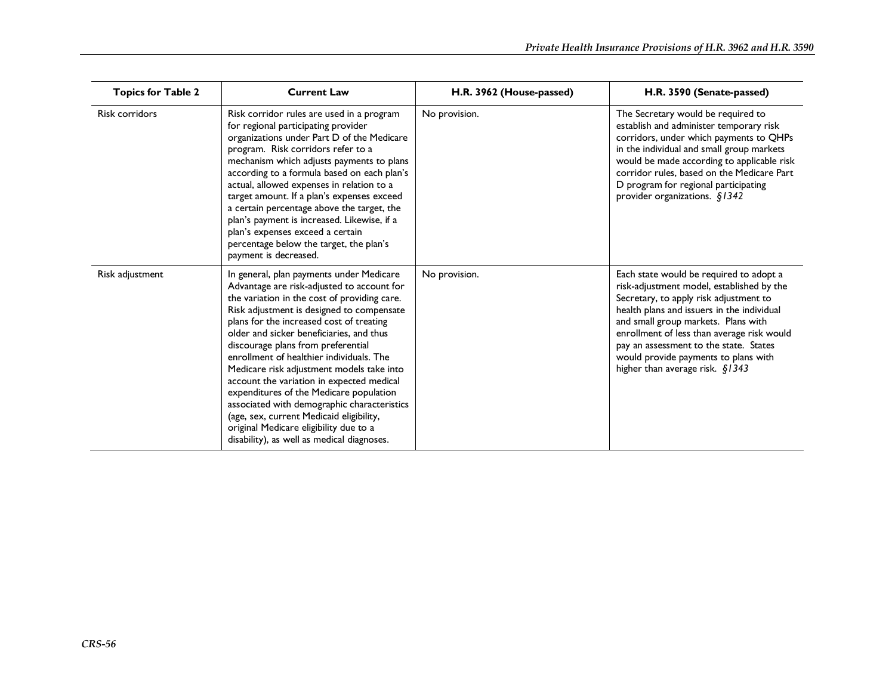| Topics for Table 2 | Current Law | H.R. 3962 (House-passed) | H.R. 3590 (Senate-passed) |
|---|---|---|---|
| Risk corridors | Risk corridor rules are used in a program for regional participating provider organizations under Part D of the Medicare program. Risk corridors refer to a mechanism which adjusts payments to plans according to a formula based on each plan's actual, allowed expenses in relation to a target amount. If a plan's expenses exceed a certain percentage above the target, the plan's payment is increased. Likewise, if a plan's expenses exceed a certain percentage below the target, the plan's payment is decreased. | No provision. | The Secretary would be required to establish and administer temporary risk corridors, under which payments to QHPs in the individual and small group markets would be made according to applicable risk corridor rules, based on the Medicare Part D program for regional participating provider organizations. *§1342* |
| Risk adjustment | In general, plan payments under Medicare Advantage are risk-adjusted to account for the variation in the cost of providing care. Risk adjustment is designed to compensate plans for the increased cost of treating older and sicker beneficiaries, and thus discourage plans from preferential enrollment of healthier individuals. The Medicare risk adjustment models take into account the variation in expected medical expenditures of the Medicare population associated with demographic characteristics (age, sex, current Medicaid eligibility, original Medicare eligibility due to a disability), as well as medical diagnoses. | No provision. | Each state would be required to adopt a risk-adjustment model, established by the Secretary, to apply risk adjustment to health plans and issuers in the individual and small group markets. Plans with enrollment of less than average risk would pay an assessment to the state. States would provide payments to plans with higher than average risk. *§1343* |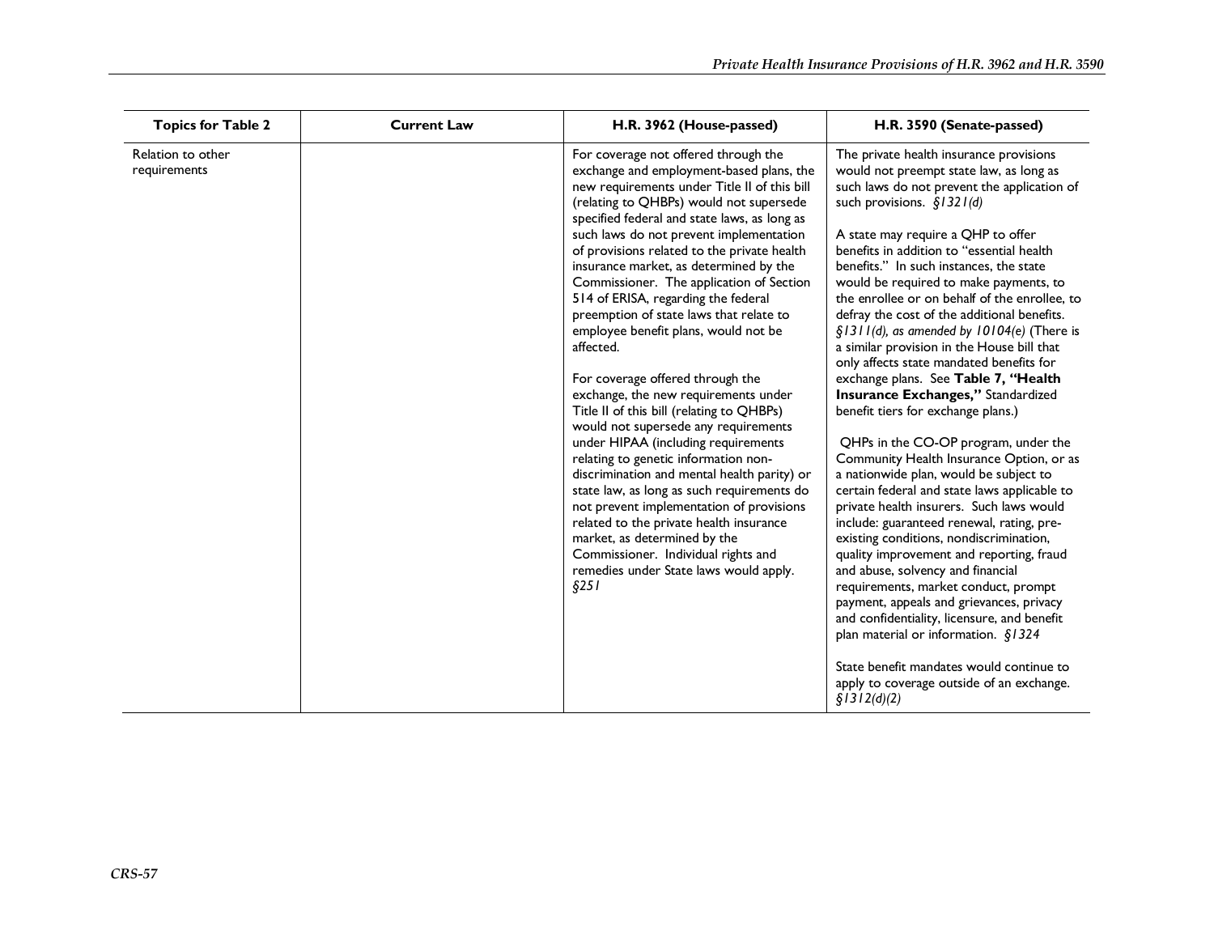| Topics for Table 2 | Current Law | H.R. 3962 (House-passed) | H.R. 3590 (Senate-passed) |
| --- | --- | --- | --- |
| Relation to other requirements | | For coverage not offered through the exchange and employment-based plans, the new requirements under Title II of this bill (relating to QHBPs) would not supersede specified federal and state laws, as long as such laws do not prevent implementation of provisions related to the private health insurance market, as determined by the Commissioner. The application of Section 514 of ERISA, regarding the federal preemption of state laws that relate to employee benefit plans, would not be affected.<br><br>For coverage offered through the exchange, the new requirements under Title II of this bill (relating to QHBPs) would not supersede any requirements under HIPAA (including requirements relating to genetic information non-discrimination and mental health parity) or state law, as long as such requirements do not prevent implementation of provisions related to the private health insurance market, as determined by the Commissioner. Individual rights and remedies under State laws would apply. *§251* | The private health insurance provisions would not preempt state law, as long as such laws do not prevent the application of such provisions. *§1321(d)*<br><br>A state may require a QHP to offer benefits in addition to "essential health benefits." In such instances, the state would be required to make payments, to the enrollee or on behalf of the enrollee, to defray the cost of the additional benefits. *§1311(d), as amended by 10104(e)* (There is a similar provision in the House bill that only affects state mandated benefits for exchange plans. See **Table 7, "Health Insurance Exchanges,"** Standardized benefit tiers for exchange plans.)<br><br>QHPs in the CO-OP program, under the Community Health Insurance Option, or as a nationwide plan, would be subject to certain federal and state laws applicable to private health insurers. Such laws would include: guaranteed renewal, rating, pre-existing conditions, nondiscrimination, quality improvement and reporting, fraud and abuse, solvency and financial requirements, market conduct, prompt payment, appeals and grievances, privacy and confidentiality, licensure, and benefit plan material or information. *§1324*<br><br>State benefit mandates would continue to apply to coverage outside of an exchange. *§1312(d)(2)* |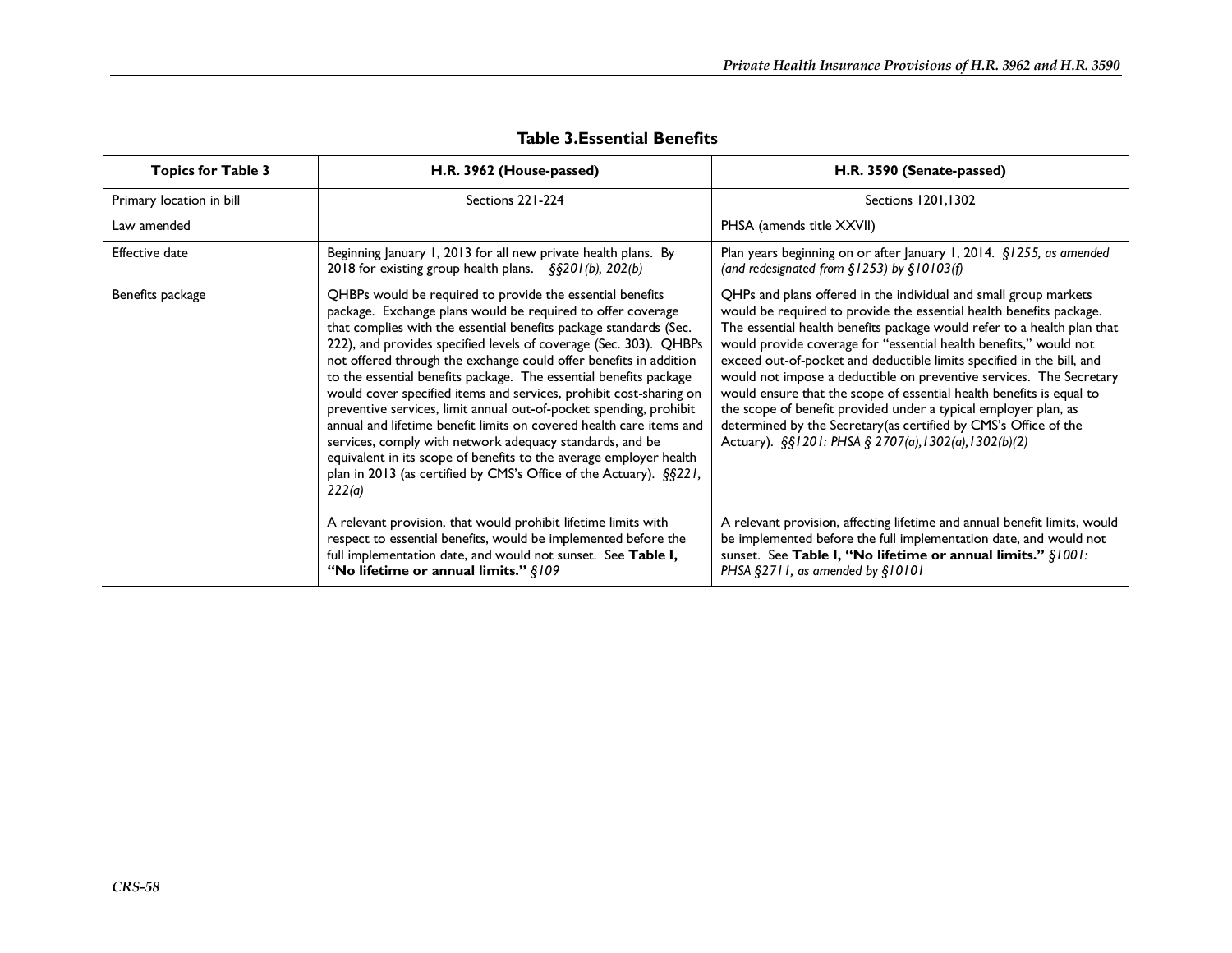**Table 3.Essential Benefits**

| Topics for Table 3 | H.R. 3962 (House-passed) | H.R. 3590 (Senate-passed) |
| --- | --- | --- |
| Primary location in bill | Sections 221-224 | Sections 1201,1302 |
| Law amended | | PHSA (amends title XXVII) |
| Effective date | Beginning January 1, 2013 for all new private health plans. By 2018 for existing group health plans. *§§201(b), 202(b)* | Plan years beginning on or after January 1, 2014. *§1255, as amended (and redesignated from §1253) by §10103(f)* |
| Benefits package | QHBPs would be required to provide the essential benefits package. Exchange plans would be required to offer coverage that complies with the essential benefits package standards (Sec. 222), and provides specified levels of coverage (Sec. 303). QHBPs not offered through the exchange could offer benefits in addition to the essential benefits package. The essential benefits package would cover specified items and services, prohibit cost-sharing on preventive services, limit annual out-of-pocket spending, prohibit annual and lifetime benefit limits on covered health care items and services, comply with network adequacy standards, and be equivalent in its scope of benefits to the average employer health plan in 2013 (as certified by CMS's Office of the Actuary). *§§221, 222(a)* | QHPs and plans offered in the individual and small group markets would be required to provide the essential health benefits package. The essential health benefits package would refer to a health plan that would provide coverage for "essential health benefits," would not exceed out-of-pocket and deductible limits specified in the bill, and would not impose a deductible on preventive services. The Secretary would ensure that the scope of essential health benefits is equal to the scope of benefit provided under a typical employer plan, as determined by the Secretary(as certified by CMS's Office of the Actuary). *§§1201: PHSA § 2707(a),1302(a),1302(b)(2)* |
| | A relevant provision, that would prohibit lifetime limits with respect to essential benefits, would be implemented before the full implementation date, and would not sunset. See **Table I, "No lifetime or annual limits."** *§109* | A relevant provision, affecting lifetime and annual benefit limits, would be implemented before the full implementation date, and would not sunset. See **Table I, "No lifetime or annual limits."** *§1001: PHSA §2711, as amended by §10101* |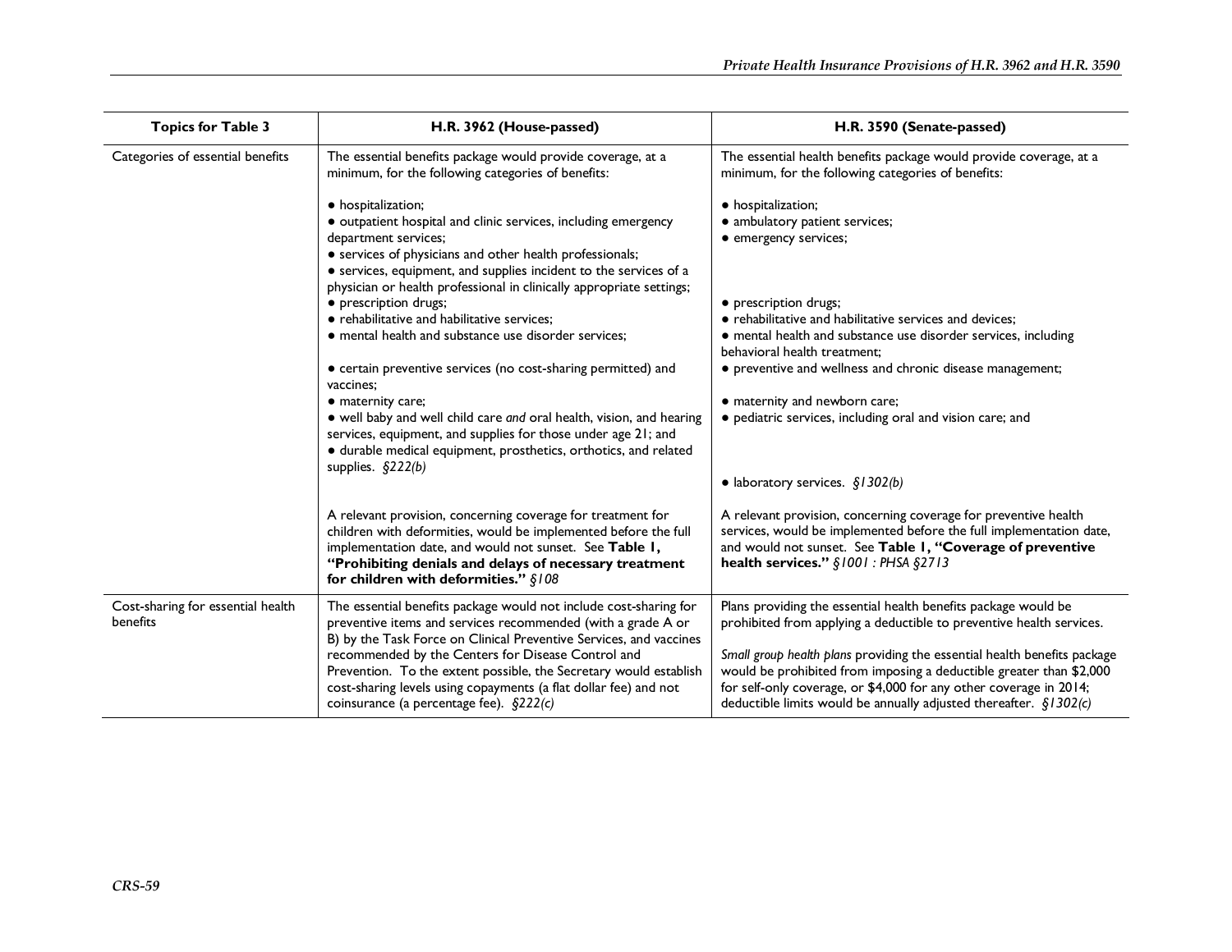| Topics for Table 3 | H.R. 3962 (House-passed) | H.R. 3590 (Senate-passed) |
|---|---|---|
| Categories of essential benefits | The essential benefits package would provide coverage, at a minimum, for the following categories of benefits:<br><br>● hospitalization;<br>● outpatient hospital and clinic services, including emergency department services;<br>● services of physicians and other health professionals;<br>● services, equipment, and supplies incident to the services of a physician or health professional in clinically appropriate settings;<br>● prescription drugs;<br>● rehabilitative and habilitative services;<br>● mental health and substance use disorder services;<br>● certain preventive services (no cost-sharing permitted) and vaccines;<br>● maternity care;<br>● well baby and well child care *and* oral health, vision, and hearing services, equipment, and supplies for those under age 21; and<br>● durable medical equipment, prosthetics, orthotics, and related supplies. *§222(b)*<br><br>A relevant provision, concerning coverage for treatment for children with deformities, would be implemented before the full implementation date, and would not sunset. See **Table 1, "Prohibiting denials and delays of necessary treatment for children with deformities."** *§108* | The essential health benefits package would provide coverage, at a minimum, for the following categories of benefits:<br><br>● hospitalization;<br>● ambulatory patient services;<br>● emergency services;<br>● prescription drugs;<br>● rehabilitative and habilitative services and devices;<br>● mental health and substance use disorder services, including behavioral health treatment;<br>● preventive and wellness and chronic disease management;<br>● maternity and newborn care;<br>● pediatric services, including oral and vision care; and<br>● laboratory services. *§1302(b)*<br><br>A relevant provision, concerning coverage for preventive health services, would be implemented before the full implementation date, and would not sunset. See **Table 1, "Coverage of preventive health services."** *§1001 : PHSA §2713* |
| Cost-sharing for essential health benefits | The essential benefits package would not include cost-sharing for preventive items and services recommended (with a grade A or B) by the Task Force on Clinical Preventive Services, and vaccines recommended by the Centers for Disease Control and Prevention. To the extent possible, the Secretary would establish cost-sharing levels using copayments (a flat dollar fee) and not coinsurance (a percentage fee). *§222(c)* | Plans providing the essential health benefits package would be prohibited from applying a deductible to preventive health services.<br><br>*Small group health plans* providing the essential health benefits package would be prohibited from imposing a deductible greater than $2,000 for self-only coverage, or $4,000 for any other coverage in 2014; deductible limits would be annually adjusted thereafter. *§1302(c)* |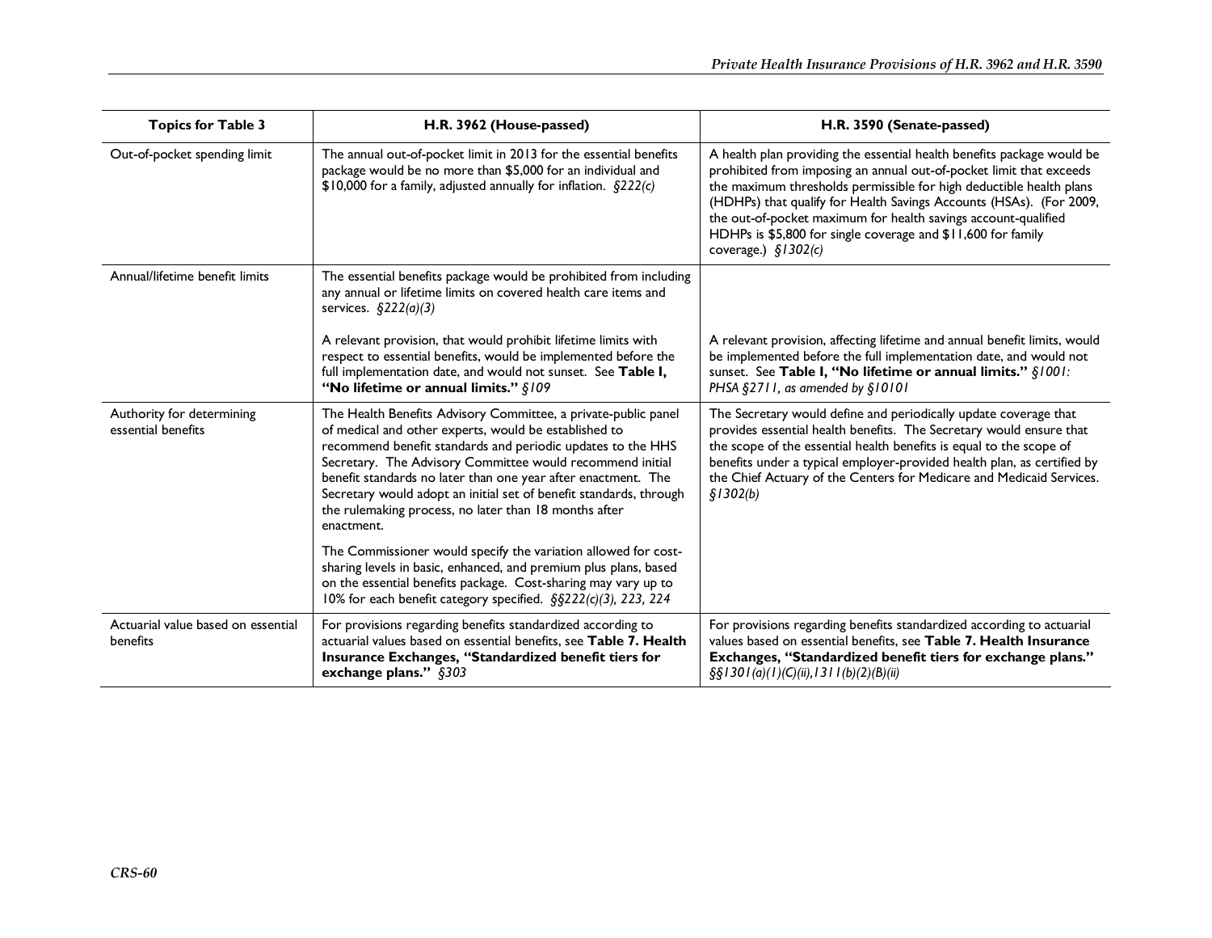| Topics for Table 3 | H.R. 3962 (House-passed) | H.R. 3590 (Senate-passed) |
|---|---|---|
| Out-of-pocket spending limit | The annual out-of-pocket limit in 2013 for the essential benefits package would be no more than $5,000 for an individual and $10,000 for a family, adjusted annually for inflation. *§222(c)* | A health plan providing the essential health benefits package would be prohibited from imposing an annual out-of-pocket limit that exceeds the maximum thresholds permissible for high deductible health plans (HDHPs) that qualify for Health Savings Accounts (HSAs). (For 2009, the out-of-pocket maximum for health savings account-qualified HDHPs is $5,800 for single coverage and $11,600 for family coverage.) *§1302(c)* |
| Annual/lifetime benefit limits | The essential benefits package would be prohibited from including any annual or lifetime limits on covered health care items and services. *§222(a)(3)*<br><br>A relevant provision, that would prohibit lifetime limits with respect to essential benefits, would be implemented before the full implementation date, and would not sunset. See **Table I, "No lifetime or annual limits."** *§109* | A relevant provision, affecting lifetime and annual benefit limits, would be implemented before the full implementation date, and would not sunset. See **Table I, "No lifetime or annual limits."** *§1001: PHSA §2711, as amended by §10101* |
| Authority for determining essential benefits | The Health Benefits Advisory Committee, a private-public panel of medical and other experts, would be established to recommend benefit standards and periodic updates to the HHS Secretary. The Advisory Committee would recommend initial benefit standards no later than one year after enactment. The Secretary would adopt an initial set of benefit standards, through the rulemaking process, no later than 18 months after enactment.<br><br>The Commissioner would specify the variation allowed for cost-sharing levels in basic, enhanced, and premium plus plans, based on the essential benefits package. Cost-sharing may vary up to 10% for each benefit category specified. *§§222(c)(3), 223, 224* | The Secretary would define and periodically update coverage that provides essential health benefits. The Secretary would ensure that the scope of the essential health benefits is equal to the scope of benefits under a typical employer-provided health plan, as certified by the Chief Actuary of the Centers for Medicare and Medicaid Services. *§1302(b)* |
| Actuarial value based on essential benefits | For provisions regarding benefits standardized according to actuarial values based on essential benefits, see **Table 7. Health Insurance Exchanges, "Standardized benefit tiers for exchange plans."** *§303* | For provisions regarding benefits standardized according to actuarial values based on essential benefits, see **Table 7. Health Insurance Exchanges, "Standardized benefit tiers for exchange plans."** *§§1301(a)(1)(C)(ii),1311(b)(2)(B)(ii)* |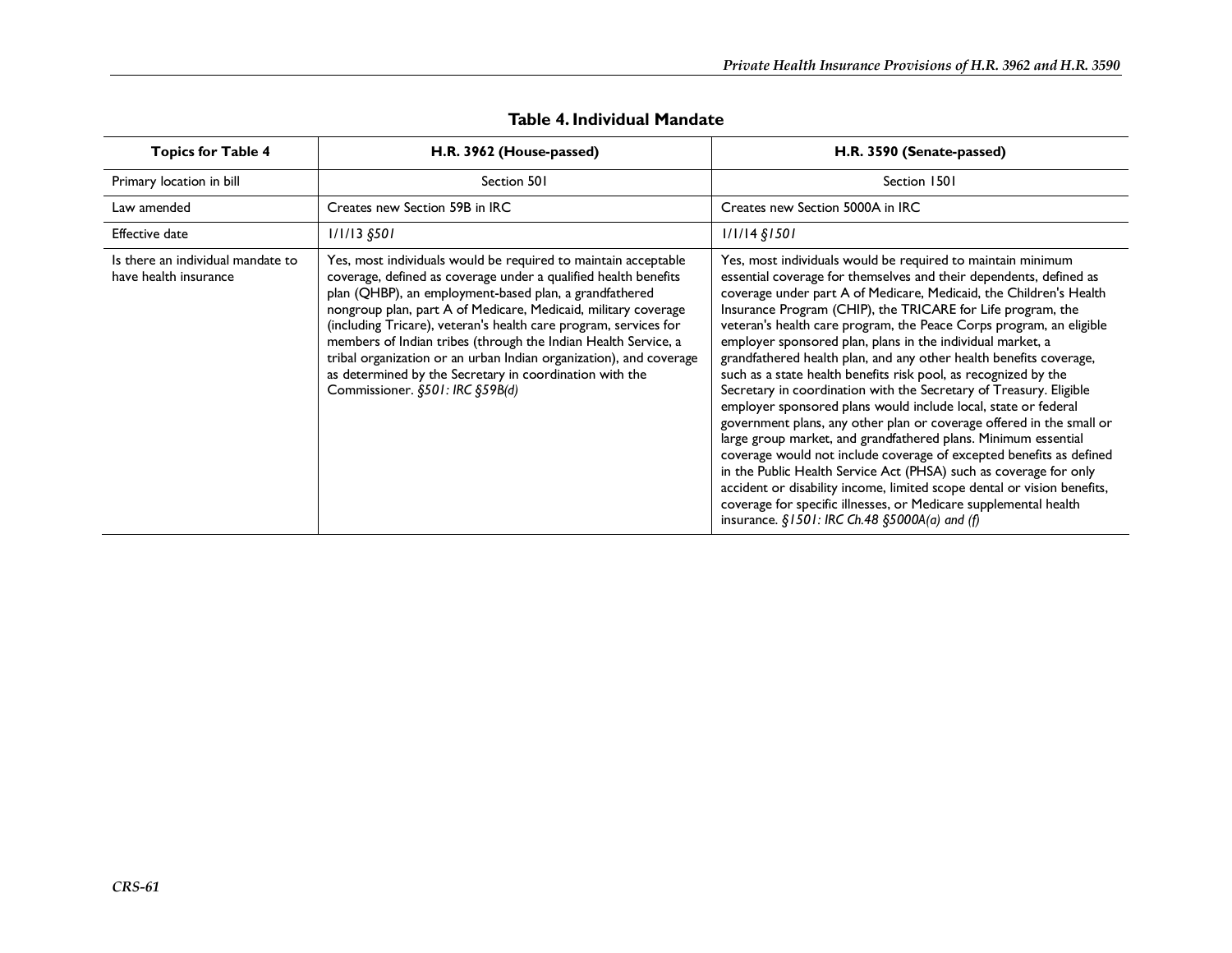**Table 4. Individual Mandate**

| Topics for Table 4 | H.R. 3962 (House-passed) | H.R. 3590 (Senate-passed) |
|---|---|---|
| Primary location in bill | Section 501 | Section 1501 |
| Law amended | Creates new Section 59B in IRC | Creates new Section 5000A in IRC |
| Effective date | 1/1/13 *§501* | 1/1/14 *§1501* |
| Is there an individual mandate to have health insurance | Yes, most individuals would be required to maintain acceptable coverage, defined as coverage under a qualified health benefits plan (QHBP), an employment-based plan, a grandfathered nongroup plan, part A of Medicare, Medicaid, military coverage (including Tricare), veteran's health care program, services for members of Indian tribes (through the Indian Health Service, a tribal organization or an urban Indian organization), and coverage as determined by the Secretary in coordination with the Commissioner. *§501: IRC §59B(d)* | Yes, most individuals would be required to maintain minimum essential coverage for themselves and their dependents, defined as coverage under part A of Medicare, Medicaid, the Children's Health Insurance Program (CHIP), the TRICARE for Life program, the veteran's health care program, the Peace Corps program, an eligible employer sponsored plan, plans in the individual market, a grandfathered health plan, and any other health benefits coverage, such as a state health benefits risk pool, as recognized by the Secretary in coordination with the Secretary of Treasury. Eligible employer sponsored plans would include local, state or federal government plans, any other plan or coverage offered in the small or large group market, and grandfathered plans. Minimum essential coverage would not include coverage of excepted benefits as defined in the Public Health Service Act (PHSA) such as coverage for only accident or disability income, limited scope dental or vision benefits, coverage for specific illnesses, or Medicare supplemental health insurance. *§1501: IRC Ch.48 §5000A(a) and (f)* |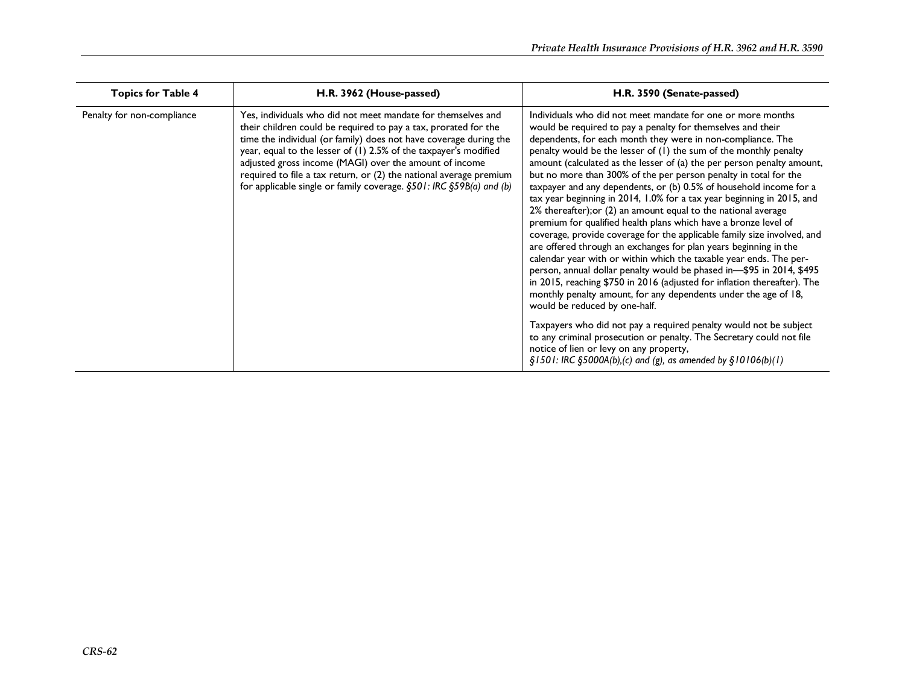| Topics for Table 4 | H.R. 3962 (House-passed) | H.R. 3590 (Senate-passed) |
| --- | --- | --- |
| Penalty for non-compliance | Yes, individuals who did not meet mandate for themselves and their children could be required to pay a tax, prorated for the time the individual (or family) does not have coverage during the year, equal to the lesser of (1) 2.5% of the taxpayer's modified adjusted gross income (MAGI) over the amount of income required to file a tax return, or (2) the national average premium for applicable single or family coverage. *§501: IRC §59B(a) and (b)* | Individuals who did not meet mandate for one or more months would be required to pay a penalty for themselves and their dependents, for each month they were in non-compliance. The penalty would be the lesser of (1) the sum of the monthly penalty amount (calculated as the lesser of (a) the per person penalty amount, but no more than 300% of the per person penalty in total for the taxpayer and any dependents, or (b) 0.5% of household income for a tax year beginning in 2014, 1.0% for a tax year beginning in 2015, and 2% thereafter);or (2) an amount equal to the national average premium for qualified health plans which have a bronze level of coverage, provide coverage for the applicable family size involved, and are offered through an exchanges for plan years beginning in the calendar year with or within which the taxable year ends. The per-person, annual dollar penalty would be phased in—$95 in 2014, $495 in 2015, reaching $750 in 2016 (adjusted for inflation thereafter). The monthly penalty amount, for any dependents under the age of 18, would be reduced by one-half.<br><br>Taxpayers who did not pay a required penalty would not be subject to any criminal prosecution or penalty. The Secretary could not file notice of lien or levy on any property,<br>*§1501: IRC §5000A(b),(c) and (g), as amended by §10106(b)(1)* |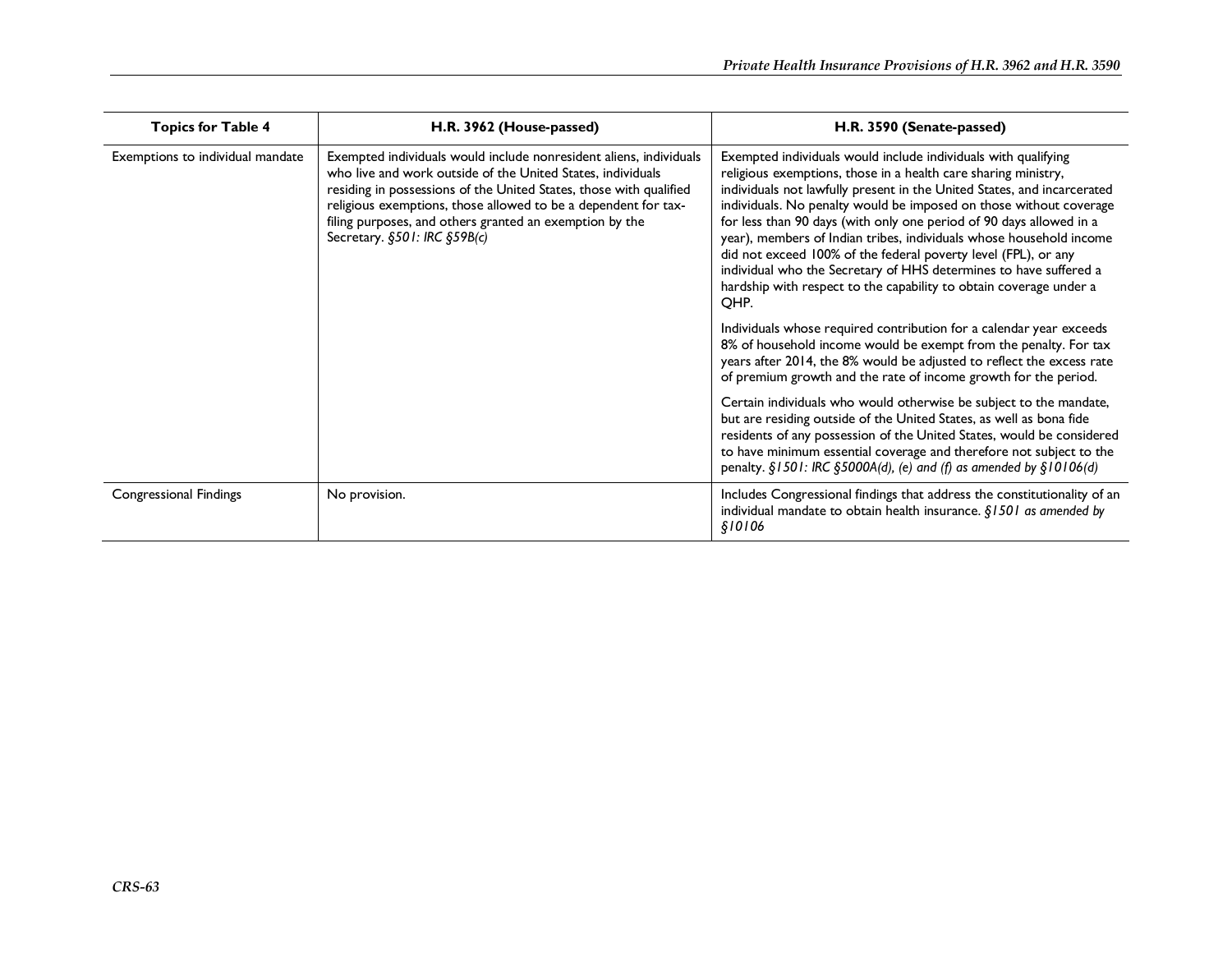| Topics for Table 4 | H.R. 3962 (House-passed) | H.R. 3590 (Senate-passed) |
|---|---|---|
| Exemptions to individual mandate | Exempted individuals would include nonresident aliens, individuals who live and work outside of the United States, individuals residing in possessions of the United States, those with qualified religious exemptions, those allowed to be a dependent for tax-filing purposes, and others granted an exemption by the Secretary. *§501: IRC §59B(c)* | Exempted individuals would include individuals with qualifying religious exemptions, those in a health care sharing ministry, individuals not lawfully present in the United States, and incarcerated individuals. No penalty would be imposed on those without coverage for less than 90 days (with only one period of 90 days allowed in a year), members of Indian tribes, individuals whose household income did not exceed 100% of the federal poverty level (FPL), or any individual who the Secretary of HHS determines to have suffered a hardship with respect to the capability to obtain coverage under a QHP.<br><br>Individuals whose required contribution for a calendar year exceeds 8% of household income would be exempt from the penalty. For tax years after 2014, the 8% would be adjusted to reflect the excess rate of premium growth and the rate of income growth for the period.<br><br>Certain individuals who would otherwise be subject to the mandate, but are residing outside of the United States, as well as bona fide residents of any possession of the United States, would be considered to have minimum essential coverage and therefore not subject to the penalty. *§1501: IRC §5000A(d), (e) and (f) as amended by §10106(d)* |
| Congressional Findings | No provision. | Includes Congressional findings that address the constitutionality of an individual mandate to obtain health insurance. *§1501 as amended by §10106* |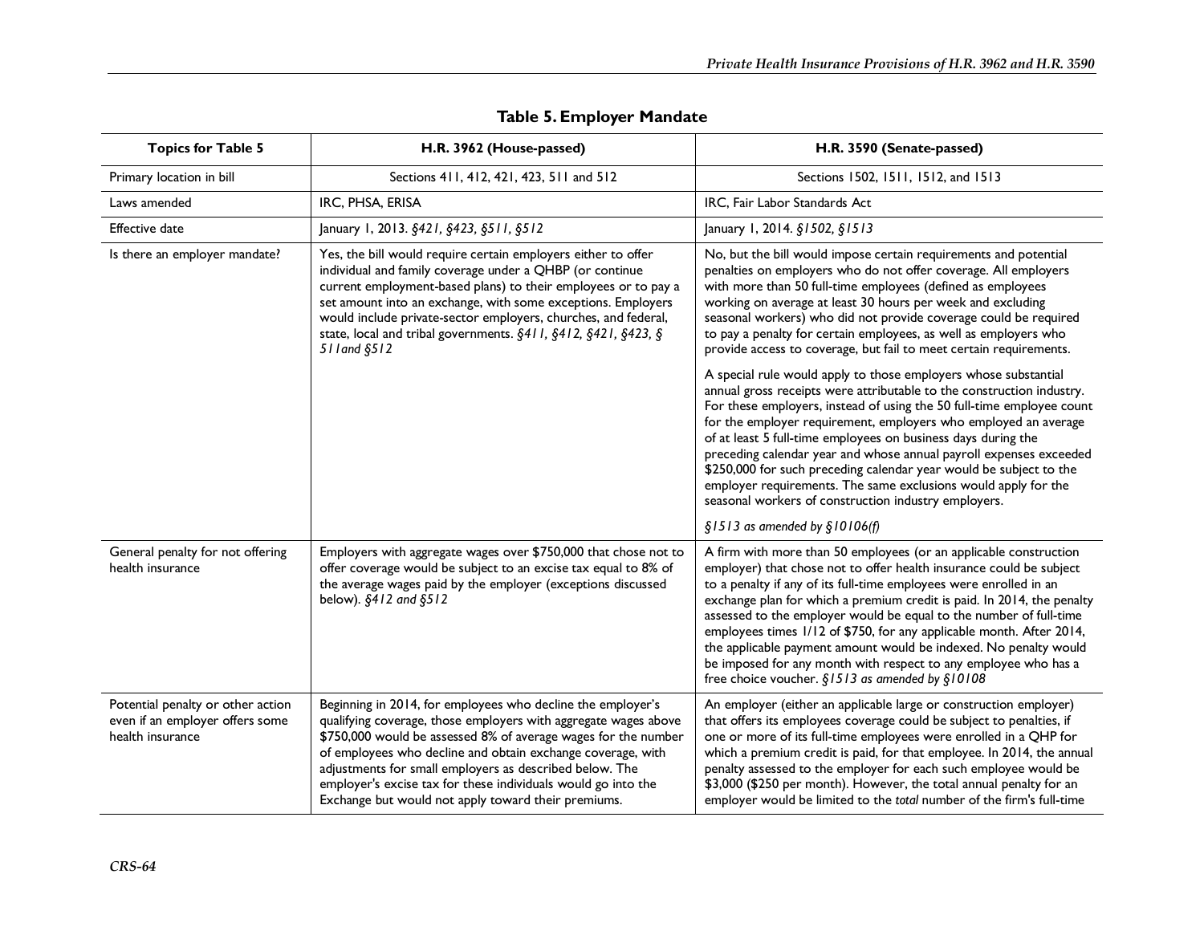**Table 5. Employer Mandate**

| Topics for Table 5 | H.R. 3962 (House-passed) | H.R. 3590 (Senate-passed) |
|---|---|---|
| Primary location in bill | Sections 411, 412, 421, 423, 511 and 512 | Sections 1502, 1511, 1512, and 1513 |
| Laws amended | IRC, PHSA, ERISA | IRC, Fair Labor Standards Act |
| Effective date | January 1, 2013. *§421, §423, §511, §512* | January 1, 2014. *§1502, §1513* |
| Is there an employer mandate? | Yes, the bill would require certain employers either to offer individual and family coverage under a QHBP (or continue current employment-based plans) to their employees or to pay a set amount into an exchange, with some exceptions. Employers would include private-sector employers, churches, and federal, state, local and tribal governments. *§411, §412, §421, §423, § 511and §512* | No, but the bill would impose certain requirements and potential penalties on employers who do not offer coverage. All employers with more than 50 full-time employees (defined as employees working on average at least 30 hours per week and excluding seasonal workers) who did not provide coverage could be required to pay a penalty for certain employees, as well as employers who provide access to coverage, but fail to meet certain requirements.<br><br>A special rule would apply to those employers whose substantial annual gross receipts were attributable to the construction industry. For these employers, instead of using the 50 full-time employee count for the employer requirement, employers who employed an average of at least 5 full-time employees on business days during the preceding calendar year and whose annual payroll expenses exceeded $250,000 for such preceding calendar year would be subject to the employer requirements. The same exclusions would apply for the seasonal workers of construction industry employers.<br><br>*§1513 as amended by §10106(f)* |
| General penalty for not offering health insurance | Employers with aggregate wages over $750,000 that chose not to offer coverage would be subject to an excise tax equal to 8% of the average wages paid by the employer (exceptions discussed below). *§412 and §512* | A firm with more than 50 employees (or an applicable construction employer) that chose not to offer health insurance could be subject to a penalty if any of its full-time employees were enrolled in an exchange plan for which a premium credit is paid. In 2014, the penalty assessed to the employer would be equal to the number of full-time employees times 1/12 of $750, for any applicable month. After 2014, the applicable payment amount would be indexed. No penalty would be imposed for any month with respect to any employee who has a free choice voucher. *§1513 as amended by §10108* |
| Potential penalty or other action even if an employer offers some health insurance | Beginning in 2014, for employees who decline the employer's qualifying coverage, those employers with aggregate wages above $750,000 would be assessed 8% of average wages for the number of employees who decline and obtain exchange coverage, with adjustments for small employers as described below. The employer's excise tax for these individuals would go into the Exchange but would not apply toward their premiums. | An employer (either an applicable large or construction employer) that offers its employees coverage could be subject to penalties, if one or more of its full-time employees were enrolled in a QHP for which a premium credit is paid, for that employee. In 2014, the annual penalty assessed to the employer for each such employee would be $3,000 ($250 per month). However, the total annual penalty for an employer would be limited to the *total* number of the firm's full-time |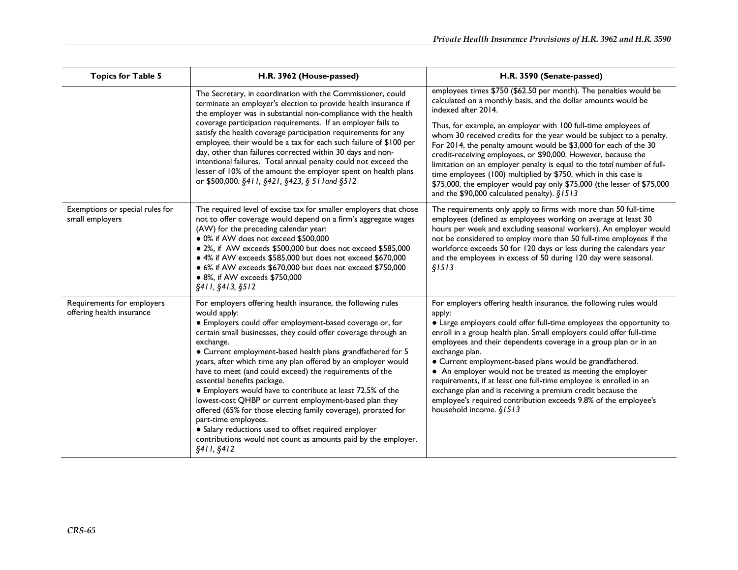| Topics for Table 5 | H.R. 3962 (House-passed) | H.R. 3590 (Senate-passed) |
|---|---|---|
| | The Secretary, in coordination with the Commissioner, could terminate an employer's election to provide health insurance if the employer was in substantial non-compliance with the health coverage participation requirements. If an employer fails to satisfy the health coverage participation requirements for any employee, their would be a tax for each such failure of $100 per day, other than failures corrected within 30 days and non-intentional failures. Total annual penalty could not exceed the lesser of 10% of the amount the employer spent on health plans or $500,000. *§411, §421, §423, § 511and §512* | employees times $750 ($62.50 per month). The penalties would be calculated on a monthly basis, and the dollar amounts would be indexed after 2014.<br><br>Thus, for example, an employer with 100 full-time employees of whom 30 received credits for the year would be subject to a penalty. For 2014, the penalty amount would be $3,000 for each of the 30 credit-receiving employees, or $90,000. However, because the limitation on an employer penalty is equal to the *total* number of full-time employees (100) multiplied by $750, which in this case is $75,000, the employer would pay only $75,000 (the lesser of $75,000 and the $90,000 calculated penalty). *§1513* |
| Exemptions or special rules for small employers | The required level of excise tax for smaller employers that chose not to offer coverage would depend on a firm's aggregate wages (AW) for the preceding calendar year:<br>● 0% if AW does not exceed $500,000<br>● 2%, if AW exceeds $500,000 but does not exceed $585,000<br>● 4% if AW exceeds $585,000 but does not exceed $670,000<br>● 6% if AW exceeds $670,000 but does not exceed $750,000<br>● 8%, if AW exceeds $750,000<br>*§411, §413, §512* | The requirements only apply to firms with more than 50 full-time employees (defined as employees working on average at least 30 hours per week and excluding seasonal workers). An employer would not be considered to employ more than 50 full-time employees if the workforce exceeds 50 for 120 days or less during the calendars year and the employees in excess of 50 during 120 day were seasonal. *§1513* |
| Requirements for employers offering health insurance | For employers offering health insurance, the following rules would apply:<br>● Employers could offer employment-based coverage or, for certain small businesses, they could offer coverage through an exchange.<br>● Current employment-based health plans grandfathered for 5 years, after which time any plan offered by an employer would have to meet (and could exceed) the requirements of the essential benefits package.<br>● Employers would have to contribute at least 72.5% of the lowest-cost QHBP or current employment-based plan they offered (65% for those electing family coverage), prorated for part-time employees.<br>● Salary reductions used to offset required employer contributions would not count as amounts paid by the employer. *§411, §412* | For employers offering health insurance, the following rules would apply:<br>● Large employers could offer full-time employees the opportunity to enroll in a group health plan. Small employers could offer full-time employees and their dependents coverage in a group plan or in an exchange plan.<br>● Current employment-based plans would be grandfathered.<br>● An employer would not be treated as meeting the employer requirements, if at least one full-time employee is enrolled in an exchange plan and is receiving a premium credit because the employee's required contribution exceeds 9.8% of the employee's household income. *§1513* |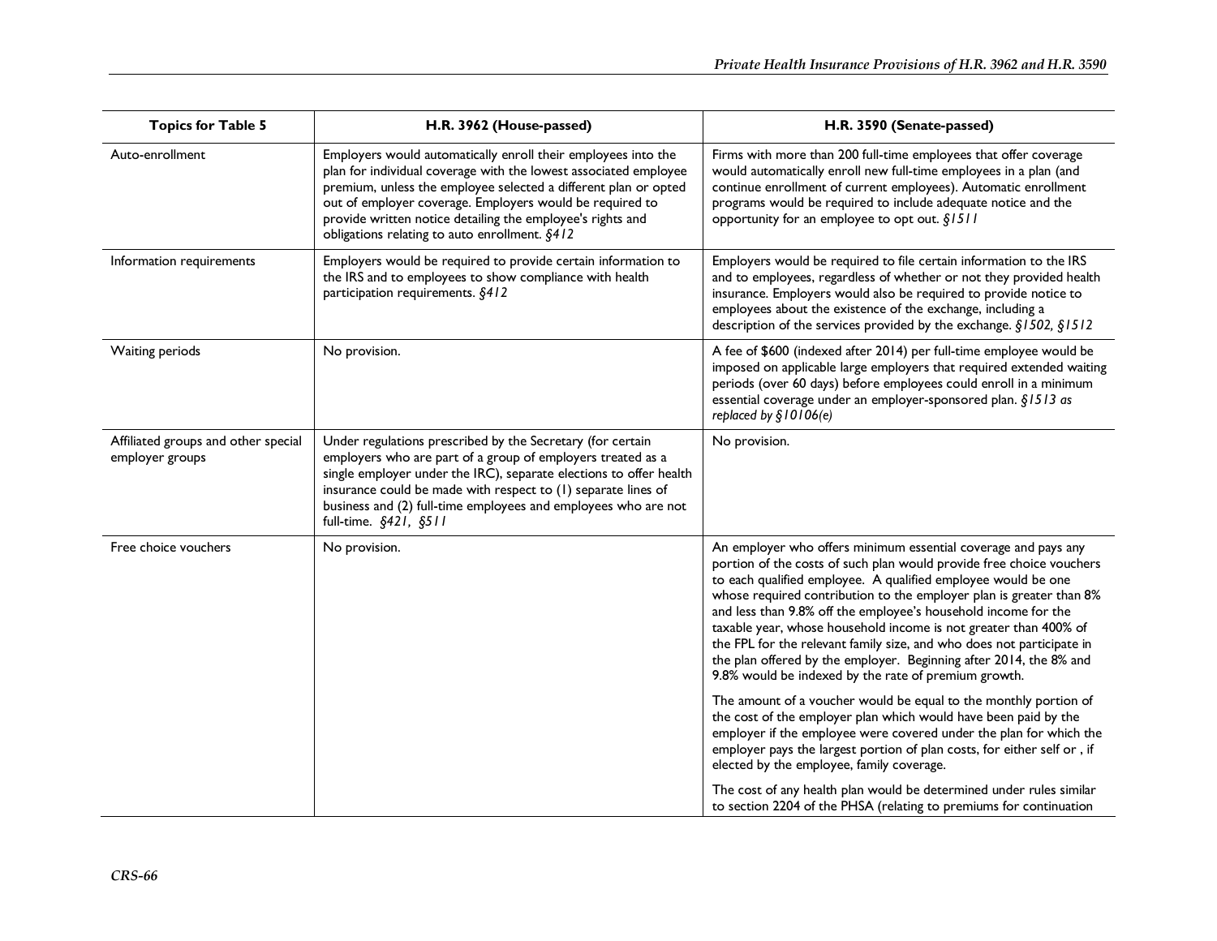| Topics for Table 5 | H.R. 3962 (House-passed) | H.R. 3590 (Senate-passed) |
|---|---|---|
| Auto-enrollment | Employers would automatically enroll their employees into the plan for individual coverage with the lowest associated employee premium, unless the employee selected a different plan or opted out of employer coverage. Employers would be required to provide written notice detailing the employee's rights and obligations relating to auto enrollment. *§412* | Firms with more than 200 full-time employees that offer coverage would automatically enroll new full-time employees in a plan (and continue enrollment of current employees). Automatic enrollment programs would be required to include adequate notice and the opportunity for an employee to opt out. *§1511* |
| Information requirements | Employers would be required to provide certain information to the IRS and to employees to show compliance with health participation requirements. *§412* | Employers would be required to file certain information to the IRS and to employees, regardless of whether or not they provided health insurance. Employers would also be required to provide notice to employees about the existence of the exchange, including a description of the services provided by the exchange. *§1502, §1512* |
| Waiting periods | No provision. | A fee of $600 (indexed after 2014) per full-time employee would be imposed on applicable large employers that required extended waiting periods (over 60 days) before employees could enroll in a minimum essential coverage under an employer-sponsored plan. *§1513 as replaced by §10106(e)* |
| Affiliated groups and other special employer groups | Under regulations prescribed by the Secretary (for certain employers who are part of a group of employers treated as a single employer under the IRC), separate elections to offer health insurance could be made with respect to (1) separate lines of business and (2) full-time employees and employees who are not full-time. *§421, §511* | No provision. |
| Free choice vouchers | No provision. | An employer who offers minimum essential coverage and pays any portion of the costs of such plan would provide free choice vouchers to each qualified employee. A qualified employee would be one whose required contribution to the employer plan is greater than 8% and less than 9.8% off the employee's household income for the taxable year, whose household income is not greater than 400% of the FPL for the relevant family size, and who does not participate in the plan offered by the employer. Beginning after 2014, the 8% and 9.8% would be indexed by the rate of premium growth.<br><br>The amount of a voucher would be equal to the monthly portion of the cost of the employer plan which would have been paid by the employer if the employee were covered under the plan for which the employer pays the largest portion of plan costs, for either self or , if elected by the employee, family coverage.<br><br>The cost of any health plan would be determined under rules similar to section 2204 of the PHSA (relating to premiums for continuation |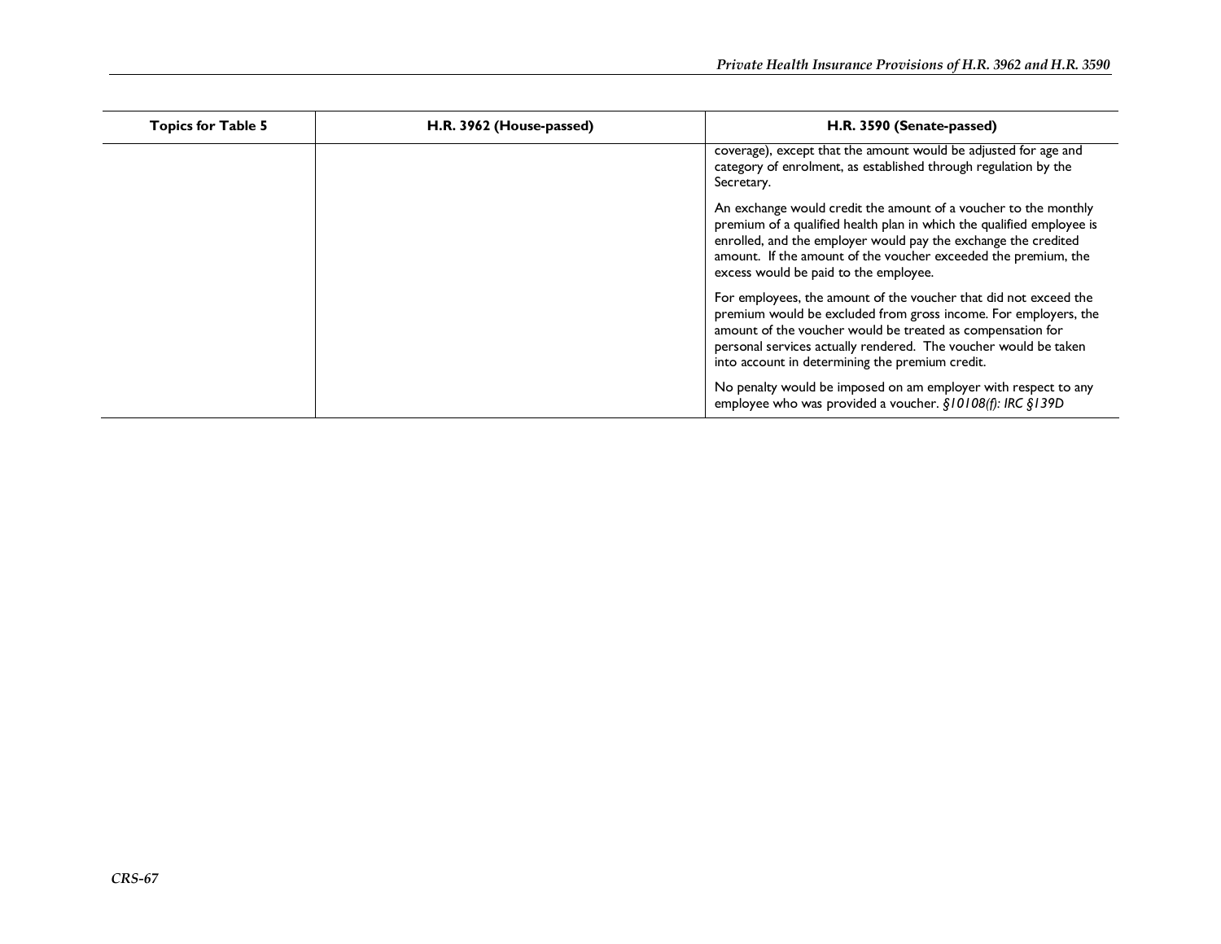| Topics for Table 5 | H.R. 3962 (House-passed) | H.R. 3590 (Senate-passed) |
| --- | --- | --- |
| | | coverage), except that the amount would be adjusted for age and category of enrolment, as established through regulation by the Secretary.<br><br>An exchange would credit the amount of a voucher to the monthly premium of a qualified health plan in which the qualified employee is enrolled, and the employer would pay the exchange the credited amount. If the amount of the voucher exceeded the premium, the excess would be paid to the employee.<br><br>For employees, the amount of the voucher that did not exceed the premium would be excluded from gross income. For employers, the amount of the voucher would be treated as compensation for personal services actually rendered. The voucher would be taken into account in determining the premium credit.<br><br>No penalty would be imposed on am employer with respect to any employee who was provided a voucher. *§10108(f): IRC §139D* |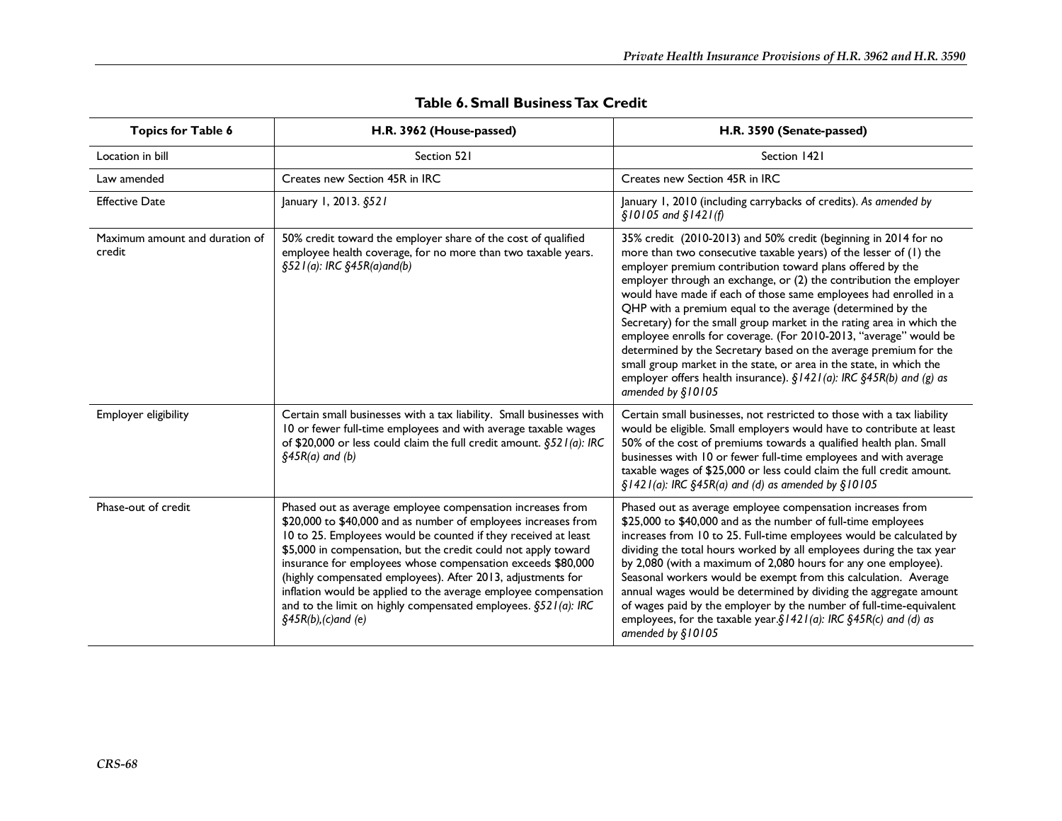**Table 6. Small Business Tax Credit**

| Topics for Table 6 | H.R. 3962 (House-passed) | H.R. 3590 (Senate-passed) |
| --- | --- | --- |
| Location in bill | Section 521 | Section 1421 |
| Law amended | Creates new Section 45R in IRC | Creates new Section 45R in IRC |
| Effective Date | January 1, 2013. *§521* | January 1, 2010 (including carrybacks of credits). *As amended by §10105 and §1421(f)* |
| Maximum amount and duration of credit | 50% credit toward the employer share of the cost of qualified employee health coverage, for no more than two taxable years. *§521(a): IRC §45R(a)and(b)* | 35% credit (2010-2013) and 50% credit (beginning in 2014 for no more than two consecutive taxable years) of the lesser of (1) the employer premium contribution toward plans offered by the employer through an exchange, or (2) the contribution the employer would have made if each of those same employees had enrolled in a QHP with a premium equal to the average (determined by the Secretary) for the small group market in the rating area in which the employee enrolls for coverage. (For 2010-2013, "average" would be determined by the Secretary based on the average premium for the small group market in the state, or area in the state, in which the employer offers health insurance). *§1421(a): IRC §45R(b) and (g) as amended by §10105* |
| Employer eligibility | Certain small businesses with a tax liability. Small businesses with 10 or fewer full-time employees and with average taxable wages of $20,000 or less could claim the full credit amount. *§521(a): IRC §45R(a) and (b)* | Certain small businesses, not restricted to those with a tax liability would be eligible. Small employers would have to contribute at least 50% of the cost of premiums towards a qualified health plan. Small businesses with 10 or fewer full-time employees and with average taxable wages of $25,000 or less could claim the full credit amount. *§1421(a): IRC §45R(a) and (d) as amended by §10105* |
| Phase-out of credit | Phased out as average employee compensation increases from $20,000 to $40,000 and as number of employees increases from 10 to 25. Employees would be counted if they received at least $5,000 in compensation, but the credit could not apply toward insurance for employees whose compensation exceeds $80,000 (highly compensated employees). After 2013, adjustments for inflation would be applied to the average employee compensation and to the limit on highly compensated employees. *§521(a): IRC §45R(b),(c)and (e)* | Phased out as average employee compensation increases from $25,000 to $40,000 and as the number of full-time employees increases from 10 to 25. Full-time employees would be calculated by dividing the total hours worked by all employees during the tax year by 2,080 (with a maximum of 2,080 hours for any one employee). Seasonal workers would be exempt from this calculation. Average annual wages would be determined by dividing the aggregate amount of wages paid by the employer by the number of full-time-equivalent employees, for the taxable year.*§1421(a): IRC §45R(c) and (d) as amended by §10105* |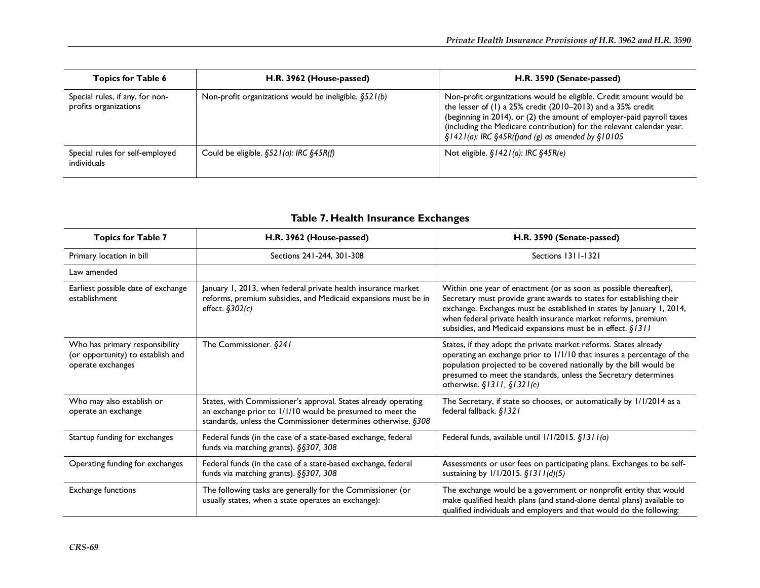| Topics for Table 6 | H.R. 3962 (House-passed) | H.R. 3590 (Senate-passed) |
|---|---|---|
| Special rules, if any, for non-profits organizations | Non-profit organizations would be ineligible. *§521(b)* | Non-profit organizations would be eligible. Credit amount would be the lesser of (1) a 25% credit (2010–2013) and a 35% credit (beginning in 2014), or (2) the amount of employer-paid payroll taxes (including the Medicare contribution) for the relevant calendar year. *§1421(a): IRC §45R(f)and (g) as amended by §10105* |
| Special rules for self-employed individuals | Could be eligible. *§521(a): IRC §45R(f)* | Not eligible. *§1421(a): IRC §45R(e)* |

## Table 7. Health Insurance Exchanges

| Topics for Table 7 | H.R. 3962 (House-passed) | H.R. 3590 (Senate-passed) |
|---|---|---|
| Primary location in bill | Sections 241-244, 301-308 | Sections 1311-1321 |
| Law amended | | |
| Earliest possible date of exchange establishment | January 1, 2013, when federal private health insurance market reforms, premium subsidies, and Medicaid expansions must be in effect. *§302(c)* | Within one year of enactment (or as soon as possible thereafter), Secretary must provide grant awards to states for establishing their exchange. Exchanges must be established in states by January 1, 2014, when federal private health insurance market reforms, premium subsidies, and Medicaid expansions must be in effect. *§1311* |
| Who has primary responsibility (or opportunity) to establish and operate exchanges | The Commissioner. *§241* | States, if they adopt the private market reforms. States already operating an exchange prior to 1/1/10 that insures a percentage of the population projected to be covered nationally by the bill would be presumed to meet the standards, unless the Secretary determines otherwise. *§1311, §1321(e)* |
| Who may also establish or operate an exchange | States, with Commissioner's approval. States already operating an exchange prior to 1/1/10 would be presumed to meet the standards, unless the Commissioner determines otherwise. *§308* | The Secretary, if state so chooses, or automatically by 1/1/2014 as a federal fallback. *§1321* |
| Startup funding for exchanges | Federal funds (in the case of a state-based exchange, federal funds via matching grants). *§§307, 308* | Federal funds, available until 1/1/2015. *§1311(a)* |
| Operating funding for exchanges | Federal funds (in the case of a state-based exchange, federal funds via matching grants). *§§307, 308* | Assessments or user fees on participating plans. Exchanges to be self-sustaining by 1/1/2015. *§1311(d)(5)* |
| Exchange functions | The following tasks are generally for the Commissioner (or usually states, when a state operates an exchange): | The exchange would be a government or nonprofit entity that would make qualified health plans (and stand-alone dental plans) available to qualified individuals and employers and that would do the following: |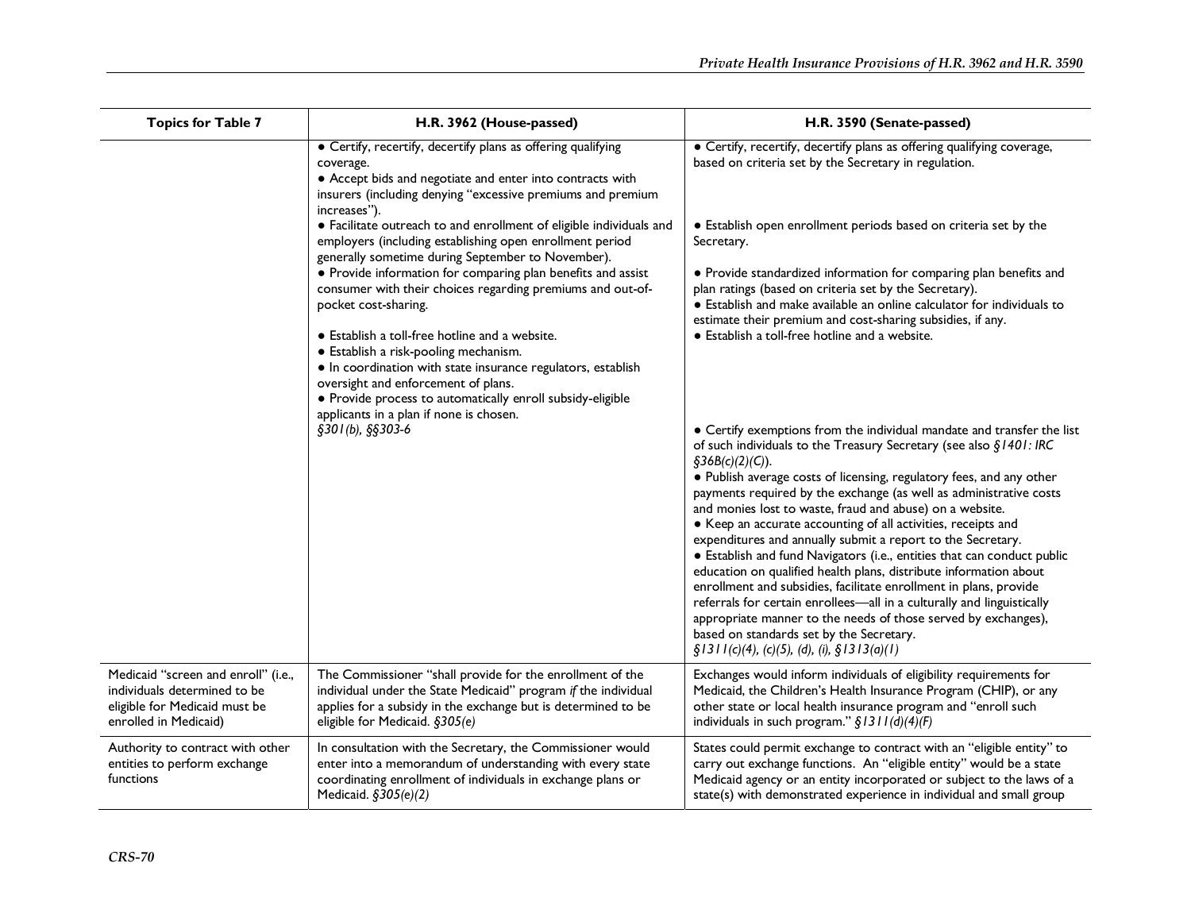| Topics for Table 7 | H.R. 3962 (House-passed) | H.R. 3590 (Senate-passed) |
|---|---|---|
| | • Certify, recertify, decertify plans as offering qualifying coverage.<br>• Accept bids and negotiate and enter into contracts with insurers (including denying "excessive premiums and premium increases").<br>• Facilitate outreach to and enrollment of eligible individuals and employers (including establishing open enrollment period generally sometime during September to November).<br>• Provide information for comparing plan benefits and assist consumer with their choices regarding premiums and out-of-pocket cost-sharing.<br>• Establish a toll-free hotline and a website.<br>• Establish a risk-pooling mechanism.<br>• In coordination with state insurance regulators, establish oversight and enforcement of plans.<br>• Provide process to automatically enroll subsidy-eligible applicants in a plan if none is chosen.<br>*§301(b), §§303-6* | • Certify, recertify, decertify plans as offering qualifying coverage, based on criteria set by the Secretary in regulation.<br>• Establish open enrollment periods based on criteria set by the Secretary.<br>• Provide standardized information for comparing plan benefits and plan ratings (based on criteria set by the Secretary).<br>• Establish and make available an online calculator for individuals to estimate their premium and cost-sharing subsidies, if any.<br>• Establish a toll-free hotline and a website.<br>• Certify exemptions from the individual mandate and transfer the list of such individuals to the Treasury Secretary (see also *§1401: IRC §36B(c)(2)(C)*).<br>• Publish average costs of licensing, regulatory fees, and any other payments required by the exchange (as well as administrative costs and monies lost to waste, fraud and abuse) on a website.<br>• Keep an accurate accounting of all activities, receipts and expenditures and annually submit a report to the Secretary.<br>• Establish and fund Navigators (i.e., entities that can conduct public education on qualified health plans, distribute information about enrollment and subsidies, facilitate enrollment in plans, provide referrals for certain enrollees—all in a culturally and linguistically appropriate manner to the needs of those served by exchanges), based on standards set by the Secretary.<br>*§1311(c)(4), (c)(5), (d), (i), §1313(a)(1)* |
| Medicaid "screen and enroll" (i.e., individuals determined to be eligible for Medicaid must be enrolled in Medicaid) | The Commissioner "shall provide for the enrollment of the individual under the State Medicaid" program *if* the individual applies for a subsidy in the exchange but is determined to be eligible for Medicaid. *§305(e)* | Exchanges would inform individuals of eligibility requirements for Medicaid, the Children's Health Insurance Program (CHIP), or any other state or local health insurance program and "enroll such individuals in such program." *§1311(d)(4)(F)* |
| Authority to contract with other entities to perform exchange functions | In consultation with the Secretary, the Commissioner would enter into a memorandum of understanding with every state coordinating enrollment of individuals in exchange plans or Medicaid. *§305(e)(2)* | States could permit exchange to contract with an "eligible entity" to carry out exchange functions. An "eligible entity" would be a state Medicaid agency or an entity incorporated or subject to the laws of a state(s) with demonstrated experience in individual and small group |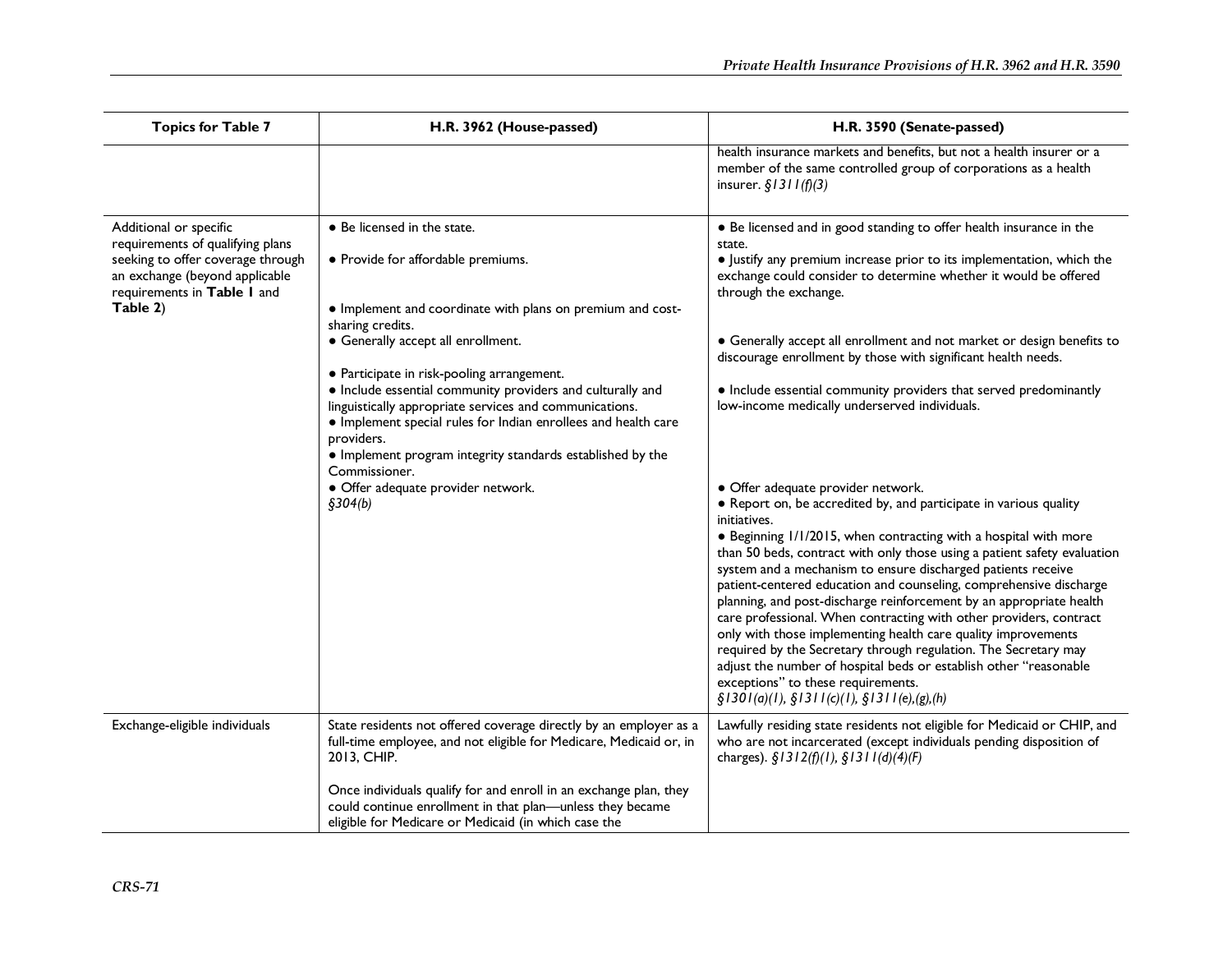| Topics for Table 7 | H.R. 3962 (House-passed) | H.R. 3590 (Senate-passed) |
|---|---|---|
| | | health insurance markets and benefits, but not a health insurer or a member of the same controlled group of corporations as a health insurer. *§1311(f)(3)* |
| Additional or specific requirements of qualifying plans seeking to offer coverage through an exchange (beyond applicable requirements in **Table 1** and **Table 2**) | • Be licensed in the state.<br>• Provide for affordable premiums.<br>• Implement and coordinate with plans on premium and cost-sharing credits.<br>• Generally accept all enrollment.<br>• Participate in risk-pooling arrangement.<br>• Include essential community providers and culturally and linguistically appropriate services and communications.<br>• Implement special rules for Indian enrollees and health care providers.<br>• Implement program integrity standards established by the Commissioner.<br>• Offer adequate provider network.<br>*§304(b)* | • Be licensed and in good standing to offer health insurance in the state.<br>• Justify any premium increase prior to its implementation, which the exchange could consider to determine whether it would be offered through the exchange.<br>• Generally accept all enrollment and not market or design benefits to discourage enrollment by those with significant health needs.<br>• Include essential community providers that served predominantly low-income medically underserved individuals.<br>• Offer adequate provider network.<br>• Report on, be accredited by, and participate in various quality initiatives.<br>• Beginning 1/1/2015, when contracting with a hospital with more than 50 beds, contract with only those using a patient safety evaluation system and a mechanism to ensure discharged patients receive patient-centered education and counseling, comprehensive discharge planning, and post-discharge reinforcement by an appropriate health care professional. When contracting with other providers, contract only with those implementing health care quality improvements required by the Secretary through regulation. The Secretary may adjust the number of hospital beds or establish other "reasonable exceptions" to these requirements.<br>*§1301(a)(1), §1311(c)(1), §1311(e),(g),(h)* |
| Exchange-eligible individuals | State residents not offered coverage directly by an employer as a full-time employee, and not eligible for Medicare, Medicaid or, in 2013, CHIP.<br><br>Once individuals qualify for and enroll in an exchange plan, they could continue enrollment in that plan—unless they became eligible for Medicare or Medicaid (in which case the | Lawfully residing state residents not eligible for Medicaid or CHIP, and who are not incarcerated (except individuals pending disposition of charges). *§1312(f)(1), §1311(d)(4)(F)* |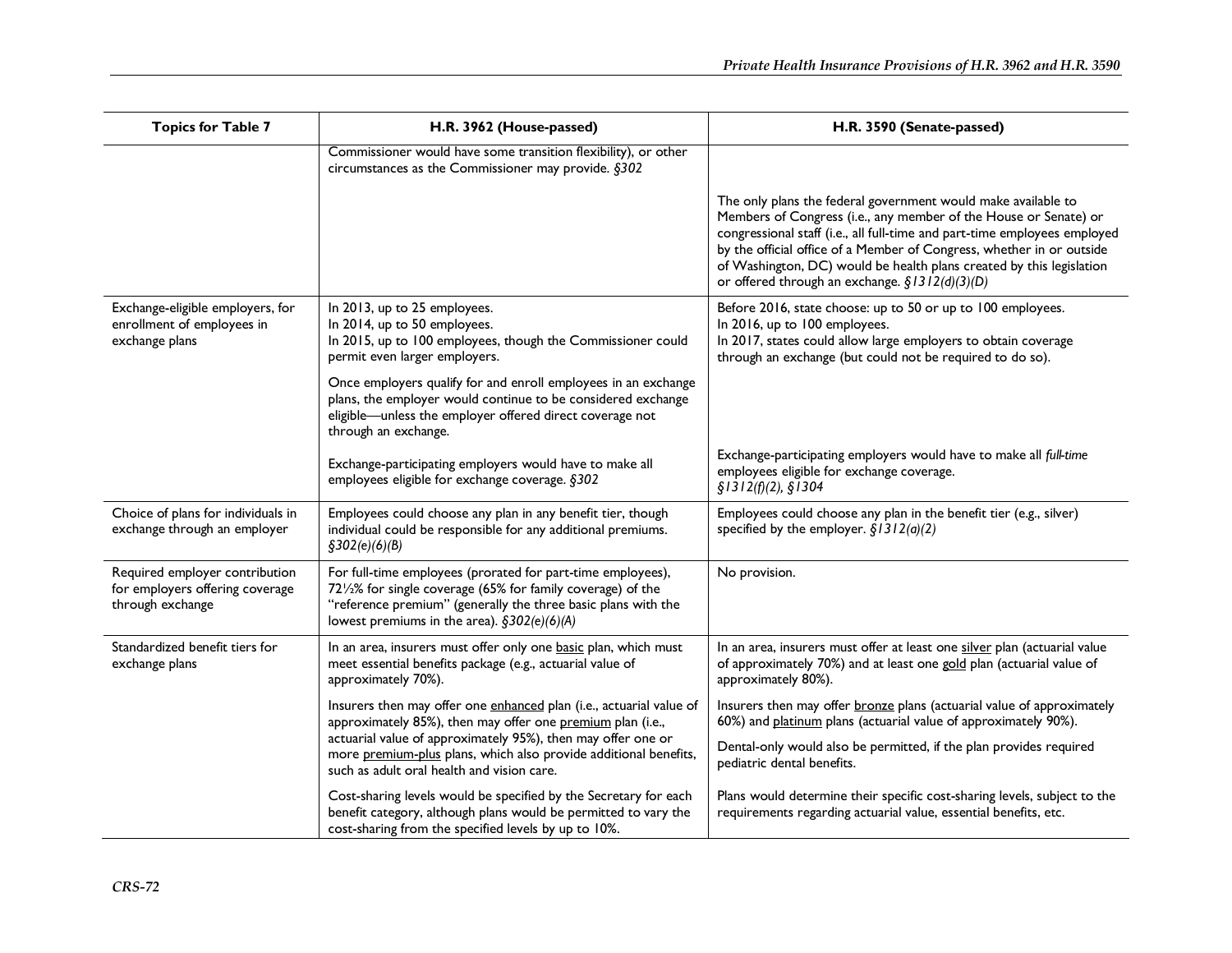| Topics for Table 7 | H.R. 3962 (House-passed) | H.R. 3590 (Senate-passed) |
|---|---|---|
| | Commissioner would have some transition flexibility), or other circumstances as the Commissioner may provide. *§302* | The only plans the federal government would make available to Members of Congress (i.e., any member of the House or Senate) or congressional staff (i.e., all full-time and part-time employees employed by the official office of a Member of Congress, whether in or outside of Washington, DC) would be health plans created by this legislation or offered through an exchange. *§1312(d)(3)(D)* |
| Exchange-eligible employers, for enrollment of employees in exchange plans | In 2013, up to 25 employees.<br>In 2014, up to 50 employees.<br>In 2015, up to 100 employees, though the Commissioner could permit even larger employers.<br><br>Once employers qualify for and enroll employees in an exchange plans, the employer would continue to be considered exchange eligible—unless the employer offered direct coverage not through an exchange.<br><br>Exchange-participating employers would have to make all employees eligible for exchange coverage. *§302* | Before 2016, state choose: up to 50 or up to 100 employees.<br>In 2016, up to 100 employees.<br>In 2017, states could allow large employers to obtain coverage through an exchange (but could not be required to do so).<br><br>Exchange-participating employers would have to make all *full-time* employees eligible for exchange coverage.<br>*§1312(f)(2), §1304* |
| Choice of plans for individuals in exchange through an employer | Employees could choose any plan in any benefit tier, though individual could be responsible for any additional premiums. *§302(e)(6)(B)* | Employees could choose any plan in the benefit tier (e.g., silver) specified by the employer. *§1312(a)(2)* |
| Required employer contribution for employers offering coverage through exchange | For full-time employees (prorated for part-time employees), 72½% for single coverage (65% for family coverage) of the "reference premium" (generally the three basic plans with the lowest premiums in the area). *§302(e)(6)(A)* | No provision. |
| Standardized benefit tiers for exchange plans | In an area, insurers must offer only one basic plan, which must meet essential benefits package (e.g., actuarial value of approximately 70%).<br><br>Insurers then may offer one enhanced plan (i.e., actuarial value of approximately 85%), then may offer one premium plan (i.e., actuarial value of approximately 95%), then may offer one or more premium-plus plans, which also provide additional benefits, such as adult oral health and vision care.<br><br>Cost-sharing levels would be specified by the Secretary for each benefit category, although plans would be permitted to vary the cost-sharing from the specified levels by up to 10%. | In an area, insurers must offer at least one silver plan (actuarial value of approximately 70%) and at least one gold plan (actuarial value of approximately 80%).<br><br>Insurers then may offer bronze plans (actuarial value of approximately 60%) and platinum plans (actuarial value of approximately 90%).<br><br>Dental-only would also be permitted, if the plan provides required pediatric dental benefits.<br><br>Plans would determine their specific cost-sharing levels, subject to the requirements regarding actuarial value, essential benefits, etc. |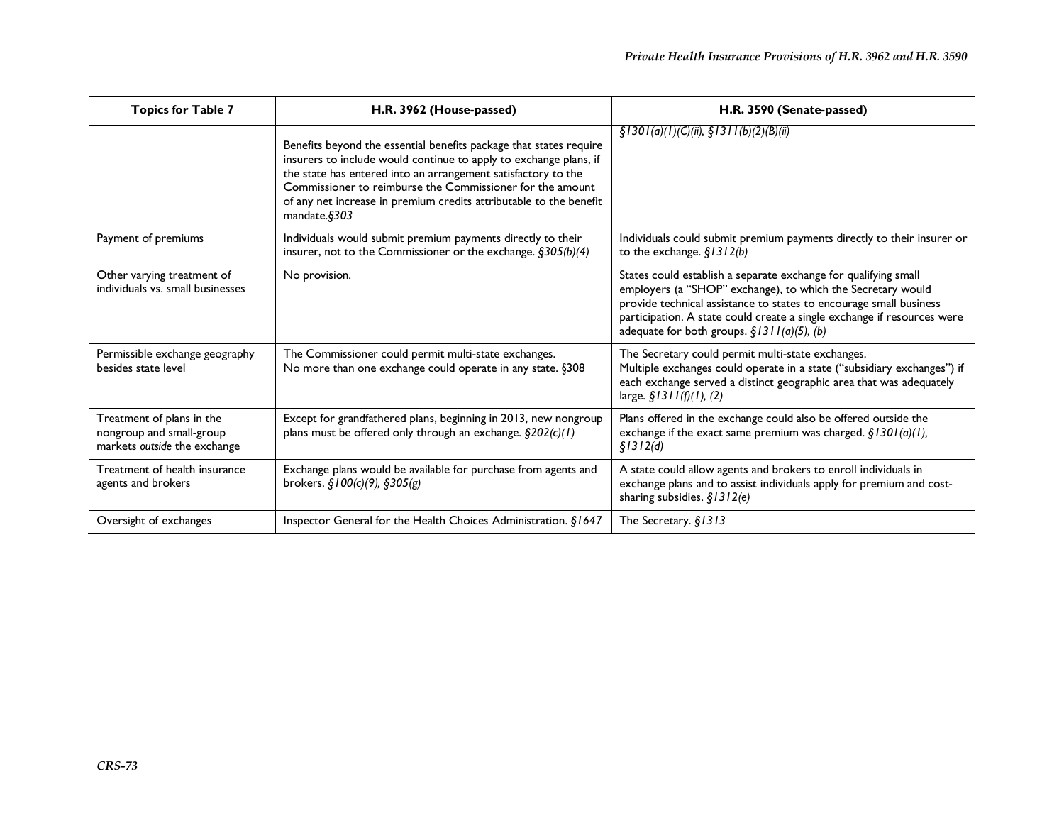| Topics for Table 7 | H.R. 3962 (House-passed) | H.R. 3590 (Senate-passed) |
|---|---|---|
| | Benefits beyond the essential benefits package that states require insurers to include would continue to apply to exchange plans, if the state has entered into an arrangement satisfactory to the Commissioner to reimburse the Commissioner for the amount of any net increase in premium credits attributable to the benefit mandate.*§303* | *§1301(a)(1)(C)(ii), §1311(b)(2)(B)(ii)* |
| Payment of premiums | Individuals would submit premium payments directly to their insurer, not to the Commissioner or the exchange. *§305(b)(4)* | Individuals could submit premium payments directly to their insurer or to the exchange. *§1312(b)* |
| Other varying treatment of individuals vs. small businesses | No provision. | States could establish a separate exchange for qualifying small employers (a "SHOP" exchange), to which the Secretary would provide technical assistance to states to encourage small business participation. A state could create a single exchange if resources were adequate for both groups. *§1311(a)(5), (b)* |
| Permissible exchange geography besides state level | The Commissioner could permit multi-state exchanges. No more than one exchange could operate in any state. §308 | The Secretary could permit multi-state exchanges. Multiple exchanges could operate in a state ("subsidiary exchanges") if each exchange served a distinct geographic area that was adequately large. *§1311(f)(1), (2)* |
| Treatment of plans in the nongroup and small-group markets *outside* the exchange | Except for grandfathered plans, beginning in 2013, new nongroup plans must be offered only through an exchange. *§202(c)(1)* | Plans offered in the exchange could also be offered outside the exchange if the exact same premium was charged. *§1301(a)(1), §1312(d)* |
| Treatment of health insurance agents and brokers | Exchange plans would be available for purchase from agents and brokers. *§100(c)(9), §305(g)* | A state could allow agents and brokers to enroll individuals in exchange plans and to assist individuals apply for premium and cost-sharing subsidies. *§1312(e)* |
| Oversight of exchanges | Inspector General for the Health Choices Administration. *§1647* | The Secretary. *§1313* |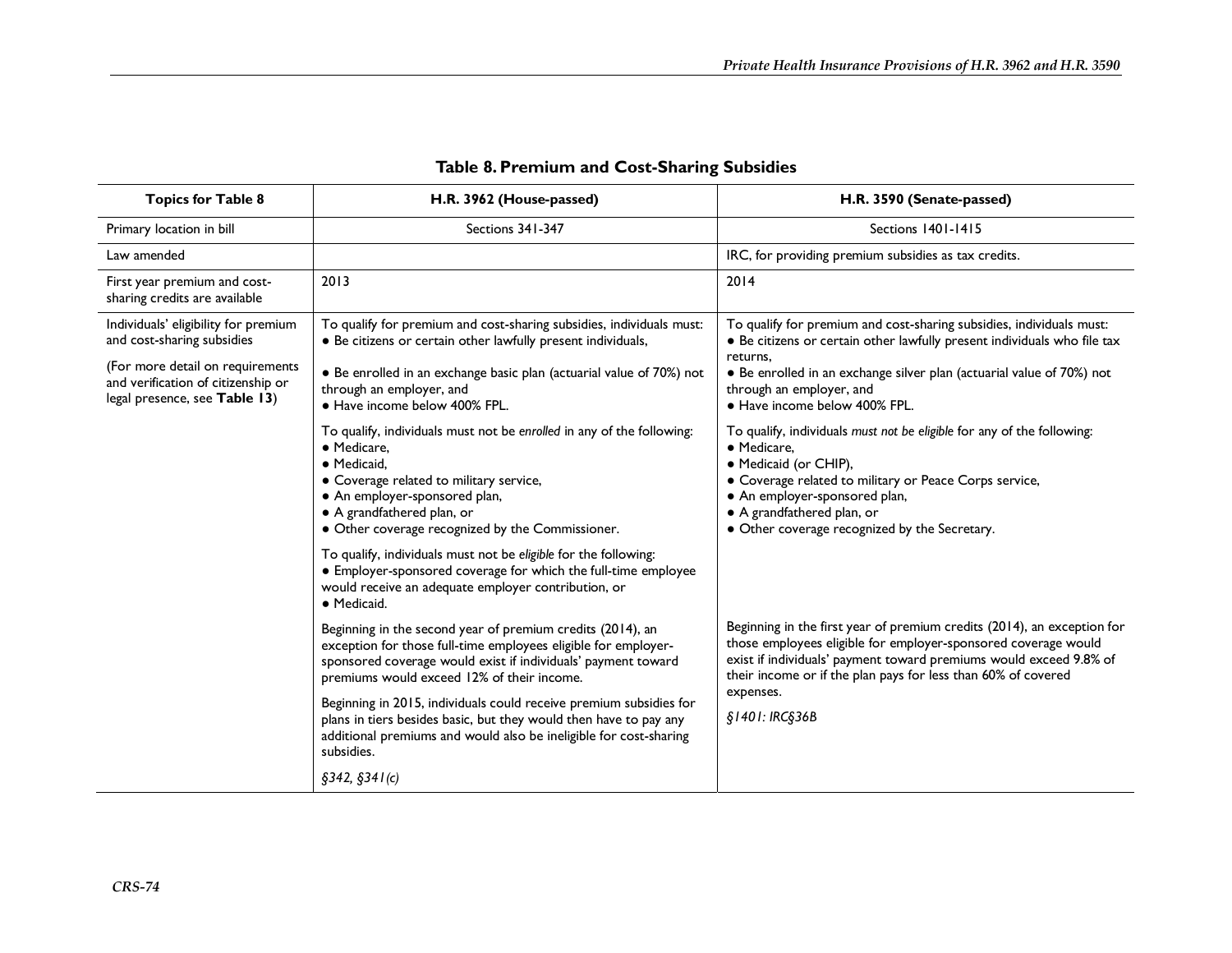**Table 8. Premium and Cost-Sharing Subsidies**

| Topics for Table 8 | H.R. 3962 (House-passed) | H.R. 3590 (Senate-passed) |
| --- | --- | --- |
| Primary location in bill | Sections 341-347 | Sections 1401-1415 |
| Law amended | | IRC, for providing premium subsidies as tax credits. |
| First year premium and cost-sharing credits are available | 2013 | 2014 |
| Individuals' eligibility for premium and cost-sharing subsidies<br><br>(For more detail on requirements and verification of citizenship or legal presence, see **Table 13**) | To qualify for premium and cost-sharing subsidies, individuals must:<br>● Be citizens or certain other lawfully present individuals,<br>● Be enrolled in an exchange basic plan (actuarial value of 70%) not through an employer, and<br>● Have income below 400% FPL.<br><br>To qualify, individuals must not be *enrolled* in any of the following:<br>● Medicare,<br>● Medicaid,<br>● Coverage related to military service,<br>● An employer-sponsored plan,<br>● A grandfathered plan, or<br>● Other coverage recognized by the Commissioner.<br><br>To qualify, individuals must not be *eligible* for the following:<br>● Employer-sponsored coverage for which the full-time employee would receive an adequate employer contribution, or<br>● Medicaid.<br><br>Beginning in the second year of premium credits (2014), an exception for those full-time employees eligible for employer-sponsored coverage would exist if individuals' payment toward premiums would exceed 12% of their income.<br><br>Beginning in 2015, individuals could receive premium subsidies for plans in tiers besides basic, but they would then have to pay any additional premiums and would also be ineligible for cost-sharing subsidies.<br><br>*§342, §341(c)* | To qualify for premium and cost-sharing subsidies, individuals must:<br>● Be citizens or certain other lawfully present individuals who file tax returns,<br>● Be enrolled in an exchange silver plan (actuarial value of 70%) not through an employer, and<br>● Have income below 400% FPL.<br><br>To qualify, individuals *must not be eligible* for any of the following:<br>● Medicare,<br>● Medicaid (or CHIP),<br>● Coverage related to military or Peace Corps service,<br>● An employer-sponsored plan,<br>● A grandfathered plan, or<br>● Other coverage recognized by the Secretary.<br><br>Beginning in the first year of premium credits (2014), an exception for those employees eligible for employer-sponsored coverage would exist if individuals' payment toward premiums would exceed 9.8% of their income or if the plan pays for less than 60% of covered expenses.<br><br>*§1401: IRC§36B* |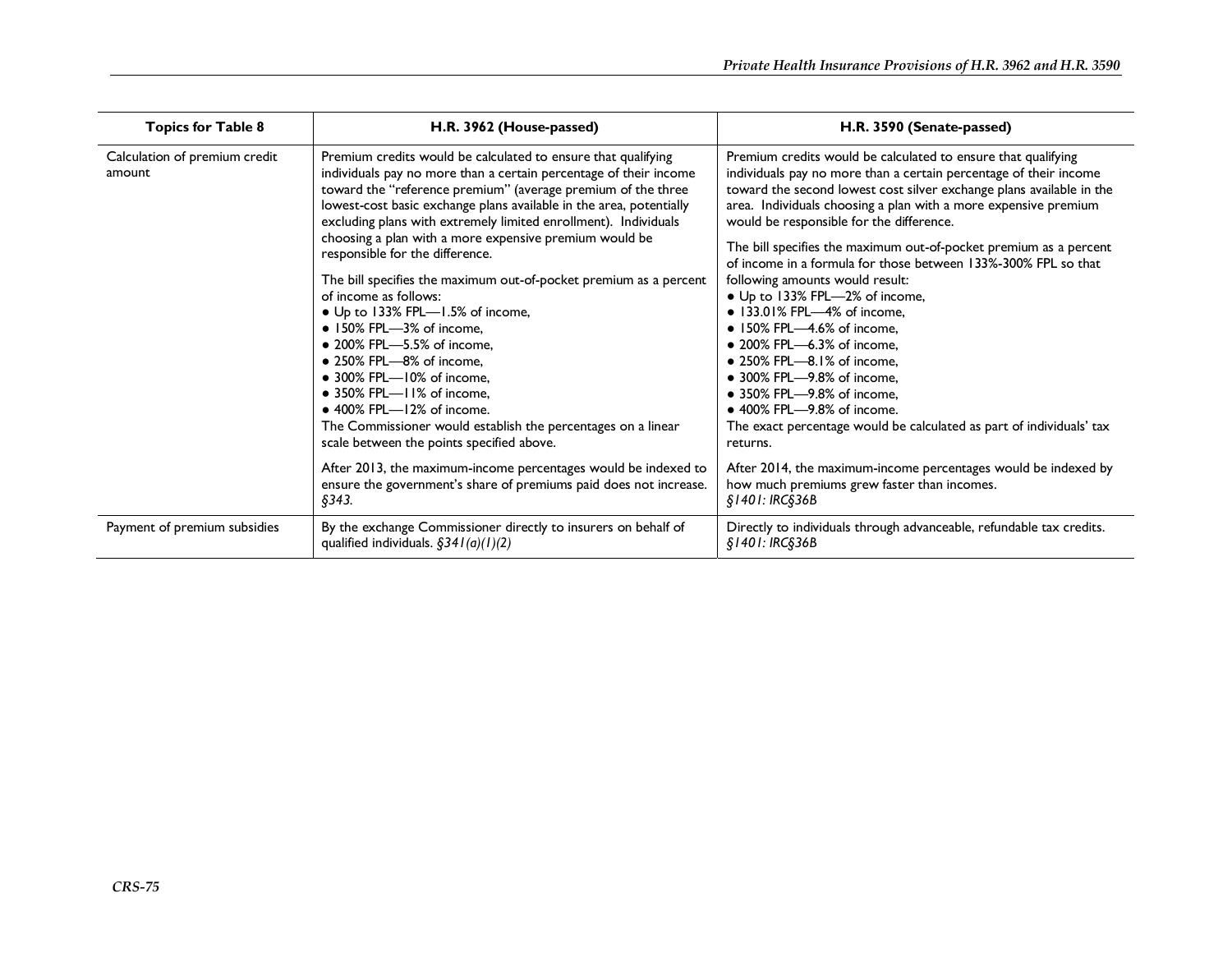| Topics for Table 8 | H.R. 3962 (House-passed) | H.R. 3590 (Senate-passed) |
|---|---|---|
| Calculation of premium credit amount | Premium credits would be calculated to ensure that qualifying individuals pay no more than a certain percentage of their income toward the "reference premium" (average premium of the three lowest-cost basic exchange plans available in the area, potentially excluding plans with extremely limited enrollment). Individuals choosing a plan with a more expensive premium would be responsible for the difference.<br><br>The bill specifies the maximum out-of-pocket premium as a percent of income as follows:<br>● Up to 133% FPL—1.5% of income,<br>● 150% FPL—3% of income,<br>● 200% FPL—5.5% of income,<br>● 250% FPL—8% of income,<br>● 300% FPL—10% of income,<br>● 350% FPL—11% of income,<br>● 400% FPL—12% of income.<br>The Commissioner would establish the percentages on a linear scale between the points specified above.<br><br>After 2013, the maximum-income percentages would be indexed to ensure the government's share of premiums paid does not increase. *§343.* | Premium credits would be calculated to ensure that qualifying individuals pay no more than a certain percentage of their income toward the second lowest cost silver exchange plans available in the area. Individuals choosing a plan with a more expensive premium would be responsible for the difference.<br><br>The bill specifies the maximum out-of-pocket premium as a percent of income in a formula for those between 133%-300% FPL so that following amounts would result:<br>● Up to 133% FPL—2% of income,<br>● 133.01% FPL—4% of income,<br>● 150% FPL—4.6% of income,<br>● 200% FPL—6.3% of income,<br>● 250% FPL—8.1% of income,<br>● 300% FPL—9.8% of income,<br>● 350% FPL—9.8% of income,<br>● 400% FPL—9.8% of income.<br>The exact percentage would be calculated as part of individuals' tax returns.<br><br>After 2014, the maximum-income percentages would be indexed by how much premiums grew faster than incomes.<br>*§1401: IRC§36B* |
| Payment of premium subsidies | By the exchange Commissioner directly to insurers on behalf of qualified individuals. *§341(a)(1)(2)* | Directly to individuals through advanceable, refundable tax credits. *§1401: IRC§36B* |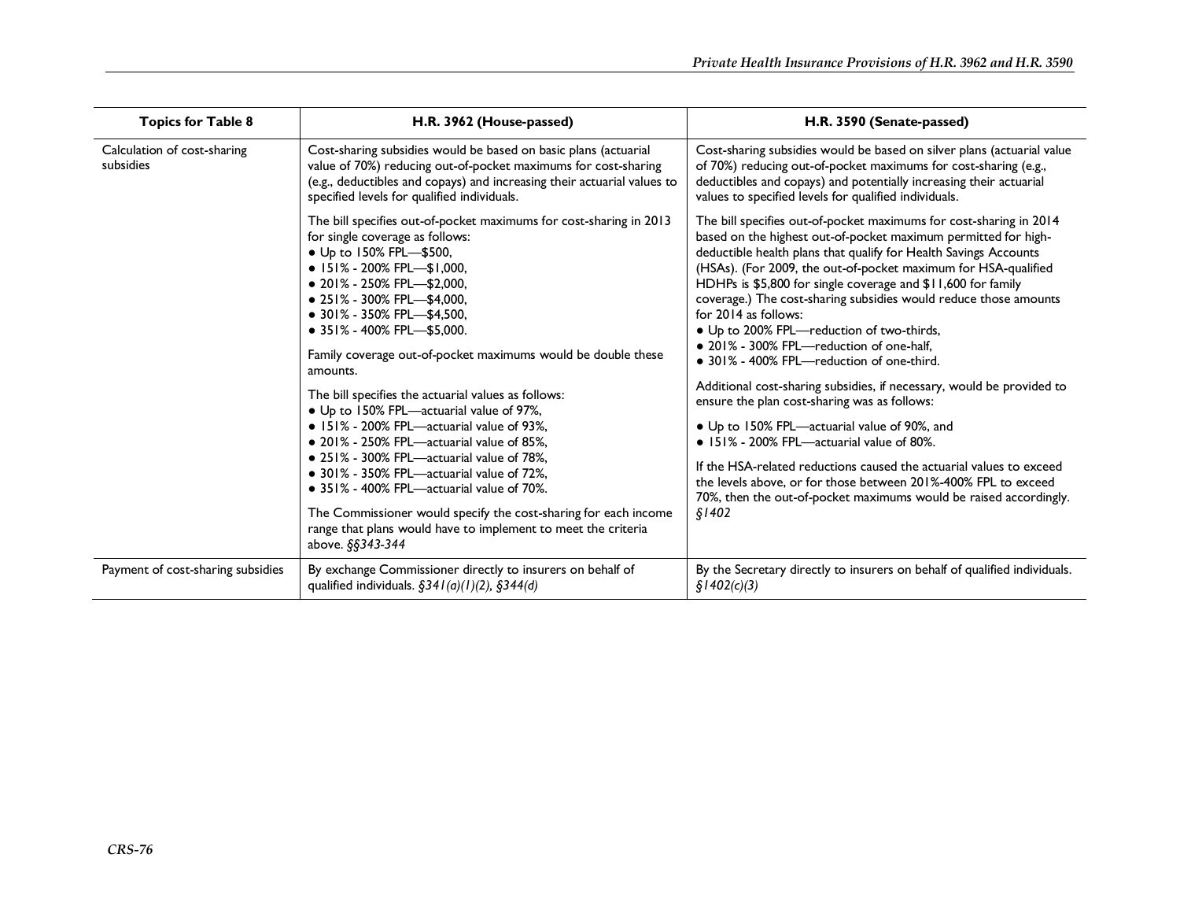| Topics for Table 8 | H.R. 3962 (House-passed) | H.R. 3590 (Senate-passed) |
|---|---|---|
| Calculation of cost-sharing subsidies | Cost-sharing subsidies would be based on basic plans (actuarial value of 70%) reducing out-of-pocket maximums for cost-sharing (e.g., deductibles and copays) and increasing their actuarial values to specified levels for qualified individuals.<br><br>The bill specifies out-of-pocket maximums for cost-sharing in 2013 for single coverage as follows:<br>• Up to 150% FPL—$500,<br>• 151% - 200% FPL—$1,000,<br>• 201% - 250% FPL—$2,000,<br>• 251% - 300% FPL—$4,000,<br>• 301% - 350% FPL—$4,500,<br>• 351% - 400% FPL—$5,000.<br><br>Family coverage out-of-pocket maximums would be double these amounts.<br><br>The bill specifies the actuarial values as follows:<br>• Up to 150% FPL—actuarial value of 97%,<br>• 151% - 200% FPL—actuarial value of 93%,<br>• 201% - 250% FPL—actuarial value of 85%,<br>• 251% - 300% FPL—actuarial value of 78%,<br>• 301% - 350% FPL—actuarial value of 72%,<br>• 351% - 400% FPL—actuarial value of 70%.<br><br>The Commissioner would specify the cost-sharing for each income range that plans would have to implement to meet the criteria above. *§§343-344* | Cost-sharing subsidies would be based on silver plans (actuarial value of 70%) reducing out-of-pocket maximums for cost-sharing (e.g., deductibles and copays) and potentially increasing their actuarial values to specified levels for qualified individuals.<br><br>The bill specifies out-of-pocket maximums for cost-sharing in 2014 based on the highest out-of-pocket maximum permitted for high-deductible health plans that qualify for Health Savings Accounts (HSAs). (For 2009, the out-of-pocket maximum for HSA-qualified HDHPs is $5,800 for single coverage and $11,600 for family coverage.) The cost-sharing subsidies would reduce those amounts for 2014 as follows:<br>• Up to 200% FPL—reduction of two-thirds,<br>• 201% - 300% FPL—reduction of one-half,<br>• 301% - 400% FPL—reduction of one-third.<br><br>Additional cost-sharing subsidies, if necessary, would be provided to ensure the plan cost-sharing was as follows:<br><br>• Up to 150% FPL—actuarial value of 90%, and<br>• 151% - 200% FPL—actuarial value of 80%.<br><br>If the HSA-related reductions caused the actuarial values to exceed the levels above, or for those between 201%-400% FPL to exceed 70%, then the out-of-pocket maximums would be raised accordingly. *§1402* |
| Payment of cost-sharing subsidies | By exchange Commissioner directly to insurers on behalf of qualified individuals. *§341(a)(1)(2), §344(d)* | By the Secretary directly to insurers on behalf of qualified individuals. *§1402(c)(3)* |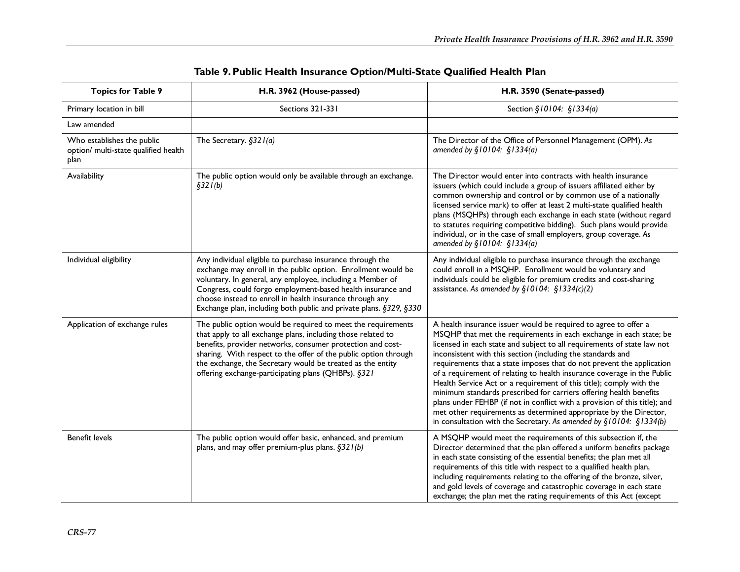**Table 9. Public Health Insurance Option/Multi-State Qualified Health Plan**

| Topics for Table 9 | H.R. 3962 (House-passed) | H.R. 3590 (Senate-passed) |
|---|---|---|
| Primary location in bill | Sections 321-331 | Section *§10104: §1334(a)* |
| Law amended | | |
| Who establishes the public option/ multi-state qualified health plan | The Secretary. *§321(a)* | The Director of the Office of Personnel Management (OPM). *As amended by §10104: §1334(a)* |
| Availability | The public option would only be available through an exchange. *§321(b)* | The Director would enter into contracts with health insurance issuers (which could include a group of issuers affiliated either by common ownership and control or by common use of a nationally licensed service mark) to offer at least 2 multi-state qualified health plans (MSQHPs) through each exchange in each state (without regard to statutes requiring competitive bidding). Such plans would provide individual, or in the case of small employers, group coverage. *As amended by §10104: §1334(a)* |
| Individual eligibility | Any individual eligible to purchase insurance through the exchange may enroll in the public option. Enrollment would be voluntary. In general, any employee, including a Member of Congress, could forgo employment-based health insurance and choose instead to enroll in health insurance through any Exchange plan, including both public and private plans. *§329, §330* | Any individual eligible to purchase insurance through the exchange could enroll in a MSQHP. Enrollment would be voluntary and individuals could be eligible for premium credits and cost-sharing assistance. *As amended by §10104: §1334(c)(2)* |
| Application of exchange rules | The public option would be required to meet the requirements that apply to all exchange plans, including those related to benefits, provider networks, consumer protection and cost-sharing. With respect to the offer of the public option through the exchange, the Secretary would be treated as the entity offering exchange-participating plans (QHBPs). *§321* | A health insurance issuer would be required to agree to offer a MSQHP that met the requirements in each exchange in each state; be licensed in each state and subject to all requirements of state law not inconsistent with this section (including the standards and requirements that a state imposes that do not prevent the application of a requirement of relating to health insurance coverage in the Public Health Service Act or a requirement of this title); comply with the minimum standards prescribed for carriers offering health benefits plans under FEHBP (if not in conflict with a provision of this title); and met other requirements as determined appropriate by the Director, in consultation with the Secretary. *As amended by §10104: §1334(b)* |
| Benefit levels | The public option would offer basic, enhanced, and premium plans, and may offer premium-plus plans. *§321(b)* | A MSQHP would meet the requirements of this subsection if, the Director determined that the plan offered a uniform benefits package in each state consisting of the essential benefits; the plan met all requirements of this title with respect to a qualified health plan, including requirements relating to the offering of the bronze, silver, and gold levels of coverage and catastrophic coverage in each state exchange; the plan met the rating requirements of this Act (except |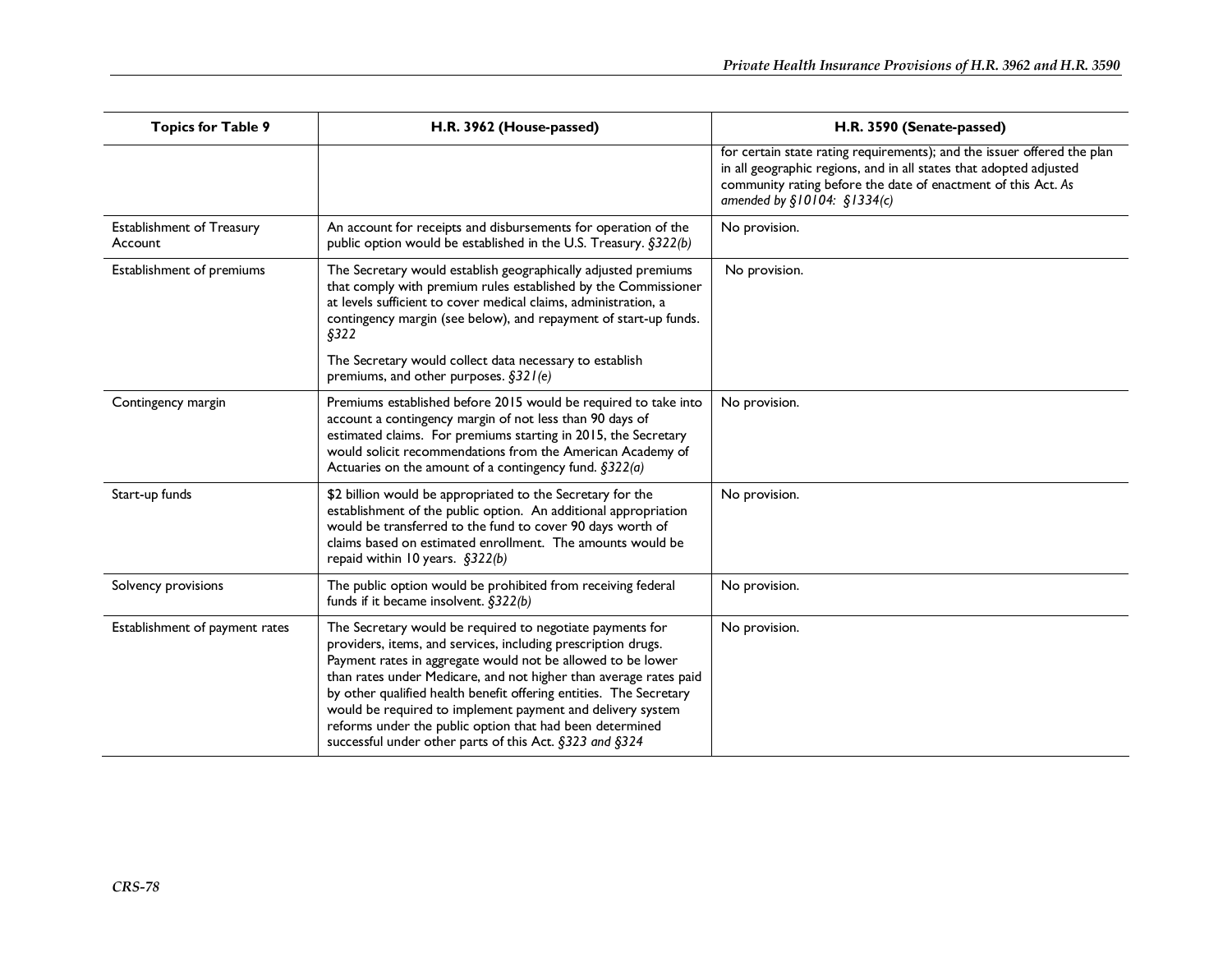| Topics for Table 9 | H.R. 3962 (House-passed) | H.R. 3590 (Senate-passed) |
|---|---|---|
| | | for certain state rating requirements); and the issuer offered the plan in all geographic regions, and in all states that adopted adjusted community rating before the date of enactment of this Act. *As amended by §10104: §1334(c)* |
| Establishment of Treasury Account | An account for receipts and disbursements for operation of the public option would be established in the U.S. Treasury. *§322(b)* | No provision. |
| Establishment of premiums | The Secretary would establish geographically adjusted premiums that comply with premium rules established by the Commissioner at levels sufficient to cover medical claims, administration, a contingency margin (see below), and repayment of start-up funds. *§322*<br><br>The Secretary would collect data necessary to establish premiums, and other purposes. *§321(e)* | No provision. |
| Contingency margin | Premiums established before 2015 would be required to take into account a contingency margin of not less than 90 days of estimated claims. For premiums starting in 2015, the Secretary would solicit recommendations from the American Academy of Actuaries on the amount of a contingency fund. *§322(a)* | No provision. |
| Start-up funds | $2 billion would be appropriated to the Secretary for the establishment of the public option. An additional appropriation would be transferred to the fund to cover 90 days worth of claims based on estimated enrollment. The amounts would be repaid within 10 years. *§322(b)* | No provision. |
| Solvency provisions | The public option would be prohibited from receiving federal funds if it became insolvent. *§322(b)* | No provision. |
| Establishment of payment rates | The Secretary would be required to negotiate payments for providers, items, and services, including prescription drugs. Payment rates in aggregate would not be allowed to be lower than rates under Medicare, and not higher than average rates paid by other qualified health benefit offering entities. The Secretary would be required to implement payment and delivery system reforms under the public option that had been determined successful under other parts of this Act. *§323 and §324* | No provision. |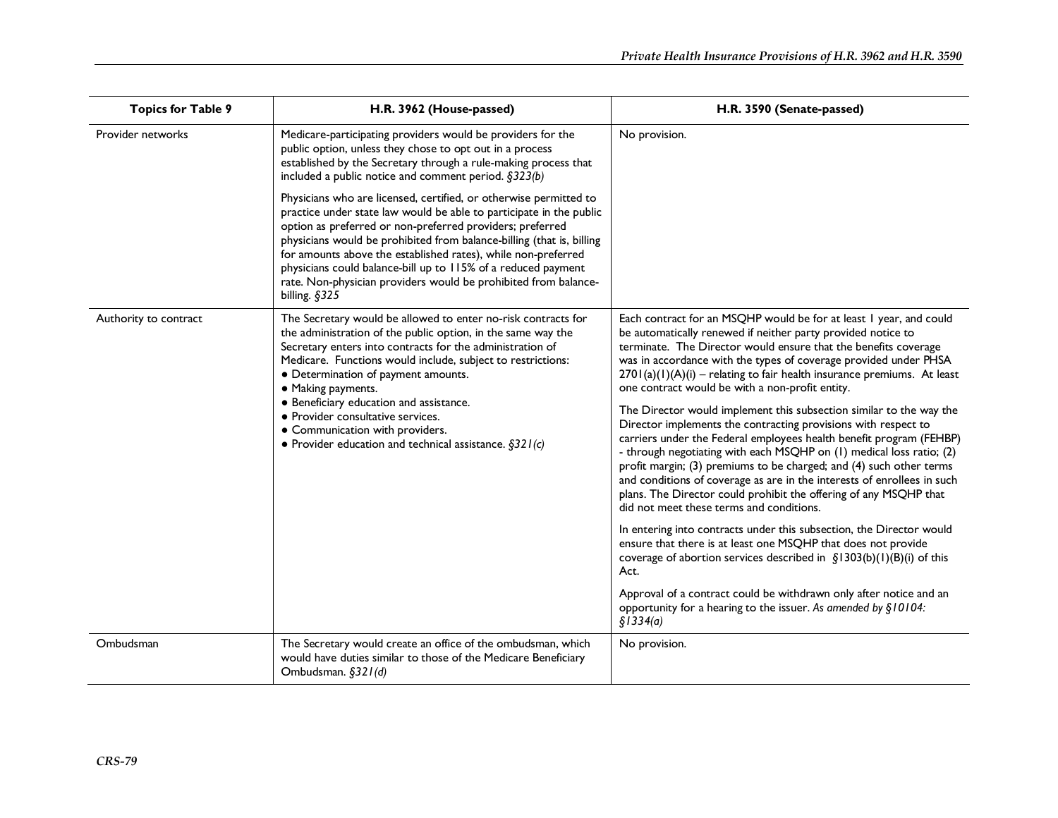| Topics for Table 9 | H.R. 3962 (House-passed) | H.R. 3590 (Senate-passed) |
|---|---|---|
| Provider networks | Medicare-participating providers would be providers for the public option, unless they chose to opt out in a process established by the Secretary through a rule-making process that included a public notice and comment period. *§323(b)*<br><br>Physicians who are licensed, certified, or otherwise permitted to practice under state law would be able to participate in the public option as preferred or non-preferred providers; preferred physicians would be prohibited from balance-billing (that is, billing for amounts above the established rates), while non-preferred physicians could balance-bill up to 115% of a reduced payment rate. Non-physician providers would be prohibited from balance-billing. *§325* | No provision. |
| Authority to contract | The Secretary would be allowed to enter no-risk contracts for the administration of the public option, in the same way the Secretary enters into contracts for the administration of Medicare. Functions would include, subject to restrictions:<br>● Determination of payment amounts.<br>● Making payments.<br>● Beneficiary education and assistance.<br>● Provider consultative services.<br>● Communication with providers.<br>● Provider education and technical assistance. *§321(c)* | Each contract for an MSQHP would be for at least 1 year, and could be automatically renewed if neither party provided notice to terminate. The Director would ensure that the benefits coverage was in accordance with the types of coverage provided under PHSA 2701(a)(1)(A)(i) – relating to fair health insurance premiums. At least one contract would be with a non-profit entity.<br><br>The Director would implement this subsection similar to the way the Director implements the contracting provisions with respect to carriers under the Federal employees health benefit program (FEHBP) - through negotiating with each MSQHP on (1) medical loss ratio; (2) profit margin; (3) premiums to be charged; and (4) such other terms and conditions of coverage as are in the interests of enrollees in such plans. The Director could prohibit the offering of any MSQHP that did not meet these terms and conditions.<br><br>In entering into contracts under this subsection, the Director would ensure that there is at least one MSQHP that does not provide coverage of abortion services described in §1303(b)(1)(B)(i) of this Act.<br><br>Approval of a contract could be withdrawn only after notice and an opportunity for a hearing to the issuer. *As amended by §10104: §1334(a)* |
| Ombudsman | The Secretary would create an office of the ombudsman, which would have duties similar to those of the Medicare Beneficiary Ombudsman. *§321(d)* | No provision. |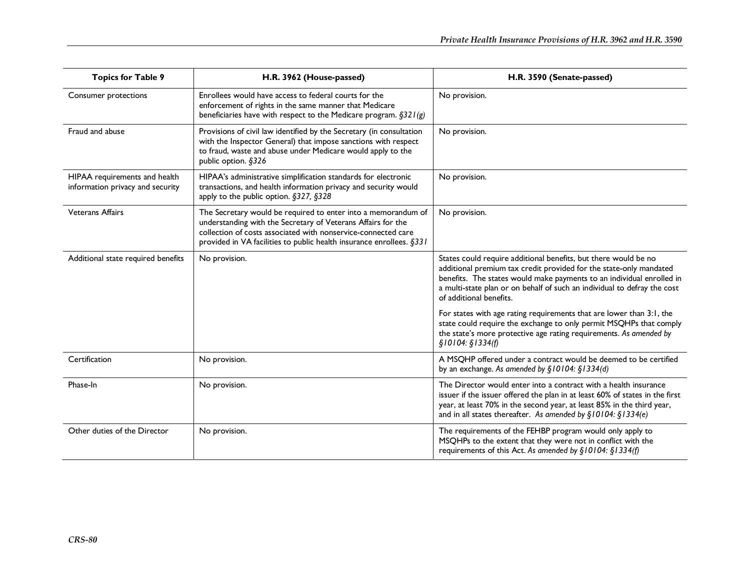| Topics for Table 9 | H.R. 3962 (House-passed) | H.R. 3590 (Senate-passed) |
|---|---|---|
| Consumer protections | Enrollees would have access to federal courts for the enforcement of rights in the same manner that Medicare beneficiaries have with respect to the Medicare program. *§321(g)* | No provision. |
| Fraud and abuse | Provisions of civil law identified by the Secretary (in consultation with the Inspector General) that impose sanctions with respect to fraud, waste and abuse under Medicare would apply to the public option. *§326* | No provision. |
| HIPAA requirements and health information privacy and security | HIPAA's administrative simplification standards for electronic transactions, and health information privacy and security would apply to the public option. *§327, §328* | No provision. |
| Veterans Affairs | The Secretary would be required to enter into a memorandum of understanding with the Secretary of Veterans Affairs for the collection of costs associated with nonservice-connected care provided in VA facilities to public health insurance enrollees. *§331* | No provision. |
| Additional state required benefits | No provision. | States could require additional benefits, but there would be no additional premium tax credit provided for the state-only mandated benefits. The states would make payments to an individual enrolled in a multi-state plan or on behalf of such an individual to defray the cost of additional benefits.<br><br>For states with age rating requirements that are lower than 3:1, the state could require the exchange to only permit MSQHPs that comply the state's more protective age rating requirements. *As amended by §10104: §1334(f)* |
| Certification | No provision. | A MSQHP offered under a contract would be deemed to be certified by an exchange. *As amended by §10104: §1334(d)* |
| Phase-In | No provision. | The Director would enter into a contract with a health insurance issuer if the issuer offered the plan in at least 60% of states in the first year, at least 70% in the second year, at least 85% in the third year, and in all states thereafter. *As amended by §10104: §1334(e)* |
| Other duties of the Director | No provision. | The requirements of the FEHBP program would only apply to MSQHPs to the extent that they were not in conflict with the requirements of this Act. *As amended by §10104: §1334(f)* |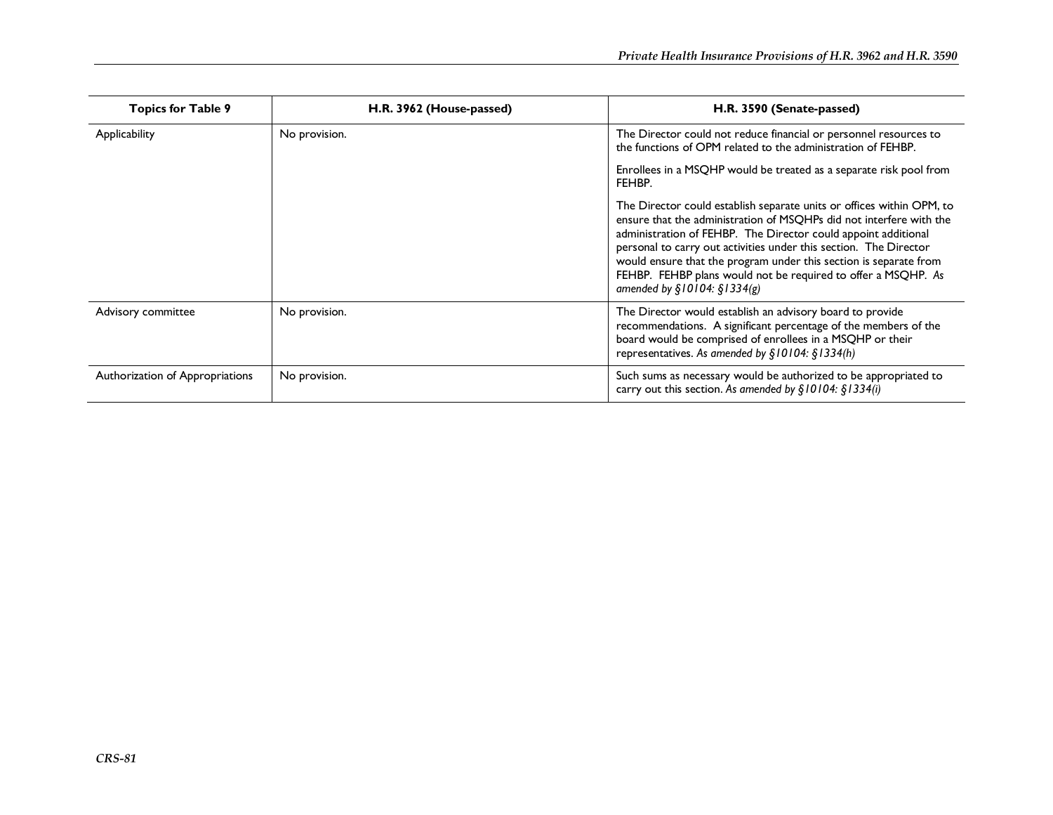| Topics for Table 9 | H.R. 3962 (House-passed) | H.R. 3590 (Senate-passed) |
| --- | --- | --- |
| Applicability | No provision. | The Director could not reduce financial or personnel resources to the functions of OPM related to the administration of FEHBP.<br><br>Enrollees in a MSQHP would be treated as a separate risk pool from FEHBP.<br><br>The Director could establish separate units or offices within OPM, to ensure that the administration of MSQHPs did not interfere with the administration of FEHBP. The Director could appoint additional personal to carry out activities under this section. The Director would ensure that the program under this section is separate from FEHBP. FEHBP plans would not be required to offer a MSQHP. *As amended by §10104: §1334(g)* |
| Advisory committee | No provision. | The Director would establish an advisory board to provide recommendations. A significant percentage of the members of the board would be comprised of enrollees in a MSQHP or their representatives. *As amended by §10104: §1334(h)* |
| Authorization of Appropriations | No provision. | Such sums as necessary would be authorized to be appropriated to carry out this section. *As amended by §10104: §1334(i)* |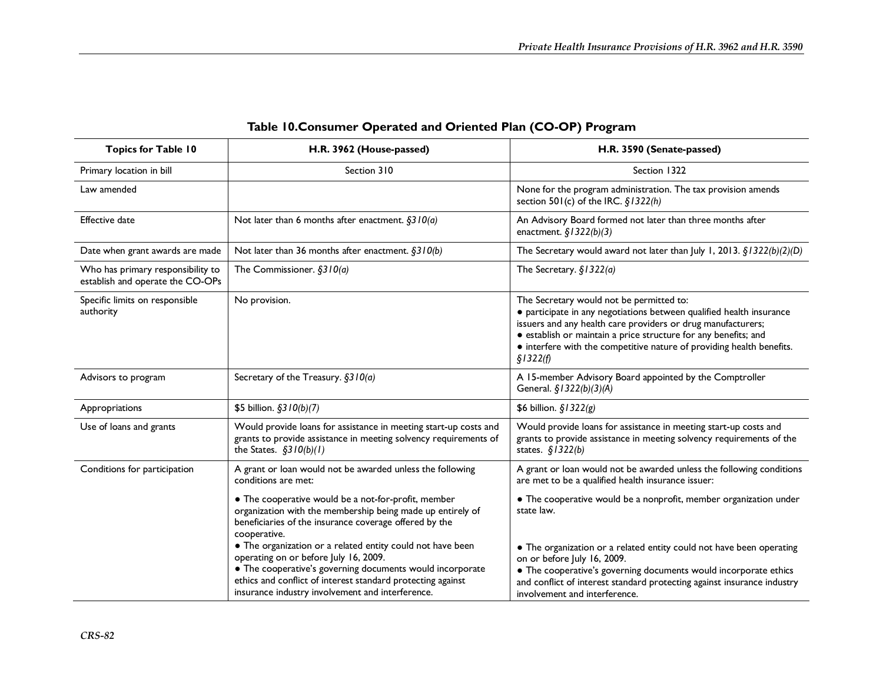**Table 10.Consumer Operated and Oriented Plan (CO-OP) Program**

| Topics for Table 10 | H.R. 3962 (House-passed) | H.R. 3590 (Senate-passed) |
| --- | --- | --- |
| Primary location in bill | Section 310 | Section 1322 |
| Law amended | | None for the program administration. The tax provision amends section 501(c) of the IRC. *§1322(h)* |
| Effective date | Not later than 6 months after enactment. *§310(a)* | An Advisory Board formed not later than three months after enactment. *§1322(b)(3)* |
| Date when grant awards are made | Not later than 36 months after enactment. *§310(b)* | The Secretary would award not later than July 1, 2013. *§1322(b)(2)(D)* |
| Who has primary responsibility to establish and operate the CO-OPs | The Commissioner. *§310(a)* | The Secretary. *§1322(a)* |
| Specific limits on responsible authority | No provision. | The Secretary would not be permitted to:<br>● participate in any negotiations between qualified health insurance issuers and any health care providers or drug manufacturers;<br>● establish or maintain a price structure for any benefits; and<br>● interfere with the competitive nature of providing health benefits. *§1322(f)* |
| Advisors to program | Secretary of the Treasury. *§310(a)* | A 15-member Advisory Board appointed by the Comptroller General. *§1322(b)(3)(A)* |
| Appropriations | $5 billion. *§310(b)(7)* | $6 billion. *§1322(g)* |
| Use of loans and grants | Would provide loans for assistance in meeting start-up costs and grants to provide assistance in meeting solvency requirements of the States. *§310(b)(1)* | Would provide loans for assistance in meeting start-up costs and grants to provide assistance in meeting solvency requirements of the states. *§1322(b)* |
| Conditions for participation | A grant or loan would not be awarded unless the following conditions are met:<br>● The cooperative would be a not-for-profit, member organization with the membership being made up entirely of beneficiaries of the insurance coverage offered by the cooperative.<br>● The organization or a related entity could not have been operating on or before July 16, 2009.<br>● The cooperative's governing documents would incorporate ethics and conflict of interest standard protecting against insurance industry involvement and interference. | A grant or loan would not be awarded unless the following conditions are met to be a qualified health insurance issuer:<br>● The cooperative would be a nonprofit, member organization under state law.<br>● The organization or a related entity could not have been operating on or before July 16, 2009.<br>● The cooperative's governing documents would incorporate ethics and conflict of interest standard protecting against insurance industry involvement and interference. |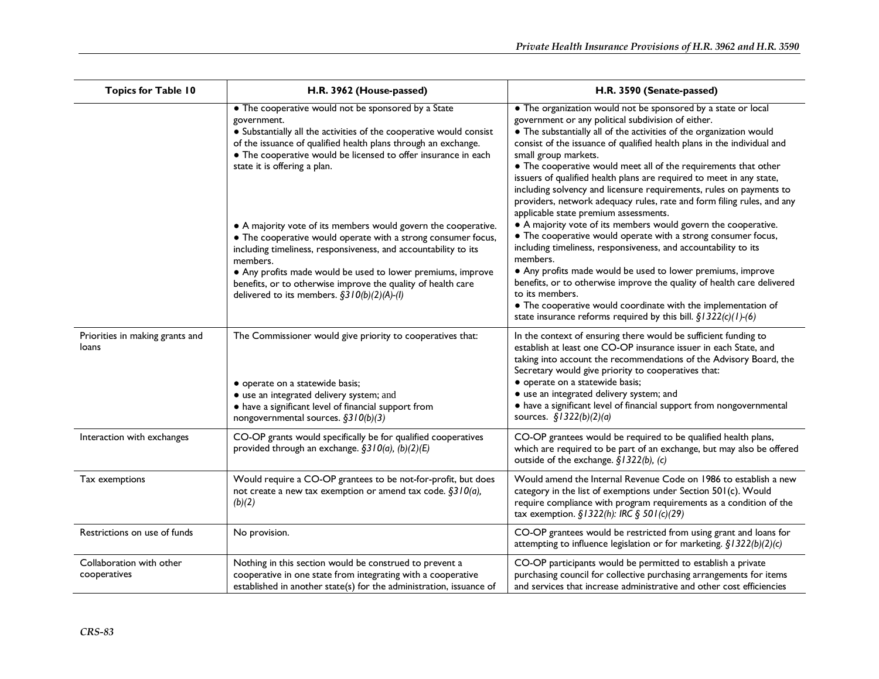| Topics for Table 10 | H.R. 3962 (House-passed) | H.R. 3590 (Senate-passed) |
|---|---|---|
| | • The cooperative would not be sponsored by a State government.<br>• Substantially all the activities of the cooperative would consist of the issuance of qualified health plans through an exchange.<br>• The cooperative would be licensed to offer insurance in each state it is offering a plan.<br>• A majority vote of its members would govern the cooperative.<br>• The cooperative would operate with a strong consumer focus, including timeliness, responsiveness, and accountability to its members.<br>• Any profits made would be used to lower premiums, improve benefits, or to otherwise improve the quality of health care delivered to its members. *§310(b)(2)(A)-(I)* | • The organization would not be sponsored by a state or local government or any political subdivision of either.<br>• The substantially all of the activities of the organization would consist of the issuance of qualified health plans in the individual and small group markets.<br>• The cooperative would meet all of the requirements that other issuers of qualified health plans are required to meet in any state, including solvency and licensure requirements, rules on payments to providers, network adequacy rules, rate and form filing rules, and any applicable state premium assessments.<br>• A majority vote of its members would govern the cooperative.<br>• The cooperative would operate with a strong consumer focus, including timeliness, responsiveness, and accountability to its members.<br>• Any profits made would be used to lower premiums, improve benefits, or to otherwise improve the quality of health care delivered to its members.<br>• The cooperative would coordinate with the implementation of state insurance reforms required by this bill. *§1322(c)(1)-(6)* |
| Priorities in making grants and loans | The Commissioner would give priority to cooperatives that:<br>• operate on a statewide basis;<br>• use an integrated delivery system; and<br>• have a significant level of financial support from nongovernmental sources. *§310(b)(3)* | In the context of ensuring there would be sufficient funding to establish at least one CO-OP insurance issuer in each State, and taking into account the recommendations of the Advisory Board, the Secretary would give priority to cooperatives that:<br>• operate on a statewide basis;<br>• use an integrated delivery system; and<br>• have a significant level of financial support from nongovernmental sources. *§1322(b)(2)(a)* |
| Interaction with exchanges | CO-OP grants would specifically be for qualified cooperatives provided through an exchange. *§310(a), (b)(2)(E)* | CO-OP grantees would be required to be qualified health plans, which are required to be part of an exchange, but may also be offered outside of the exchange. *§1322(b), (c)* |
| Tax exemptions | Would require a CO-OP grantees to be not-for-profit, but does not create a new tax exemption or amend tax code. *§310(a), (b)(2)* | Would amend the Internal Revenue Code on 1986 to establish a new category in the list of exemptions under Section 501(c). Would require compliance with program requirements as a condition of the tax exemption. *§1322(h): IRC § 501(c)(29)* |
| Restrictions on use of funds | No provision. | CO-OP grantees would be restricted from using grant and loans for attempting to influence legislation or for marketing. *§1322(b)(2)(c)* |
| Collaboration with other cooperatives | Nothing in this section would be construed to prevent a cooperative in one state from integrating with a cooperative established in another state(s) for the administration, issuance of | CO-OP participants would be permitted to establish a private purchasing council for collective purchasing arrangements for items and services that increase administrative and other cost efficiencies |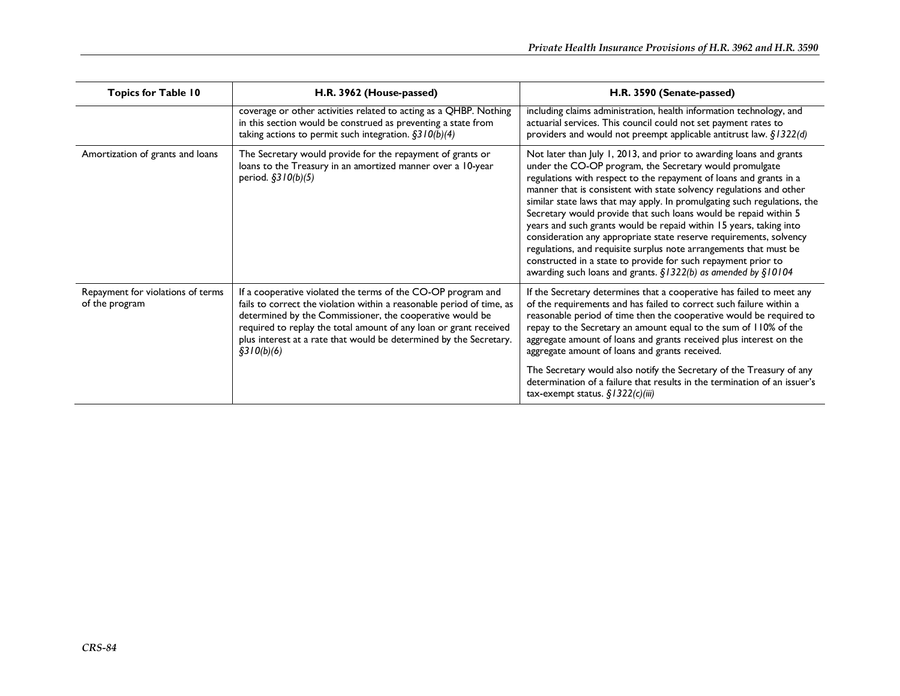| Topics for Table 10 | H.R. 3962 (House-passed) | H.R. 3590 (Senate-passed) |
|---|---|---|
| | coverage or other activities related to acting as a QHBP. Nothing in this section would be construed as preventing a state from taking actions to permit such integration. *§310(b)(4)* | including claims administration, health information technology, and actuarial services. This council could not set payment rates to providers and would not preempt applicable antitrust law. *§1322(d)* |
| Amortization of grants and loans | The Secretary would provide for the repayment of grants or loans to the Treasury in an amortized manner over a 10-year period. *§310(b)(5)* | Not later than July 1, 2013, and prior to awarding loans and grants under the CO-OP program, the Secretary would promulgate regulations with respect to the repayment of loans and grants in a manner that is consistent with state solvency regulations and other similar state laws that may apply. In promulgating such regulations, the Secretary would provide that such loans would be repaid within 5 years and such grants would be repaid within 15 years, taking into consideration any appropriate state reserve requirements, solvency regulations, and requisite surplus note arrangements that must be constructed in a state to provide for such repayment prior to awarding such loans and grants. *§1322(b) as amended by §10104* |
| Repayment for violations of terms of the program | If a cooperative violated the terms of the CO-OP program and fails to correct the violation within a reasonable period of time, as determined by the Commissioner, the cooperative would be required to replay the total amount of any loan or grant received plus interest at a rate that would be determined by the Secretary. *§310(b)(6)* | If the Secretary determines that a cooperative has failed to meet any of the requirements and has failed to correct such failure within a reasonable period of time then the cooperative would be required to repay to the Secretary an amount equal to the sum of 110% of the aggregate amount of loans and grants received plus interest on the aggregate amount of loans and grants received.<br><br>The Secretary would also notify the Secretary of the Treasury of any determination of a failure that results in the termination of an issuer's tax-exempt status. *§1322(c)(iii)* |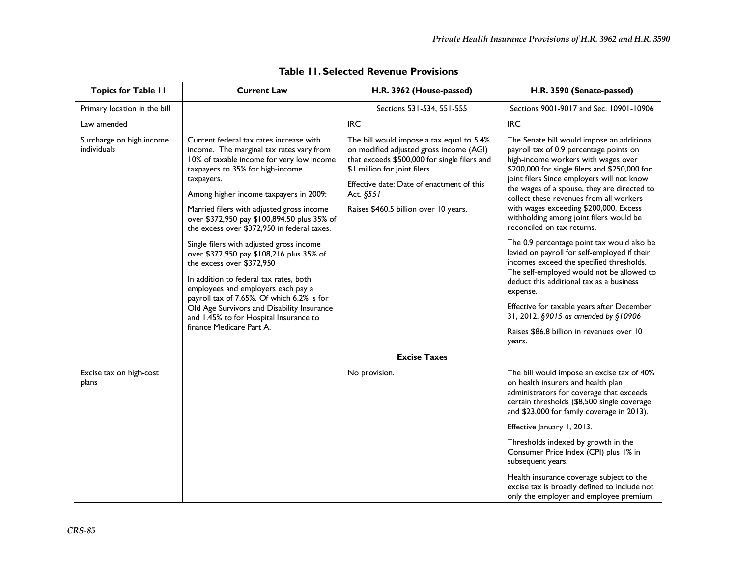**Table 11. Selected Revenue Provisions**

| Topics for Table 11 | Current Law | H.R. 3962 (House-passed) | H.R. 3590 (Senate-passed) |
|---|---|---|---|
| Primary location in the bill | | Sections 531-534, 551-555 | Sections 9001-9017 and Sec. 10901-10906 |
| Law amended | | IRC | IRC |
| Surcharge on high income individuals | Current federal tax rates increase with income. The marginal tax rates vary from 10% of taxable income for very low income taxpayers to 35% for high-income taxpayers.<br><br>Among higher income taxpayers in 2009:<br><br>Married filers with adjusted gross income over $372,950 pay $100,894.50 plus 35% of the excess over $372,950 in federal taxes.<br><br>Single filers with adjusted gross income over $372,950 pay $108,216 plus 35% of the excess over $372,950<br><br>In addition to federal tax rates, both employees and employers each pay a payroll tax of 7.65%. Of which 6.2% is for Old Age Survivors and Disability Insurance and 1.45% to for Hospital Insurance to finance Medicare Part A. | The bill would impose a tax equal to 5.4% on modified adjusted gross income (AGI) that exceeds $500,000 for single filers and $1 million for joint filers.<br><br>Effective date: Date of enactment of this Act. *§551*<br><br>Raises $460.5 billion over 10 years. | The Senate bill would impose an additional payroll tax of 0.9 percentage points on high-income workers with wages over $200,000 for single filers and $250,000 for joint filers Since employers will not know the wages of a spouse, they are directed to collect these revenues from all workers with wages exceeding $200,000. Excess withholding among joint filers would be reconciled on tax returns.<br><br>The 0.9 percentage point tax would also be levied on payroll for self-employed if their incomes exceed the specified thresholds. The self-employed would not be allowed to deduct this additional tax as a business expense.<br><br>Effective for taxable years after December 31, 2012. *§9015 as amended by §10906*<br><br>Raises $86.8 billion in revenues over 10 years. |
| | | **Excise Taxes** | |
| Excise tax on high-cost plans | | No provision. | The bill would impose an excise tax of 40% on health insurers and health plan administrators for coverage that exceeds certain thresholds ($8,500 single coverage and $23,000 for family coverage in 2013).<br><br>Effective January 1, 2013.<br><br>Thresholds indexed by growth in the Consumer Price Index (CPI) plus 1% in subsequent years.<br><br>Health insurance coverage subject to the excise tax is broadly defined to include not only the employer and employee premium |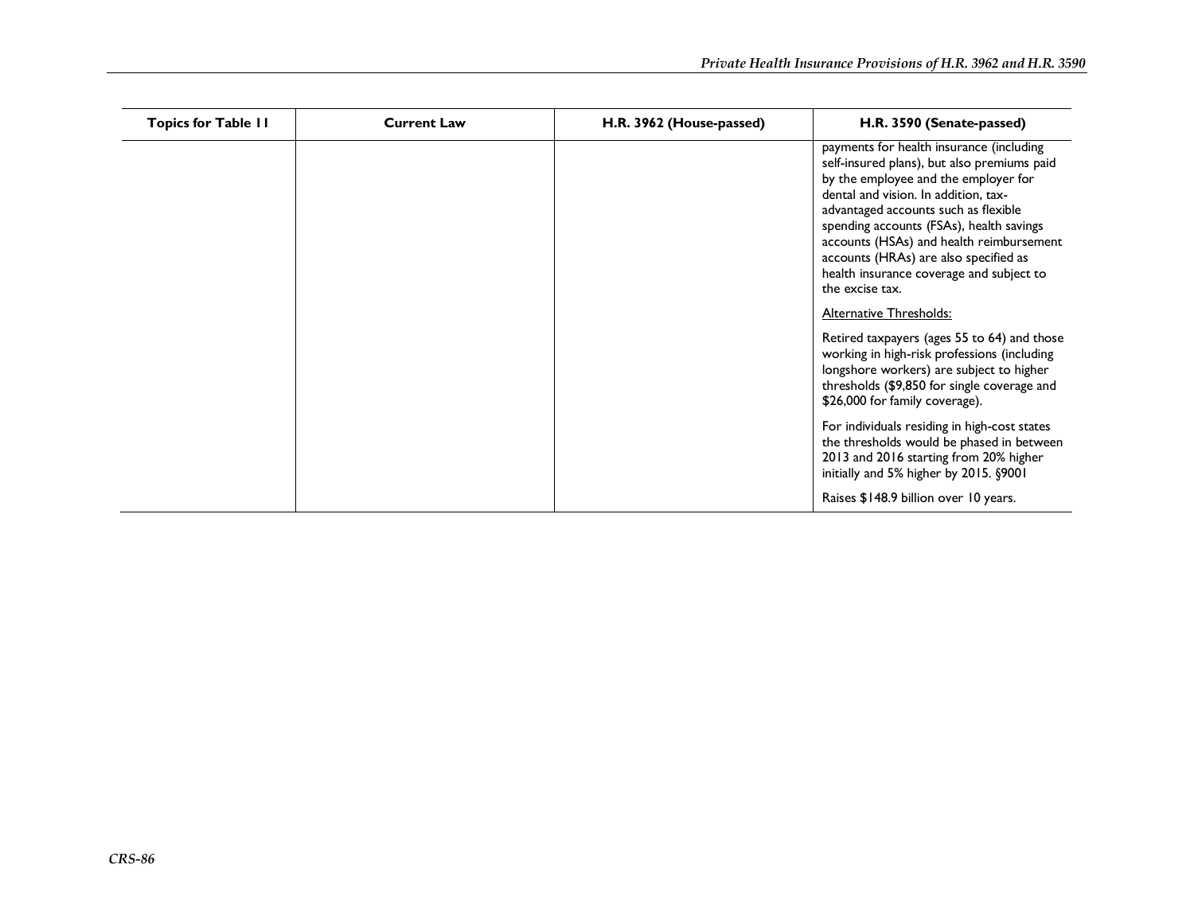| Topics for Table 11 | Current Law | H.R. 3962 (House-passed) | H.R. 3590 (Senate-passed) |
| --- | --- | --- | --- |
| | | | payments for health insurance (including self-insured plans), but also premiums paid by the employee and the employer for dental and vision. In addition, tax-advantaged accounts such as flexible spending accounts (FSAs), health savings accounts (HSAs) and health reimbursement accounts (HRAs) are also specified as health insurance coverage and subject to the excise tax.<br><br><u>Alternative Thresholds:</u><br><br>Retired taxpayers (ages 55 to 64) and those working in high-risk professions (including longshore workers) are subject to higher thresholds ($9,850 for single coverage and $26,000 for family coverage).<br><br>For individuals residing in high-cost states the thresholds would be phased in between 2013 and 2016 starting from 20% higher initially and 5% higher by 2015. §9001<br><br>Raises $148.9 billion over 10 years. |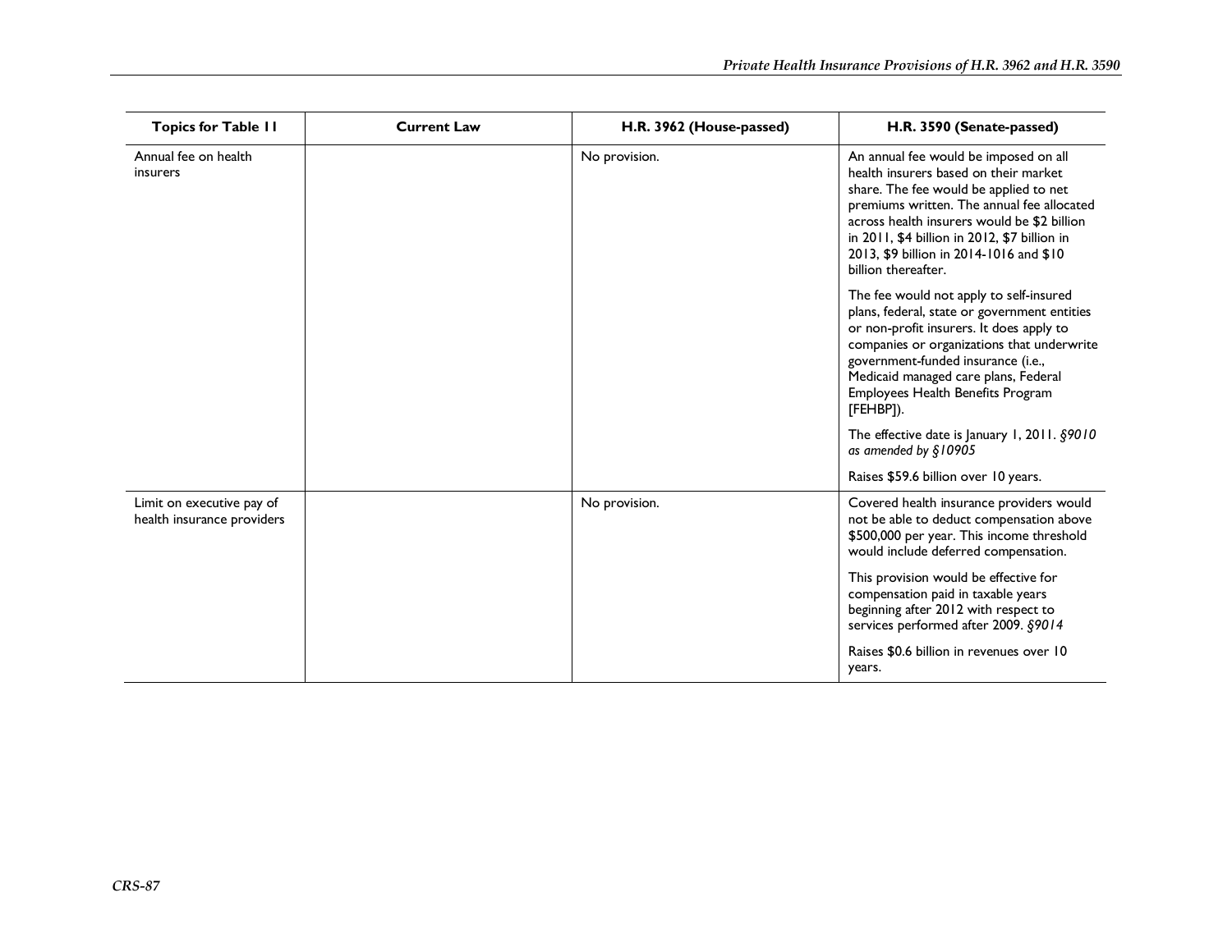| Topics for Table 11 | Current Law | H.R. 3962 (House-passed) | H.R. 3590 (Senate-passed) |
| --- | --- | --- | --- |
| Annual fee on health insurers | | No provision. | An annual fee would be imposed on all health insurers based on their market share. The fee would be applied to net premiums written. The annual fee allocated across health insurers would be $2 billion in 2011, $4 billion in 2012, $7 billion in 2013, $9 billion in 2014-1016 and $10 billion thereafter.<br><br>The fee would not apply to self-insured plans, federal, state or government entities or non-profit insurers. It does apply to companies or organizations that underwrite government-funded insurance (i.e., Medicaid managed care plans, Federal Employees Health Benefits Program [FEHBP]).<br><br>The effective date is January 1, 2011. *§9010 as amended by §10905*<br><br>Raises $59.6 billion over 10 years. |
| Limit on executive pay of health insurance providers | | No provision. | Covered health insurance providers would not be able to deduct compensation above $500,000 per year. This income threshold would include deferred compensation.<br><br>This provision would be effective for compensation paid in taxable years beginning after 2012 with respect to services performed after 2009. *§9014*<br><br>Raises $0.6 billion in revenues over 10 years. |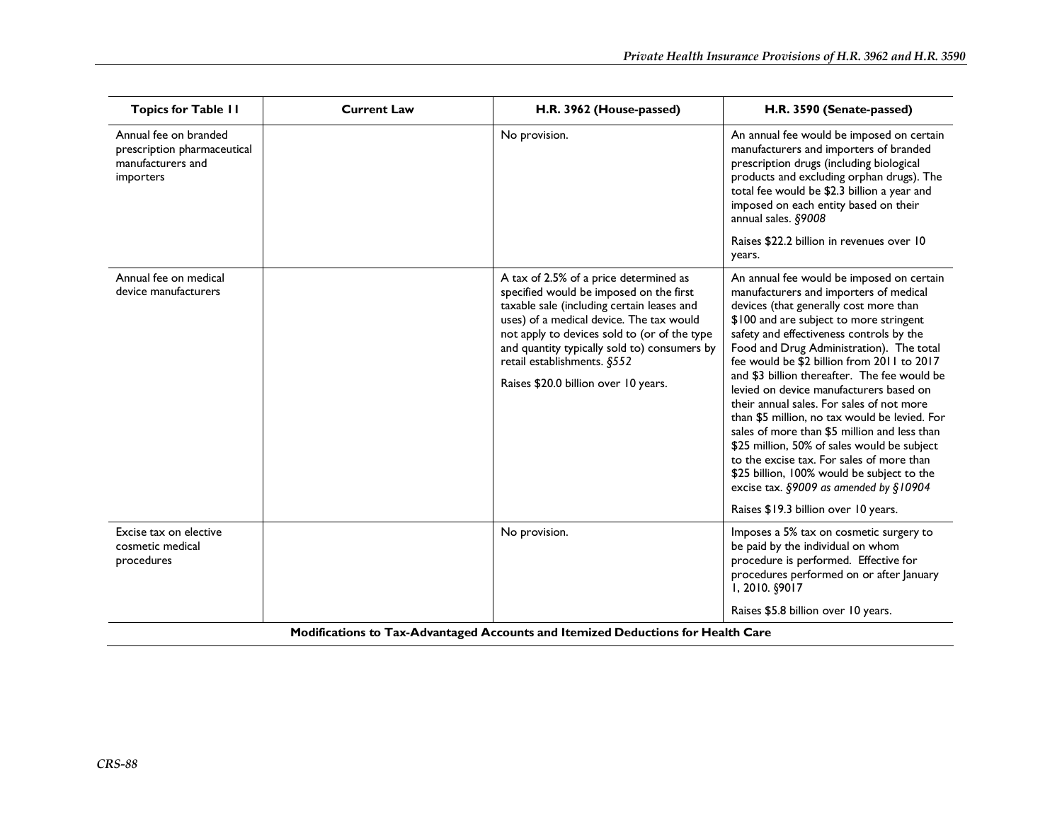| Topics for Table 11 | Current Law | H.R. 3962 (House-passed) | H.R. 3590 (Senate-passed) |
| --- | --- | --- | --- |
| Annual fee on branded prescription pharmaceutical manufacturers and importers | | No provision. | An annual fee would be imposed on certain manufacturers and importers of branded prescription drugs (including biological products and excluding orphan drugs). The total fee would be $2.3 billion a year and imposed on each entity based on their annual sales. *§9008*<br><br>Raises $22.2 billion in revenues over 10 years. |
| Annual fee on medical device manufacturers | | A tax of 2.5% of a price determined as specified would be imposed on the first taxable sale (including certain leases and uses) of a medical device. The tax would not apply to devices sold to (or of the type and quantity typically sold to) consumers by retail establishments. *§552*<br><br>Raises $20.0 billion over 10 years. | An annual fee would be imposed on certain manufacturers and importers of medical devices (that generally cost more than $100 and are subject to more stringent safety and effectiveness controls by the Food and Drug Administration). The total fee would be $2 billion from 2011 to 2017 and $3 billion thereafter. The fee would be levied on device manufacturers based on their annual sales. For sales of not more than $5 million, no tax would be levied. For sales of more than $5 million and less than $25 million, 50% of sales would be subject to the excise tax. For sales of more than $25 billion, 100% would be subject to the excise tax. *§9009 as amended by §10904*<br><br>Raises $19.3 billion over 10 years. |
| Excise tax on elective cosmetic medical procedures | | No provision. | Imposes a 5% tax on cosmetic surgery to be paid by the individual on whom procedure is performed. Effective for procedures performed on or after January 1, 2010. §9017<br><br>Raises $5.8 billion over 10 years. |
| **Modifications to Tax-Advantaged Accounts and Itemized Deductions for Health Care** | | | |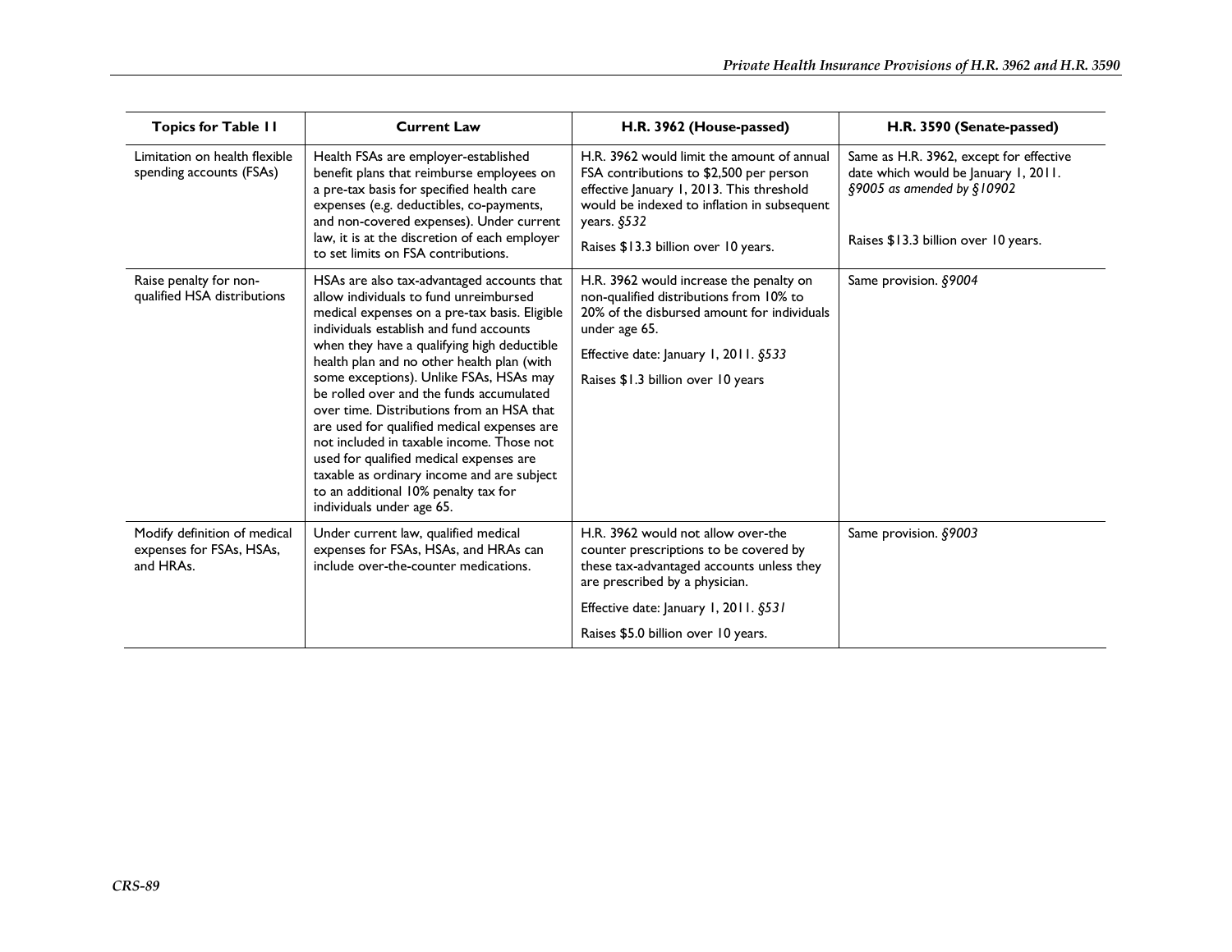| Topics for Table 11 | Current Law | H.R. 3962 (House-passed) | H.R. 3590 (Senate-passed) |
|---|---|---|---|
| Limitation on health flexible spending accounts (FSAs) | Health FSAs are employer-established benefit plans that reimburse employees on a pre-tax basis for specified health care expenses (e.g. deductibles, co-payments, and non-covered expenses). Under current law, it is at the discretion of each employer to set limits on FSA contributions. | H.R. 3962 would limit the amount of annual FSA contributions to $2,500 per person effective January 1, 2013. This threshold would be indexed to inflation in subsequent years. *§532*<br><br>Raises $13.3 billion over 10 years. | Same as H.R. 3962, except for effective date which would be January 1, 2011. *§9005 as amended by §10902*<br><br>Raises $13.3 billion over 10 years. |
| Raise penalty for non-qualified HSA distributions | HSAs are also tax-advantaged accounts that allow individuals to fund unreimbursed medical expenses on a pre-tax basis. Eligible individuals establish and fund accounts when they have a qualifying high deductible health plan and no other health plan (with some exceptions). Unlike FSAs, HSAs may be rolled over and the funds accumulated over time. Distributions from an HSA that are used for qualified medical expenses are not included in taxable income. Those not used for qualified medical expenses are taxable as ordinary income and are subject to an additional 10% penalty tax for individuals under age 65. | H.R. 3962 would increase the penalty on non-qualified distributions from 10% to 20% of the disbursed amount for individuals under age 65.<br><br>Effective date: January 1, 2011. *§533*<br><br>Raises $1.3 billion over 10 years | Same provision. *§9004* |
| Modify definition of medical expenses for FSAs, HSAs, and HRAs. | Under current law, qualified medical expenses for FSAs, HSAs, and HRAs can include over-the-counter medications. | H.R. 3962 would not allow over-the counter prescriptions to be covered by these tax-advantaged accounts unless they are prescribed by a physician.<br><br>Effective date: January 1, 2011. *§531*<br><br>Raises $5.0 billion over 10 years. | Same provision. *§9003* |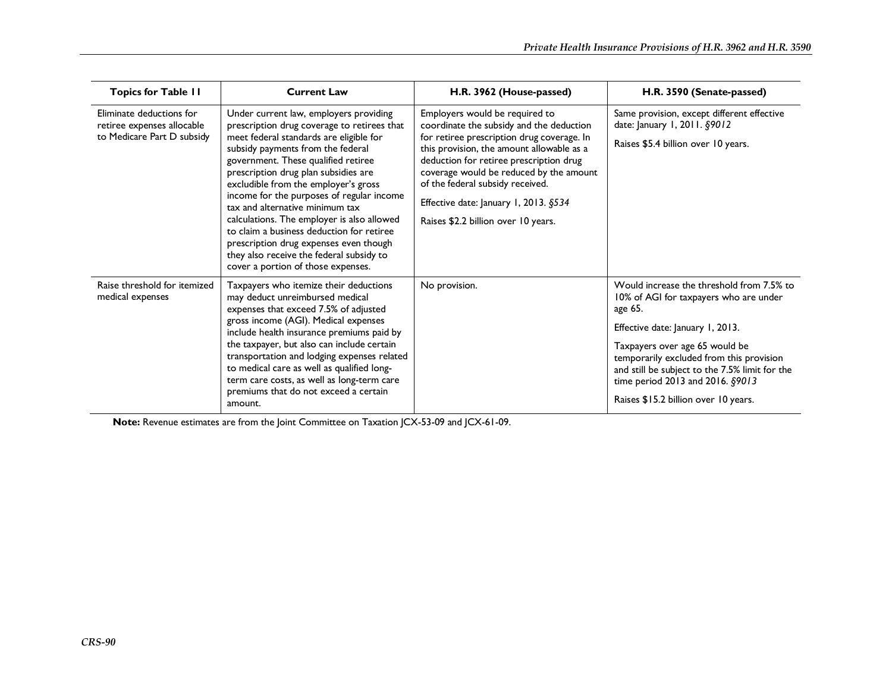| Topics for Table 11 | Current Law | H.R. 3962 (House-passed) | H.R. 3590 (Senate-passed) |
|---|---|---|---|
| Eliminate deductions for retiree expenses allocable to Medicare Part D subsidy | Under current law, employers providing prescription drug coverage to retirees that meet federal standards are eligible for subsidy payments from the federal government. These qualified retiree prescription drug plan subsidies are excludible from the employer's gross income for the purposes of regular income tax and alternative minimum tax calculations. The employer is also allowed to claim a business deduction for retiree prescription drug expenses even though they also receive the federal subsidy to cover a portion of those expenses. | Employers would be required to coordinate the subsidy and the deduction for retiree prescription drug coverage. In this provision, the amount allowable as a deduction for retiree prescription drug coverage would be reduced by the amount of the federal subsidy received.<br><br>Effective date: January 1, 2013. *§534*<br><br>Raises $2.2 billion over 10 years. | Same provision, except different effective date: January 1, 2011. *§9012*<br><br>Raises $5.4 billion over 10 years. |
| Raise threshold for itemized medical expenses | Taxpayers who itemize their deductions may deduct unreimbursed medical expenses that exceed 7.5% of adjusted gross income (AGI). Medical expenses include health insurance premiums paid by the taxpayer, but also can include certain transportation and lodging expenses related to medical care as well as qualified long-term care costs, as well as long-term care premiums that do not exceed a certain amount. | No provision. | Would increase the threshold from 7.5% to 10% of AGI for taxpayers who are under age 65.<br><br>Effective date: January 1, 2013.<br><br>Taxpayers over age 65 would be temporarily excluded from this provision and still be subject to the 7.5% limit for the time period 2013 and 2016. *§9013*<br><br>Raises $15.2 billion over 10 years. |

**Note:** Revenue estimates are from the Joint Committee on Taxation JCX-53-09 and JCX-61-09.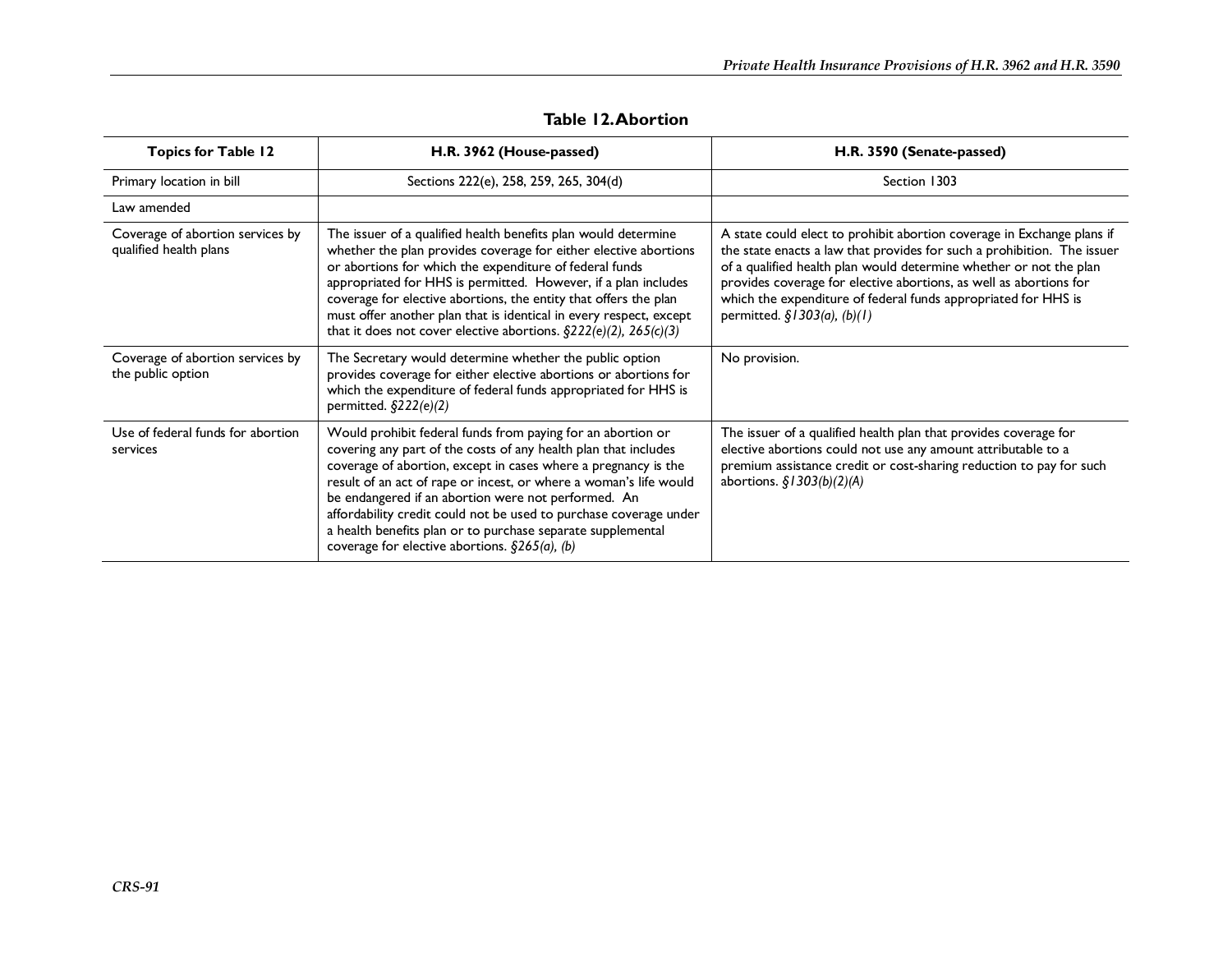**Table 12. Abortion**

| Topics for Table 12 | H.R. 3962 (House-passed) | H.R. 3590 (Senate-passed) |
|---|---|---|
| Primary location in bill | Sections 222(e), 258, 259, 265, 304(d) | Section 1303 |
| Law amended | | |
| Coverage of abortion services by qualified health plans | The issuer of a qualified health benefits plan would determine whether the plan provides coverage for either elective abortions or abortions for which the expenditure of federal funds appropriated for HHS is permitted. However, if a plan includes coverage for elective abortions, the entity that offers the plan must offer another plan that is identical in every respect, except that it does not cover elective abortions. *§222(e)(2), 265(c)(3)* | A state could elect to prohibit abortion coverage in Exchange plans if the state enacts a law that provides for such a prohibition. The issuer of a qualified health plan would determine whether or not the plan provides coverage for elective abortions, as well as abortions for which the expenditure of federal funds appropriated for HHS is permitted. *§1303(a), (b)(1)* |
| Coverage of abortion services by the public option | The Secretary would determine whether the public option provides coverage for either elective abortions or abortions for which the expenditure of federal funds appropriated for HHS is permitted. *§222(e)(2)* | No provision. |
| Use of federal funds for abortion services | Would prohibit federal funds from paying for an abortion or covering any part of the costs of any health plan that includes coverage of abortion, except in cases where a pregnancy is the result of an act of rape or incest, or where a woman's life would be endangered if an abortion were not performed. An affordability credit could not be used to purchase coverage under a health benefits plan or to purchase separate supplemental coverage for elective abortions. *§265(a), (b)* | The issuer of a qualified health plan that provides coverage for elective abortions could not use any amount attributable to a premium assistance credit or cost-sharing reduction to pay for such abortions. *§1303(b)(2)(A)* |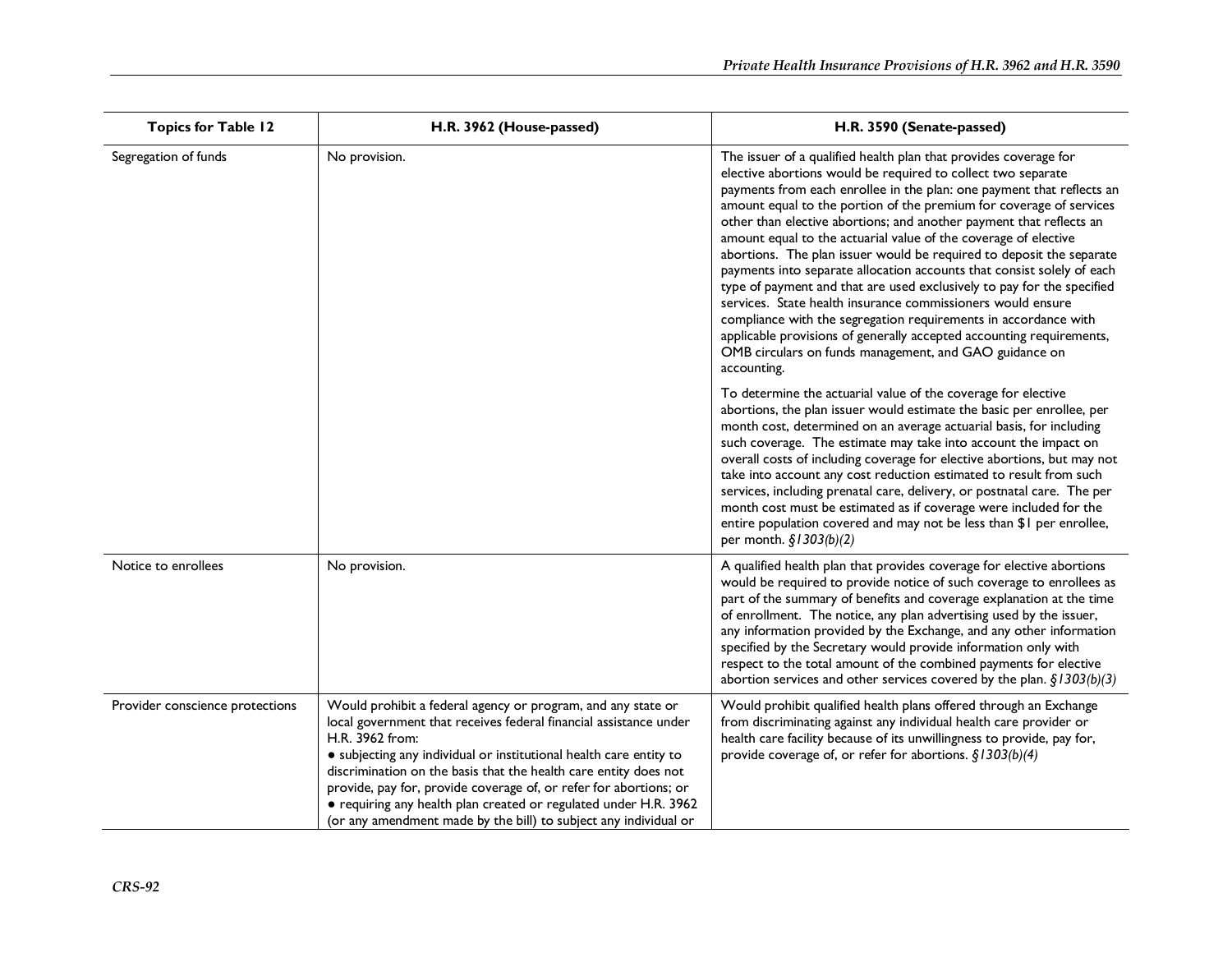| Topics for Table 12 | H.R. 3962 (House-passed) | H.R. 3590 (Senate-passed) |
| --- | --- | --- |
| Segregation of funds | No provision. | The issuer of a qualified health plan that provides coverage for elective abortions would be required to collect two separate payments from each enrollee in the plan: one payment that reflects an amount equal to the portion of the premium for coverage of services other than elective abortions; and another payment that reflects an amount equal to the actuarial value of the coverage of elective abortions. The plan issuer would be required to deposit the separate payments into separate allocation accounts that consist solely of each type of payment and that are used exclusively to pay for the specified services. State health insurance commissioners would ensure compliance with the segregation requirements in accordance with applicable provisions of generally accepted accounting requirements, OMB circulars on funds management, and GAO guidance on accounting.<br><br>To determine the actuarial value of the coverage for elective abortions, the plan issuer would estimate the basic per enrollee, per month cost, determined on an average actuarial basis, for including such coverage. The estimate may take into account the impact on overall costs of including coverage for elective abortions, but may not take into account any cost reduction estimated to result from such services, including prenatal care, delivery, or postnatal care. The per month cost must be estimated as if coverage were included for the entire population covered and may not be less than $1 per enrollee, per month. *§1303(b)(2)* |
| Notice to enrollees | No provision. | A qualified health plan that provides coverage for elective abortions would be required to provide notice of such coverage to enrollees as part of the summary of benefits and coverage explanation at the time of enrollment. The notice, any plan advertising used by the issuer, any information provided by the Exchange, and any other information specified by the Secretary would provide information only with respect to the total amount of the combined payments for elective abortion services and other services covered by the plan. *§1303(b)(3)* |
| Provider conscience protections | Would prohibit a federal agency or program, and any state or local government that receives federal financial assistance under H.R. 3962 from:<br>• subjecting any individual or institutional health care entity to discrimination on the basis that the health care entity does not provide, pay for, provide coverage of, or refer for abortions; or<br>• requiring any health plan created or regulated under H.R. 3962 (or any amendment made by the bill) to subject any individual or | Would prohibit qualified health plans offered through an Exchange from discriminating against any individual health care provider or health care facility because of its unwillingness to provide, pay for, provide coverage of, or refer for abortions. *§1303(b)(4)* |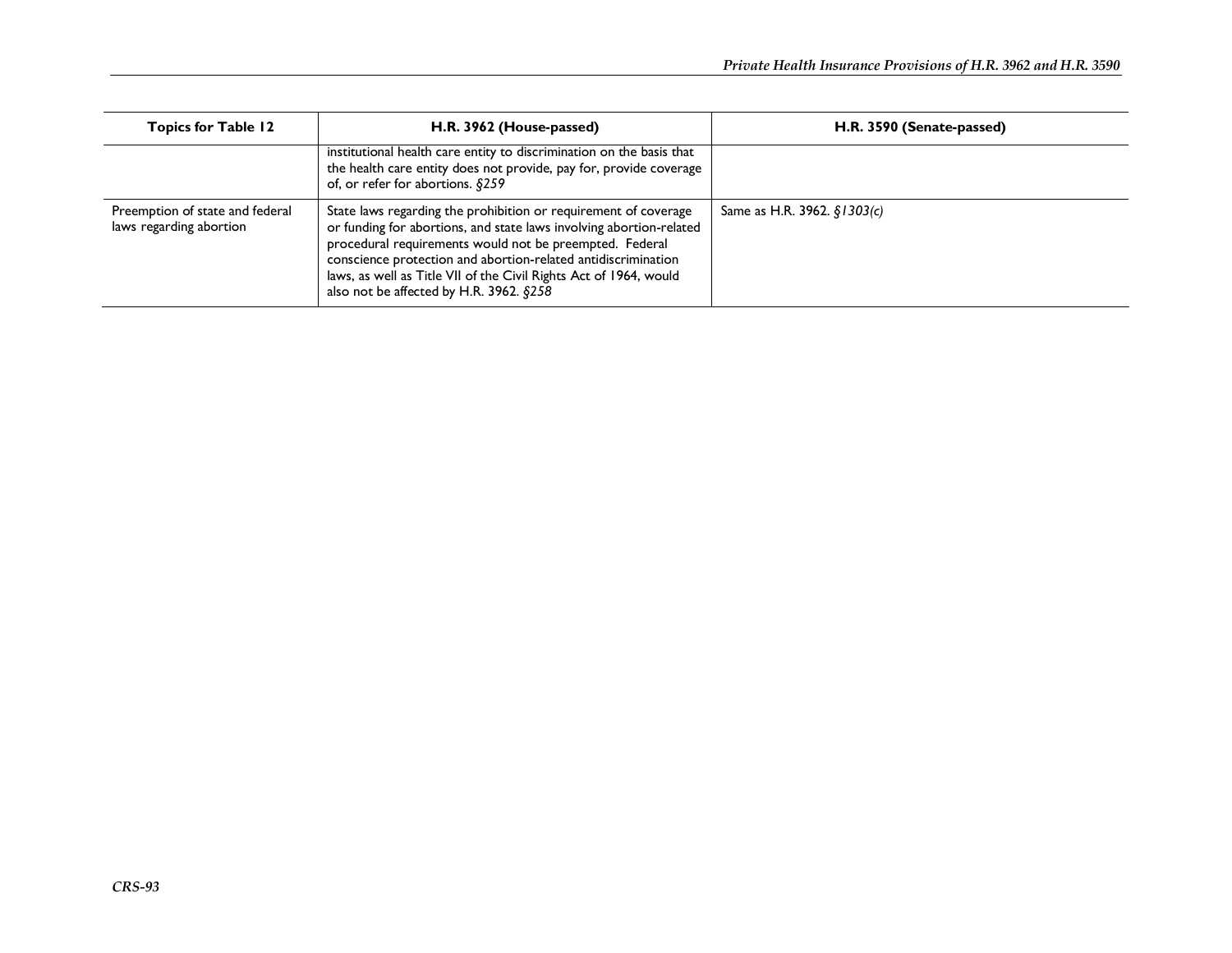| Topics for Table 12 | H.R. 3962 (House-passed) | H.R. 3590 (Senate-passed) |
| --- | --- | --- |
| | institutional health care entity to discrimination on the basis that the health care entity does not provide, pay for, provide coverage of, or refer for abortions. *§259* | |
| Preemption of state and federal laws regarding abortion | State laws regarding the prohibition or requirement of coverage or funding for abortions, and state laws involving abortion-related procedural requirements would not be preempted. Federal conscience protection and abortion-related antidiscrimination laws, as well as Title VII of the Civil Rights Act of 1964, would also not be affected by H.R. 3962. *§258* | Same as H.R. 3962. *§1303(c)* |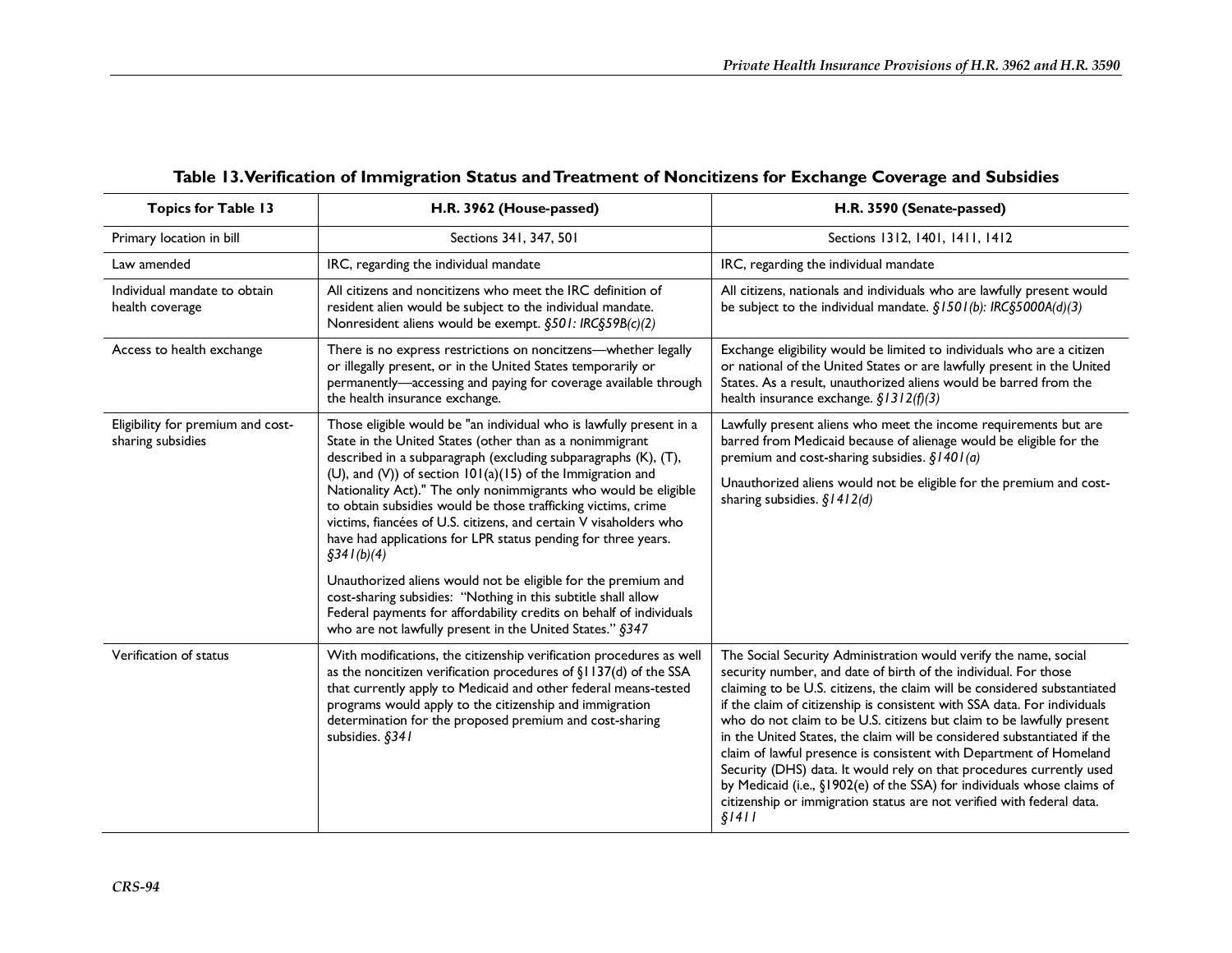**Table 13. Verification of Immigration Status and Treatment of Noncitizens for Exchange Coverage and Subsidies**

| Topics for Table 13 | H.R. 3962 (House-passed) | H.R. 3590 (Senate-passed) |
|---|---|---|
| Primary location in bill | Sections 341, 347, 501 | Sections 1312, 1401, 1411, 1412 |
| Law amended | IRC, regarding the individual mandate | IRC, regarding the individual mandate |
| Individual mandate to obtain health coverage | All citizens and noncitizens who meet the IRC definition of resident alien would be subject to the individual mandate. Nonresident aliens would be exempt. *§501: IRC§59B(c)(2)* | All citizens, nationals and individuals who are lawfully present would be subject to the individual mandate. *§1501(b): IRC§5000A(d)(3)* |
| Access to health exchange | There is no express restrictions on noncitzens—whether legally or illegally present, or in the United States temporarily or permanently—accessing and paying for coverage available through the health insurance exchange. | Exchange eligibility would be limited to individuals who are a citizen or national of the United States or are lawfully present in the United States. As a result, unauthorized aliens would be barred from the health insurance exchange. *§1312(f)(3)* |
| Eligibility for premium and cost-sharing subsidies | Those eligible would be "an individual who is lawfully present in a State in the United States (other than as a nonimmigrant described in a subparagraph (excluding subparagraphs (K), (T), (U), and (V)) of section 101(a)(15) of the Immigration and Nationality Act)." The only nonimmigrants who would be eligible to obtain subsidies would be those trafficking victims, crime victims, fiancées of U.S. citizens, and certain V visaholders who have had applications for LPR status pending for three years. *§341(b)(4)*<br><br>Unauthorized aliens would not be eligible for the premium and cost-sharing subsidies: "Nothing in this subtitle shall allow Federal payments for affordability credits on behalf of individuals who are not lawfully present in the United States." *§347* | Lawfully present aliens who meet the income requirements but are barred from Medicaid because of alienage would be eligible for the premium and cost-sharing subsidies. *§1401(a)*<br><br>Unauthorized aliens would not be eligible for the premium and cost-sharing subsidies. *§1412(d)* |
| Verification of status | With modifications, the citizenship verification procedures as well as the noncitizen verification procedures of §1137(d) of the SSA that currently apply to Medicaid and other federal means-tested programs would apply to the citizenship and immigration determination for the proposed premium and cost-sharing subsidies. *§341* | The Social Security Administration would verify the name, social security number, and date of birth of the individual. For those claiming to be U.S. citizens, the claim will be considered substantiated if the claim of citizenship is consistent with SSA data. For individuals who do not claim to be U.S. citizens but claim to be lawfully present in the United States, the claim will be considered substantiated if the claim of lawful presence is consistent with Department of Homeland Security (DHS) data. It would rely on that procedures currently used by Medicaid (i.e., §1902(e) of the SSA) for individuals whose claims of citizenship or immigration status are not verified with federal data. *§1411* |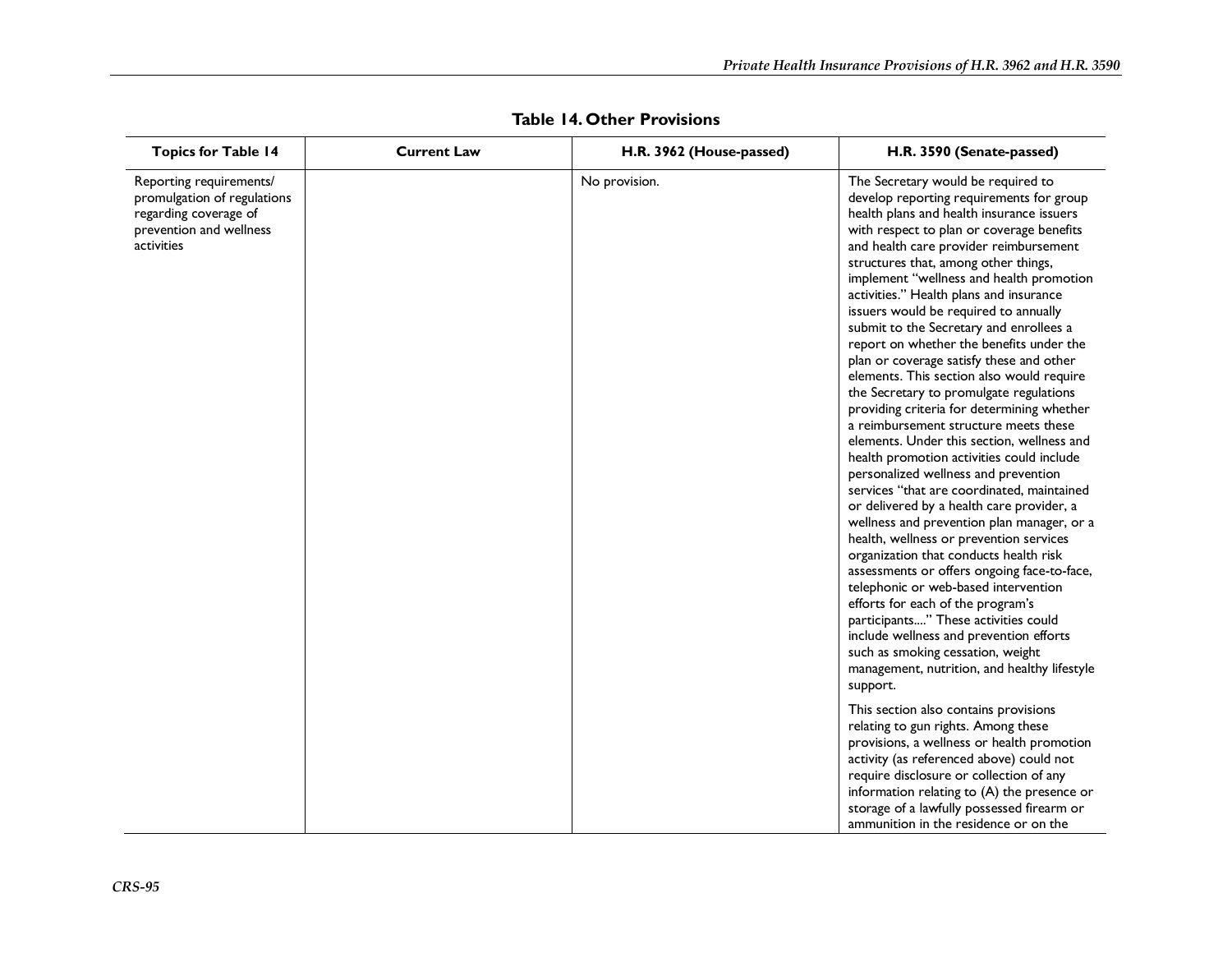**Table 14. Other Provisions**

| Topics for Table 14 | Current Law | H.R. 3962 (House-passed) | H.R. 3590 (Senate-passed) |
|---|---|---|---|
| Reporting requirements/ promulgation of regulations regarding coverage of prevention and wellness activities | | No provision. | The Secretary would be required to develop reporting requirements for group health plans and health insurance issuers with respect to plan or coverage benefits and health care provider reimbursement structures that, among other things, implement "wellness and health promotion activities." Health plans and insurance issuers would be required to annually submit to the Secretary and enrollees a report on whether the benefits under the plan or coverage satisfy these and other elements. This section also would require the Secretary to promulgate regulations providing criteria for determining whether a reimbursement structure meets these elements. Under this section, wellness and health promotion activities could include personalized wellness and prevention services "that are coordinated, maintained or delivered by a health care provider, a wellness and prevention plan manager, or a health, wellness or prevention services organization that conducts health risk assessments or offers ongoing face-to-face, telephonic or web-based intervention efforts for each of the program's participants...." These activities could include wellness and prevention efforts such as smoking cessation, weight management, nutrition, and healthy lifestyle support.<br><br>This section also contains provisions relating to gun rights. Among these provisions, a wellness or health promotion activity (as referenced above) could not require disclosure or collection of any information relating to (A) the presence or storage of a lawfully possessed firearm or ammunition in the residence or on the |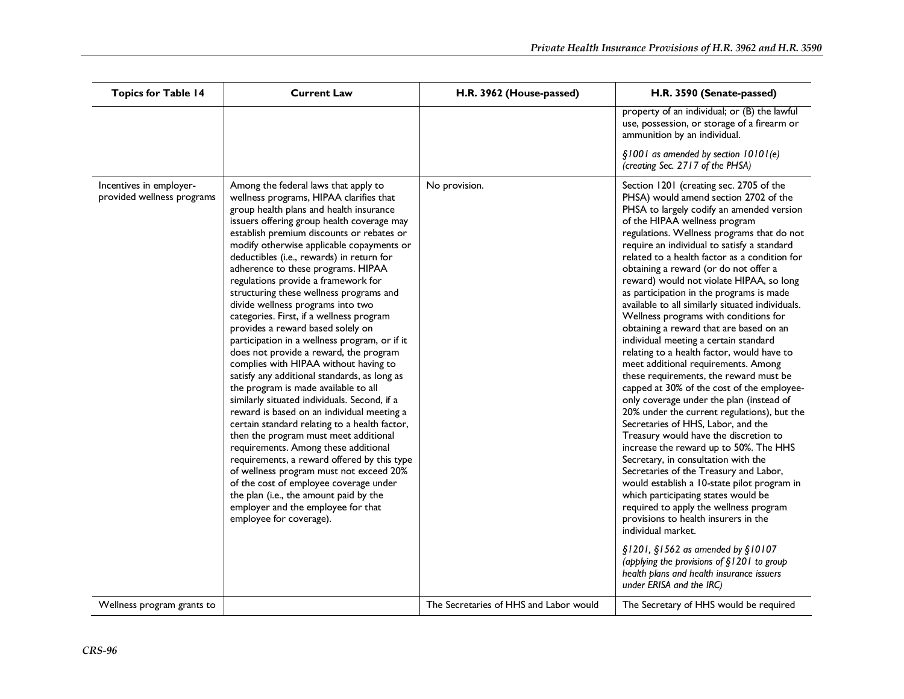| Topics for Table 14 | Current Law | H.R. 3962 (House-passed) | H.R. 3590 (Senate-passed) |
| --- | --- | --- | --- |
| | | | property of an individual; or (B) the lawful use, possession, or storage of a firearm or ammunition by an individual. *§1001 as amended by section 10101(e) (creating Sec. 2717 of the PHSA)* |
| Incentives in employer-provided wellness programs | Among the federal laws that apply to wellness programs, HIPAA clarifies that group health plans and health insurance issuers offering group health coverage may establish premium discounts or rebates or modify otherwise applicable copayments or deductibles (i.e., rewards) in return for adherence to these programs. HIPAA regulations provide a framework for structuring these wellness programs and divide wellness programs into two categories. First, if a wellness program provides a reward based solely on participation in a wellness program, or if it does not provide a reward, the program complies with HIPAA without having to satisfy any additional standards, as long as the program is made available to all similarly situated individuals. Second, if a reward is based on an individual meeting a certain standard relating to a health factor, then the program must meet additional requirements. Among these additional requirements, a reward offered by this type of wellness program must not exceed 20% of the cost of employee coverage under the plan (i.e., the amount paid by the employer and the employee for that employee for coverage). | No provision. | Section 1201 (creating sec. 2705 of the PHSA) would amend section 2702 of the PHSA to largely codify an amended version of the HIPAA wellness program regulations. Wellness programs that do not require an individual to satisfy a standard related to a health factor as a condition for obtaining a reward (or do not offer a reward) would not violate HIPAA, so long as participation in the programs is made available to all similarly situated individuals. Wellness programs with conditions for obtaining a reward that are based on an individual meeting a certain standard relating to a health factor, would have to meet additional requirements. Among these requirements, the reward must be capped at 30% of the cost of the employee-only coverage under the plan (instead of 20% under the current regulations), but the Secretaries of HHS, Labor, and the Treasury would have the discretion to increase the reward up to 50%. The HHS Secretary, in consultation with the Secretaries of the Treasury and Labor, would establish a 10-state pilot program in which participating states would be required to apply the wellness program provisions to health insurers in the individual market. *§1201, §1562 as amended by §10107 (applying the provisions of §1201 to group health plans and health insurance issuers under ERISA and the IRC)* |
| Wellness program grants to | | The Secretaries of HHS and Labor would | The Secretary of HHS would be required |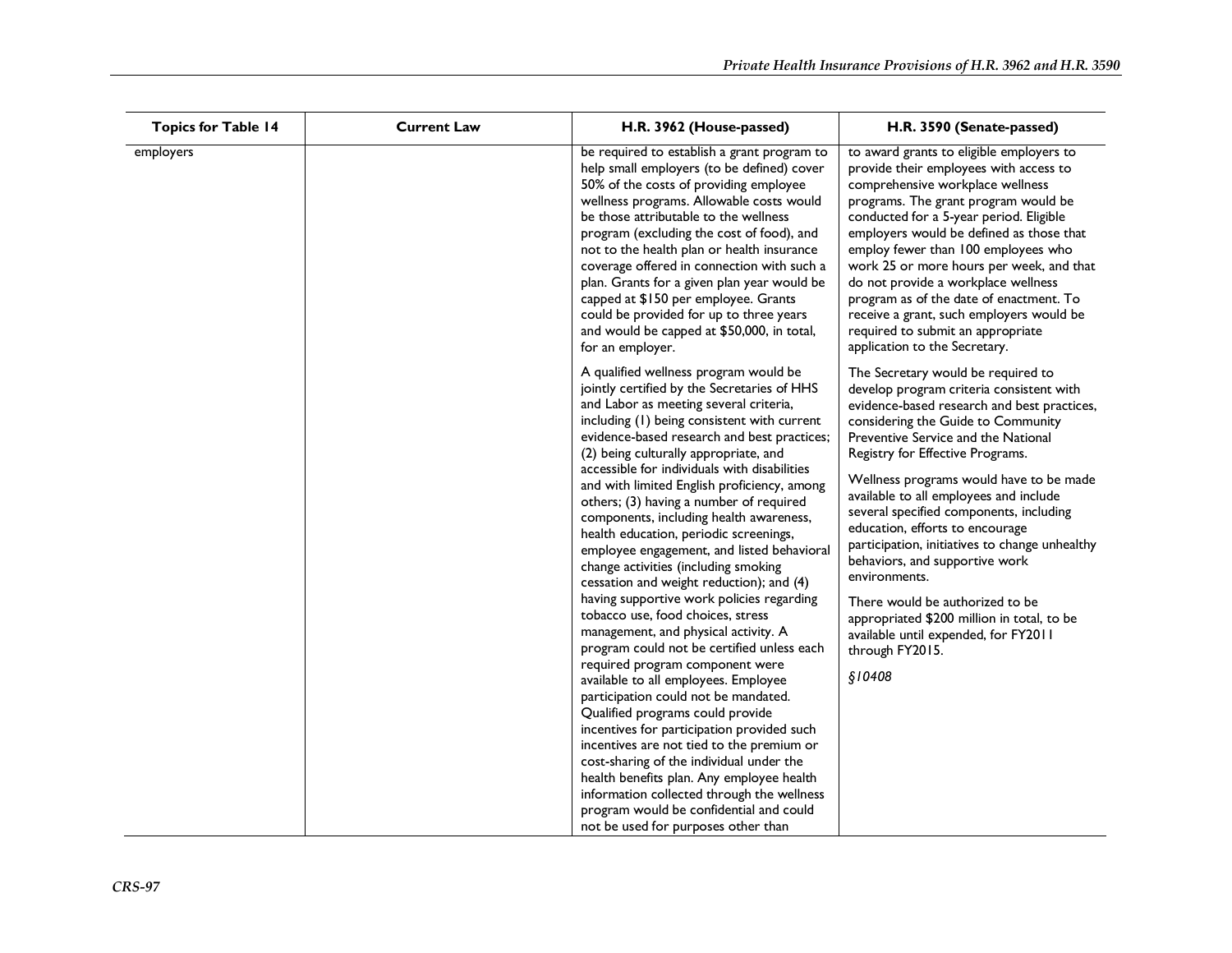| Topics for Table 14 | Current Law | H.R. 3962 (House-passed) | H.R. 3590 (Senate-passed) |
|---|---|---|---|
| employers | | be required to establish a grant program to help small employers (to be defined) cover 50% of the costs of providing employee wellness programs. Allowable costs would be those attributable to the wellness program (excluding the cost of food), and not to the health plan or health insurance coverage offered in connection with such a plan. Grants for a given plan year would be capped at $150 per employee. Grants could be provided for up to three years and would be capped at $50,000, in total, for an employer.<br><br>A qualified wellness program would be jointly certified by the Secretaries of HHS and Labor as meeting several criteria, including (1) being consistent with current evidence-based research and best practices; (2) being culturally appropriate, and accessible for individuals with disabilities and with limited English proficiency, among others; (3) having a number of required components, including health awareness, health education, periodic screenings, employee engagement, and listed behavioral change activities (including smoking cessation and weight reduction); and (4) having supportive work policies regarding tobacco use, food choices, stress management, and physical activity. A program could not be certified unless each required program component were available to all employees. Employee participation could not be mandated. Qualified programs could provide incentives for participation provided such incentives are not tied to the premium or cost-sharing of the individual under the health benefits plan. Any employee health information collected through the wellness program would be confidential and could not be used for purposes other than | to award grants to eligible employers to provide their employees with access to comprehensive workplace wellness programs. The grant program would be conducted for a 5-year period. Eligible employers would be defined as those that employ fewer than 100 employees who work 25 or more hours per week, and that do not provide a workplace wellness program as of the date of enactment. To receive a grant, such employers would be required to submit an appropriate application to the Secretary.<br><br>The Secretary would be required to develop program criteria consistent with evidence-based research and best practices, considering the Guide to Community Preventive Service and the National Registry for Effective Programs.<br><br>Wellness programs would have to be made available to all employees and include several specified components, including education, efforts to encourage participation, initiatives to change unhealthy behaviors, and supportive work environments.<br><br>There would be authorized to be appropriated $200 million in total, to be available until expended, for FY2011 through FY2015.<br><br>*§10408* |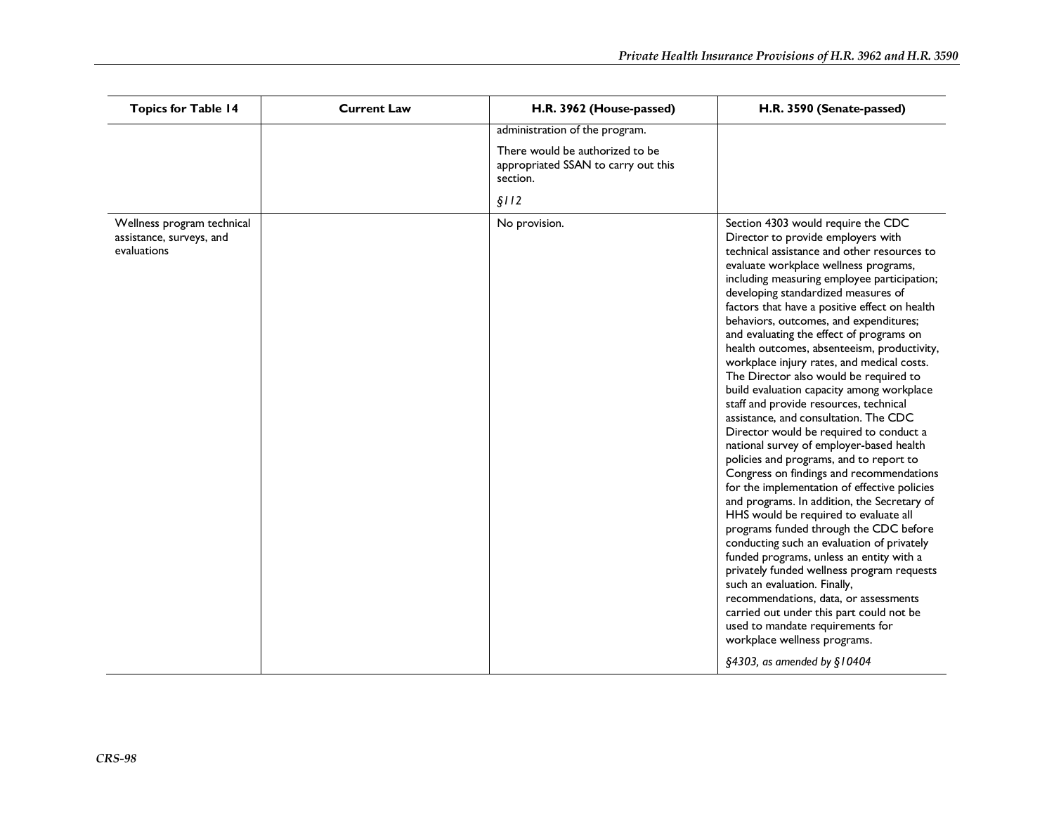| Topics for Table 14 | Current Law | H.R. 3962 (House-passed) | H.R. 3590 (Senate-passed) |
|---|---|---|---|
| | | administration of the program.<br><br>There would be authorized to be appropriated SSAN to carry out this section.<br><br>*§112* | |
| Wellness program technical assistance, surveys, and evaluations | | No provision. | Section 4303 would require the CDC Director to provide employers with technical assistance and other resources to evaluate workplace wellness programs, including measuring employee participation; developing standardized measures of factors that have a positive effect on health behaviors, outcomes, and expenditures; and evaluating the effect of programs on health outcomes, absenteeism, productivity, workplace injury rates, and medical costs. The Director also would be required to build evaluation capacity among workplace staff and provide resources, technical assistance, and consultation. The CDC Director would be required to conduct a national survey of employer-based health policies and programs, and to report to Congress on findings and recommendations for the implementation of effective policies and programs. In addition, the Secretary of HHS would be required to evaluate all programs funded through the CDC before conducting such an evaluation of privately funded programs, unless an entity with a privately funded wellness program requests such an evaluation. Finally, recommendations, data, or assessments carried out under this part could not be used to mandate requirements for workplace wellness programs.<br><br>*§4303, as amended by §10404* |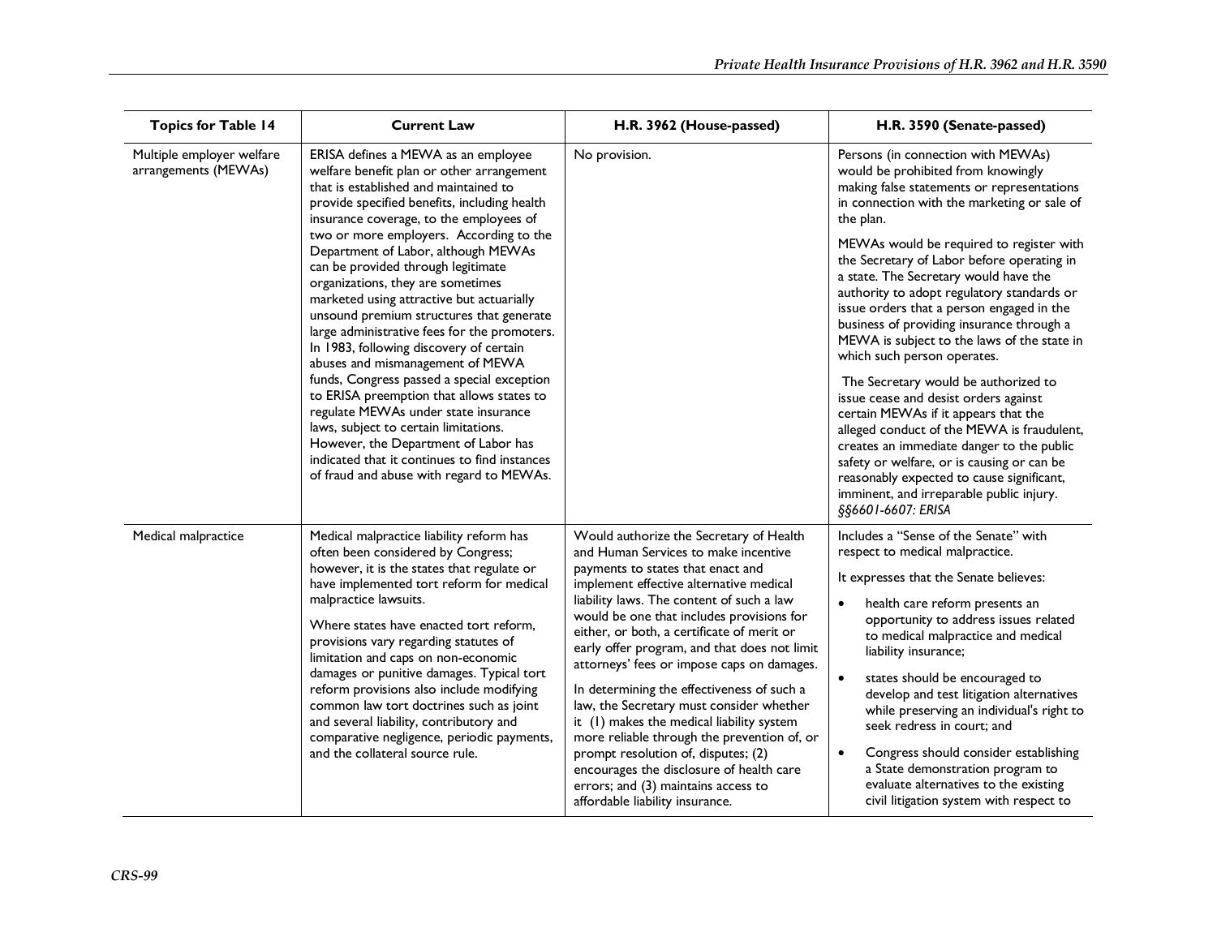| Topics for Table 14 | Current Law | H.R. 3962 (House-passed) | H.R. 3590 (Senate-passed) |
|---|---|---|---|
| Multiple employer welfare arrangements (MEWAs) | ERISA defines a MEWA as an employee welfare benefit plan or other arrangement that is established and maintained to provide specified benefits, including health insurance coverage, to the employees of two or more employers. According to the Department of Labor, although MEWAs can be provided through legitimate organizations, they are sometimes marketed using attractive but actuarially unsound premium structures that generate large administrative fees for the promoters. In 1983, following discovery of certain abuses and mismanagement of MEWA funds, Congress passed a special exception to ERISA preemption that allows states to regulate MEWAs under state insurance laws, subject to certain limitations. However, the Department of Labor has indicated that it continues to find instances of fraud and abuse with regard to MEWAs. | No provision. | Persons (in connection with MEWAs) would be prohibited from knowingly making false statements or representations in connection with the marketing or sale of the plan.<br><br>MEWAs would be required to register with the Secretary of Labor before operating in a state. The Secretary would have the authority to adopt regulatory standards or issue orders that a person engaged in the business of providing insurance through a MEWA is subject to the laws of the state in which such person operates.<br><br>The Secretary would be authorized to issue cease and desist orders against certain MEWAs if it appears that the alleged conduct of the MEWA is fraudulent, creates an immediate danger to the public safety or welfare, or is causing or can be reasonably expected to cause significant, imminent, and irreparable public injury. *§§6601-6607: ERISA* |
| Medical malpractice | Medical malpractice liability reform has often been considered by Congress; however, it is the states that regulate or have implemented tort reform for medical malpractice lawsuits.<br><br>Where states have enacted tort reform, provisions vary regarding statutes of limitation and caps on non-economic damages or punitive damages. Typical tort reform provisions also include modifying common law tort doctrines such as joint and several liability, contributory and comparative negligence, periodic payments, and the collateral source rule. | Would authorize the Secretary of Health and Human Services to make incentive payments to states that enact and implement effective alternative medical liability laws. The content of such a law would be one that includes provisions for either, or both, a certificate of merit or early offer program, and that does not limit attorneys' fees or impose caps on damages.<br><br>In determining the effectiveness of such a law, the Secretary must consider whether it (1) makes the medical liability system more reliable through the prevention of, or prompt resolution of, disputes; (2) encourages the disclosure of health care errors; and (3) maintains access to affordable liability insurance. | Includes a "Sense of the Senate" with respect to medical malpractice.<br><br>It expresses that the Senate believes:<br><br>• health care reform presents an opportunity to address issues related to medical malpractice and medical liability insurance;<br><br>• states should be encouraged to develop and test litigation alternatives while preserving an individual's right to seek redress in court; and<br><br>• Congress should consider establishing a State demonstration program to evaluate alternatives to the existing civil litigation system with respect to |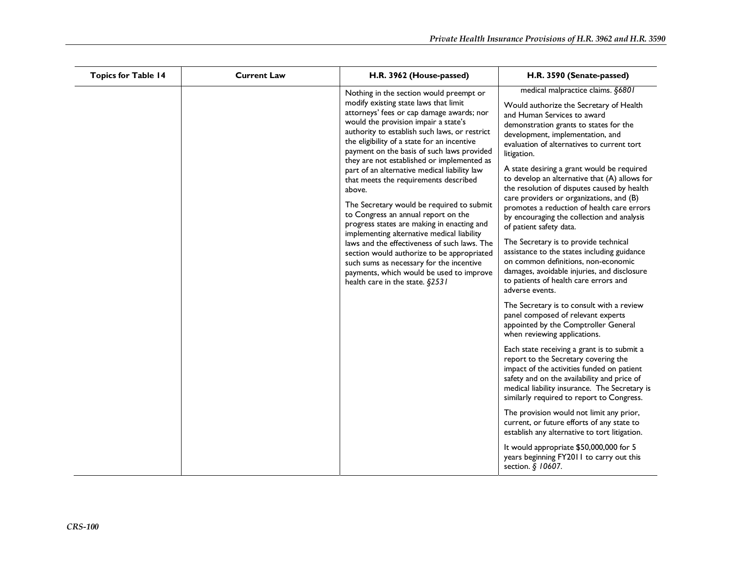| Topics for Table 14 | Current Law | H.R. 3962 (House-passed) | H.R. 3590 (Senate-passed) |
| --- | --- | --- | --- |
| | | Nothing in the section would preempt or modify existing state laws that limit attorneys' fees or cap damage awards; nor would the provision impair a state's authority to establish such laws, or restrict the eligibility of a state for an incentive payment on the basis of such laws provided they are not established or implemented as part of an alternative medical liability law that meets the requirements described above.<br><br>The Secretary would be required to submit to Congress an annual report on the progress states are making in enacting and implementing alternative medical liability laws and the effectiveness of such laws. The section would authorize to be appropriated such sums as necessary for the incentive payments, which would be used to improve health care in the state. *§2531* | medical malpractice claims. *§6801*<br><br>Would authorize the Secretary of Health and Human Services to award demonstration grants to states for the development, implementation, and evaluation of alternatives to current tort litigation.<br><br>A state desiring a grant would be required to develop an alternative that (A) allows for the resolution of disputes caused by health care providers or organizations, and (B) promotes a reduction of health care errors by encouraging the collection and analysis of patient safety data.<br><br>The Secretary is to provide technical assistance to the states including guidance on common definitions, non-economic damages, avoidable injuries, and disclosure to patients of health care errors and adverse events.<br><br>The Secretary is to consult with a review panel composed of relevant experts appointed by the Comptroller General when reviewing applications.<br><br>Each state receiving a grant is to submit a report to the Secretary covering the impact of the activities funded on patient safety and on the availability and price of medical liability insurance. The Secretary is similarly required to report to Congress.<br><br>The provision would not limit any prior, current, or future efforts of any state to establish any alternative to tort litigation.<br><br>It would appropriate $50,000,000 for 5 years beginning FY2011 to carry out this section. *§ 10607*. |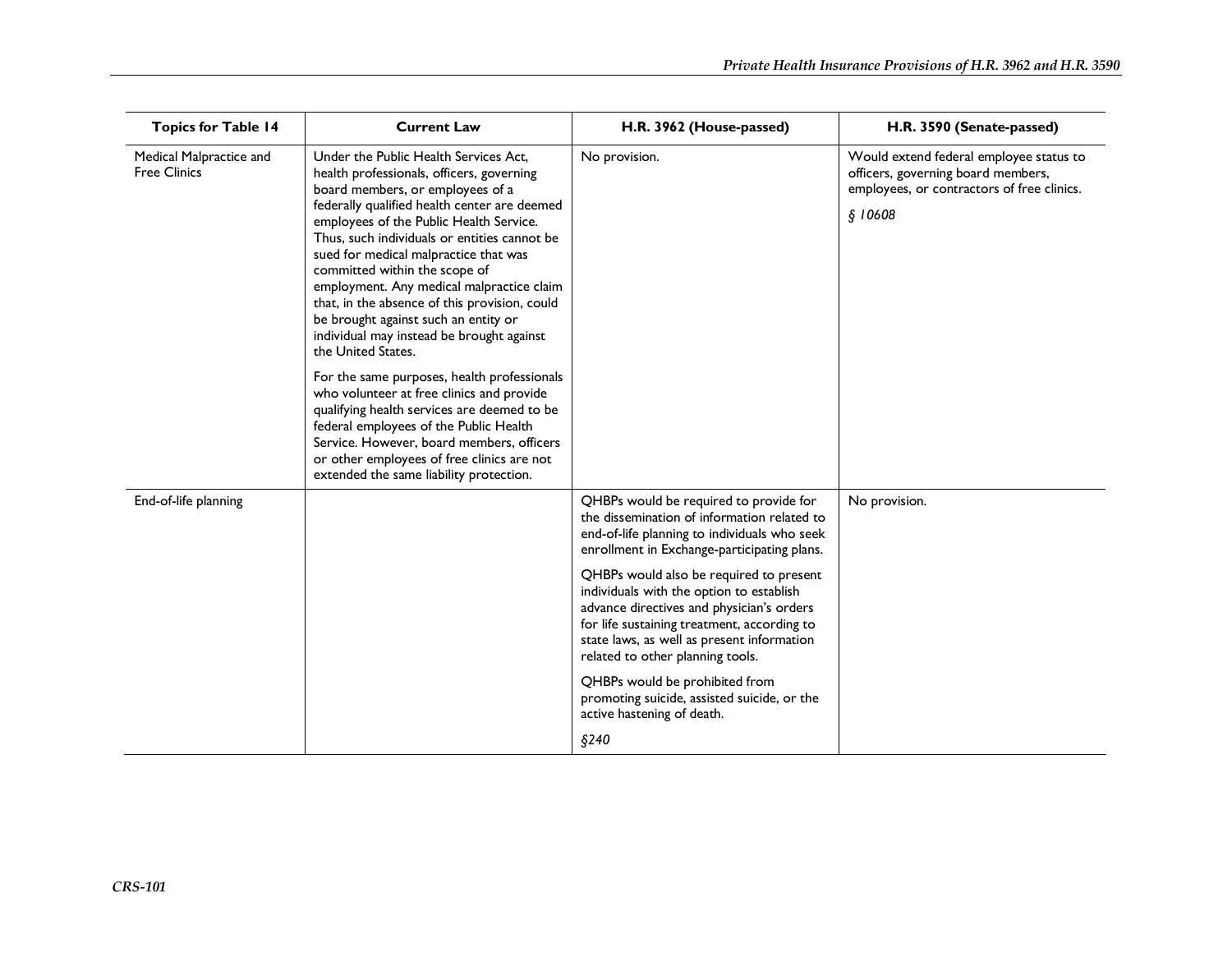| Topics for Table 14 | Current Law | H.R. 3962 (House-passed) | H.R. 3590 (Senate-passed) |
|---|---|---|---|
| Medical Malpractice and Free Clinics | Under the Public Health Services Act, health professionals, officers, governing board members, or employees of a federally qualified health center are deemed employees of the Public Health Service. Thus, such individuals or entities cannot be sued for medical malpractice that was committed within the scope of employment. Any medical malpractice claim that, in the absence of this provision, could be brought against such an entity or individual may instead be brought against the United States.<br><br>For the same purposes, health professionals who volunteer at free clinics and provide qualifying health services are deemed to be federal employees of the Public Health Service. However, board members, officers or other employees of free clinics are not extended the same liability protection. | No provision. | Would extend federal employee status to officers, governing board members, employees, or contractors of free clinics.<br><br>*§ 10608* |
| End-of-life planning | | QHBPs would be required to provide for the dissemination of information related to end-of-life planning to individuals who seek enrollment in Exchange-participating plans.<br><br>QHBPs would also be required to present individuals with the option to establish advance directives and physician's orders for life sustaining treatment, according to state laws, as well as present information related to other planning tools.<br><br>QHBPs would be prohibited from promoting suicide, assisted suicide, or the active hastening of death.<br><br>*§240* | No provision. |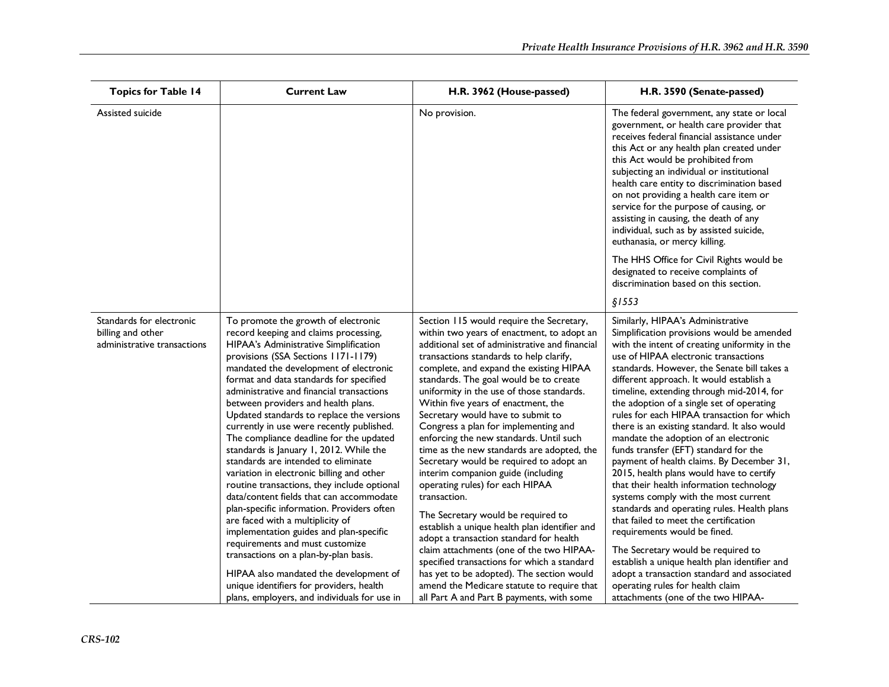| Topics for Table 14 | Current Law | H.R. 3962 (House-passed) | H.R. 3590 (Senate-passed) |
|---|---|---|---|
| Assisted suicide | | No provision. | The federal government, any state or local government, or health care provider that receives federal financial assistance under this Act or any health plan created under this Act would be prohibited from subjecting an individual or institutional health care entity to discrimination based on not providing a health care item or service for the purpose of causing, or assisting in causing, the death of any individual, such as by assisted suicide, euthanasia, or mercy killing.<br><br>The HHS Office for Civil Rights would be designated to receive complaints of discrimination based on this section.<br><br>*§1553* |
| Standards for electronic billing and other administrative transactions | To promote the growth of electronic record keeping and claims processing, HIPAA's Administrative Simplification provisions (SSA Sections 1171-1179) mandated the development of electronic format and data standards for specified administrative and financial transactions between providers and health plans. Updated standards to replace the versions currently in use were recently published. The compliance deadline for the updated standards is January 1, 2012. While the standards are intended to eliminate variation in electronic billing and other routine transactions, they include optional data/content fields that can accommodate plan-specific information. Providers often are faced with a multiplicity of implementation guides and plan-specific requirements and must customize transactions on a plan-by-plan basis.<br><br>HIPAA also mandated the development of unique identifiers for providers, health plans, employers, and individuals for use in | Section 115 would require the Secretary, within two years of enactment, to adopt an additional set of administrative and financial transactions standards to help clarify, complete, and expand the existing HIPAA standards. The goal would be to create uniformity in the use of those standards. Within five years of enactment, the Secretary would have to submit to Congress a plan for implementing and enforcing the new standards. Until such time as the new standards are adopted, the Secretary would be required to adopt an interim companion guide (including operating rules) for each HIPAA transaction.<br><br>The Secretary would be required to establish a unique health plan identifier and adopt a transaction standard for health claim attachments (one of the two HIPAA-specified transactions for which a standard has yet to be adopted). The section would amend the Medicare statute to require that all Part A and Part B payments, with some | Similarly, HIPAA's Administrative Simplification provisions would be amended with the intent of creating uniformity in the use of HIPAA electronic transactions standards. However, the Senate bill takes a different approach. It would establish a timeline, extending through mid-2014, for the adoption of a single set of operating rules for each HIPAA transaction for which there is an existing standard. It also would mandate the adoption of an electronic funds transfer (EFT) standard for the payment of health claims. By December 31, 2015, health plans would have to certify that their health information technology systems comply with the most current standards and operating rules. Health plans that failed to meet the certification requirements would be fined.<br><br>The Secretary would be required to establish a unique health plan identifier and adopt a transaction standard and associated operating rules for health claim attachments (one of the two HIPAA- |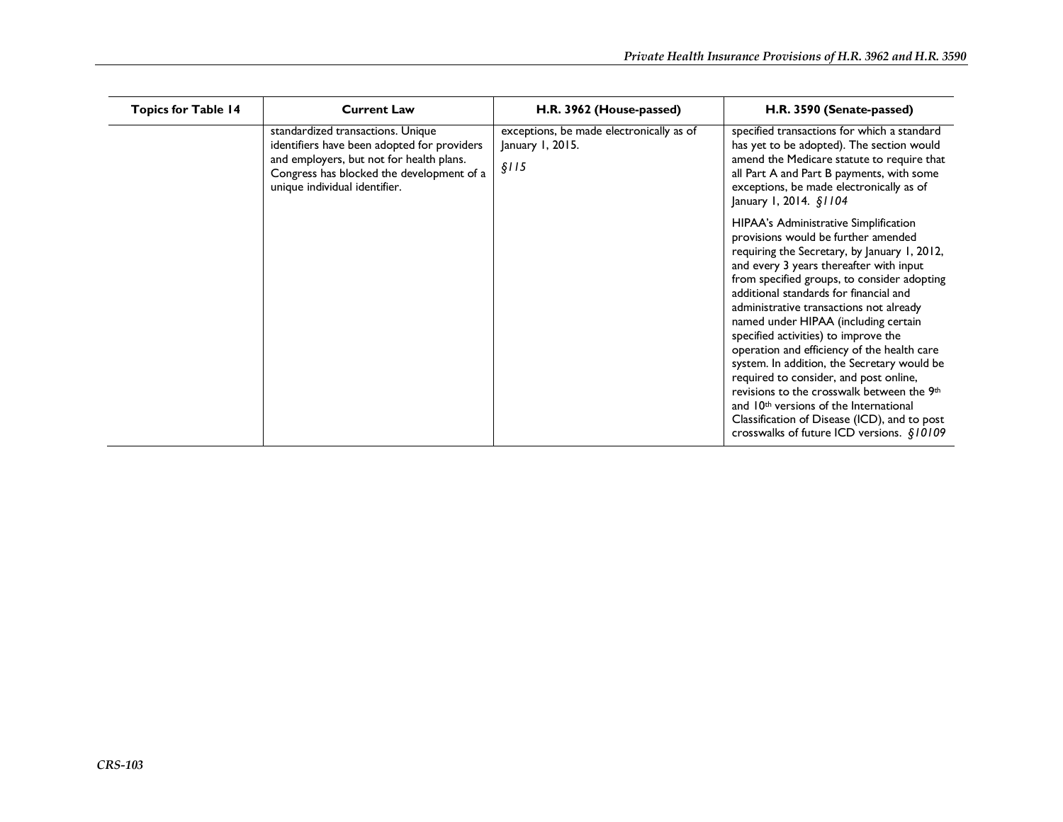| Topics for Table 14 | Current Law | H.R. 3962 (House-passed) | H.R. 3590 (Senate-passed) |
| --- | --- | --- | --- |
| | standardized transactions. Unique identifiers have been adopted for providers and employers, but not for health plans. Congress has blocked the development of a unique individual identifier. | exceptions, be made electronically as of January 1, 2015. *§115* | specified transactions for which a standard has yet to be adopted). The section would amend the Medicare statute to require that all Part A and Part B payments, with some exceptions, be made electronically as of January 1, 2014. *§1104*<br><br>HIPAA's Administrative Simplification provisions would be further amended requiring the Secretary, by January 1, 2012, and every 3 years thereafter with input from specified groups, to consider adopting additional standards for financial and administrative transactions not already named under HIPAA (including certain specified activities) to improve the operation and efficiency of the health care system. In addition, the Secretary would be required to consider, and post online, revisions to the crosswalk between the 9th and 10th versions of the International Classification of Disease (ICD), and to post crosswalks of future ICD versions. *§10109* |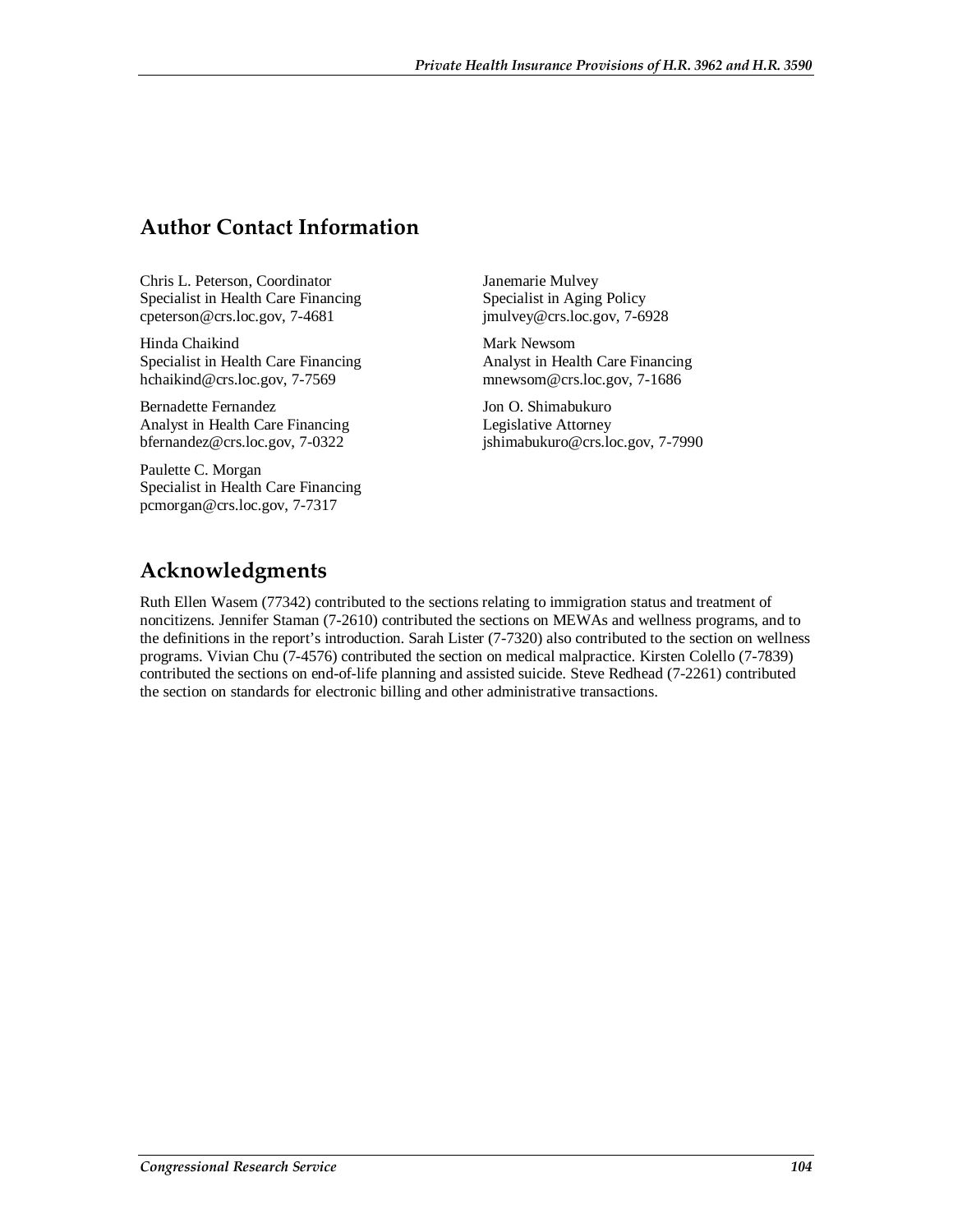## Author Contact Information

Chris L. Peterson, Coordinator
Specialist in Health Care Financing
cpeterson@crs.loc.gov, 7-4681

Hinda Chaikind
Specialist in Health Care Financing
hchaikind@crs.loc.gov, 7-7569

Bernadette Fernandez
Analyst in Health Care Financing
bfernandez@crs.loc.gov, 7-0322

Paulette C. Morgan
Specialist in Health Care Financing
pcmorgan@crs.loc.gov, 7-7317

Janemarie Mulvey
Specialist in Aging Policy
jmulvey@crs.loc.gov, 7-6928

Mark Newsom
Analyst in Health Care Financing
mnewsom@crs.loc.gov, 7-1686

Jon O. Shimabukuro
Legislative Attorney
jshimabukuro@crs.loc.gov, 7-7990

## Acknowledgments

Ruth Ellen Wasem (77342) contributed to the sections relating to immigration status and treatment of noncitizens. Jennifer Staman (7-2610) contributed the sections on MEWAs and wellness programs, and to the definitions in the report's introduction. Sarah Lister (7-7320) also contributed to the section on wellness programs. Vivian Chu (7-4576) contributed the section on medical malpractice. Kirsten Colello (7-7839) contributed the sections on end-of-life planning and assisted suicide. Steve Redhead (7-2261) contributed the section on standards for electronic billing and other administrative transactions.